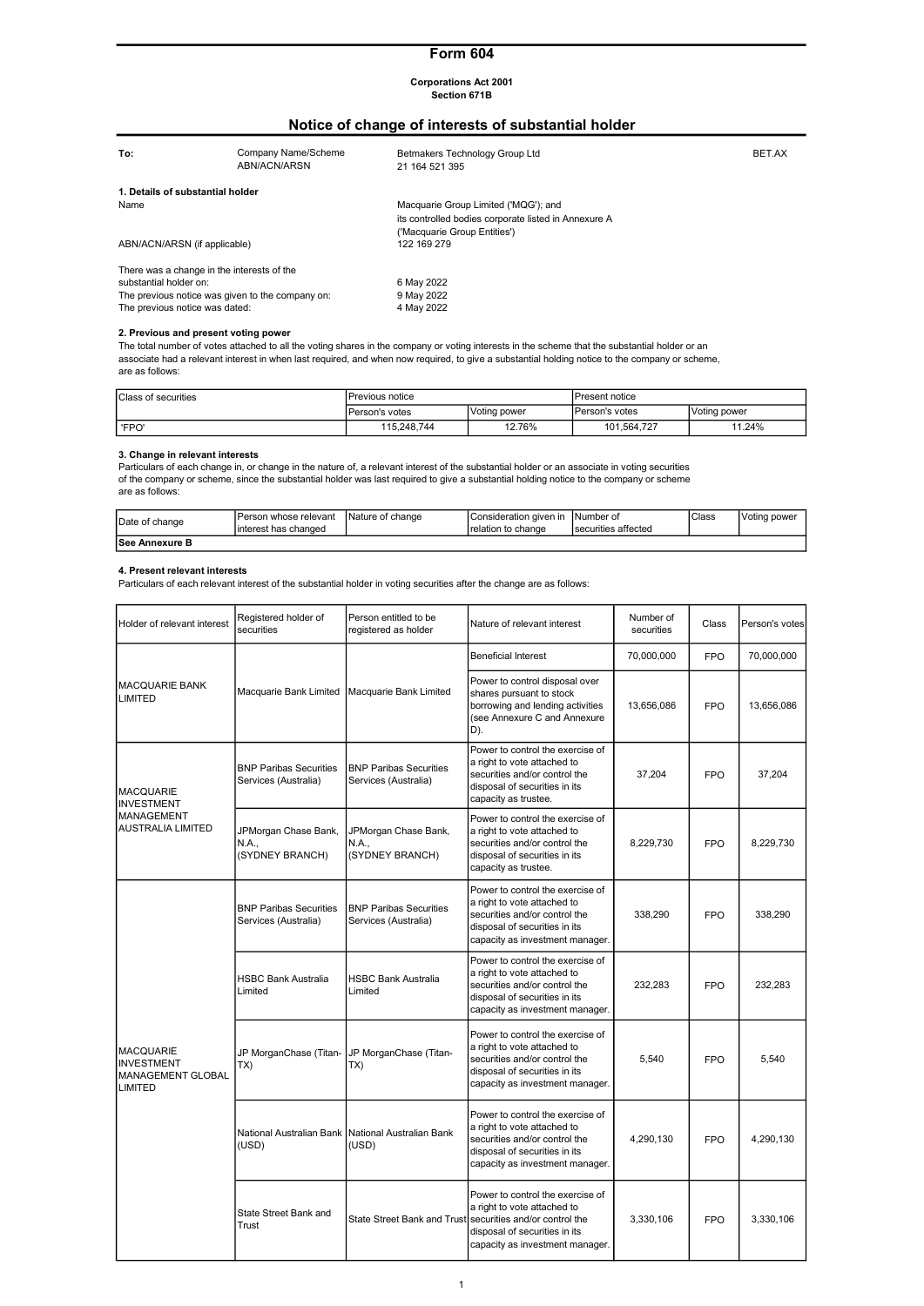# Form 604

**Corporations Act 2001**
**Section 671B**

## Notice of change of interests of substantial holder

| To: | Company Name/Scheme ABN/ACN/ARSN | Betmakers Technology Group Ltd 21 164 521 395 | BET.AX |
|---|---|---|---|

**1. Details of substantial holder**

Name: Macquarie Group Limited ('MQG'); and its controlled bodies corporate listed in Annexure A ('Macquarie Group Entities')

ABN/ACN/ARSN (if applicable): 122 169 279

There was a change in the interests of the substantial holder on: 6 May 2022

The previous notice was given to the company on: 9 May 2022

The previous notice was dated: 4 May 2022

**2. Previous and present voting power**

The total number of votes attached to all the voting shares in the company or voting interests in the scheme that the substantial holder or an associate had a relevant interest in when last required, and when now required, to give a substantial holding notice to the company or scheme, are as follows:

| Class of securities | Previous notice | | Present notice | |
|---|---|---|---|---|
| | Person's votes | Voting power | Person's votes | Voting power |
| 'FPO' | 115,248,744 | 12.76% | 101,564,727 | 11.24% |

**3. Change in relevant interests**

Particulars of each change in, or change in the nature of, a relevant interest of the substantial holder or an associate in voting securities of the company or scheme, since the substantial holder was last required to give a substantial holding notice to the company or scheme are as follows:

| Date of change | Person whose relevant interest has changed | Nature of change | Consideration given in relation to change | Number of securities affected | Class | Voting power |
|---|---|---|---|---|---|---|
| **See Annexure B** | | | | | | |

**4. Present relevant interests**

Particulars of each relevant interest of the substantial holder in voting securities after the change are as follows:

| Holder of relevant interest | Registered holder of securities | Person entitled to be registered as holder | Nature of relevant interest | Number of securities | Class | Person's votes |
|---|---|---|---|---|---|---|
| MACQUARIE BANK LIMITED | Macquarie Bank Limited | Macquarie Bank Limited | Beneficial Interest | 70,000,000 | FPO | 70,000,000 |
| | | | Power to control disposal over shares pursuant to stock borrowing and lending activities (see Annexure C and Annexure D). | 13,656,086 | FPO | 13,656,086 |
| MACQUARIE INVESTMENT MANAGEMENT AUSTRALIA LIMITED | BNP Paribas Securities Services (Australia) | BNP Paribas Securities Services (Australia) | Power to control the exercise of a right to vote attached to securities and/or control the disposal of securities in its capacity as trustee. | 37,204 | FPO | 37,204 |
| | JPMorgan Chase Bank, N.A., (SYDNEY BRANCH) | JPMorgan Chase Bank, N.A., (SYDNEY BRANCH) | Power to control the exercise of a right to vote attached to securities and/or control the disposal of securities in its capacity as trustee. | 8,229,730 | FPO | 8,229,730 |
| MACQUARIE INVESTMENT MANAGEMENT GLOBAL LIMITED | BNP Paribas Securities Services (Australia) | BNP Paribas Securities Services (Australia) | Power to control the exercise of a right to vote attached to securities and/or control the disposal of securities in its capacity as investment manager. | 338,290 | FPO | 338,290 |
| | HSBC Bank Australia Limited | HSBC Bank Australia Limited | Power to control the exercise of a right to vote attached to securities and/or control the disposal of securities in its capacity as investment manager. | 232,283 | FPO | 232,283 |
| | JP MorganChase (Titan-TX) | JP MorganChase (Titan-TX) | Power to control the exercise of a right to vote attached to securities and/or control the disposal of securities in its capacity as investment manager. | 5,540 | FPO | 5,540 |
| | National Australian Bank (USD) | National Australian Bank (USD) | Power to control the exercise of a right to vote attached to securities and/or control the disposal of securities in its capacity as investment manager. | 4,290,130 | FPO | 4,290,130 |
| | State Street Bank and Trust | State Street Bank and Trust | Power to control the exercise of a right to vote attached to securities and/or control the disposal of securities in its capacity as investment manager. | 3,330,106 | FPO | 3,330,106 |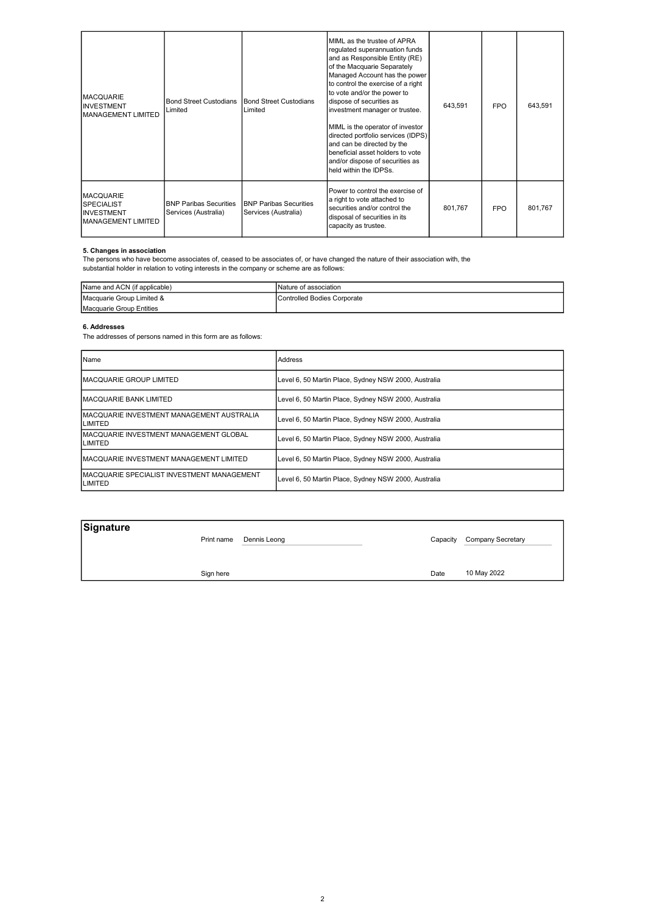| | | | | | | |
|---|---|---|---|---|---|---|
| MACQUARIE INVESTMENT MANAGEMENT LIMITED | Bond Street Custodians Limited | Bond Street Custodians Limited | MIML as the trustee of APRA regulated superannuation funds and as Responsible Entity (RE) of the Macquarie Separately Managed Account has the power to control the exercise of a right to vote and/or the power to dispose of securities as investment manager or trustee.<br><br>MIML is the operator of investor directed portfolio services (IDPS) and can be directed by the beneficial asset holders to vote and/or dispose of securities as held within the IDPSs. | 643,591 | FPO | 643,591 |
| MACQUARIE SPECIALIST INVESTMENT MANAGEMENT LIMITED | BNP Paribas Securities Services (Australia) | BNP Paribas Securities Services (Australia) | Power to control the exercise of a right to vote attached to securities and/or control the disposal of securities in its capacity as trustee. | 801,767 | FPO | 801,767 |

**5. Changes in association**

The persons who have become associates of, ceased to be associates of, or have changed the nature of their association with, the substantial holder in relation to voting interests in the company or scheme are as follows:

| Name and ACN (if applicable) | Nature of association |
|---|---|
| Macquarie Group Limited & Macquarie Group Entities | Controlled Bodies Corporate |

**6. Addresses**

The addresses of persons named in this form are as follows:

| Name | Address |
|---|---|
| MACQUARIE GROUP LIMITED | Level 6, 50 Martin Place, Sydney NSW 2000, Australia |
| MACQUARIE BANK LIMITED | Level 6, 50 Martin Place, Sydney NSW 2000, Australia |
| MACQUARIE INVESTMENT MANAGEMENT AUSTRALIA LIMITED | Level 6, 50 Martin Place, Sydney NSW 2000, Australia |
| MACQUARIE INVESTMENT MANAGEMENT GLOBAL LIMITED | Level 6, 50 Martin Place, Sydney NSW 2000, Australia |
| MACQUARIE INVESTMENT MANAGEMENT LIMITED | Level 6, 50 Martin Place, Sydney NSW 2000, Australia |
| MACQUARIE SPECIALIST INVESTMENT MANAGEMENT LIMITED | Level 6, 50 Martin Place, Sydney NSW 2000, Australia |

**Signature**

Print name Dennis Leong    Capacity Company Secretary

Sign here    Date 10 May 2022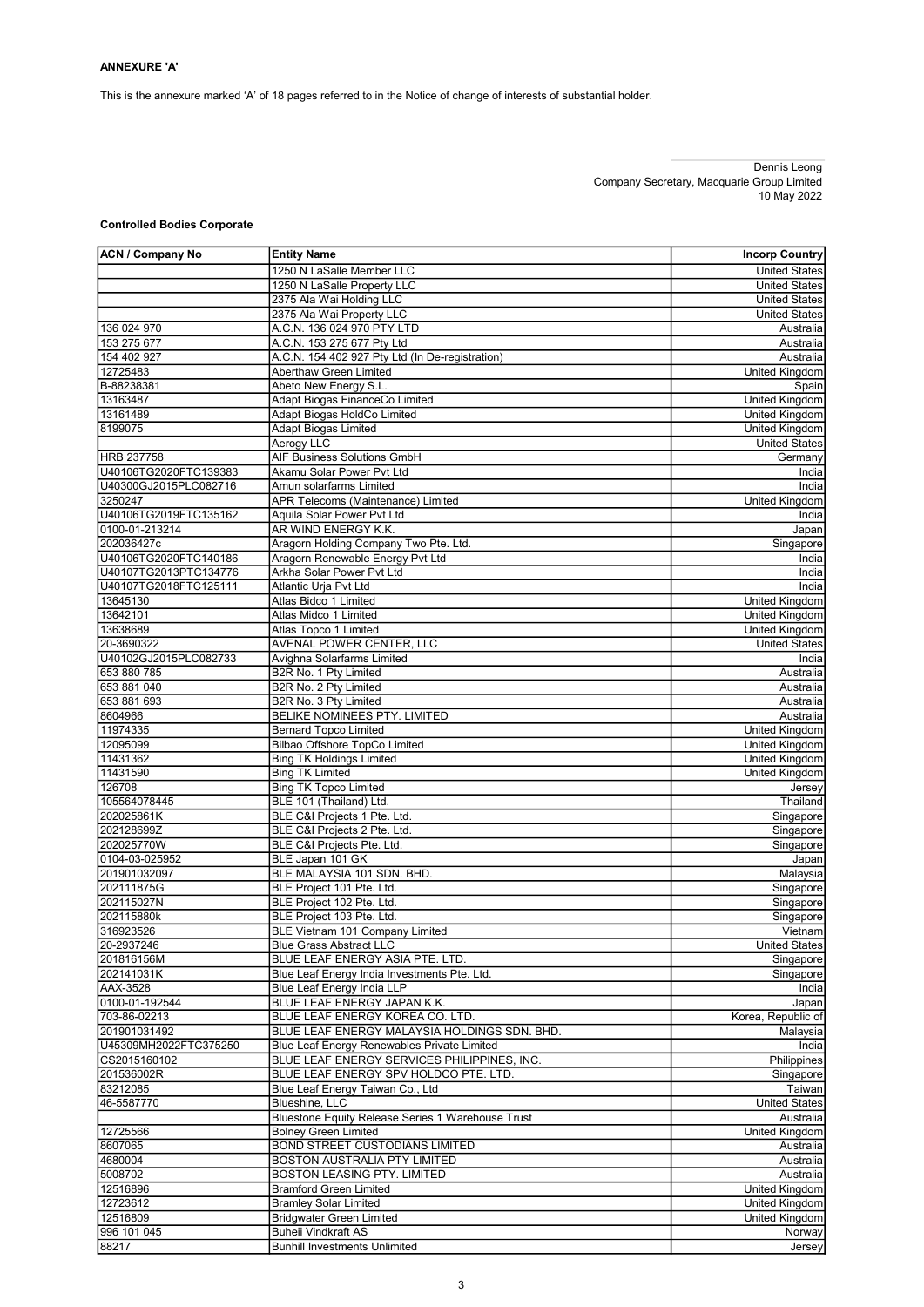**ANNEXURE 'A'**

This is the annexure marked 'A' of 18 pages referred to in the Notice of change of interests of substantial holder.

Dennis Leong
Company Secretary, Macquarie Group Limited
10 May 2022

**Controlled Bodies Corporate**

| ACN / Company No | Entity Name | Incorp Country |
|---|---|---|
| | 1250 N LaSalle Member LLC | United States |
| | 1250 N LaSalle Property LLC | United States |
| | 2375 Ala Wai Holding LLC | United States |
| | 2375 Ala Wai Property LLC | United States |
| 136 024 970 | A.C.N. 136 024 970 PTY LTD | Australia |
| 153 275 677 | A.C.N. 153 275 677 Pty Ltd | Australia |
| 154 402 927 | A.C.N. 154 402 927 Pty Ltd (In De-registration) | Australia |
| 12725483 | Aberthaw Green Limited | United Kingdom |
| B-88238381 | Abeto New Energy S.L. | Spain |
| 13163487 | Adapt Biogas FinanceCo Limited | United Kingdom |
| 13161489 | Adapt Biogas HoldCo Limited | United Kingdom |
| 8199075 | Adapt Biogas Limited | United Kingdom |
| | Aerogy LLC | United States |
| HRB 237758 | AIF Business Solutions GmbH | Germany |
| U40106TG2020FTC139383 | Akamu Solar Power Pvt Ltd | India |
| U40300GJ2015PLC082716 | Amun solarfarms Limited | India |
| 3250247 | APR Telecoms (Maintenance) Limited | United Kingdom |
| U40106TG2019FTC135162 | Aquila Solar Power Pvt Ltd | India |
| 0100-01-213214 | AR WIND ENERGY K.K. | Japan |
| 202036427c | Aragorn Holding Company Two Pte. Ltd. | Singapore |
| U40106TG2020FTC140186 | Aragorn Renewable Energy Pvt Ltd | India |
| U40107TG2013PTC134776 | Arkha Solar Power Pvt Ltd | India |
| U40107TG2018FTC125111 | Atlantic Urja Pvt Ltd | India |
| 13645130 | Atlas Bidco 1 Limited | United Kingdom |
| 13642101 | Atlas Midco 1 Limited | United Kingdom |
| 13638689 | Atlas Topco 1 Limited | United Kingdom |
| 20-3690322 | AVENAL POWER CENTER, LLC | United States |
| U40102GJ2015PLC082733 | Avighna Solarfarms Limited | India |
| 653 880 785 | B2R No. 1 Pty Limited | Australia |
| 653 881 040 | B2R No. 2 Pty Limited | Australia |
| 653 881 693 | B2R No. 3 Pty Limited | Australia |
| 8604966 | BELIKE NOMINEES PTY. LIMITED | Australia |
| 11974335 | Bernard Topco Limited | United Kingdom |
| 12095099 | Bilbao Offshore TopCo Limited | United Kingdom |
| 11431362 | Bing TK Holdings Limited | United Kingdom |
| 11431590 | Bing TK Limited | United Kingdom |
| 126708 | Bing TK Topco Limited | Jersey |
| 105564078445 | BLE 101 (Thailand) Ltd. | Thailand |
| 202025861K | BLE C&I Projects 1 Pte. Ltd. | Singapore |
| 202128699Z | BLE C&I Projects 2 Pte. Ltd. | Singapore |
| 202025770W | BLE C&I Projects Pte. Ltd. | Singapore |
| 0104-03-025952 | BLE Japan 101 GK | Japan |
| 201901032097 | BLE MALAYSIA 101 SDN. BHD. | Malaysia |
| 202111875G | BLE Project 101 Pte. Ltd. | Singapore |
| 202115027N | BLE Project 102 Pte. Ltd. | Singapore |
| 202115880k | BLE Project 103 Pte. Ltd. | Singapore |
| 316923526 | BLE Vietnam 101 Company Limited | Vietnam |
| 20-2937246 | Blue Grass Abstract LLC | United States |
| 201816156M | BLUE LEAF ENERGY ASIA PTE. LTD. | Singapore |
| 202141031K | Blue Leaf Energy India Investments Pte. Ltd. | Singapore |
| AAX-3528 | Blue Leaf Energy India LLP | India |
| 0100-01-192544 | BLUE LEAF ENERGY JAPAN K.K. | Japan |
| 703-86-02213 | BLUE LEAF ENERGY KOREA CO. LTD. | Korea, Republic of |
| 201901031492 | BLUE LEAF ENERGY MALAYSIA HOLDINGS SDN. BHD. | Malaysia |
| U45309MH2022FTC375250 | Blue Leaf Energy Renewables Private Limited | India |
| CS2015160102 | BLUE LEAF ENERGY SERVICES PHILIPPINES, INC. | Philippines |
| 201536002R | BLUE LEAF ENERGY SPV HOLDCO PTE. LTD. | Singapore |
| 83212085 | Blue Leaf Energy Taiwan Co., Ltd | Taiwan |
| 46-5587770 | Blueshine, LLC | United States |
| | Bluestone Equity Release Series 1 Warehouse Trust | Australia |
| 12725566 | Bolney Green Limited | United Kingdom |
| 8607065 | BOND STREET CUSTODIANS LIMITED | Australia |
| 4680004 | BOSTON AUSTRALIA PTY LIMITED | Australia |
| 5008702 | BOSTON LEASING PTY. LIMITED | Australia |
| 12516896 | Bramford Green Limited | United Kingdom |
| 12723612 | Bramley Solar Limited | United Kingdom |
| 12516809 | Bridgwater Green Limited | United Kingdom |
| 996 101 045 | Buheii Vindkraft AS | Norway |
| 88217 | Bunhill Investments Unlimited | Jersey |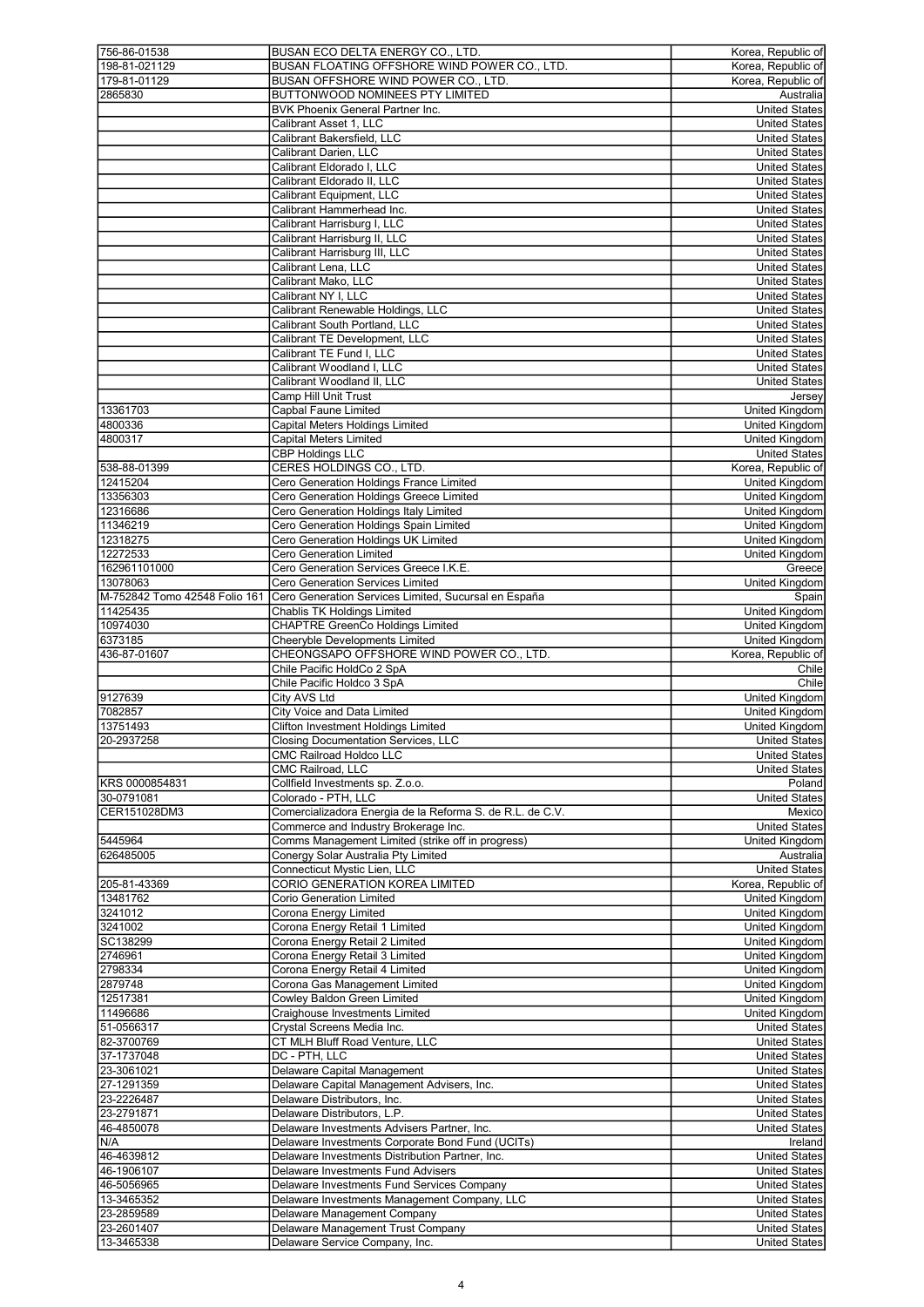| | | |
|---|---|---|
| 756-86-01538 | BUSAN ECO DELTA ENERGY CO., LTD. | Korea, Republic of |
| 198-81-021129 | BUSAN FLOATING OFFSHORE WIND POWER CO., LTD. | Korea, Republic of |
| 179-81-01129 | BUSAN OFFSHORE WIND POWER CO., LTD. | Korea, Republic of |
| 2865830 | BUTTONWOOD NOMINEES PTY LIMITED | Australia |
| | BVK Phoenix General Partner Inc. | United States |
| | Calibrant Asset 1, LLC | United States |
| | Calibrant Bakersfield, LLC | United States |
| | Calibrant Darien, LLC | United States |
| | Calibrant Eldorado I, LLC | United States |
| | Calibrant Eldorado II, LLC | United States |
| | Calibrant Equipment, LLC | United States |
| | Calibrant Hammerhead Inc. | United States |
| | Calibrant Harrisburg I, LLC | United States |
| | Calibrant Harrisburg II, LLC | United States |
| | Calibrant Harrisburg III, LLC | United States |
| | Calibrant Lena, LLC | United States |
| | Calibrant Mako, LLC | United States |
| | Calibrant NY I, LLC | United States |
| | Calibrant Renewable Holdings, LLC | United States |
| | Calibrant South Portland, LLC | United States |
| | Calibrant TE Development, LLC | United States |
| | Calibrant TE Fund I, LLC | United States |
| | Calibrant Woodland I, LLC | United States |
| | Calibrant Woodland II, LLC | United States |
| | Camp Hill Unit Trust | Jersey |
| 13361703 | Capbal Faune Limited | United Kingdom |
| 4800336 | Capital Meters Holdings Limited | United Kingdom |
| 4800317 | Capital Meters Limited | United Kingdom |
| | CBP Holdings LLC | United States |
| 538-88-01399 | CERES HOLDINGS CO., LTD. | Korea, Republic of |
| 12415204 | Cero Generation Holdings France Limited | United Kingdom |
| 13356303 | Cero Generation Holdings Greece Limited | United Kingdom |
| 12316686 | Cero Generation Holdings Italy Limited | United Kingdom |
| 11346219 | Cero Generation Holdings Spain Limited | United Kingdom |
| 12318275 | Cero Generation Holdings UK Limited | United Kingdom |
| 12272533 | Cero Generation Limited | United Kingdom |
| 162961101000 | Cero Generation Services Greece I.K.E. | Greece |
| 13078063 | Cero Generation Services Limited | United Kingdom |
| M-752842 Tomo 42548 Folio 161 | Cero Generation Services Limited, Sucursal en España | Spain |
| 11425435 | Chablis TK Holdings Limited | United Kingdom |
| 10974030 | CHAPTRE GreenCo Holdings Limited | United Kingdom |
| 6373185 | Cheeryble Developments Limited | United Kingdom |
| 436-87-01607 | CHEONGSAPO OFFSHORE WIND POWER CO., LTD. | Korea, Republic of |
| | Chile Pacific HoldCo 2 SpA | Chile |
| | Chile Pacific Holdco 3 SpA | Chile |
| 9127639 | City AVS Ltd | United Kingdom |
| 7082857 | City Voice and Data Limited | United Kingdom |
| 13751493 | Clifton Investment Holdings Limited | United Kingdom |
| 20-2937258 | Closing Documentation Services, LLC | United States |
| | CMC Railroad Holdco LLC | United States |
| | CMC Railroad, LLC | United States |
| KRS 0000854831 | Collfield Investments sp. Z.o.o. | Poland |
| 30-0791081 | Colorado - PTH, LLC | United States |
| CER151028DM3 | Comercializadora Energia de la Reforma S. de R.L. de C.V. | Mexico |
| | Commerce and Industry Brokerage Inc. | United States |
| 5445964 | Comms Management Limited (strike off in progress) | United Kingdom |
| 626485005 | Conergy Solar Australia Pty Limited | Australia |
| | Connecticut Mystic Lien, LLC | United States |
| 205-81-43369 | CORIO GENERATION KOREA LIMITED | Korea, Republic of |
| 13481762 | Corio Generation Limited | United Kingdom |
| 3241012 | Corona Energy Limited | United Kingdom |
| 3241002 | Corona Energy Retail 1 Limited | United Kingdom |
| SC138299 | Corona Energy Retail 2 Limited | United Kingdom |
| 2746961 | Corona Energy Retail 3 Limited | United Kingdom |
| 2798334 | Corona Energy Retail 4 Limited | United Kingdom |
| 2879748 | Corona Gas Management Limited | United Kingdom |
| 12517381 | Cowley Baldon Green Limited | United Kingdom |
| 11496686 | Craighouse Investments Limited | United Kingdom |
| 51-0566317 | Crystal Screens Media Inc. | United States |
| 82-3700769 | CT MLH Bluff Road Venture, LLC | United States |
| 37-1737048 | DC - PTH, LLC | United States |
| 23-3061021 | Delaware Capital Management | United States |
| 27-1291359 | Delaware Capital Management Advisers, Inc. | United States |
| 23-2226487 | Delaware Distributors, Inc. | United States |
| 23-2791871 | Delaware Distributors, L.P. | United States |
| 46-4850078 | Delaware Investments Advisers Partner, Inc. | United States |
| N/A | Delaware Investments Corporate Bond Fund (UCITs) | Ireland |
| 46-4639812 | Delaware Investments Distribution Partner, Inc. | United States |
| 46-1906107 | Delaware Investments Fund Advisers | United States |
| 46-5056965 | Delaware Investments Fund Services Company | United States |
| 13-3465352 | Delaware Investments Management Company, LLC | United States |
| 23-2859589 | Delaware Management Company | United States |
| 23-2601407 | Delaware Management Trust Company | United States |
| 13-3465338 | Delaware Service Company, Inc. | United States |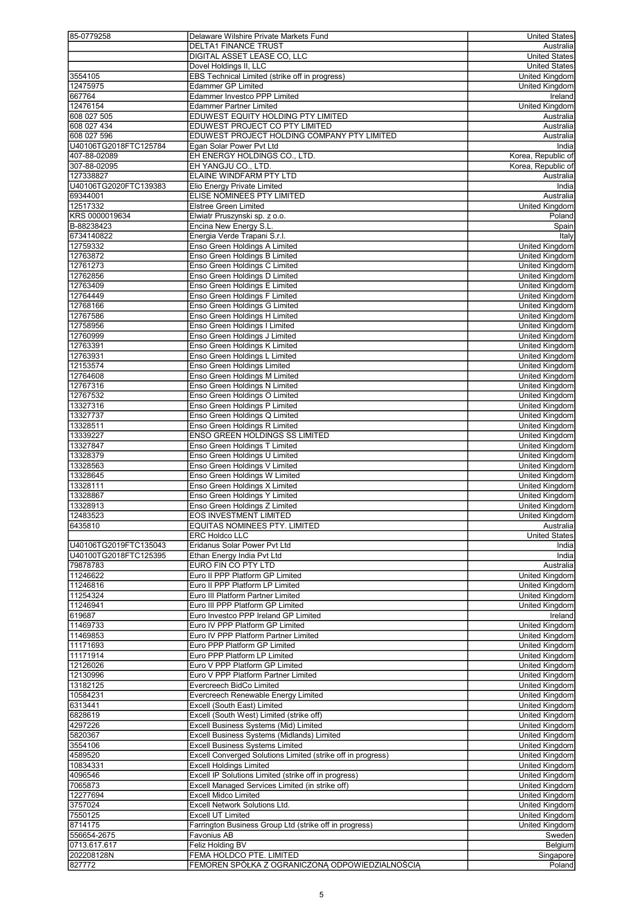| | | |
|---|---|---|
| 85-0779258 | Delaware Wilshire Private Markets Fund | United States |
| | DELTA1 FINANCE TRUST | Australia |
| | DIGITAL ASSET LEASE CO, LLC | United States |
| | Dovel Holdings II, LLC | United States |
| 3554105 | EBS Technical Limited (strike off in progress) | United Kingdom |
| 12475975 | Edammer GP Limited | United Kingdom |
| 667764 | Edammer Investco PPP Limited | Ireland |
| 12476154 | Edammer Partner Limited | United Kingdom |
| 608 027 505 | EDUWEST EQUITY HOLDING PTY LIMITED | Australia |
| 608 027 434 | EDUWEST PROJECT CO PTY LIMITED | Australia |
| 608 027 596 | EDUWEST PROJECT HOLDING COMPANY PTY LIMITED | Australia |
| U40106TG2018FTC125784 | Egan Solar Power Pvt Ltd | India |
| 407-88-02089 | EH ENERGY HOLDINGS CO., LTD. | Korea, Republic of |
| 307-88-02095 | EH YANGJU CO., LTD. | Korea, Republic of |
| 127338827 | ELAINE WINDFARM PTY LTD | Australia |
| U40106TG2020FTC139383 | Elio Energy Private Limited | India |
| 69344001 | ELISE NOMINEES PTY LIMITED | Australia |
| 12517332 | Elstree Green Limited | United Kingdom |
| KRS 0000019634 | Elwiatr Pruszynski sp. z o.o. | Poland |
| B-88238423 | Encina New Energy S.L. | Spain |
| 6734140822 | Energia Verde Trapani S.r.l. | Italy |
| 12759332 | Enso Green Holdings A Limited | United Kingdom |
| 12763872 | Enso Green Holdings B Limited | United Kingdom |
| 12761273 | Enso Green Holdings C Limited | United Kingdom |
| 12762856 | Enso Green Holdings D Limited | United Kingdom |
| 12763409 | Enso Green Holdings E Limited | United Kingdom |
| 12764449 | Enso Green Holdings F Limited | United Kingdom |
| 12768166 | Enso Green Holdings G Limited | United Kingdom |
| 12767586 | Enso Green Holdings H Limited | United Kingdom |
| 12758956 | Enso Green Holdings I Limited | United Kingdom |
| 12760999 | Enso Green Holdings J Limited | United Kingdom |
| 12763391 | Enso Green Holdings K Limited | United Kingdom |
| 12763931 | Enso Green Holdings L Limited | United Kingdom |
| 12153574 | Enso Green Holdings Limited | United Kingdom |
| 12764608 | Enso Green Holdings M Limited | United Kingdom |
| 12767316 | Enso Green Holdings N Limited | United Kingdom |
| 12767532 | Enso Green Holdings O Limited | United Kingdom |
| 13327316 | Enso Green Holdings P Limited | United Kingdom |
| 13327737 | Enso Green Holdings Q Limited | United Kingdom |
| 13328511 | Enso Green Holdings R Limited | United Kingdom |
| 13339227 | ENSO GREEN HOLDINGS SS LIMITED | United Kingdom |
| 13327847 | Enso Green Holdings T Limited | United Kingdom |
| 13328379 | Enso Green Holdings U Limited | United Kingdom |
| 13328563 | Enso Green Holdings V Limited | United Kingdom |
| 13328645 | Enso Green Holdings W Limited | United Kingdom |
| 13328111 | Enso Green Holdings X Limited | United Kingdom |
| 13328867 | Enso Green Holdings Y Limited | United Kingdom |
| 13328913 | Enso Green Holdings Z Limited | United Kingdom |
| 12483523 | EOS INVESTMENT LIMITED | United Kingdom |
| 6435810 | EQUITAS NOMINEES PTY. LIMITED | Australia |
| | ERC Holdco LLC | United States |
| U40106TG2019FTC135043 | Eridanus Solar Power Pvt Ltd | India |
| U40100TG2018FTC125395 | Ethan Energy India Pvt Ltd | India |
| 79878783 | EURO FIN CO PTY LTD | Australia |
| 11246622 | Euro II PPP Platform GP Limited | United Kingdom |
| 11246816 | Euro II PPP Platform LP Limited | United Kingdom |
| 11254324 | Euro III Platform Partner Limited | United Kingdom |
| 11246941 | Euro III PPP Platform GP Limited | United Kingdom |
| 619687 | Euro Investco PPP Ireland GP Limited | Ireland |
| 11469733 | Euro IV PPP Platform GP Limited | United Kingdom |
| 11469853 | Euro IV PPP Platform Partner Limited | United Kingdom |
| 11171693 | Euro PPP Platform GP Limited | United Kingdom |
| 11171914 | Euro PPP Platform LP Limited | United Kingdom |
| 12126026 | Euro V PPP Platform GP Limited | United Kingdom |
| 12130996 | Euro V PPP Platform Partner Limited | United Kingdom |
| 13182125 | Evercreech BidCo Limited | United Kingdom |
| 10584231 | Evercreech Renewable Energy Limited | United Kingdom |
| 6313441 | Excell (South East) Limited | United Kingdom |
| 6828619 | Excell (South West) Limited (strike off) | United Kingdom |
| 4297226 | Excell Business Systems (Mid) Limited | United Kingdom |
| 5820367 | Excell Business Systems (Midlands) Limited | United Kingdom |
| 3554106 | Excell Business Systems Limited | United Kingdom |
| 4589520 | Excell Converged Solutions Limited (strike off in progress) | United Kingdom |
| 10834331 | Excell Holdings Limited | United Kingdom |
| 4096546 | Excell IP Solutions Limited (strike off in progress) | United Kingdom |
| 7065873 | Excell Managed Services Limited (in strike off) | United Kingdom |
| 12277694 | Excell Midco Limited | United Kingdom |
| 3757024 | Excell Network Solutions Ltd. | United Kingdom |
| 7550125 | Excell UT Limited | United Kingdom |
| 8714175 | Farrington Business Group Ltd (strike off in progress) | United Kingdom |
| 556654-2675 | Favonius AB | Sweden |
| 0713.617.617 | Feliz Holding BV | Belgium |
| 202208128N | FEMA HOLDCO PTE. LIMITED | Singapore |
| 827772 | FEMOREN SPÓŁKA Z OGRANICZONĄ ODPOWIEDZIALNOŚCIĄ | Poland |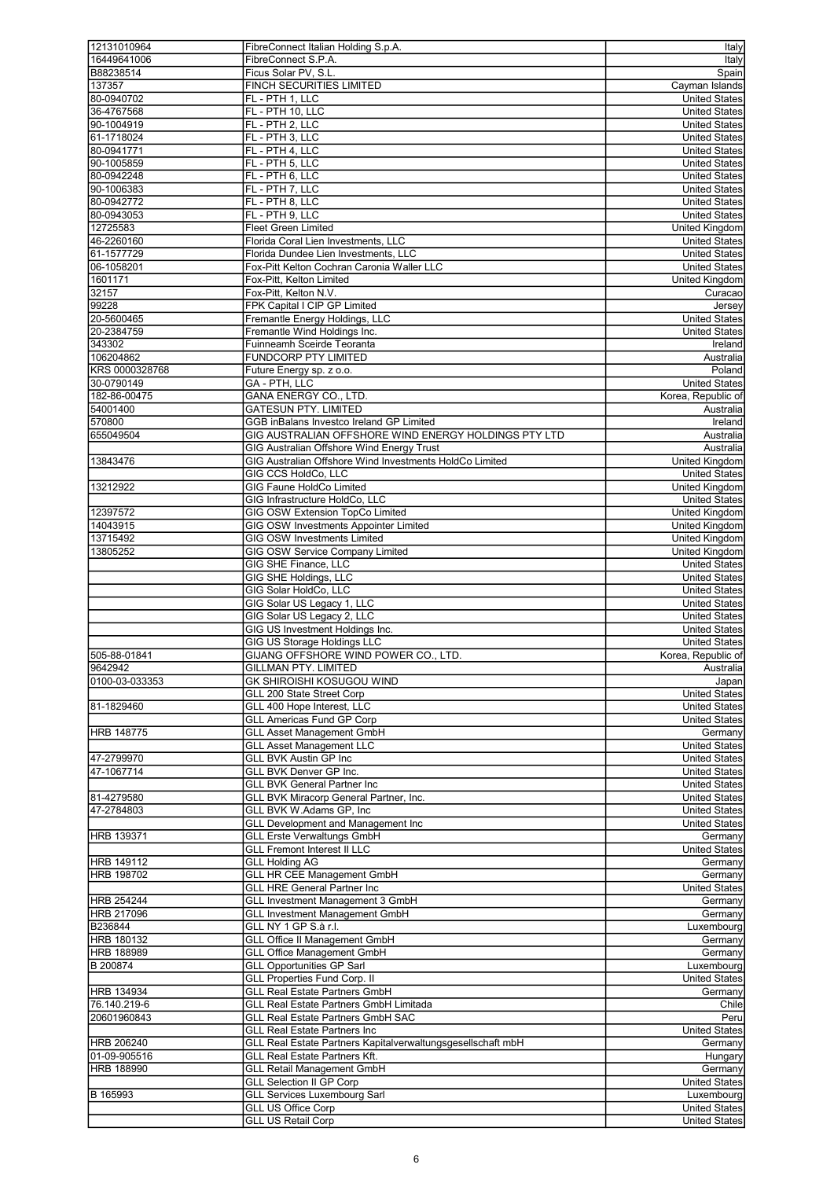| | | |
|---|---|---|
| 12131010964 | FibreConnect Italian Holding S.p.A. | Italy |
| 16449641006 | FibreConnect S.P.A. | Italy |
| B88238514 | Ficus Solar PV, S.L. | Spain |
| 137357 | FINCH SECURITIES LIMITED | Cayman Islands |
| 80-0940702 | FL - PTH 1, LLC | United States |
| 36-4767568 | FL - PTH 10, LLC | United States |
| 90-1004919 | FL - PTH 2, LLC | United States |
| 61-1718024 | FL - PTH 3, LLC | United States |
| 80-0941771 | FL - PTH 4, LLC | United States |
| 90-1005859 | FL - PTH 5, LLC | United States |
| 80-0942248 | FL - PTH 6, LLC | United States |
| 90-1006383 | FL - PTH 7, LLC | United States |
| 80-0942772 | FL - PTH 8, LLC | United States |
| 80-0943053 | FL - PTH 9, LLC | United States |
| 12725583 | Fleet Green Limited | United Kingdom |
| 46-2260160 | Florida Coral Lien Investments, LLC | United States |
| 61-1577729 | Florida Dundee Lien Investments, LLC | United States |
| 06-1058201 | Fox-Pitt Kelton Cochran Caronia Waller LLC | United States |
| 1601171 | Fox-Pitt, Kelton Limited | United Kingdom |
| 32157 | Fox-Pitt, Kelton N.V. | Curacao |
| 99228 | FPK Capital I CIP GP Limited | Jersey |
| 20-5600465 | Fremantle Energy Holdings, LLC | United States |
| 20-2384759 | Fremantle Wind Holdings Inc. | United States |
| 343302 | Fuinneamh Sceirde Teoranta | Ireland |
| 106204862 | FUNDCORP PTY LIMITED | Australia |
| KRS 0000328768 | Future Energy sp. z o.o. | Poland |
| 30-0790149 | GA - PTH, LLC | United States |
| 182-86-00475 | GANA ENERGY CO., LTD. | Korea, Republic of |
| 54001400 | GATESUN PTY. LIMITED | Australia |
| 570800 | GGB inBalans Investco Ireland GP Limited | Ireland |
| 655049504 | GIG AUSTRALIAN OFFSHORE WIND ENERGY HOLDINGS PTY LTD | Australia |
| | GIG Australian Offshore Wind Energy Trust | Australia |
| 13843476 | GIG Australian Offshore Wind Investments HoldCo Limited | United Kingdom |
| | GIG CCS HoldCo, LLC | United States |
| 13212922 | GIG Faune HoldCo Limited | United Kingdom |
| | GIG Infrastructure HoldCo, LLC | United States |
| 12397572 | GIG OSW Extension TopCo Limited | United Kingdom |
| 14043915 | GIG OSW Investments Appointer Limited | United Kingdom |
| 13715492 | GIG OSW Investments Limited | United Kingdom |
| 13805252 | GIG OSW Service Company Limited | United Kingdom |
| | GIG SHE Finance, LLC | United States |
| | GIG SHE Holdings, LLC | United States |
| | GIG Solar HoldCo, LLC | United States |
| | GIG Solar US Legacy 1, LLC | United States |
| | GIG Solar US Legacy 2, LLC | United States |
| | GIG US Investment Holdings Inc. | United States |
| | GIG US Storage Holdings LLC | United States |
| 505-88-01841 | GIJANG OFFSHORE WIND POWER CO., LTD. | Korea, Republic of |
| 9642942 | GILLMAN PTY. LIMITED | Australia |
| 0100-03-033353 | GK SHIROISHI KOSUGOU WIND | Japan |
| | GLL 200 State Street Corp | United States |
| 81-1829460 | GLL 400 Hope Interest, LLC | United States |
| | GLL Americas Fund GP Corp | United States |
| HRB 148775 | GLL Asset Management GmbH | Germany |
| | GLL Asset Management LLC | United States |
| 47-2799970 | GLL BVK Austin GP Inc | United States |
| 47-1067714 | GLL BVK Denver GP Inc. | United States |
| | GLL BVK General Partner Inc | United States |
| 81-4279580 | GLL BVK Miracorp General Partner, Inc. | United States |
| 47-2784803 | GLL BVK W.Adams GP, Inc | United States |
| | GLL Development and Management Inc | United States |
| HRB 139371 | GLL Erste Verwaltungs GmbH | Germany |
| | GLL Fremont Interest II LLC | United States |
| HRB 149112 | GLL Holding AG | Germany |
| HRB 198702 | GLL HR CEE Management GmbH | Germany |
| | GLL HRE General Partner Inc | United States |
| HRB 254244 | GLL Investment Management 3 GmbH | Germany |
| HRB 217096 | GLL Investment Management GmbH | Germany |
| B236844 | GLL NY 1 GP S.à r.l. | Luxembourg |
| HRB 180132 | GLL Office II Management GmbH | Germany |
| HRB 188989 | GLL Office Management GmbH | Germany |
| B 200874 | GLL Opportunities GP Sarl | Luxembourg |
| | GLL Properties Fund Corp. II | United States |
| HRB 134934 | GLL Real Estate Partners GmbH | Germany |
| 76.140.219-6 | GLL Real Estate Partners GmbH Limitada | Chile |
| 20601960843 | GLL Real Estate Partners GmbH SAC | Peru |
| | GLL Real Estate Partners Inc | United States |
| HRB 206240 | GLL Real Estate Partners Kapitalverwaltungsgesellschaft mbH | Germany |
| 01-09-905516 | GLL Real Estate Partners Kft. | Hungary |
| HRB 188990 | GLL Retail Management GmbH | Germany |
| | GLL Selection II GP Corp | United States |
| B 165993 | GLL Services Luxembourg Sarl | Luxembourg |
| | GLL US Office Corp | United States |
| | GLL US Retail Corp | United States |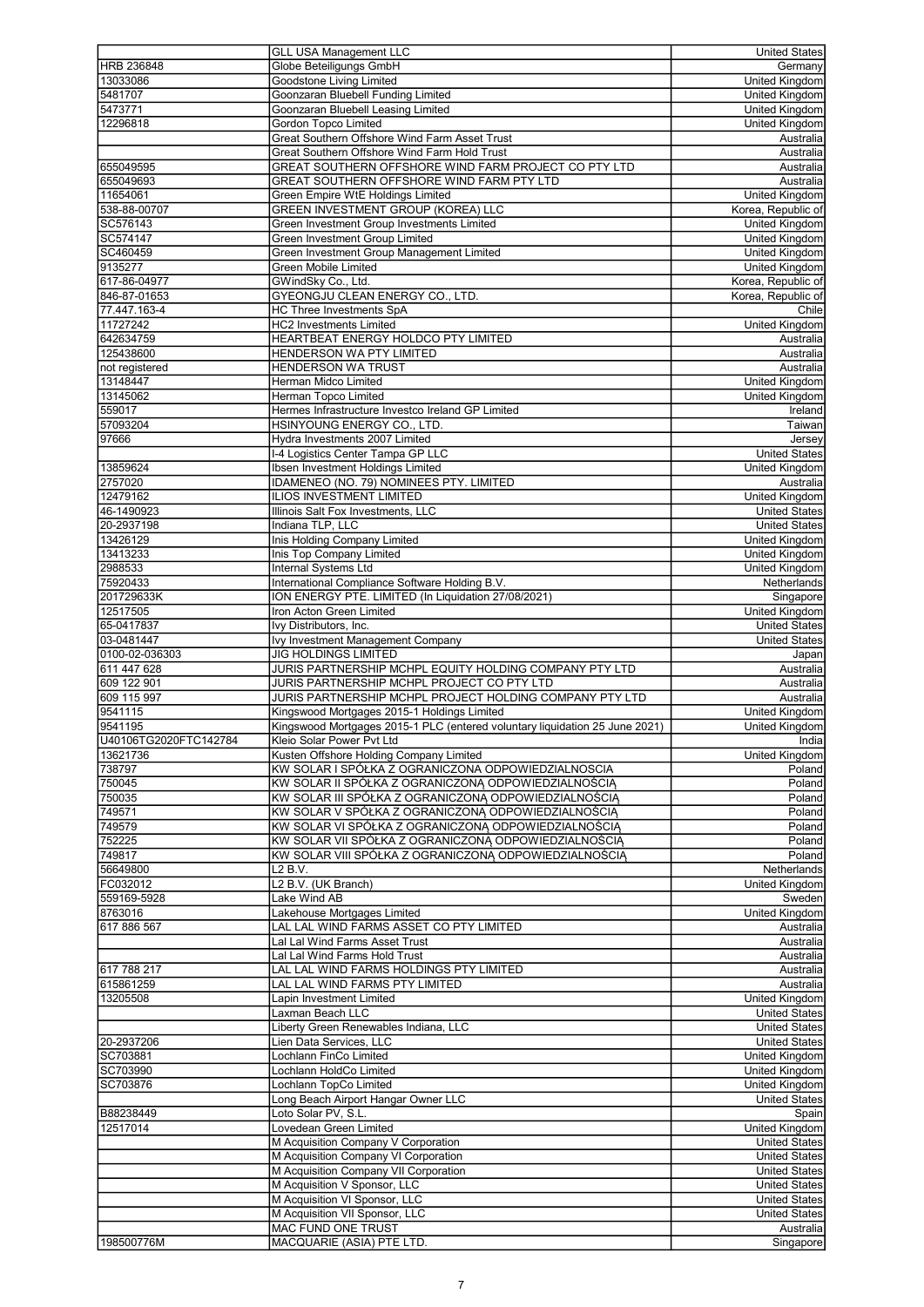|  |  |  |
|---|---|---|
|  | GLL USA Management LLC | United States |
| HRB 236848 | Globe Beteiligungs GmbH | Germany |
| 13033086 | Goodstone Living Limited | United Kingdom |
| 5481707 | Goonzaran Bluebell Funding Limited | United Kingdom |
| 5473771 | Goonzaran Bluebell Leasing Limited | United Kingdom |
| 12296818 | Gordon Topco Limited | United Kingdom |
|  | Great Southern Offshore Wind Farm Asset Trust | Australia |
|  | Great Southern Offshore Wind Farm Hold Trust | Australia |
| 655049595 | GREAT SOUTHERN OFFSHORE WIND FARM PROJECT CO PTY LTD | Australia |
| 655049693 | GREAT SOUTHERN OFFSHORE WIND FARM PTY LTD | Australia |
| 11654061 | Green Empire WtE Holdings Limited | United Kingdom |
| 538-88-00707 | GREEN INVESTMENT GROUP (KOREA) LLC | Korea, Republic of |
| SC576143 | Green Investment Group Investments Limited | United Kingdom |
| SC574147 | Green Investment Group Limited | United Kingdom |
| SC460459 | Green Investment Group Management Limited | United Kingdom |
| 9135277 | Green Mobile Limited | United Kingdom |
| 617-86-04977 | GWindSky Co., Ltd. | Korea, Republic of |
| 846-87-01653 | GYEONGJU CLEAN ENERGY CO., LTD. | Korea, Republic of |
| 77.447.163-4 | HC Three Investments SpA | Chile |
| 11727242 | HC2 Investments Limited | United Kingdom |
| 642634759 | HEARTBEAT ENERGY HOLDCO PTY LIMITED | Australia |
| 125438600 | HENDERSON WA PTY LIMITED | Australia |
| not registered | HENDERSON WA TRUST | Australia |
| 13148447 | Herman Midco Limited | United Kingdom |
| 13145062 | Herman Topco Limited | United Kingdom |
| 559017 | Hermes Infrastructure Investco Ireland GP Limited | Ireland |
| 57093204 | HSINYOUNG ENERGY CO., LTD. | Taiwan |
| 97666 | Hydra Investments 2007 Limited | Jersey |
|  | I-4 Logistics Center Tampa GP LLC | United States |
| 13859624 | Ibsen Investment Holdings Limited | United Kingdom |
| 2757020 | IDAMENEO (NO. 79) NOMINEES PTY. LIMITED | Australia |
| 12479162 | ILIOS INVESTMENT LIMITED | United Kingdom |
| 46-1490923 | Illinois Salt Fox Investments, LLC | United States |
| 20-2937198 | Indiana TLP, LLC | United States |
| 13426129 | Inis Holding Company Limited | United Kingdom |
| 13413233 | Inis Top Company Limited | United Kingdom |
| 2988533 | Internal Systems Ltd | United Kingdom |
| 75920433 | International Compliance Software Holding B.V. | Netherlands |
| 201729633K | ION ENERGY PTE. LIMITED (In Liquidation 27/08/2021) | Singapore |
| 12517505 | Iron Acton Green Limited | United Kingdom |
| 65-0417837 | Ivy Distributors, Inc. | United States |
| 03-0481447 | Ivy Investment Management Company | United States |
| 0100-02-036303 | JIG HOLDINGS LIMITED | Japan |
| 611 447 628 | JURIS PARTNERSHIP MCHPL EQUITY HOLDING COMPANY PTY LTD | Australia |
| 609 122 901 | JURIS PARTNERSHIP MCHPL PROJECT CO PTY LTD | Australia |
| 609 115 997 | JURIS PARTNERSHIP MCHPL PROJECT HOLDING COMPANY PTY LTD | Australia |
| 9541115 | Kingswood Mortgages 2015-1 Holdings Limited | United Kingdom |
| 9541195 | Kingswood Mortgages 2015-1 PLC (entered voluntary liquidation 25 June 2021) | United Kingdom |
| U40106TG2020FTC142784 | Kleio Solar Power Pvt Ltd | India |
| 13621736 | Kusten Offshore Holding Company Limited | United Kingdom |
| 738797 | KW SOLAR I SPÓŁKA Z OGRANICZONA ODPOWIEDZIALNOSCIA | Poland |
| 750045 | KW SOLAR II SPÓŁKA Z OGRANICZONĄ ODPOWIEDZIALNOŚCIĄ | Poland |
| 750035 | KW SOLAR III SPÓŁKA Z OGRANICZONĄ ODPOWIEDZIALNOŚCIĄ | Poland |
| 749571 | KW SOLAR V SPÓŁKA Z OGRANICZONĄ ODPOWIEDZIALNOŚCIĄ | Poland |
| 749579 | KW SOLAR VI SPÓŁKA Z OGRANICZONĄ ODPOWIEDZIALNOŚCIĄ | Poland |
| 752225 | KW SOLAR VII SPÓŁKA Z OGRANICZONĄ ODPOWIEDZIALNOŚCIĄ | Poland |
| 749817 | KW SOLAR VIII SPÓŁKA Z OGRANICZONĄ ODPOWIEDZIALNOŚCIĄ | Poland |
| 56649800 | L2 B.V. | Netherlands |
| FC032012 | L2 B.V. (UK Branch) | United Kingdom |
| 559169-5928 | Lake Wind AB | Sweden |
| 8763016 | Lakehouse Mortgages Limited | United Kingdom |
| 617 886 567 | LAL LAL WIND FARMS ASSET CO PTY LIMITED | Australia |
|  | Lal Lal Wind Farms Asset Trust | Australia |
|  | Lal Lal Wind Farms Hold Trust | Australia |
| 617 788 217 | LAL LAL WIND FARMS HOLDINGS PTY LIMITED | Australia |
| 615861259 | LAL LAL WIND FARMS PTY LIMITED | Australia |
| 13205508 | Lapin Investment Limited | United Kingdom |
|  | Laxman Beach LLC | United States |
|  | Liberty Green Renewables Indiana, LLC | United States |
| 20-2937206 | Lien Data Services, LLC | United States |
| SC703881 | Lochlann FinCo Limited | United Kingdom |
| SC703990 | Lochlann HoldCo Limited | United Kingdom |
| SC703876 | Lochlann TopCo Limited | United Kingdom |
|  | Long Beach Airport Hangar Owner LLC | United States |
| B88238449 | Loto Solar PV, S.L. | Spain |
| 12517014 | Lovedean Green Limited | United Kingdom |
|  | M Acquisition Company V Corporation | United States |
|  | M Acquisition Company VI Corporation | United States |
|  | M Acquisition Company VII Corporation | United States |
|  | M Acquisition V Sponsor, LLC | United States |
|  | M Acquisition VI Sponsor, LLC | United States |
|  | M Acquisition VII Sponsor, LLC | United States |
|  | MAC FUND ONE TRUST | Australia |
| 198500776M | MACQUARIE (ASIA) PTE LTD. | Singapore |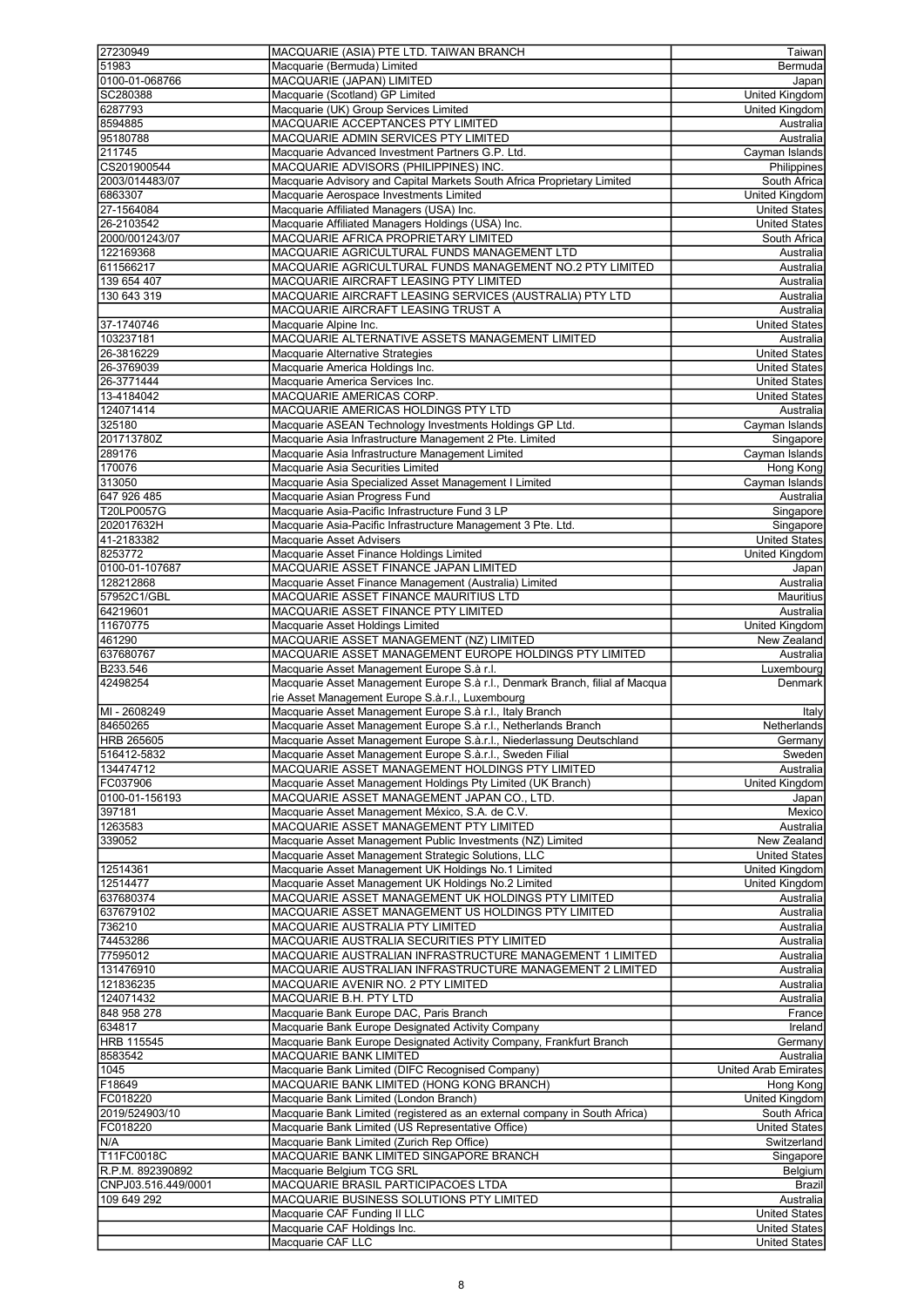| | | |
|---|---|---|
| 27230949 | MACQUARIE (ASIA) PTE LTD. TAIWAN BRANCH | Taiwan |
| 51983 | Macquarie (Bermuda) Limited | Bermuda |
| 0100-01-068766 | MACQUARIE (JAPAN) LIMITED | Japan |
| SC280388 | Macquarie (Scotland) GP Limited | United Kingdom |
| 6287793 | Macquarie (UK) Group Services Limited | United Kingdom |
| 8594885 | MACQUARIE ACCEPTANCES PTY LIMITED | Australia |
| 95180788 | MACQUARIE ADMIN SERVICES PTY LIMITED | Australia |
| 211745 | Macquarie Advanced Investment Partners G.P. Ltd. | Cayman Islands |
| CS201900544 | MACQUARIE ADVISORS (PHILIPPINES) INC. | Philippines |
| 2003/014483/07 | Macquarie Advisory and Capital Markets South Africa Proprietary Limited | South Africa |
| 6863307 | Macquarie Aerospace Investments Limited | United Kingdom |
| 27-1564084 | Macquarie Affiliated Managers (USA) Inc. | United States |
| 26-2103542 | Macquarie Affiliated Managers Holdings (USA) Inc. | United States |
| 2000/001243/07 | MACQUARIE AFRICA PROPRIETARY LIMITED | South Africa |
| 122169368 | MACQUARIE AGRICULTURAL FUNDS MANAGEMENT LTD | Australia |
| 611566217 | MACQUARIE AGRICULTURAL FUNDS MANAGEMENT NO.2 PTY LIMITED | Australia |
| 139 654 407 | MACQUARIE AIRCRAFT LEASING PTY LIMITED | Australia |
| 130 643 319 | MACQUARIE AIRCRAFT LEASING SERVICES (AUSTRALIA) PTY LTD | Australia |
| | MACQUARIE AIRCRAFT LEASING TRUST A | Australia |
| 37-1740746 | Macquarie Alpine Inc. | United States |
| 103237181 | MACQUARIE ALTERNATIVE ASSETS MANAGEMENT LIMITED | Australia |
| 26-3816229 | Macquarie Alternative Strategies | United States |
| 26-3769039 | Macquarie America Holdings Inc. | United States |
| 26-3771444 | Macquarie America Services Inc. | United States |
| 13-4184042 | MACQUARIE AMERICAS CORP. | United States |
| 124071414 | MACQUARIE AMERICAS HOLDINGS PTY LTD | Australia |
| 325180 | Macquarie ASEAN Technology Investments Holdings GP Ltd. | Cayman Islands |
| 201713780Z | Macquarie Asia Infrastructure Management 2 Pte. Limited | Singapore |
| 289176 | Macquarie Asia Infrastructure Management Limited | Cayman Islands |
| 170076 | Macquarie Asia Securities Limited | Hong Kong |
| 313050 | Macquarie Asia Specialized Asset Management I Limited | Cayman Islands |
| 647 926 485 | Macquarie Asian Progress Fund | Australia |
| T20LP0057G | Macquarie Asia-Pacific Infrastructure Fund 3 LP | Singapore |
| 202017632H | Macquarie Asia-Pacific Infrastructure Management 3 Pte. Ltd. | Singapore |
| 41-2183382 | Macquarie Asset Advisers | United States |
| 8253772 | Macquarie Asset Finance Holdings Limited | United Kingdom |
| 0100-01-107687 | MACQUARIE ASSET FINANCE JAPAN LIMITED | Japan |
| 128212868 | Macquarie Asset Finance Management (Australia) Limited | Australia |
| 57952C1/GBL | MACQUARIE ASSET FINANCE MAURITIUS LTD | Mauritius |
| 64219601 | MACQUARIE ASSET FINANCE PTY LIMITED | Australia |
| 11670775 | Macquarie Asset Holdings Limited | United Kingdom |
| 461290 | MACQUARIE ASSET MANAGEMENT (NZ) LIMITED | New Zealand |
| 637680767 | MACQUARIE ASSET MANAGEMENT EUROPE HOLDINGS PTY LIMITED | Australia |
| B233.546 | Macquarie Asset Management Europe S.à r.l. | Luxembourg |
| 42498254 | Macquarie Asset Management Europe S.à r.l., Denmark Branch, filial af Macquarie Asset Management Europe S.à.r.l., Luxembourg | Denmark |
| MI - 2608249 | Macquarie Asset Management Europe S.à r.l., Italy Branch | Italy |
| 84650265 | Macquarie Asset Management Europe S.à r.l., Netherlands Branch | Netherlands |
| HRB 265605 | Macquarie Asset Management Europe S.à.r.l., Niederlassung Deutschland | Germany |
| 516412-5832 | Macquarie Asset Management Europe S.à.r.l., Sweden Filial | Sweden |
| 134474712 | MACQUARIE ASSET MANAGEMENT HOLDINGS PTY LIMITED | Australia |
| FC037906 | Macquarie Asset Management Holdings Pty Limited (UK Branch) | United Kingdom |
| 0100-01-156193 | MACQUARIE ASSET MANAGEMENT JAPAN CO., LTD. | Japan |
| 397181 | Macquarie Asset Management México, S.A. de C.V. | Mexico |
| 1263583 | MACQUARIE ASSET MANAGEMENT PTY LIMITED | Australia |
| 339052 | Macquarie Asset Management Public Investments (NZ) Limited | New Zealand |
| | Macquarie Asset Management Strategic Solutions, LLC | United States |
| 12514361 | Macquarie Asset Management UK Holdings No.1 Limited | United Kingdom |
| 12514477 | Macquarie Asset Management UK Holdings No.2 Limited | United Kingdom |
| 637680374 | MACQUARIE ASSET MANAGEMENT UK HOLDINGS PTY LIMITED | Australia |
| 637679102 | MACQUARIE ASSET MANAGEMENT US HOLDINGS PTY LIMITED | Australia |
| 736210 | MACQUARIE AUSTRALIA PTY LIMITED | Australia |
| 74453286 | MACQUARIE AUSTRALIA SECURITIES PTY LIMITED | Australia |
| 77595012 | MACQUARIE AUSTRALIAN INFRASTRUCTURE MANAGEMENT 1 LIMITED | Australia |
| 131476910 | MACQUARIE AUSTRALIAN INFRASTRUCTURE MANAGEMENT 2 LIMITED | Australia |
| 121836235 | MACQUARIE AVENIR NO. 2 PTY LIMITED | Australia |
| 124071432 | MACQUARIE B.H. PTY LTD | Australia |
| 848 958 278 | Macquarie Bank Europe DAC, Paris Branch | France |
| 634817 | Macquarie Bank Europe Designated Activity Company | Ireland |
| HRB 115545 | Macquarie Bank Europe Designated Activity Company, Frankfurt Branch | Germany |
| 8583542 | MACQUARIE BANK LIMITED | Australia |
| 1045 | Macquarie Bank Limited (DIFC Recognised Company) | United Arab Emirates |
| F18649 | MACQUARIE BANK LIMITED (HONG KONG BRANCH) | Hong Kong |
| FC018220 | Macquarie Bank Limited (London Branch) | United Kingdom |
| 2019/524903/10 | Macquarie Bank Limited (registered as an external company in South Africa) | South Africa |
| FC018220 | Macquarie Bank Limited (US Representative Office) | United States |
| N/A | Macquarie Bank Limited (Zurich Rep Office) | Switzerland |
| T11FC0018C | MACQUARIE BANK LIMITED SINGAPORE BRANCH | Singapore |
| R.P.M. 892390892 | Macquarie Belgium TCG SRL | Belgium |
| CNPJ03.516.449/0001 | MACQUARIE BRASIL PARTICIPACOES LTDA | Brazil |
| 109 649 292 | MACQUARIE BUSINESS SOLUTIONS PTY LIMITED | Australia |
| | Macquarie CAF Funding II LLC | United States |
| | Macquarie CAF Holdings Inc. | United States |
| | Macquarie CAF LLC | United States |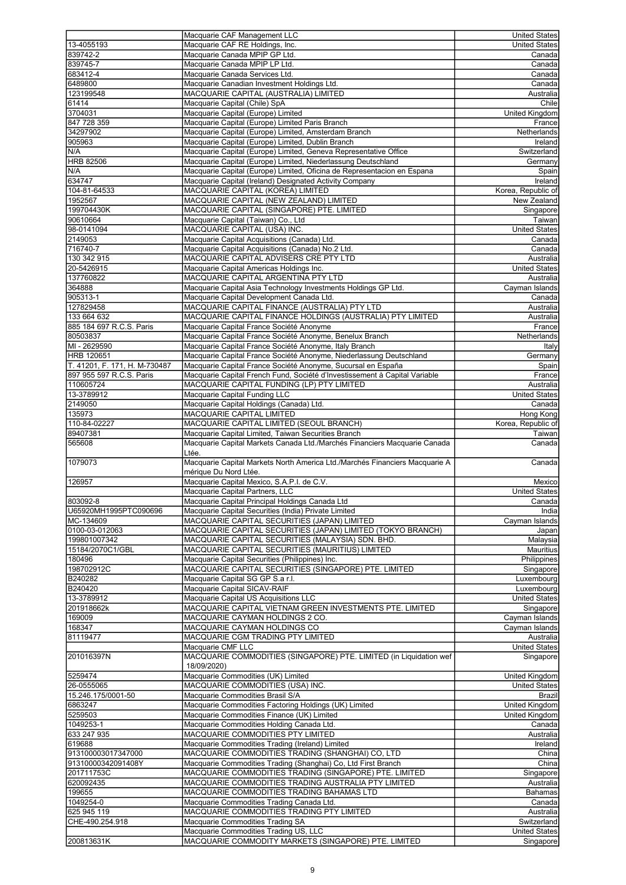| | | |
|---|---|---|
| | Macquarie CAF Management LLC | United States |
| 13-4055193 | Macquarie CAF RE Holdings, Inc. | United States |
| 839742-2 | Macquarie Canada MPIP GP Ltd. | Canada |
| 839745-7 | Macquarie Canada MPIP LP Ltd. | Canada |
| 683412-4 | Macquarie Canada Services Ltd. | Canada |
| 6489800 | Macquarie Canadian Investment Holdings Ltd. | Canada |
| 123199548 | MACQUARIE CAPITAL (AUSTRALIA) LIMITED | Australia |
| 61414 | Macquarie Capital (Chile) SpA | Chile |
| 3704031 | Macquarie Capital (Europe) Limited | United Kingdom |
| 847 728 359 | Macquarie Capital (Europe) Limited Paris Branch | France |
| 34297902 | Macquarie Capital (Europe) Limited, Amsterdam Branch | Netherlands |
| 905963 | Macquarie Capital (Europe) Limited, Dublin Branch | Ireland |
| N/A | Macquarie Capital (Europe) Limited, Geneva Representative Office | Switzerland |
| HRB 82506 | Macquarie Capital (Europe) Limited, Niederlassung Deutschland | Germany |
| N/A | Macquarie Capital (Europe) Limited, Oficina de Representacion en Espana | Spain |
| 634747 | Macquarie Capital (Ireland) Designated Activity Company | Ireland |
| 104-81-64533 | MACQUARIE CAPITAL (KOREA) LIMITED | Korea, Republic of |
| 1952567 | MACQUARIE CAPITAL (NEW ZEALAND) LIMITED | New Zealand |
| 199704430K | MACQUARIE CAPITAL (SINGAPORE) PTE. LIMITED | Singapore |
| 90610664 | Macquarie Capital (Taiwan) Co., Ltd | Taiwan |
| 98-0141094 | MACQUARIE CAPITAL (USA) INC. | United States |
| 2149053 | Macquarie Capital Acquisitions (Canada) Ltd. | Canada |
| 716740-7 | Macquarie Capital Acquisitions (Canada) No.2 Ltd. | Canada |
| 130 342 915 | MACQUARIE CAPITAL ADVISERS CRE PTY LTD | Australia |
| 20-5426915 | Macquarie Capital Americas Holdings Inc. | United States |
| 137760822 | MACQUARIE CAPITAL ARGENTINA PTY LTD | Australia |
| 364888 | Macquarie Capital Asia Technology Investments Holdings GP Ltd. | Cayman Islands |
| 905313-1 | Macquarie Capital Development Canada Ltd. | Canada |
| 127829458 | MACQUARIE CAPITAL FINANCE (AUSTRALIA) PTY LTD | Australia |
| 133 664 632 | MACQUARIE CAPITAL FINANCE HOLDINGS (AUSTRALIA) PTY LIMITED | Australia |
| 885 184 697 R.C.S. Paris | Macquarie Capital France Société Anonyme | France |
| 80503837 | Macquarie Capital France Société Anonyme, Benelux Branch | Netherlands |
| MI - 2629590 | Macquarie Capital France Société Anonyme, Italy Branch | Italy |
| HRB 120651 | Macquarie Capital France Société Anonyme, Niederlassung Deutschland | Germany |
| T. 41201, F. 171, H. M-730487 | Macquarie Capital France Société Anonyme, Sucursal en España | Spain |
| 897 955 597 R.C.S. Paris | Macquarie Capital French Fund, Société d'Investissement à Capital Variable | France |
| 110605724 | MACQUARIE CAPITAL FUNDING (LP) PTY LIMITED | Australia |
| 13-3789912 | Macquarie Capital Funding LLC | United States |
| 2149050 | Macquarie Capital Holdings (Canada) Ltd. | Canada |
| 135973 | MACQUARIE CAPITAL LIMITED | Hong Kong |
| 110-84-02227 | MACQUARIE CAPITAL LIMITED (SEOUL BRANCH) | Korea, Republic of |
| 89407381 | Macquarie Capital Limited, Taiwan Securities Branch | Taiwan |
| 565608 | Macquarie Capital Markets Canada Ltd./Marchés Financiers Macquarie Canada Ltée. | Canada |
| 1079073 | Macquarie Capital Markets North America Ltd./Marchés Financiers Macquarie A mérique Du Nord Ltée. | Canada |
| 126957 | Macquarie Capital Mexico, S.A.P.I. de C.V. | Mexico |
| | Macquarie Capital Partners, LLC | United States |
| 803092-8 | Macquarie Capital Principal Holdings Canada Ltd | Canada |
| U65920MH1995PTC090696 | Macquarie Capital Securities (India) Private Limited | India |
| MC-134609 | MACQUARIE CAPITAL SECURITIES (JAPAN) LIMITED | Cayman Islands |
| 0100-03-012063 | MACQUARIE CAPITAL SECURITIES (JAPAN) LIMITED (TOKYO BRANCH) | Japan |
| 199801007342 | MACQUARIE CAPITAL SECURITIES (MALAYSIA) SDN. BHD. | Malaysia |
| 15184/2070C1/GBL | MACQUARIE CAPITAL SECURITIES (MAURITIUS) LIMITED | Mauritius |
| 180496 | Macquarie Capital Securities (Philippines) Inc. | Philippines |
| 198702912C | MACQUARIE CAPITAL SECURITIES (SINGAPORE) PTE. LIMITED | Singapore |
| B240282 | Macquarie Capital SG GP S.a r.l. | Luxembourg |
| B240420 | Macquarie Capital SICAV-RAIF | Luxembourg |
| 13-3789912 | Macquarie Capital US Acquisitions LLC | United States |
| 201918662k | MACQUARIE CAPITAL VIETNAM GREEN INVESTMENTS PTE. LIMITED | Singapore |
| 169009 | MACQUARIE CAYMAN HOLDINGS 2 CO. | Cayman Islands |
| 168347 | MACQUARIE CAYMAN HOLDINGS CO | Cayman Islands |
| 81119477 | MACQUARIE CGM TRADING PTY LIMITED | Australia |
| | Macquarie CMF LLC | United States |
| 201016397N | MACQUARIE COMMODITIES (SINGAPORE) PTE. LIMITED (in Liquidation wef 18/09/2020) | Singapore |
| 5259474 | Macquarie Commodities (UK) Limited | United Kingdom |
| 26-0555065 | MACQUARIE COMMODITIES (USA) INC. | United States |
| 15.246.175/0001-50 | Macquarie Commodities Brasil S/A | Brazil |
| 6863247 | Macquarie Commodities Factoring Holdings (UK) Limited | United Kingdom |
| 5259503 | Macquarie Commodities Finance (UK) Limited | United Kingdom |
| 1049253-1 | Macquarie Commodities Holding Canada Ltd. | Canada |
| 633 247 935 | MACQUARIE COMMODITIES PTY LIMITED | Australia |
| 619688 | Macquarie Commodities Trading (Ireland) Limited | Ireland |
| 913100003017347000 | MACQUARIE COMMODITIES TRADING (SHANGHAI) CO, LTD | China |
| 91310000342091408Y | Macquarie Commodities Trading (Shanghai) Co, Ltd First Branch | China |
| 201711753C | MACQUARIE COMMODITIES TRADING (SINGAPORE) PTE. LIMITED | Singapore |
| 620092435 | MACQUARIE COMMODITIES TRADING AUSTRALIA PTY LIMITED | Australia |
| 199655 | MACQUARIE COMMODITIES TRADING BAHAMAS LTD | Bahamas |
| 1049254-0 | Macquarie Commodities Trading Canada Ltd. | Canada |
| 625 945 119 | MACQUARIE COMMODITIES TRADING PTY LIMITED | Australia |
| CHE-490.254.918 | Macquarie Commodities Trading SA | Switzerland |
| | Macquarie Commodities Trading US, LLC | United States |
| 200813631K | MACQUARIE COMMODITY MARKETS (SINGAPORE) PTE. LIMITED | Singapore |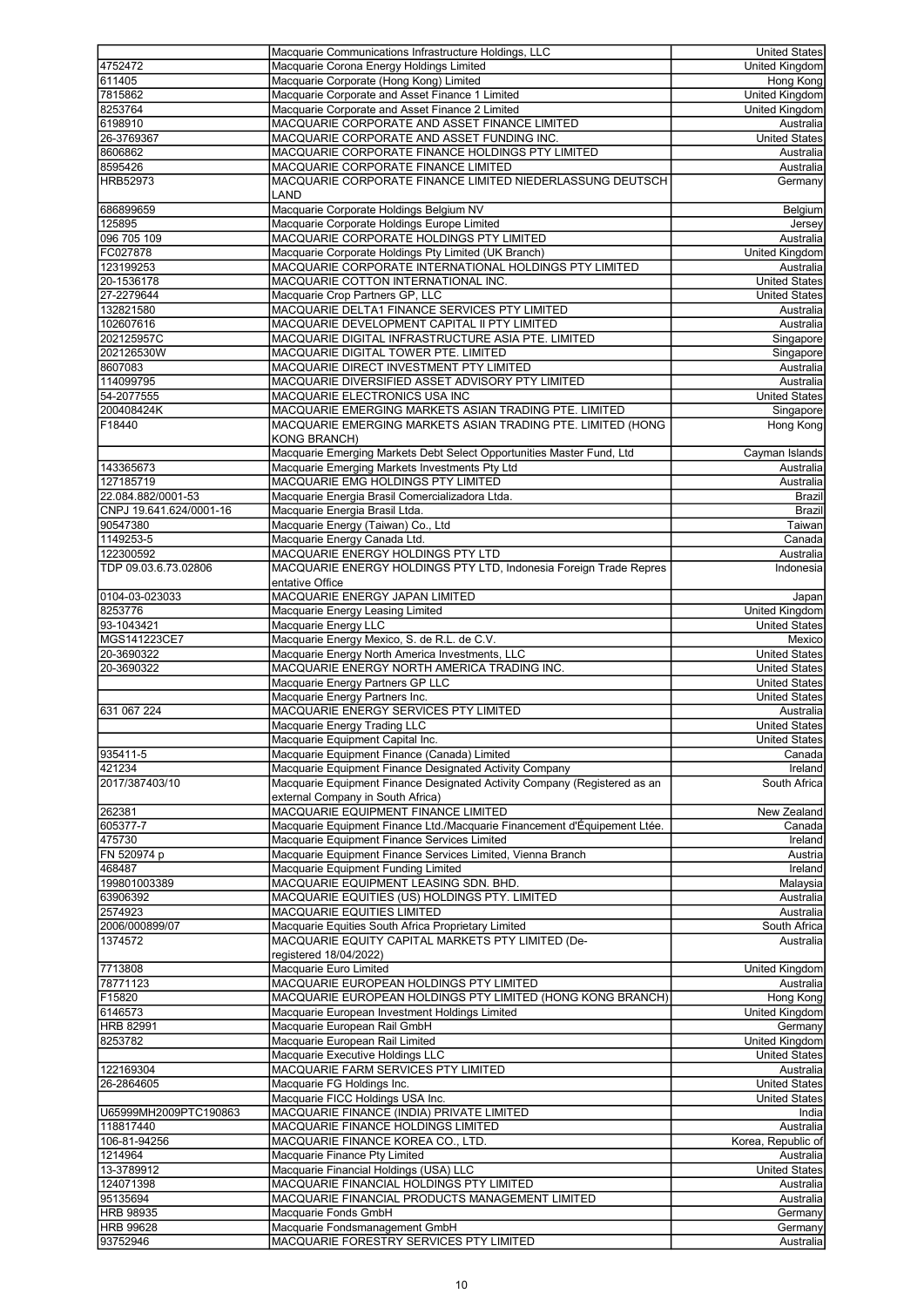|  | Macquarie Communications Infrastructure Holdings, LLC | United States |
|---|---|---|
| 4752472 | Macquarie Corona Energy Holdings Limited | United Kingdom |
| 611405 | Macquarie Corporate (Hong Kong) Limited | Hong Kong |
| 7815862 | Macquarie Corporate and Asset Finance 1 Limited | United Kingdom |
| 8253764 | Macquarie Corporate and Asset Finance 2 Limited | United Kingdom |
| 6198910 | MACQUARIE CORPORATE AND ASSET FINANCE LIMITED | Australia |
| 26-3769367 | MACQUARIE CORPORATE AND ASSET FUNDING INC. | United States |
| 8606862 | MACQUARIE CORPORATE FINANCE HOLDINGS PTY LIMITED | Australia |
| 8595426 | MACQUARIE CORPORATE FINANCE LIMITED | Australia |
| HRB52973 | MACQUARIE CORPORATE FINANCE LIMITED NIEDERLASSUNG DEUTSCHLAND | Germany |
| 686899659 | Macquarie Corporate Holdings Belgium NV | Belgium |
| 125895 | Macquarie Corporate Holdings Europe Limited | Jersey |
| 096 705 109 | MACQUARIE CORPORATE HOLDINGS PTY LIMITED | Australia |
| FC027878 | Macquarie Corporate Holdings Pty Limited (UK Branch) | United Kingdom |
| 123199253 | MACQUARIE CORPORATE INTERNATIONAL HOLDINGS PTY LIMITED | Australia |
| 20-1536178 | MACQUARIE COTTON INTERNATIONAL INC. | United States |
| 27-2279644 | Macquarie Crop Partners GP, LLC | United States |
| 132821580 | MACQUARIE DELTA1 FINANCE SERVICES PTY LIMITED | Australia |
| 102607616 | MACQUARIE DEVELOPMENT CAPITAL II PTY LIMITED | Australia |
| 202125957C | MACQUARIE DIGITAL INFRASTRUCTURE ASIA PTE. LIMITED | Singapore |
| 202126530W | MACQUARIE DIGITAL TOWER PTE. LIMITED | Singapore |
| 8607083 | MACQUARIE DIRECT INVESTMENT PTY LIMITED | Australia |
| 114099795 | MACQUARIE DIVERSIFIED ASSET ADVISORY PTY LIMITED | Australia |
| 54-2077555 | MACQUARIE ELECTRONICS USA INC | United States |
| 200408424K | MACQUARIE EMERGING MARKETS ASIAN TRADING PTE. LIMITED | Singapore |
| F18440 | MACQUARIE EMERGING MARKETS ASIAN TRADING PTE. LIMITED (HONG KONG BRANCH) | Hong Kong |
|  | Macquarie Emerging Markets Debt Select Opportunities Master Fund, Ltd | Cayman Islands |
| 143365673 | Macquarie Emerging Markets Investments Pty Ltd | Australia |
| 127185719 | MACQUARIE EMG HOLDINGS PTY LIMITED | Australia |
| 22.084.882/0001-53 | Macquarie Energia Brasil Comercializadora Ltda. | Brazil |
| CNPJ 19.641.624/0001-16 | Macquarie Energia Brasil Ltda. | Brazil |
| 90547380 | Macquarie Energy (Taiwan) Co., Ltd | Taiwan |
| 1149253-5 | Macquarie Energy Canada Ltd. | Canada |
| 122300592 | MACQUARIE ENERGY HOLDINGS PTY LTD | Australia |
| TDP 09.03.6.73.02806 | MACQUARIE ENERGY HOLDINGS PTY LTD, Indonesia Foreign Trade Representative Office | Indonesia |
| 0104-03-023033 | MACQUARIE ENERGY JAPAN LIMITED | Japan |
| 8253776 | Macquarie Energy Leasing Limited | United Kingdom |
| 93-1043421 | Macquarie Energy LLC | United States |
| MGS141223CE7 | Macquarie Energy Mexico, S. de R.L. de C.V. | Mexico |
| 20-3690322 | Macquarie Energy North America Investments, LLC | United States |
| 20-3690322 | MACQUARIE ENERGY NORTH AMERICA TRADING INC. | United States |
|  | Macquarie Energy Partners GP LLC | United States |
|  | Macquarie Energy Partners Inc. | United States |
| 631 067 224 | MACQUARIE ENERGY SERVICES PTY LIMITED | Australia |
|  | Macquarie Energy Trading LLC | United States |
|  | Macquarie Equipment Capital Inc. | United States |
| 935411-5 | Macquarie Equipment Finance (Canada) Limited | Canada |
| 421234 | Macquarie Equipment Finance Designated Activity Company | Ireland |
| 2017/387403/10 | Macquarie Equipment Finance Designated Activity Company (Registered as an external Company in South Africa) | South Africa |
| 262381 | MACQUARIE EQUIPMENT FINANCE LIMITED | New Zealand |
| 605377-7 | Macquarie Equipment Finance Ltd./Macquarie Financement d'Équipement Ltée. | Canada |
| 475730 | Macquarie Equipment Finance Services Limited | Ireland |
| FN 520974 p | Macquarie Equipment Finance Services Limited, Vienna Branch | Austria |
| 468487 | Macquarie Equipment Funding Limited | Ireland |
| 199801003389 | MACQUARIE EQUIPMENT LEASING SDN. BHD. | Malaysia |
| 63906392 | MACQUARIE EQUITIES (US) HOLDINGS PTY. LIMITED | Australia |
| 2574923 | MACQUARIE EQUITIES LIMITED | Australia |
| 2006/000899/07 | Macquarie Equities South Africa Proprietary Limited | South Africa |
| 1374572 | MACQUARIE EQUITY CAPITAL MARKETS PTY LIMITED (De-registered 18/04/2022) | Australia |
| 7713808 | Macquarie Euro Limited | United Kingdom |
| 78771123 | MACQUARIE EUROPEAN HOLDINGS PTY LIMITED | Australia |
| F15820 | MACQUARIE EUROPEAN HOLDINGS PTY LIMITED (HONG KONG BRANCH) | Hong Kong |
| 6146573 | Macquarie European Investment Holdings Limited | United Kingdom |
| HRB 82991 | Macquarie European Rail GmbH | Germany |
| 8253782 | Macquarie European Rail Limited | United Kingdom |
|  | Macquarie Executive Holdings LLC | United States |
| 122169304 | MACQUARIE FARM SERVICES PTY LIMITED | Australia |
| 26-2864605 | Macquarie FG Holdings Inc. | United States |
|  | Macquarie FICC Holdings USA Inc. | United States |
| U65999MH2009PTC190863 | MACQUARIE FINANCE (INDIA) PRIVATE LIMITED | India |
| 118817440 | MACQUARIE FINANCE HOLDINGS LIMITED | Australia |
| 106-81-94256 | MACQUARIE FINANCE KOREA CO., LTD. | Korea, Republic of |
| 1214964 | Macquarie Finance Pty Limited | Australia |
| 13-3789912 | Macquarie Financial Holdings (USA) LLC | United States |
| 124071398 | MACQUARIE FINANCIAL HOLDINGS PTY LIMITED | Australia |
| 95135694 | MACQUARIE FINANCIAL PRODUCTS MANAGEMENT LIMITED | Australia |
| HRB 98935 | Macquarie Fonds GmbH | Germany |
| HRB 99628 | Macquarie Fondsmanagement GmbH | Germany |
| 93752946 | MACQUARIE FORESTRY SERVICES PTY LIMITED | Australia |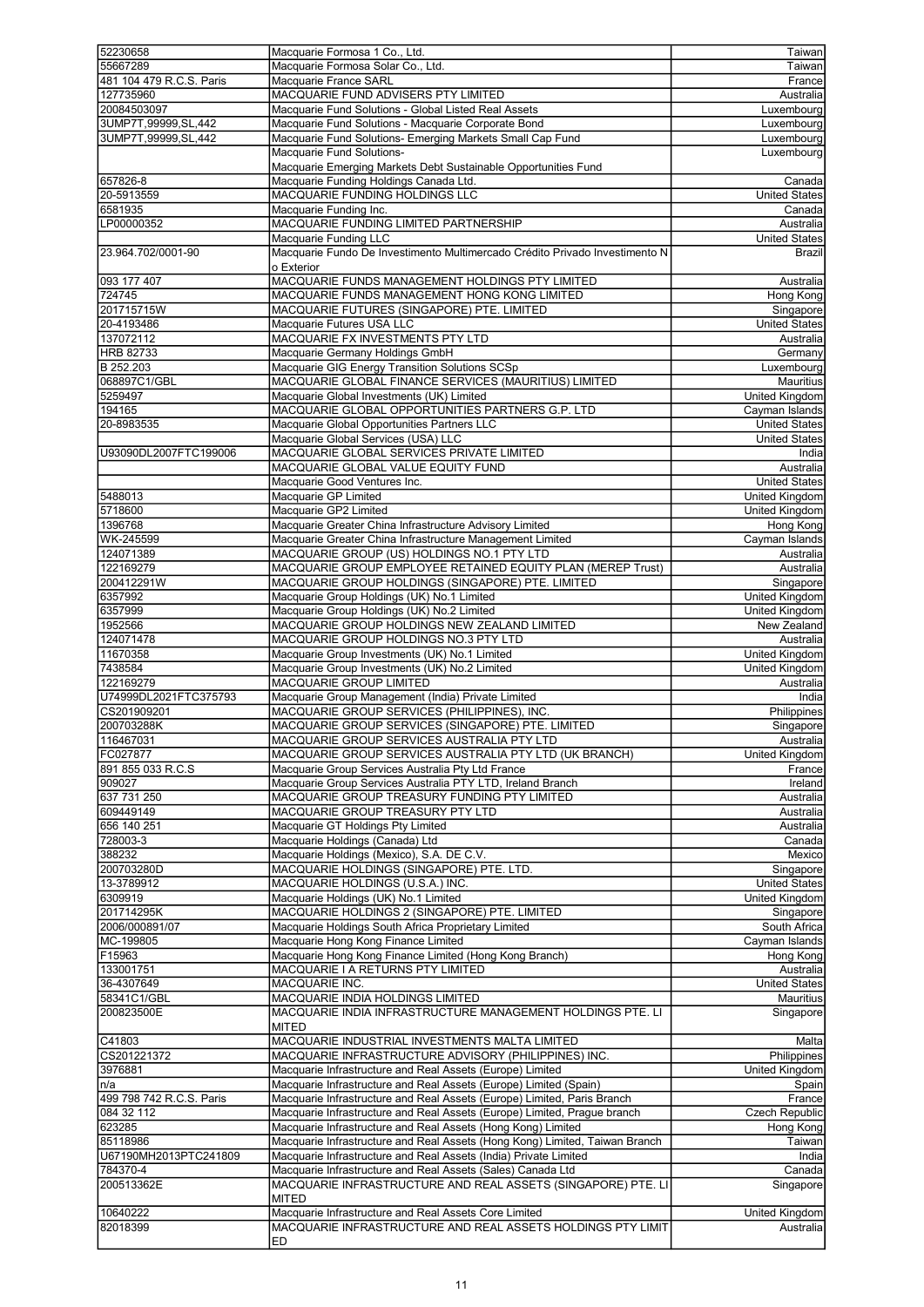| | | |
|---|---|---|
| 52230658 | Macquarie Formosa 1 Co., Ltd. | Taiwan |
| 55667289 | Macquarie Formosa Solar Co., Ltd. | Taiwan |
| 481 104 479 R.C.S. Paris | Macquarie France SARL | France |
| 127735960 | MACQUARIE FUND ADVISERS PTY LIMITED | Australia |
| 20084503097 | Macquarie Fund Solutions - Global Listed Real Assets | Luxembourg |
| 3UMP7T,99999,SL,442 | Macquarie Fund Solutions - Macquarie Corporate Bond | Luxembourg |
| 3UMP7T,99999,SL,442 | Macquarie Fund Solutions- Emerging Markets Small Cap Fund | Luxembourg |
| | Macquarie Fund Solutions- Macquarie Emerging Markets Debt Sustainable Opportunities Fund | Luxembourg |
| 657826-8 | Macquarie Funding Holdings Canada Ltd. | Canada |
| 20-5913559 | MACQUARIE FUNDING HOLDINGS LLC | United States |
| 6581935 | Macquarie Funding Inc. | Canada |
| LP00000352 | MACQUARIE FUNDING LIMITED PARTNERSHIP | Australia |
| | Macquarie Funding LLC | United States |
| 23.964.702/0001-90 | Macquarie Fundo De Investimento Multimercado Crédito Privado Investimento N o Exterior | Brazil |
| 093 177 407 | MACQUARIE FUNDS MANAGEMENT HOLDINGS PTY LIMITED | Australia |
| 724745 | MACQUARIE FUNDS MANAGEMENT HONG KONG LIMITED | Hong Kong |
| 201715715W | MACQUARIE FUTURES (SINGAPORE) PTE. LIMITED | Singapore |
| 20-4193486 | Macquarie Futures USA LLC | United States |
| 137072112 | MACQUARIE FX INVESTMENTS PTY LTD | Australia |
| HRB 82733 | Macquarie Germany Holdings GmbH | Germany |
| B 252.203 | Macquarie GIG Energy Transition Solutions SCSp | Luxembourg |
| 068897C1/GBL | MACQUARIE GLOBAL FINANCE SERVICES (MAURITIUS) LIMITED | Mauritius |
| 5259497 | Macquarie Global Investments (UK) Limited | United Kingdom |
| 194165 | MACQUARIE GLOBAL OPPORTUNITIES PARTNERS G.P. LTD | Cayman Islands |
| 20-8983535 | Macquarie Global Opportunities Partners LLC | United States |
| | Macquarie Global Services (USA) LLC | United States |
| U93090DL2007FTC199006 | MACQUARIE GLOBAL SERVICES PRIVATE LIMITED | India |
| | MACQUARIE GLOBAL VALUE EQUITY FUND | Australia |
| | Macquarie Good Ventures Inc. | United States |
| 5488013 | Macquarie GP Limited | United Kingdom |
| 5718600 | Macquarie GP2 Limited | United Kingdom |
| 1396768 | Macquarie Greater China Infrastructure Advisory Limited | Hong Kong |
| WK-245599 | Macquarie Greater China Infrastructure Management Limited | Cayman Islands |
| 124071389 | MACQUARIE GROUP (US) HOLDINGS NO.1 PTY LTD | Australia |
| 122169279 | MACQUARIE GROUP EMPLOYEE RETAINED EQUITY PLAN (MEREP Trust) | Australia |
| 200412291W | MACQUARIE GROUP HOLDINGS (SINGAPORE) PTE. LIMITED | Singapore |
| 6357992 | Macquarie Group Holdings (UK) No.1 Limited | United Kingdom |
| 6357999 | Macquarie Group Holdings (UK) No.2 Limited | United Kingdom |
| 1952566 | MACQUARIE GROUP HOLDINGS NEW ZEALAND LIMITED | New Zealand |
| 124071478 | MACQUARIE GROUP HOLDINGS NO.3 PTY LTD | Australia |
| 11670358 | Macquarie Group Investments (UK) No.1 Limited | United Kingdom |
| 7438584 | Macquarie Group Investments (UK) No.2 Limited | United Kingdom |
| 122169279 | MACQUARIE GROUP LIMITED | Australia |
| U74999DL2021FTC375793 | Macquarie Group Management (India) Private Limited | India |
| CS201909201 | MACQUARIE GROUP SERVICES (PHILIPPINES), INC. | Philippines |
| 200703288K | MACQUARIE GROUP SERVICES (SINGAPORE) PTE. LIMITED | Singapore |
| 116467031 | MACQUARIE GROUP SERVICES AUSTRALIA PTY LTD | Australia |
| FC027877 | MACQUARIE GROUP SERVICES AUSTRALIA PTY LTD (UK BRANCH) | United Kingdom |
| 891 855 033 R.C.S | Macquarie Group Services Australia Pty Ltd France | France |
| 909027 | Macquarie Group Services Australia PTY LTD, Ireland Branch | Ireland |
| 637 731 250 | MACQUARIE GROUP TREASURY FUNDING PTY LIMITED | Australia |
| 609449149 | MACQUARIE GROUP TREASURY PTY LTD | Australia |
| 656 140 251 | Macquarie GT Holdings Pty Limited | Australia |
| 728003-3 | Macquarie Holdings (Canada) Ltd | Canada |
| 388232 | Macquarie Holdings (Mexico), S.A. DE C.V. | Mexico |
| 200703280D | MACQUARIE HOLDINGS (SINGAPORE) PTE. LTD. | Singapore |
| 13-3789912 | MACQUARIE HOLDINGS (U.S.A.) INC. | United States |
| 6309919 | Macquarie Holdings (UK) No.1 Limited | United Kingdom |
| 201714295K | MACQUARIE HOLDINGS 2 (SINGAPORE) PTE. LIMITED | Singapore |
| 2006/000891/07 | Macquarie Holdings South Africa Proprietary Limited | South Africa |
| MC-199805 | Macquarie Hong Kong Finance Limited | Cayman Islands |
| F15963 | Macquarie Hong Kong Finance Limited (Hong Kong Branch) | Hong Kong |
| 133001751 | MACQUARIE I A RETURNS PTY LIMITED | Australia |
| 36-4307649 | MACQUARIE INC. | United States |
| 58341C1/GBL | MACQUARIE INDIA HOLDINGS LIMITED | Mauritius |
| 200823500E | MACQUARIE INDIA INFRASTRUCTURE MANAGEMENT HOLDINGS PTE. LI MITED | Singapore |
| C41803 | MACQUARIE INDUSTRIAL INVESTMENTS MALTA LIMITED | Malta |
| CS201221372 | MACQUARIE INFRASTRUCTURE ADVISORY (PHILIPPINES) INC. | Philippines |
| 3976881 | Macquarie Infrastructure and Real Assets (Europe) Limited | United Kingdom |
| n/a | Macquarie Infrastructure and Real Assets (Europe) Limited (Spain) | Spain |
| 499 798 742 R.C.S. Paris | Macquarie Infrastructure and Real Assets (Europe) Limited, Paris Branch | France |
| 084 32 112 | Macquarie Infrastructure and Real Assets (Europe) Limited, Prague branch | Czech Republic |
| 623285 | Macquarie Infrastructure and Real Assets (Hong Kong) Limited | Hong Kong |
| 85118986 | Macquarie Infrastructure and Real Assets (Hong Kong) Limited, Taiwan Branch | Taiwan |
| U67190MH2013PTC241809 | Macquarie Infrastructure and Real Assets (India) Private Limited | India |
| 784370-4 | Macquarie Infrastructure and Real Assets (Sales) Canada Ltd | Canada |
| 200513362E | MACQUARIE INFRASTRUCTURE AND REAL ASSETS (SINGAPORE) PTE. LI MITED | Singapore |
| 10640222 | Macquarie Infrastructure and Real Assets Core Limited | United Kingdom |
| 82018399 | MACQUARIE INFRASTRUCTURE AND REAL ASSETS HOLDINGS PTY LIMIT ED | Australia |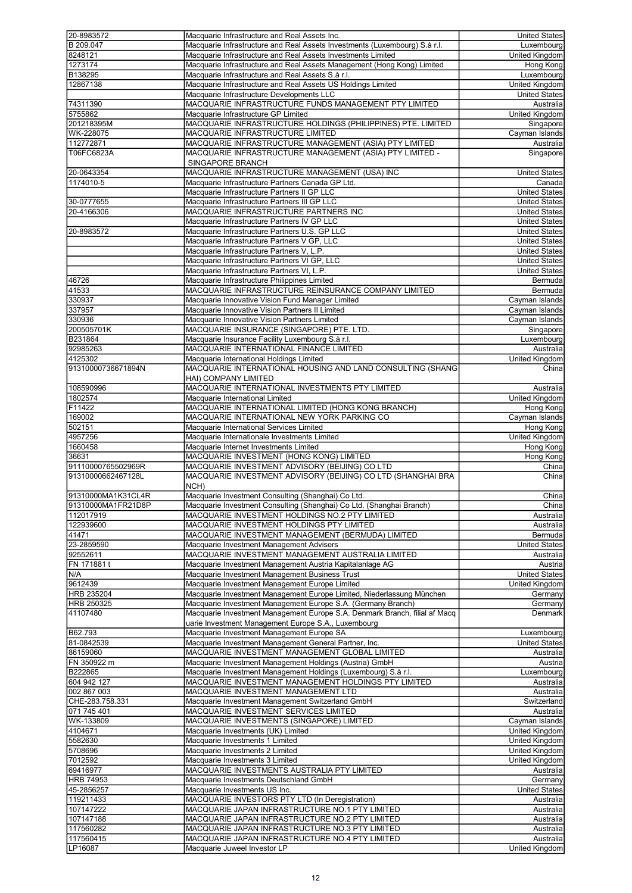| | | |
|---|---|---|
| 20-8983572 | Macquarie Infrastructure and Real Assets Inc. | United States |
| B 209.047 | Macquarie Infrastructure and Real Assets Investments (Luxembourg) S.à r.l. | Luxembourg |
| 8248121 | Macquarie Infrastructure and Real Assets Investments Limited | United Kingdom |
| 1273174 | Macquarie Infrastructure and Real Assets Management (Hong Kong) Limited | Hong Kong |
| B138295 | Macquarie Infrastructure and Real Assets S.à r.l. | Luxembourg |
| 12867138 | Macquarie Infrastructure and Real Assets US Holdings Limited | United Kingdom |
| | Macquarie Infrastructure Developments LLC | United States |
| 74311390 | MACQUARIE INFRASTRUCTURE FUNDS MANAGEMENT PTY LIMITED | Australia |
| 5755862 | Macquarie Infrastructure GP Limited | United Kingdom |
| 201218395M | MACQUARIE INFRASTRUCTURE HOLDINGS (PHILIPPINES) PTE. LIMITED | Singapore |
| WK-228075 | MACQUARIE INFRASTRUCTURE LIMITED | Cayman Islands |
| 112772871 | MACQUARIE INFRASTRUCTURE MANAGEMENT (ASIA) PTY LIMITED | Australia |
| T06FC6823A | MACQUARIE INFRASTRUCTURE MANAGEMENT (ASIA) PTY LIMITED - SINGAPORE BRANCH | Singapore |
| 20-0643354 | MACQUARIE INFRASTRUCTURE MANAGEMENT (USA) INC | United States |
| 1174010-5 | Macquarie Infrastructure Partners Canada GP Ltd. | Canada |
| | Macquarie Infrastructure Partners II GP LLC | United States |
| 30-0777655 | Macquarie Infrastructure Partners III GP LLC | United States |
| 20-4166306 | MACQUARIE INFRASTRUCTURE PARTNERS INC | United States |
| | Macquarie Infrastructure Partners IV GP LLC | United States |
| 20-8983572 | Macquarie Infrastructure Partners U.S. GP LLC | United States |
| | Macquarie Infrastructure Partners V GP, LLC | United States |
| | Macquarie Infrastructure Partners V, L.P. | United States |
| | Macquarie Infrastructure Partners VI GP, LLC | United States |
| | Macquarie Infrastructure Partners VI, L.P. | United States |
| 46726 | Macquarie Infrastructure Philippines Limited | Bermuda |
| 41533 | MACQUARIE INFRASTRUCTURE REINSURANCE COMPANY LIMITED | Bermuda |
| 330937 | Macquarie Innovative Vision Fund Manager Limited | Cayman Islands |
| 337957 | Macquarie Innovative Vision Partners II Limited | Cayman Islands |
| 330936 | Macquarie Innovative Vision Partners Limited | Cayman Islands |
| 200505701K | MACQUARIE INSURANCE (SINGAPORE) PTE. LTD. | Singapore |
| B231864 | Macquarie Insurance Facility Luxembourg S.à r.l. | Luxembourg |
| 92985263 | MACQUARIE INTERNATIONAL FINANCE LIMITED | Australia |
| 4125302 | Macquarie International Holdings Limited | United Kingdom |
| 91310000736671894N | MACQUARIE INTERNATIONAL HOUSING AND LAND CONSULTING (SHANGHAI) COMPANY LIMITED | China |
| 108590996 | MACQUARIE INTERNATIONAL INVESTMENTS PTY LIMITED | Australia |
| 1802574 | Macquarie International Limited | United Kingdom |
| F11422 | MACQUARIE INTERNATIONAL LIMITED (HONG KONG BRANCH) | Hong Kong |
| 169002 | MACQUARIE INTERNATIONAL NEW YORK PARKING CO | Cayman Islands |
| 502151 | Macquarie International Services Limited | Hong Kong |
| 4957256 | Macquarie Internationale Investments Limited | United Kingdom |
| 1660458 | Macquarie Internet Investments Limited | Hong Kong |
| 36631 | MACQUARIE INVESTMENT (HONG KONG) LIMITED | Hong Kong |
| 91110000765502969R | MACQUARIE INVESTMENT ADVISORY (BEIJING) CO LTD | China |
| 91310000662467128L | MACQUARIE INVESTMENT ADVISORY (BEIJING) CO LTD (SHANGHAI BRANCH) | China |
| 91310000MA1K31CL4R | Macquarie Investment Consulting (Shanghai) Co Ltd. | China |
| 91310000MA1FR21D8P | Macquarie Investment Consulting (Shanghai) Co Ltd. (Shanghai Branch) | China |
| 112017919 | MACQUARIE INVESTMENT HOLDINGS NO.2 PTY LIMITED | Australia |
| 122939600 | MACQUARIE INVESTMENT HOLDINGS PTY LIMITED | Australia |
| 41471 | MACQUARIE INVESTMENT MANAGEMENT (BERMUDA) LIMITED | Bermuda |
| 23-2859590 | Macquarie Investment Management Advisers | United States |
| 92552611 | MACQUARIE INVESTMENT MANAGEMENT AUSTRALIA LIMITED | Australia |
| FN 171881 t | Macquarie Investment Management Austria Kapitalanlage AG | Austria |
| N/A | Macquarie Investment Management Business Trust | United States |
| 9612439 | Macquarie Investment Management Europe Limited | United Kingdom |
| HRB 235204 | Macquarie Investment Management Europe Limited, Niederlassung München | Germany |
| HRB 250325 | Macquarie Investment Management Europe S.A. (Germany Branch) | Germany |
| 41107480 | Macquarie Investment Management Europe S.A. Denmark Branch, filial af Macquarie Investment Management Europe S.A., Luxembourg | Denmark |
| B62.793 | Macquarie Investment Management Europe SA | Luxembourg |
| 81-0842539 | Macquarie Investment Management General Partner, Inc. | United States |
| 86159060 | MACQUARIE INVESTMENT MANAGEMENT GLOBAL LIMITED | Australia |
| FN 350922 m | Macquarie Investment Management Holdings (Austria) GmbH | Austria |
| B222865 | Macquarie Investment Management Holdings (Luxembourg) S.à r.l. | Luxembourg |
| 604 942 127 | MACQUARIE INVESTMENT MANAGEMENT HOLDINGS PTY LIMITED | Australia |
| 002 867 003 | MACQUARIE INVESTMENT MANAGEMENT LTD | Australia |
| CHE-283.758.331 | Macquarie Investment Management Switzerland GmbH | Switzerland |
| 071 745 401 | MACQUARIE INVESTMENT SERVICES LIMITED | Australia |
| WK-133809 | MACQUARIE INVESTMENTS (SINGAPORE) LIMITED | Cayman Islands |
| 4104671 | Macquarie Investments (UK) Limited | United Kingdom |
| 5582630 | Macquarie Investments 1 Limited | United Kingdom |
| 5708696 | Macquarie Investments 2 Limited | United Kingdom |
| 7012592 | Macquarie Investments 3 Limited | United Kingdom |
| 69416977 | MACQUARIE INVESTMENTS AUSTRALIA PTY LIMITED | Australia |
| HRB 74953 | Macquarie Investments Deutschland GmbH | Germany |
| 45-2856257 | Macquarie Investments US Inc. | United States |
| 119211433 | MACQUARIE INVESTORS PTY LTD (In Deregistration) | Australia |
| 107147222 | MACQUARIE JAPAN INFRASTRUCTURE NO.1 PTY LIMITED | Australia |
| 107147188 | MACQUARIE JAPAN INFRASTRUCTURE NO.2 PTY LIMITED | Australia |
| 117560282 | MACQUARIE JAPAN INFRASTRUCTURE NO.3 PTY LIMITED | Australia |
| 117560415 | MACQUARIE JAPAN INFRASTRUCTURE NO.4 PTY LIMITED | Australia |
| LP16087 | Macquarie Juweel Investor LP | United Kingdom |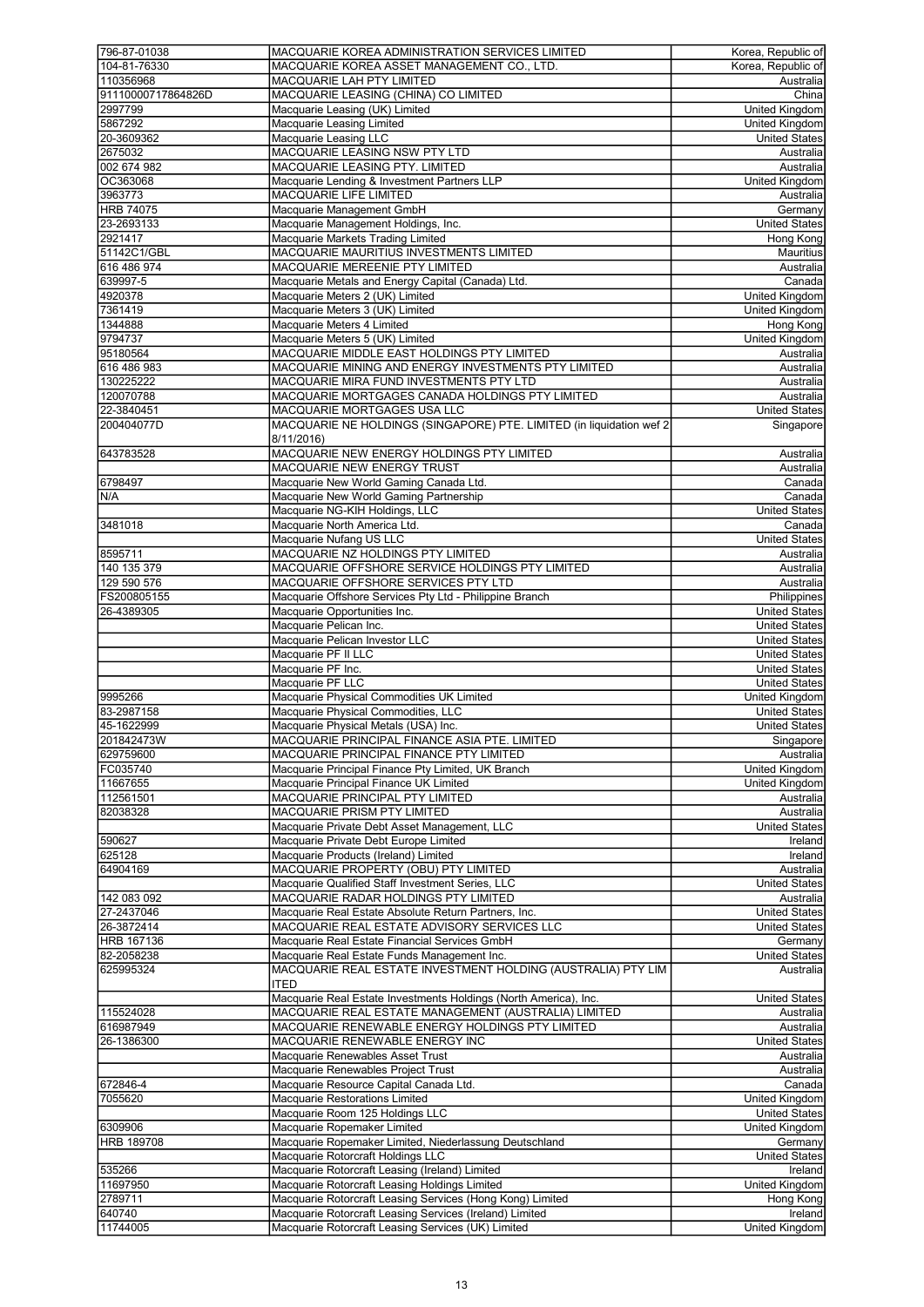| | | |
|---|---|---|
| 796-87-01038 | MACQUARIE KOREA ADMINISTRATION SERVICES LIMITED | Korea, Republic of |
| 104-81-76330 | MACQUARIE KOREA ASSET MANAGEMENT CO., LTD. | Korea, Republic of |
| 110356968 | MACQUARIE LAH PTY LIMITED | Australia |
| 91110000717864826D | MACQUARIE LEASING (CHINA) CO LIMITED | China |
| 2997799 | Macquarie Leasing (UK) Limited | United Kingdom |
| 5867292 | Macquarie Leasing Limited | United Kingdom |
| 20-3609362 | Macquarie Leasing LLC | United States |
| 2675032 | MACQUARIE LEASING NSW PTY LTD | Australia |
| 002 674 982 | MACQUARIE LEASING PTY. LIMITED | Australia |
| OC363068 | Macquarie Lending & Investment Partners LLP | United Kingdom |
| 3963773 | MACQUARIE LIFE LIMITED | Australia |
| HRB 74075 | Macquarie Management GmbH | Germany |
| 23-2693133 | Macquarie Management Holdings, Inc. | United States |
| 2921417 | Macquarie Markets Trading Limited | Hong Kong |
| 51142C1/GBL | MACQUARIE MAURITIUS INVESTMENTS LIMITED | Mauritius |
| 616 486 974 | MACQUARIE MEREENIE PTY LIMITED | Australia |
| 639997-5 | Macquarie Metals and Energy Capital (Canada) Ltd. | Canada |
| 4920378 | Macquarie Meters 2 (UK) Limited | United Kingdom |
| 7361419 | Macquarie Meters 3 (UK) Limited | United Kingdom |
| 1344888 | Macquarie Meters 4 Limited | Hong Kong |
| 9794737 | Macquarie Meters 5 (UK) Limited | United Kingdom |
| 95180564 | MACQUARIE MIDDLE EAST HOLDINGS PTY LIMITED | Australia |
| 616 486 983 | MACQUARIE MINING AND ENERGY INVESTMENTS PTY LIMITED | Australia |
| 130225222 | MACQUARIE MIRA FUND INVESTMENTS PTY LTD | Australia |
| 120070788 | MACQUARIE MORTGAGES CANADA HOLDINGS PTY LIMITED | Australia |
| 22-3840451 | MACQUARIE MORTGAGES USA LLC | United States |
| 200404077D | MACQUARIE NE HOLDINGS (SINGAPORE) PTE. LIMITED (in liquidation wef 2 8/11/2016) | Singapore |
| 643783528 | MACQUARIE NEW ENERGY HOLDINGS PTY LIMITED | Australia |
| | MACQUARIE NEW ENERGY TRUST | Australia |
| 6798497 | Macquarie New World Gaming Canada Ltd. | Canada |
| N/A | Macquarie New World Gaming Partnership | Canada |
| | Macquarie NG-KIH Holdings, LLC | United States |
| 3481018 | Macquarie North America Ltd. | Canada |
| | Macquarie Nufang US LLC | United States |
| 8595711 | MACQUARIE NZ HOLDINGS PTY LIMITED | Australia |
| 140 135 379 | MACQUARIE OFFSHORE SERVICE HOLDINGS PTY LIMITED | Australia |
| 129 590 576 | MACQUARIE OFFSHORE SERVICES PTY LTD | Australia |
| FS200805155 | Macquarie Offshore Services Pty Ltd - Philippine Branch | Philippines |
| 26-4389305 | Macquarie Opportunities Inc. | United States |
| | Macquarie Pelican Inc. | United States |
| | Macquarie Pelican Investor LLC | United States |
| | Macquarie PF II LLC | United States |
| | Macquarie PF Inc. | United States |
| | Macquarie PF LLC | United States |
| 9995266 | Macquarie Physical Commodities UK Limited | United Kingdom |
| 83-2987158 | Macquarie Physical Commodities, LLC | United States |
| 45-1622999 | Macquarie Physical Metals (USA) Inc. | United States |
| 201842473W | MACQUARIE PRINCIPAL FINANCE ASIA PTE. LIMITED | Singapore |
| 629759600 | MACQUARIE PRINCIPAL FINANCE PTY LIMITED | Australia |
| FC035740 | Macquarie Principal Finance Pty Limited, UK Branch | United Kingdom |
| 11667655 | Macquarie Principal Finance UK Limited | United Kingdom |
| 112561501 | MACQUARIE PRINCIPAL PTY LIMITED | Australia |
| 82038328 | MACQUARIE PRISM PTY LIMITED | Australia |
| | Macquarie Private Debt Asset Management, LLC | United States |
| 590627 | Macquarie Private Debt Europe Limited | Ireland |
| 625128 | Macquarie Products (Ireland) Limited | Ireland |
| 64904169 | MACQUARIE PROPERTY (OBU) PTY LIMITED | Australia |
| | Macquarie Qualified Staff Investment Series, LLC | United States |
| 142 083 092 | MACQUARIE RADAR HOLDINGS PTY LIMITED | Australia |
| 27-2437046 | Macquarie Real Estate Absolute Return Partners, Inc. | United States |
| 26-3872414 | MACQUARIE REAL ESTATE ADVISORY SERVICES LLC | United States |
| HRB 167136 | Macquarie Real Estate Financial Services GmbH | Germany |
| 82-2058238 | Macquarie Real Estate Funds Management Inc. | United States |
| 625995324 | MACQUARIE REAL ESTATE INVESTMENT HOLDING (AUSTRALIA) PTY LIM ITED | Australia |
| | Macquarie Real Estate Investments Holdings (North America), Inc. | United States |
| 115524028 | MACQUARIE REAL ESTATE MANAGEMENT (AUSTRALIA) LIMITED | Australia |
| 616987949 | MACQUARIE RENEWABLE ENERGY HOLDINGS PTY LIMITED | Australia |
| 26-1386300 | MACQUARIE RENEWABLE ENERGY INC | United States |
| | Macquarie Renewables Asset Trust | Australia |
| | Macquarie Renewables Project Trust | Australia |
| 672846-4 | Macquarie Resource Capital Canada Ltd. | Canada |
| 7055620 | Macquarie Restorations Limited | United Kingdom |
| | Macquarie Room 125 Holdings LLC | United States |
| 6309906 | Macquarie Ropemaker Limited | United Kingdom |
| HRB 189708 | Macquarie Ropemaker Limited, Niederlassung Deutschland | Germany |
| | Macquarie Rotorcraft Holdings LLC | United States |
| 535266 | Macquarie Rotorcraft Leasing (Ireland) Limited | Ireland |
| 11697950 | Macquarie Rotorcraft Leasing Holdings Limited | United Kingdom |
| 2789711 | Macquarie Rotorcraft Leasing Services (Hong Kong) Limited | Hong Kong |
| 640740 | Macquarie Rotorcraft Leasing Services (Ireland) Limited | Ireland |
| 11744005 | Macquarie Rotorcraft Leasing Services (UK) Limited | United Kingdom |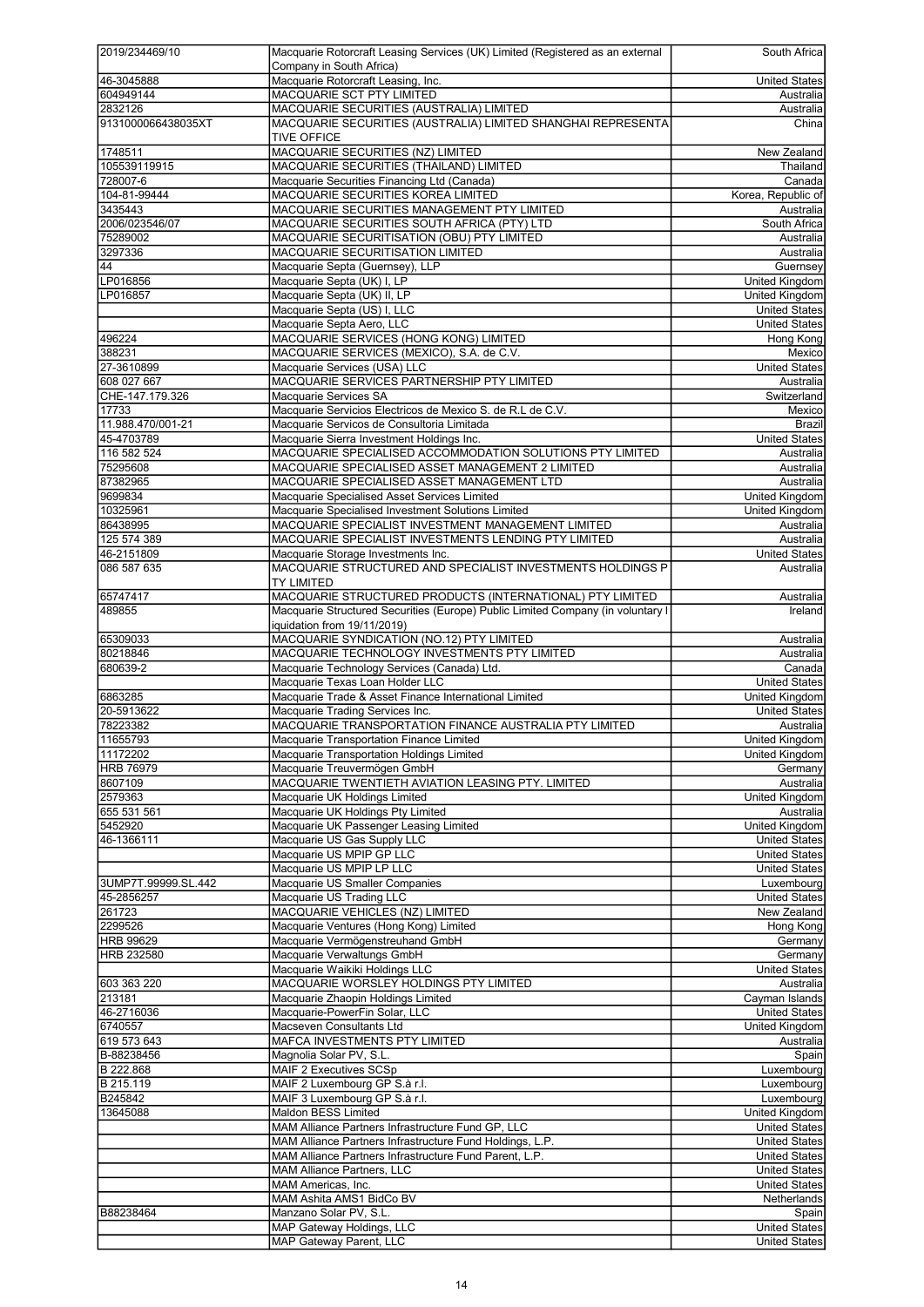| | | |
|---|---|---|
| 2019/234469/10 | Macquarie Rotorcraft Leasing Services (UK) Limited (Registered as an external Company in South Africa) | South Africa |
| 46-3045888 | Macquarie Rotorcraft Leasing, Inc. | United States |
| 604949144 | MACQUARIE SCT PTY LIMITED | Australia |
| 2832126 | MACQUARIE SECURITIES (AUSTRALIA) LIMITED | Australia |
| 9131000066438035XT | MACQUARIE SECURITIES (AUSTRALIA) LIMITED SHANGHAI REPRESENTATIVE OFFICE | China |
| 1748511 | MACQUARIE SECURITIES (NZ) LIMITED | New Zealand |
| 105539119915 | MACQUARIE SECURITIES (THAILAND) LIMITED | Thailand |
| 728007-6 | Macquarie Securities Financing Ltd (Canada) | Canada |
| 104-81-99444 | MACQUARIE SECURITIES KOREA LIMITED | Korea, Republic of |
| 3435443 | MACQUARIE SECURITIES MANAGEMENT PTY LIMITED | Australia |
| 2006/023546/07 | MACQUARIE SECURITIES SOUTH AFRICA (PTY) LTD | South Africa |
| 75289002 | MACQUARIE SECURITISATION (OBU) PTY LIMITED | Australia |
| 3297336 | MACQUARIE SECURITISATION LIMITED | Australia |
| 44 | Macquarie Septa (Guernsey), LLP | Guernsey |
| LP016856 | Macquarie Septa (UK) I, LP | United Kingdom |
| LP016857 | Macquarie Septa (UK) II, LP | United Kingdom |
| | Macquarie Septa (US) I, LLC | United States |
| | Macquarie Septa Aero, LLC | United States |
| 496224 | MACQUARIE SERVICES (HONG KONG) LIMITED | Hong Kong |
| 388231 | MACQUARIE SERVICES (MEXICO), S.A. de C.V. | Mexico |
| 27-3610899 | Macquarie Services (USA) LLC | United States |
| 608 027 667 | MACQUARIE SERVICES PARTNERSHIP PTY LIMITED | Australia |
| CHE-147.179.326 | Macquarie Services SA | Switzerland |
| 17733 | Macquarie Servicios Electricos de Mexico S. de R.L de C.V. | Mexico |
| 11.988.470/001-21 | Macquarie Servicos de Consultoria Limitada | Brazil |
| 45-4703789 | Macquarie Sierra Investment Holdings Inc. | United States |
| 116 582 524 | MACQUARIE SPECIALISED ACCOMMODATION SOLUTIONS PTY LIMITED | Australia |
| 75295608 | MACQUARIE SPECIALISED ASSET MANAGEMENT 2 LIMITED | Australia |
| 87382965 | MACQUARIE SPECIALISED ASSET MANAGEMENT LTD | Australia |
| 9699834 | Macquarie Specialised Asset Services Limited | United Kingdom |
| 10325961 | Macquarie Specialised Investment Solutions Limited | United Kingdom |
| 86438995 | MACQUARIE SPECIALIST INVESTMENT MANAGEMENT LIMITED | Australia |
| 125 574 389 | MACQUARIE SPECIALIST INVESTMENTS LENDING PTY LIMITED | Australia |
| 46-2151809 | Macquarie Storage Investments Inc. | United States |
| 086 587 635 | MACQUARIE STRUCTURED AND SPECIALIST INVESTMENTS HOLDINGS PTY LIMITED | Australia |
| 65747417 | MACQUARIE STRUCTURED PRODUCTS (INTERNATIONAL) PTY LIMITED | Australia |
| 489855 | Macquarie Structured Securities (Europe) Public Limited Company (in voluntary liquidation from 19/11/2019) | Ireland |
| 65309033 | MACQUARIE SYNDICATION (NO.12) PTY LIMITED | Australia |
| 80218846 | MACQUARIE TECHNOLOGY INVESTMENTS PTY LIMITED | Australia |
| 680639-2 | Macquarie Technology Services (Canada) Ltd. | Canada |
| | Macquarie Texas Loan Holder LLC | United States |
| 6863285 | Macquarie Trade & Asset Finance International Limited | United Kingdom |
| 20-5913622 | Macquarie Trading Services Inc. | United States |
| 78223382 | MACQUARIE TRANSPORTATION FINANCE AUSTRALIA PTY LIMITED | Australia |
| 11655793 | Macquarie Transportation Finance Limited | United Kingdom |
| 11172202 | Macquarie Transportation Holdings Limited | United Kingdom |
| HRB 76979 | Macquarie Treuvermögen GmbH | Germany |
| 8607109 | MACQUARIE TWENTIETH AVIATION LEASING PTY. LIMITED | Australia |
| 2579363 | Macquarie UK Holdings Limited | United Kingdom |
| 655 531 561 | Macquarie UK Holdings Pty Limited | Australia |
| 5452920 | Macquarie UK Passenger Leasing Limited | United Kingdom |
| 46-1366111 | Macquarie US Gas Supply LLC | United States |
| | Macquarie US MPIP GP LLC | United States |
| | Macquarie US MPIP LP LLC | United States |
| 3UMP7T.99999.SL.442 | Macquarie US Smaller Companies | Luxembourg |
| 45-2856257 | Macquarie US Trading LLC | United States |
| 261723 | MACQUARIE VEHICLES (NZ) LIMITED | New Zealand |
| 2299526 | Macquarie Ventures (Hong Kong) Limited | Hong Kong |
| HRB 99629 | Macquarie Vermögenstreuhand GmbH | Germany |
| HRB 232580 | Macquarie Verwaltungs GmbH | Germany |
| | Macquarie Waikiki Holdings LLC | United States |
| 603 363 220 | MACQUARIE WORSLEY HOLDINGS PTY LIMITED | Australia |
| 213181 | Macquarie Zhaopin Holdings Limited | Cayman Islands |
| 46-2716036 | Macquarie-PowerFin Solar, LLC | United States |
| 6740557 | Macseven Consultants Ltd | United Kingdom |
| 619 573 643 | MAFCA INVESTMENTS PTY LIMITED | Australia |
| B-88238456 | Magnolia Solar PV, S.L. | Spain |
| B 222.868 | MAIF 2 Executives SCSp | Luxembourg |
| B 215.119 | MAIF 2 Luxembourg GP S.à r.l. | Luxembourg |
| B245842 | MAIF 3 Luxembourg GP S.à r.l. | Luxembourg |
| 13645088 | Maldon BESS Limited | United Kingdom |
| | MAM Alliance Partners Infrastructure Fund GP, LLC | United States |
| | MAM Alliance Partners Infrastructure Fund Holdings, L.P. | United States |
| | MAM Alliance Partners Infrastructure Fund Parent, L.P. | United States |
| | MAM Alliance Partners, LLC | United States |
| | MAM Americas, Inc. | United States |
| | MAM Ashita AMS1 BidCo BV | Netherlands |
| B88238464 | Manzano Solar PV, S.L. | Spain |
| | MAP Gateway Holdings, LLC | United States |
| | MAP Gateway Parent, LLC | United States |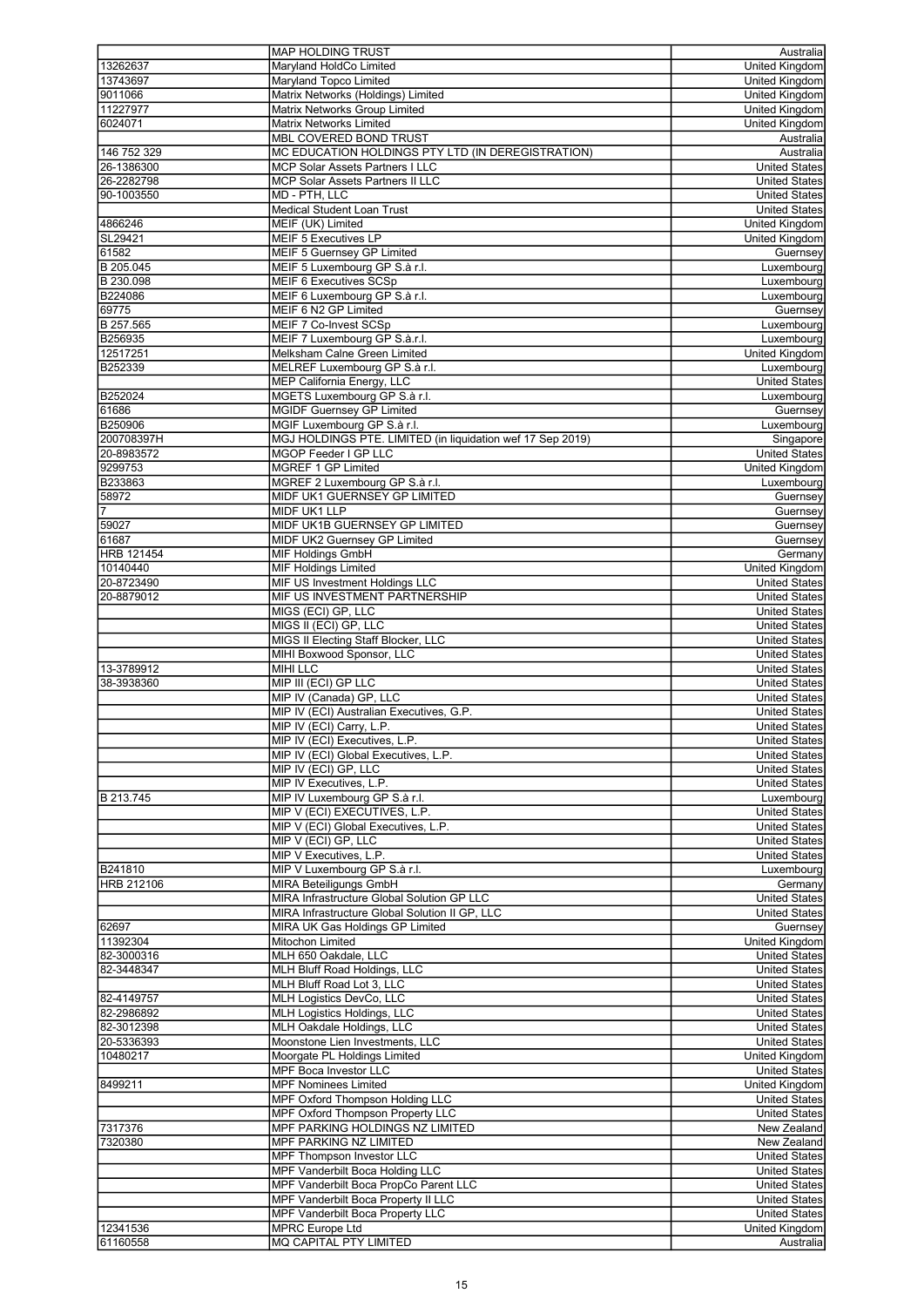| | | |
|---|---|---|
| | MAP HOLDING TRUST | Australia |
| 13262637 | Maryland HoldCo Limited | United Kingdom |
| 13743697 | Maryland Topco Limited | United Kingdom |
| 9011066 | Matrix Networks (Holdings) Limited | United Kingdom |
| 11227977 | Matrix Networks Group Limited | United Kingdom |
| 6024071 | Matrix Networks Limited | United Kingdom |
| | MBL COVERED BOND TRUST | Australia |
| 146 752 329 | MC EDUCATION HOLDINGS PTY LTD (IN DEREGISTRATION) | Australia |
| 26-1386300 | MCP Solar Assets Partners I LLC | United States |
| 26-2282798 | MCP Solar Assets Partners II LLC | United States |
| 90-1003550 | MD - PTH, LLC | United States |
| | Medical Student Loan Trust | United States |
| 4866246 | MEIF (UK) Limited | United Kingdom |
| SL29421 | MEIF 5 Executives LP | United Kingdom |
| 61582 | MEIF 5 Guernsey GP Limited | Guernsey |
| B 205.045 | MEIF 5 Luxembourg GP S.à r.l. | Luxembourg |
| B 230.098 | MEIF 6 Executives SCSp | Luxembourg |
| B224086 | MEIF 6 Luxembourg GP S.à r.l. | Luxembourg |
| 69775 | MEIF 6 N2 GP Limited | Guernsey |
| B 257.565 | MEIF 7 Co-Invest SCSp | Luxembourg |
| B256935 | MEIF 7 Luxembourg GP S.à.r.l. | Luxembourg |
| 12517251 | Melksham Calne Green Limited | United Kingdom |
| B252339 | MELREF Luxembourg GP S.à r.l. | Luxembourg |
| | MEP California Energy, LLC | United States |
| B252024 | MGETS Luxembourg GP S.à r.l. | Luxembourg |
| 61686 | MGIDF Guernsey GP Limited | Guernsey |
| B250906 | MGIF Luxembourg GP S.à r.l. | Luxembourg |
| 200708397H | MGJ HOLDINGS PTE. LIMITED (in liquidation wef 17 Sep 2019) | Singapore |
| 20-8983572 | MGOP Feeder I GP LLC | United States |
| 9299753 | MGREF 1 GP Limited | United Kingdom |
| B233863 | MGREF 2 Luxembourg GP S.à r.l. | Luxembourg |
| 58972 | MIDF UK1 GUERNSEY GP LIMITED | Guernsey |
| 7 | MIDF UK1 LLP | Guernsey |
| 59027 | MIDF UK1B GUERNSEY GP LIMITED | Guernsey |
| 61687 | MIDF UK2 Guernsey GP Limited | Guernsey |
| HRB 121454 | MIF Holdings GmbH | Germany |
| 10140440 | MIF Holdings Limited | United Kingdom |
| 20-8723490 | MIF US Investment Holdings LLC | United States |
| 20-8879012 | MIF US INVESTMENT PARTNERSHIP | United States |
| | MIGS (ECI) GP, LLC | United States |
| | MIGS II (ECI) GP, LLC | United States |
| | MIGS II Electing Staff Blocker, LLC | United States |
| | MIHI Boxwood Sponsor, LLC | United States |
| 13-3789912 | MIHI LLC | United States |
| 38-3938360 | MIP III (ECI) GP LLC | United States |
| | MIP IV (Canada) GP, LLC | United States |
| | MIP IV (ECI) Australian Executives, G.P. | United States |
| | MIP IV (ECI) Carry, L.P. | United States |
| | MIP IV (ECI) Executives, L.P. | United States |
| | MIP IV (ECI) Global Executives, L.P. | United States |
| | MIP IV (ECI) GP, LLC | United States |
| | MIP IV Executives, L.P. | United States |
| B 213.745 | MIP IV Luxembourg GP S.à r.l. | Luxembourg |
| | MIP V (ECI) EXECUTIVES, L.P. | United States |
| | MIP V (ECI) Global Executives, L.P. | United States |
| | MIP V (ECI) GP, LLC | United States |
| | MIP V Executives, L.P. | United States |
| B241810 | MIP V Luxembourg GP S.à r.l. | Luxembourg |
| HRB 212106 | MIRA Beteiligungs GmbH | Germany |
| | MIRA Infrastructure Global Solution GP LLC | United States |
| | MIRA Infrastructure Global Solution II GP, LLC | United States |
| 62697 | MIRA UK Gas Holdings GP Limited | Guernsey |
| 11392304 | Mitochon Limited | United Kingdom |
| 82-3000316 | MLH 650 Oakdale, LLC | United States |
| 82-3448347 | MLH Bluff Road Holdings, LLC | United States |
| | MLH Bluff Road Lot 3, LLC | United States |
| 82-4149757 | MLH Logistics DevCo, LLC | United States |
| 82-2986892 | MLH Logistics Holdings, LLC | United States |
| 82-3012398 | MLH Oakdale Holdings, LLC | United States |
| 20-5336393 | Moonstone Lien Investments, LLC | United States |
| 10480217 | Moorgate PL Holdings Limited | United Kingdom |
| | MPF Boca Investor LLC | United States |
| 8499211 | MPF Nominees Limited | United Kingdom |
| | MPF Oxford Thompson Holding LLC | United States |
| | MPF Oxford Thompson Property LLC | United States |
| 7317376 | MPF PARKING HOLDINGS NZ LIMITED | New Zealand |
| 7320380 | MPF PARKING NZ LIMITED | New Zealand |
| | MPF Thompson Investor LLC | United States |
| | MPF Vanderbilt Boca Holding LLC | United States |
| | MPF Vanderbilt Boca PropCo Parent LLC | United States |
| | MPF Vanderbilt Boca Property II LLC | United States |
| | MPF Vanderbilt Boca Property LLC | United States |
| 12341536 | MPRC Europe Ltd | United Kingdom |
| 61160558 | MQ CAPITAL PTY LIMITED | Australia |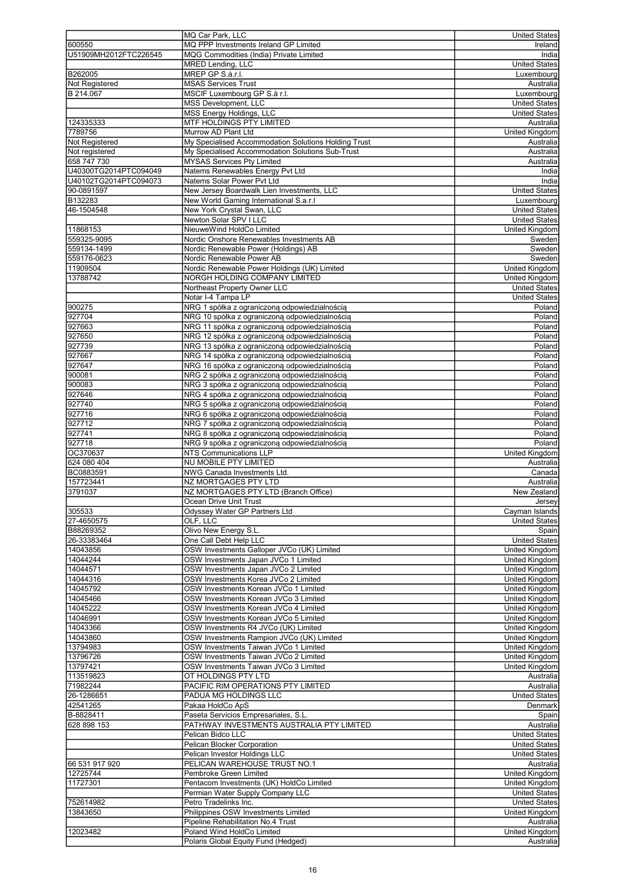| | | |
|---|---|---|
| | MQ Car Park, LLC | United States |
| 600550 | MQ PPP Investments Ireland GP Limited | Ireland |
| U51909MH2012FTC226545 | MQG Commodities (India) Private Limited | India |
| | MRED Lending, LLC | United States |
| B262005 | MREP GP S.à.r.l. | Luxembourg |
| Not Registered | MSAS Services Trust | Australia |
| B 214.067 | MSCIF Luxembourg GP S.à r.l. | Luxembourg |
| | MSS Development, LLC | United States |
| | MSS Energy Holdings, LLC | United States |
| 124335333 | MTF HOLDINGS PTY LIMITED | Australia |
| 7789756 | Murrow AD Plant Ltd | United Kingdom |
| Not Registered | My Specialised Accommodation Solutions Holding Trust | Australia |
| Not registered | My Specialised Accommodation Solutions Sub-Trust | Australia |
| 658 747 730 | MYSAS Services Pty Limited | Australia |
| U40300TG2014PTC094049 | Natems Renewables Energy Pvt Ltd | India |
| U40102TG2014PTC094073 | Natems Solar Power Pvt Ltd | India |
| 90-0891597 | New Jersey Boardwalk Lien Investments, LLC | United States |
| B132283 | New World Gaming International S.a.r.l | Luxembourg |
| 46-1504548 | New York Crystal Swan, LLC | United States |
| | Newton Solar SPV I LLC | United States |
| 11868153 | NieuweWind HoldCo Limited | United Kingdom |
| 559325-9095 | Nordic Onshore Renewables Investments AB | Sweden |
| 559134-1499 | Nordic Renewable Power (Holdings) AB | Sweden |
| 559176-0623 | Nordic Renewable Power AB | Sweden |
| 11909504 | Nordic Renewable Power Holdings (UK) Limited | United Kingdom |
| 13788742 | NORGH HOLDING COMPANY LIMITED | United Kingdom |
| | Northeast Property Owner LLC | United States |
| | Notar I-4 Tampa LP | United States |
| 900275 | NRG 1 spółka z ograniczoną odpowiedzialnością | Poland |
| 927704 | NRG 10 spółka z ograniczoną odpowiedzialnością | Poland |
| 927663 | NRG 11 spółka z ograniczoną odpowiedzialnością | Poland |
| 927650 | NRG 12 spółka z ograniczoną odpowiedzialnością | Poland |
| 927739 | NRG 13 spółka z ograniczoną odpowiedzialnością | Poland |
| 927667 | NRG 14 spółka z ograniczoną odpowiedzialnością | Poland |
| 927647 | NRG 16 spółka z ograniczoną odpowiedzialnością | Poland |
| 900081 | NRG 2 spółka z ograniczoną odpowiedzialnością | Poland |
| 900083 | NRG 3 spółka z ograniczoną odpowiedzialnością | Poland |
| 927646 | NRG 4 spółka z ograniczoną odpowiedzialnością | Poland |
| 927740 | NRG 5 spółka z ograniczoną odpowiedzialnością | Poland |
| 927716 | NRG 6 spółka z ograniczoną odpowiedzialnością | Poland |
| 927712 | NRG 7 spółka z ograniczoną odpowiedzialnością | Poland |
| 927741 | NRG 8 spółka z ograniczoną odpowiedzialnością | Poland |
| 927718 | NRG 9 spółka z ograniczoną odpowiedzialnością | Poland |
| OC370637 | NTS Communications LLP | United Kingdom |
| 624 080 404 | NU MOBILE PTY LIMITED | Australia |
| BC0883591 | NWG Canada Investments Ltd. | Canada |
| 157723441 | NZ MORTGAGES PTY LTD | Australia |
| 3791037 | NZ MORTGAGES PTY LTD (Branch Office) | New Zealand |
| | Ocean Drive Unit Trust | Jersey |
| 305533 | Odyssey Water GP Partners Ltd | Cayman Islands |
| 27-4650575 | OLF, LLC | United States |
| B88269352 | Olivo New Energy S.L. | Spain |
| 26-33383464 | One Call Debt Help LLC | United States |
| 14043856 | OSW Investments Galloper JVCo (UK) Limited | United Kingdom |
| 14044244 | OSW Investments Japan JVCo 1 Limited | United Kingdom |
| 14044571 | OSW Investments Japan JVCo 2 Limited | United Kingdom |
| 14044316 | OSW Investments Korea JVCo 2 Limited | United Kingdom |
| 14045792 | OSW Investments Korean JVCo 1 Limited | United Kingdom |
| 14045466 | OSW Investments Korean JVCo 3 Limited | United Kingdom |
| 14045222 | OSW Investments Korean JVCo 4 Limited | United Kingdom |
| 14046991 | OSW Investments Korean JVCo 5 Limited | United Kingdom |
| 14043366 | OSW Investments R4 JVCo (UK) Limited | United Kingdom |
| 14043860 | OSW Investments Rampion JVCo (UK) Limited | United Kingdom |
| 13794983 | OSW Investments Taiwan JVCo 1 Limited | United Kingdom |
| 13796726 | OSW Investments Taiwan JVCo 2 Limited | United Kingdom |
| 13797421 | OSW Investments Taiwan JVCo 3 Limited | United Kingdom |
| 113519823 | OT HOLDINGS PTY LTD | Australia |
| 71982244 | PACIFIC RIM OPERATIONS PTY LIMITED | Australia |
| 26-1286651 | PADUA MG HOLDINGS LLC | United States |
| 42541265 | Pakaa HoldCo ApS | Denmark |
| B-8828411 | Paseta Servicios Empresariales, S.L. | Spain |
| 628 898 153 | PATHWAY INVESTMENTS AUSTRALIA PTY LIMITED | Australia |
| | Pelican Bidco LLC | United States |
| | Pelican Blocker Corporation | United States |
| | Pelican Investor Holdings LLC | United States |
| 66 531 917 920 | PELICAN WAREHOUSE TRUST NO.1 | Australia |
| 12725744 | Pembroke Green Limited | United Kingdom |
| 11727301 | Pentacom Investments (UK) HoldCo Limited | United Kingdom |
| | Permian Water Supply Company LLC | United States |
| 752614982 | Petro Tradelinks Inc. | United States |
| 13843650 | Philippines OSW Investments Limited | United Kingdom |
| | Pipeline Rehabilitation No.4 Trust | Australia |
| 12023482 | Poland Wind HoldCo Limited | United Kingdom |
| | Polaris Global Equity Fund (Hedged) | Australia |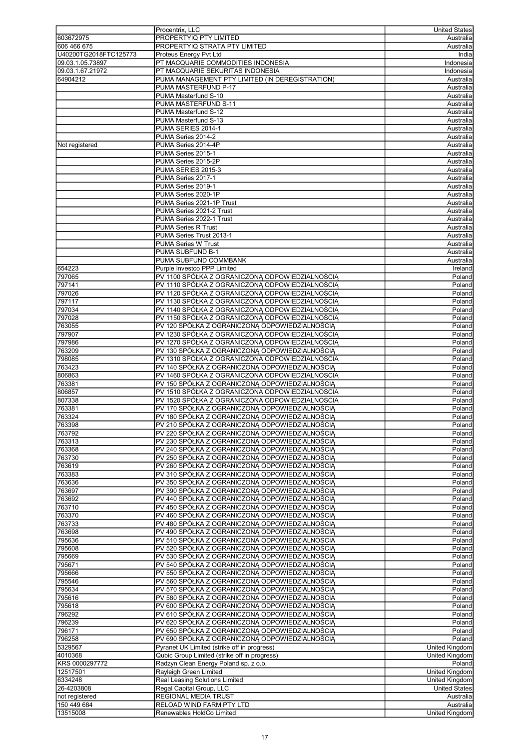| | | |
|---|---|---|
| | Procentrix, LLC | United States |
| 603672975 | PROPERTYIQ PTY LIMITED | Australia |
| 606 466 675 | PROPERTYIQ STRATA PTY LIMITED | Australia |
| U40200TG2018FTC125773 | Proteus Energy Pvt Ltd | India |
| 09.03.1.05.73897 | PT MACQUARIE COMMODITIES INDONESIA | Indonesia |
| 09.03.1.67.21972 | PT MACQUARIE SEKURITAS INDONESIA | Indonesia |
| 64904212 | PUMA MANAGEMENT PTY LIMITED (IN DEREGISTRATION) | Australia |
| | PUMA MASTERFUND P-17 | Australia |
| | PUMA Masterfund S-10 | Australia |
| | PUMA MASTERFUND S-11 | Australia |
| | PUMA Masterfund S-12 | Australia |
| | PUMA Masterfund S-13 | Australia |
| | PUMA SERIES 2014-1 | Australia |
| | PUMA Series 2014-2 | Australia |
| Not registered | PUMA Series 2014-4P | Australia |
| | PUMA Series 2015-1 | Australia |
| | PUMA Series 2015-2P | Australia |
| | PUMA SERIES 2015-3 | Australia |
| | PUMA Series 2017-1 | Australia |
| | PUMA Series 2019-1 | Australia |
| | PUMA Series 2020-1P | Australia |
| | PUMA Series 2021-1P Trust | Australia |
| | PUMA Series 2021-2 Trust | Australia |
| | PUMA Series 2022-1 Trust | Australia |
| | PUMA Series R Trust | Australia |
| | PUMA Series Trust 2013-1 | Australia |
| | PUMA Series W Trust | Australia |
| | PUMA SUBFUND B-1 | Australia |
| | PUMA SUBFUND COMMBANK | Australia |
| 654223 | Purple Investco PPP Limited | Ireland |
| 797065 | PV 1100 SPÓŁKA Z OGRANICZONĄ ODPOWIEDZIALNOŚCIĄ | Poland |
| 797141 | PV 1110 SPÓŁKA Z OGRANICZONĄ ODPOWIEDZIALNOŚCIĄ | Poland |
| 797026 | PV 1120 SPÓŁKA Z OGRANICZONĄ ODPOWIEDZIALNOŚCIĄ | Poland |
| 797117 | PV 1130 SPÓŁKA Z OGRANICZONĄ ODPOWIEDZIALNOŚCIĄ | Poland |
| 797034 | PV 1140 SPÓŁKA Z OGRANICZONĄ ODPOWIEDZIALNOŚCIĄ | Poland |
| 797028 | PV 1150 SPÓŁKA Z OGRANICZONĄ ODPOWIEDZIALNOŚCIĄ | Poland |
| 763055 | PV 120 SPÓŁKA Z OGRANICZONĄ ODPOWIEDZIALNOŚCIĄ | Poland |
| 797907 | PV 1230 SPÓŁKA Z OGRANICZONĄ ODPOWIEDZIALNOŚCIĄ | Poland |
| 797986 | PV 1270 SPÓŁKA Z OGRANICZONĄ ODPOWIEDZIALNOŚCIĄ | Poland |
| 763209 | PV 130 SPÓŁKA Z OGRANICZONĄ ODPOWIEDZIALNOŚCIĄ | Poland |
| 798085 | PV 1310 SPÓŁKA Z OGRANICZONA ODPOWIEDZIALNOSCIA | Poland |
| 763423 | PV 140 SPÓŁKA Z OGRANICZONĄ ODPOWIEDZIALNOŚCIĄ | Poland |
| 806863 | PV 1460 SPÓŁKA Z OGRANICZONA ODPOWIEDZIALNOSCIA | Poland |
| 763381 | PV 150 SPÓŁKA Z OGRANICZONĄ ODPOWIEDZIALNOŚCIĄ | Poland |
| 806857 | PV 1510 SPÓŁKA Z OGRANICZONA ODPOWIEDZIALNOSCIA | Poland |
| 807338 | PV 1520 SPÓŁKA Z OGRANICZONA ODPOWIEDZIALNOSCIA | Poland |
| 763381 | PV 170 SPÓŁKA Z OGRANICZONĄ ODPOWIEDZIALNOŚCIĄ | Poland |
| 763324 | PV 180 SPÓŁKA Z OGRANICZONĄ ODPOWIEDZIALNOŚCIĄ | Poland |
| 763398 | PV 210 SPÓŁKA Z OGRANICZONĄ ODPOWIEDZIALNOŚCIĄ | Poland |
| 763792 | PV 220 SPÓŁKA Z OGRANICZONĄ ODPOWIEDZIALNOŚCIĄ | Poland |
| 763313 | PV 230 SPÓŁKA Z OGRANICZONĄ ODPOWIEDZIALNOŚCIĄ | Poland |
| 763368 | PV 240 SPÓŁKA Z OGRANICZONĄ ODPOWIEDZIALNOŚCIĄ | Poland |
| 763730 | PV 250 SPÓŁKA Z OGRANICZONĄ ODPOWIEDZIALNOŚCIĄ | Poland |
| 763619 | PV 260 SPÓŁKA Z OGRANICZONĄ ODPOWIEDZIALNOŚCIĄ | Poland |
| 763383 | PV 310 SPÓŁKA Z OGRANICZONĄ ODPOWIEDZIALNOŚCIĄ | Poland |
| 763636 | PV 350 SPÓŁKA Z OGRANICZONĄ ODPOWIEDZIALNOŚCIĄ | Poland |
| 763697 | PV 390 SPÓŁKA Z OGRANICZONĄ ODPOWIEDZIALNOŚCIĄ | Poland |
| 763692 | PV 440 SPÓŁKA Z OGRANICZONĄ ODPOWIEDZIALNOŚCIĄ | Poland |
| 763710 | PV 450 SPÓŁKA Z OGRANICZONĄ ODPOWIEDZIALNOŚCIĄ | Poland |
| 763370 | PV 460 SPÓŁKA Z OGRANICZONĄ ODPOWIEDZIALNOŚCIĄ | Poland |
| 763733 | PV 480 SPÓŁKA Z OGRANICZONĄ ODPOWIEDZIALNOŚCIĄ | Poland |
| 763698 | PV 490 SPÓŁKA Z OGRANICZONĄ ODPOWIEDZIALNOŚCIĄ | Poland |
| 795636 | PV 510 SPÓŁKA Z OGRANICZONA ODPOWIEDZIALNOSCIA | Poland |
| 795608 | PV 520 SPÓŁKA Z OGRANICZONĄ ODPOWIEDZIALNOŚCIĄ | Poland |
| 795669 | PV 530 SPÓŁKA Z OGRANICZONĄ ODPOWIEDZIALNOŚCIĄ | Poland |
| 795671 | PV 540 SPÓŁKA Z OGRANICZONĄ ODPOWIEDZIALNOŚCIĄ | Poland |
| 795666 | PV 550 SPÓŁKA Z OGRANICZONĄ ODPOWIEDZIALNOŚCIĄ | Poland |
| 795546 | PV 560 SPÓŁKA Z OGRANICZONĄ ODPOWIEDZIALNOŚCIĄ | Poland |
| 795634 | PV 570 SPÓŁKA Z OGRANICZONĄ ODPOWIEDZIALNOŚCIĄ | Poland |
| 795616 | PV 580 SPÓŁKA Z OGRANICZONA ODPOWIEDZIALNOSCIA | Poland |
| 795618 | PV 600 SPÓŁKA Z OGRANICZONĄ ODPOWIEDZIALNOŚCIĄ | Poland |
| 796292 | PV 610 SPÓŁKA Z OGRANICZONĄ ODPOWIEDZIALNOŚCIĄ | Poland |
| 796239 | PV 620 SPÓŁKA Z OGRANICZONĄ ODPOWIEDZIALNOŚCIĄ | Poland |
| 796171 | PV 650 SPÓŁKA Z OGRANICZONĄ ODPOWIEDZIALNOŚCIĄ | Poland |
| 796258 | PV 690 SPÓŁKA Z OGRANICZONĄ ODPOWIEDZIALNOŚCIĄ | Poland |
| 5329567 | Pyranet UK Limited (strike off in progress) | United Kingdom |
| 4010368 | Qubic Group Limited (strike off in progress) | United Kingdom |
| KRS 0000297772 | Radzyn Clean Energy Poland sp. z o.o. | Poland |
| 12517501 | Rayleigh Green Limited | United Kingdom |
| 6334248 | Real Leasing Solutions Limited | United Kingdom |
| 26-4203808 | Regal Capital Group, LLC | United States |
| not registered | REGIONAL MEDIA TRUST | Australia |
| 150 449 684 | RELOAD WIND FARM PTY LTD | Australia |
| 13515008 | Renewables HoldCo Limited | United Kingdom |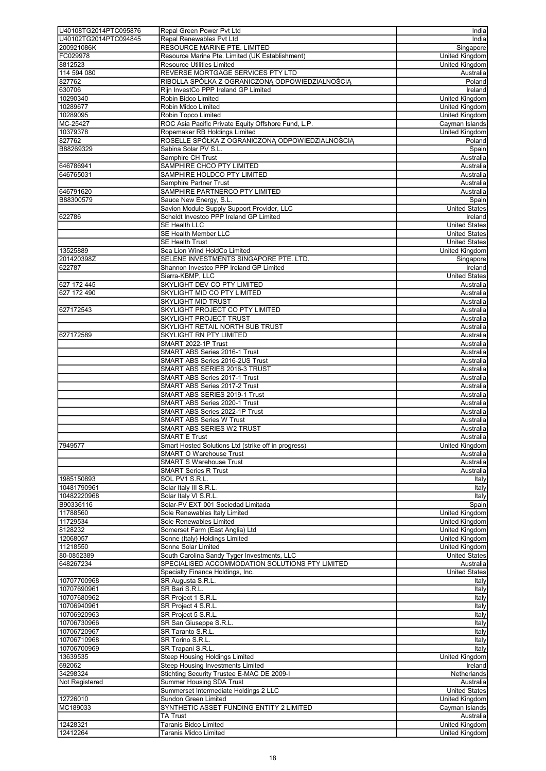| | | |
|---|---|---|
| U40108TG2014PTC095876 | Repal Green Power Pvt Ltd | India |
| U40102TG2014PTC094845 | Repal Renewables Pvt Ltd | India |
| 200921086K | RESOURCE MARINE PTE. LIMITED | Singapore |
| FC029978 | Resource Marine Pte. Limited (UK Establishment) | United Kingdom |
| 8812523 | Resource Utilities Limited | United Kingdom |
| 114 594 080 | REVERSE MORTGAGE SERVICES PTY LTD | Australia |
| 827762 | RIBOLLA SPÓŁKA Z OGRANICZONĄ ODPOWIEDZIALNOŚCIĄ | Poland |
| 630706 | Rijn InvestCo PPP Ireland GP Limited | Ireland |
| 10290340 | Robin Bidco Limited | United Kingdom |
| 10289677 | Robin Midco Limited | United Kingdom |
| 10289095 | Robin Topco Limited | United Kingdom |
| MC-25427 | ROC Asia Pacific Private Equity Offshore Fund, L.P. | Cayman Islands |
| 10379378 | Ropemaker RB Holdings Limited | United Kingdom |
| 827762 | ROSELLE SPÓŁKA Z OGRANICZONĄ ODPOWIEDZIALNOŚCIĄ | Poland |
| B88269329 | Sabina Solar PV S.L. | Spain |
| | Samphire CH Trust | Australia |
| 646786941 | SAMPHIRE CHCO PTY LIMITED | Australia |
| 646765031 | SAMPHIRE HOLDCO PTY LIMITED | Australia |
| | Samphire Partner Trust | Australia |
| 646791620 | SAMPHIRE PARTNERCO PTY LIMITED | Australia |
| B88300579 | Sauce New Energy, S.L. | Spain |
| | Savion Module Supply Support Provider, LLC | United States |
| 622786 | Scheldt Investco PPP Ireland GP Limited | Ireland |
| | SE Health LLC | United States |
| | SE Health Member LLC | United States |
| | SE Health Trust | United States |
| 13525889 | Sea Lion Wind HoldCo Limited | United Kingdom |
| 201420398Z | SELENE INVESTMENTS SINGAPORE PTE. LTD. | Singapore |
| 622787 | Shannon Investco PPP Ireland GP Limited | Ireland |
| | Sierra-KBMP, LLC | United States |
| 627 172 445 | SKYLIGHT DEV CO PTY LIMITED | Australia |
| 627 172 490 | SKYLIGHT MID CO PTY LIMITED | Australia |
| | SKYLIGHT MID TRUST | Australia |
| 627172543 | SKYLIGHT PROJECT CO PTY LIMITED | Australia |
| | SKYLIGHT PROJECT TRUST | Australia |
| | SKYLIGHT RETAIL NORTH SUB TRUST | Australia |
| 627172589 | SKYLIGHT RN PTY LIMITED | Australia |
| | SMART 2022-1P Trust | Australia |
| | SMART ABS Series 2016-1 Trust | Australia |
| | SMART ABS Series 2016-2US Trust | Australia |
| | SMART ABS SERIES 2016-3 TRUST | Australia |
| | SMART ABS Series 2017-1 Trust | Australia |
| | SMART ABS Series 2017-2 Trust | Australia |
| | SMART ABS SERIES 2019-1 Trust | Australia |
| | SMART ABS Series 2020-1 Trust | Australia |
| | SMART ABS Series 2022-1P Trust | Australia |
| | SMART ABS Series W Trust | Australia |
| | SMART ABS SERIES W2 TRUST | Australia |
| | SMART E Trust | Australia |
| 7949577 | Smart Hosted Solutions Ltd (strike off in progress) | United Kingdom |
| | SMART O Warehouse Trust | Australia |
| | SMART S Warehouse Trust | Australia |
| | SMART Series R Trust | Australia |
| 1985150893 | SOL PV1 S.R.L. | Italy |
| 10481790961 | Solar Italy III S.R.L. | Italy |
| 10482220968 | Solar Italy VI S.R.L. | Italy |
| B90336116 | Solar-PV EXT 001 Sociedad Limitada | Spain |
| 11788560 | Sole Renewables Italy Limited | United Kingdom |
| 11729534 | Sole Renewables Limited | United Kingdom |
| 8128232 | Somerset Farm (East Anglia) Ltd | United Kingdom |
| 12068057 | Sonne (Italy) Holdings Limited | United Kingdom |
| 11218550 | Sonne Solar Limited | United Kingdom |
| 80-0852389 | South Carolina Sandy Tyger Investments, LLC | United States |
| 648267234 | SPECIALISED ACCOMMODATION SOLUTIONS PTY LIMITED | Australia |
| | Specialty Finance Holdings, Inc. | United States |
| 10707700968 | SR Augusta S.R.L. | Italy |
| 10707690961 | SR Bari S.R.L. | Italy |
| 10707680962 | SR Project 1 S.R.L. | Italy |
| 10706940961 | SR Project 4 S.R.L. | Italy |
| 10706920963 | SR Project 5 S.R.L. | Italy |
| 10706730966 | SR San Giuseppe S.R.L. | Italy |
| 10706720967 | SR Taranto S.R.L. | Italy |
| 10706710968 | SR Torino S.R.L. | Italy |
| 10706700969 | SR Trapani S.R.L. | Italy |
| 13639535 | Steep Housing Holdings Limited | United Kingdom |
| 692062 | Steep Housing Investments Limited | Ireland |
| 34298324 | Stichting Security Trustee E-MAC DE 2009-I | Netherlands |
| Not Registered | Summer Housing SDA Trust | Australia |
| | Summerset Intermediate Holdings 2 LLC | United States |
| 12726010 | Sundon Green Limited | United Kingdom |
| MC189033 | SYNTHETIC ASSET FUNDING ENTITY 2 LIMITED | Cayman Islands |
| | TA Trust | Australia |
| 12428321 | Taranis Bidco Limited | United Kingdom |
| 12412264 | Taranis Midco Limited | United Kingdom |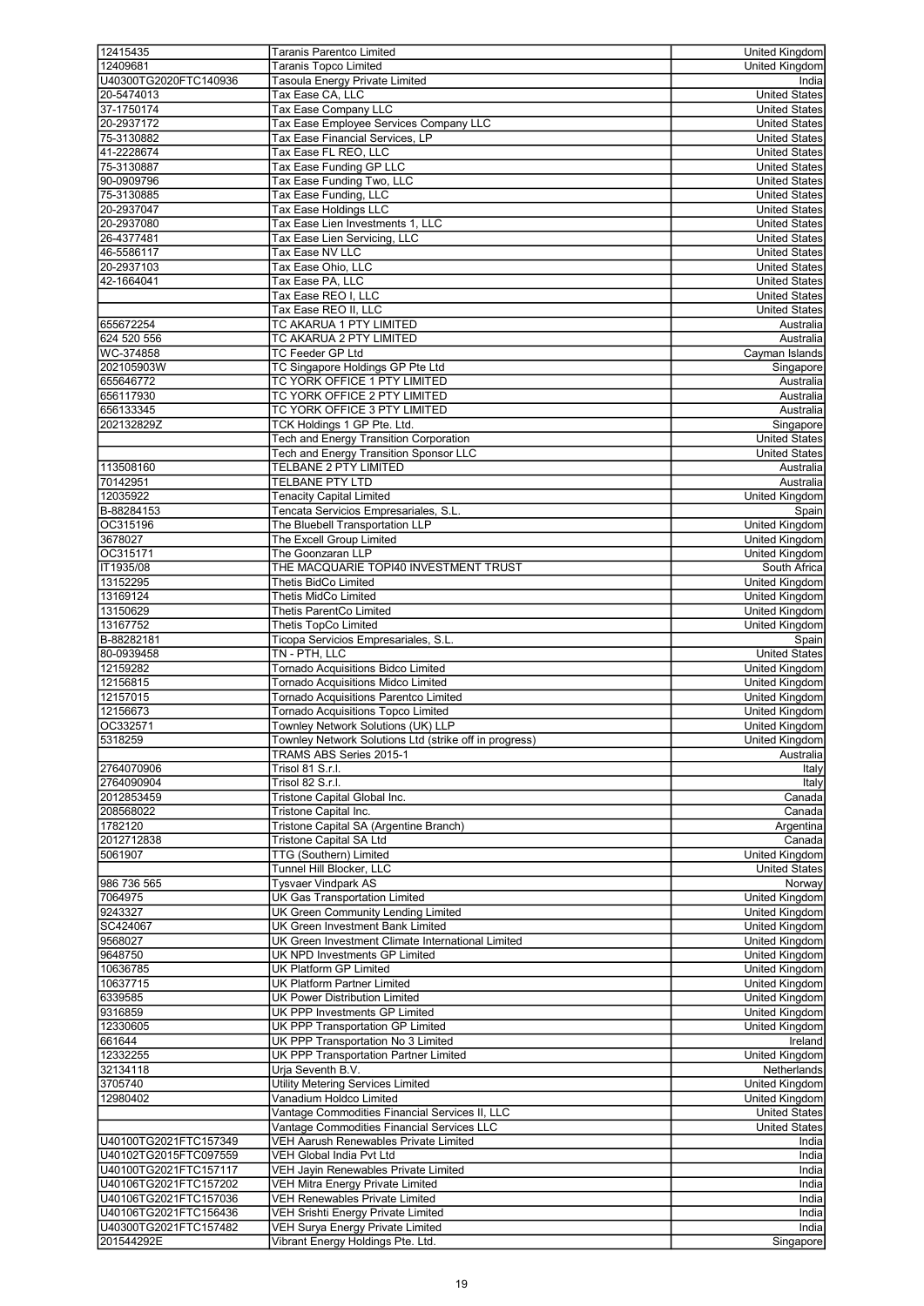| | | |
|---|---|---|
| 12415435 | Taranis Parentco Limited | United Kingdom |
| 12409681 | Taranis Topco Limited | United Kingdom |
| U40300TG2020FTC140936 | Tasoula Energy Private Limited | India |
| 20-5474013 | Tax Ease CA, LLC | United States |
| 37-1750174 | Tax Ease Company LLC | United States |
| 20-2937172 | Tax Ease Employee Services Company LLC | United States |
| 75-3130882 | Tax Ease Financial Services, LP | United States |
| 41-2228674 | Tax Ease FL REO, LLC | United States |
| 75-3130887 | Tax Ease Funding GP LLC | United States |
| 90-0909796 | Tax Ease Funding Two, LLC | United States |
| 75-3130885 | Tax Ease Funding, LLC | United States |
| 20-2937047 | Tax Ease Holdings LLC | United States |
| 20-2937080 | Tax Ease Lien Investments 1, LLC | United States |
| 26-4377481 | Tax Ease Lien Servicing, LLC | United States |
| 46-5586117 | Tax Ease NV LLC | United States |
| 20-2937103 | Tax Ease Ohio, LLC | United States |
| 42-1664041 | Tax Ease PA, LLC | United States |
| | Tax Ease REO I, LLC | United States |
| | Tax Ease REO II, LLC | United States |
| 655672254 | TC AKARUA 1 PTY LIMITED | Australia |
| 624 520 556 | TC AKARUA 2 PTY LIMITED | Australia |
| WC-374858 | TC Feeder GP Ltd | Cayman Islands |
| 202105903W | TC Singapore Holdings GP Pte Ltd | Singapore |
| 655646772 | TC YORK OFFICE 1 PTY LIMITED | Australia |
| 656117930 | TC YORK OFFICE 2 PTY LIMITED | Australia |
| 656133345 | TC YORK OFFICE 3 PTY LIMITED | Australia |
| 202132829Z | TCK Holdings 1 GP Pte. Ltd. | Singapore |
| | Tech and Energy Transition Corporation | United States |
| | Tech and Energy Transition Sponsor LLC | United States |
| 113508160 | TELBANE 2 PTY LIMITED | Australia |
| 70142951 | TELBANE PTY LTD | Australia |
| 12035922 | Tenacity Capital Limited | United Kingdom |
| B-88284153 | Tencata Servicios Empresariales, S.L. | Spain |
| OC315196 | The Bluebell Transportation LLP | United Kingdom |
| 3678027 | The Excell Group Limited | United Kingdom |
| OC315171 | The Goonzaran LLP | United Kingdom |
| IT1935/08 | THE MACQUARIE TOPI40 INVESTMENT TRUST | South Africa |
| 13152295 | Thetis BidCo Limited | United Kingdom |
| 13169124 | Thetis MidCo Limited | United Kingdom |
| 13150629 | Thetis ParentCo Limited | United Kingdom |
| 13167752 | Thetis TopCo Limited | United Kingdom |
| B-88282181 | Ticopa Servicios Empresariales, S.L. | Spain |
| 80-0939458 | TN - PTH, LLC | United States |
| 12159282 | Tornado Acquisitions Bidco Limited | United Kingdom |
| 12156815 | Tornado Acquisitions Midco Limited | United Kingdom |
| 12157015 | Tornado Acquisitions Parentco Limited | United Kingdom |
| 12156673 | Tornado Acquisitions Topco Limited | United Kingdom |
| OC332571 | Townley Network Solutions (UK) LLP | United Kingdom |
| 5318259 | Townley Network Solutions Ltd (strike off in progress) | United Kingdom |
| | TRAMS ABS Series 2015-1 | Australia |
| 2764070906 | Trisol 81 S.r.l. | Italy |
| 2764090904 | Trisol 82 S.r.l. | Italy |
| 2012853459 | Tristone Capital Global Inc. | Canada |
| 208568022 | Tristone Capital Inc. | Canada |
| 1782120 | Tristone Capital SA (Argentine Branch) | Argentina |
| 2012712838 | Tristone Capital SA Ltd | Canada |
| 5061907 | TTG (Southern) Limited | United Kingdom |
| | Tunnel Hill Blocker, LLC | United States |
| 986 736 565 | Tysvaer Vindpark AS | Norway |
| 7064975 | UK Gas Transportation Limited | United Kingdom |
| 9243327 | UK Green Community Lending Limited | United Kingdom |
| SC424067 | UK Green Investment Bank Limited | United Kingdom |
| 9568027 | UK Green Investment Climate International Limited | United Kingdom |
| 9648750 | UK NPD Investments GP Limited | United Kingdom |
| 10636785 | UK Platform GP Limited | United Kingdom |
| 10637715 | UK Platform Partner Limited | United Kingdom |
| 6339585 | UK Power Distribution Limited | United Kingdom |
| 9316859 | UK PPP Investments GP Limited | United Kingdom |
| 12330605 | UK PPP Transportation GP Limited | United Kingdom |
| 661644 | UK PPP Transportation No 3 Limited | Ireland |
| 12332255 | UK PPP Transportation Partner Limited | United Kingdom |
| 32134118 | Urja Seventh B.V. | Netherlands |
| 3705740 | Utility Metering Services Limited | United Kingdom |
| 12980402 | Vanadium Holdco Limited | United Kingdom |
| | Vantage Commodities Financial Services II, LLC | United States |
| | Vantage Commodities Financial Services LLC | United States |
| U40100TG2021FTC157349 | VEH Aarush Renewables Private Limited | India |
| U40102TG2015FTC097559 | VEH Global India Pvt Ltd | India |
| U40100TG2021FTC157117 | VEH Jayin Renewables Private Limited | India |
| U40106TG2021FTC157202 | VEH Mitra Energy Private Limited | India |
| U40106TG2021FTC157036 | VEH Renewables Private Limited | India |
| U40106TG2021FTC156436 | VEH Srishti Energy Private Limited | India |
| U40300TG2021FTC157482 | VEH Surya Energy Private Limited | India |
| 201544292E | Vibrant Energy Holdings Pte. Ltd. | Singapore |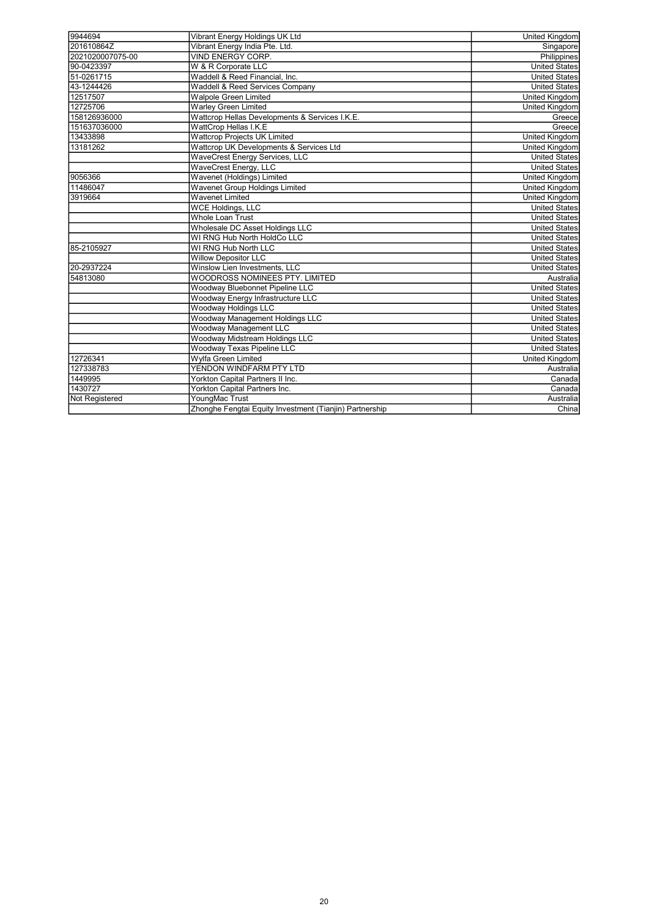| | | |
|---|---|---|
| 9944694 | Vibrant Energy Holdings UK Ltd | United Kingdom |
| 201610864Z | Vibrant Energy India Pte. Ltd. | Singapore |
| 2021020007075-00 | VIND ENERGY CORP. | Philippines |
| 90-0423397 | W & R Corporate LLC | United States |
| 51-0261715 | Waddell & Reed Financial, Inc. | United States |
| 43-1244426 | Waddell & Reed Services Company | United States |
| 12517507 | Walpole Green Limited | United Kingdom |
| 12725706 | Warley Green Limited | United Kingdom |
| 158126936000 | Wattcrop Hellas Developments & Services I.K.E. | Greece |
| 151637036000 | WattCrop Hellas I.K.E | Greece |
| 13433898 | Wattcrop Projects UK Limited | United Kingdom |
| 13181262 | Wattcrop UK Developments & Services Ltd | United Kingdom |
| | WaveCrest Energy Services, LLC | United States |
| | WaveCrest Energy, LLC | United States |
| 9056366 | Wavenet (Holdings) Limited | United Kingdom |
| 11486047 | Wavenet Group Holdings Limited | United Kingdom |
| 3919664 | Wavenet Limited | United Kingdom |
| | WCE Holdings, LLC | United States |
| | Whole Loan Trust | United States |
| | Wholesale DC Asset Holdings LLC | United States |
| | WI RNG Hub North HoldCo LLC | United States |
| 85-2105927 | WI RNG Hub North LLC | United States |
| | Willow Depositor LLC | United States |
| 20-2937224 | Winslow Lien Investments, LLC | United States |
| 54813080 | WOODROSS NOMINEES PTY. LIMITED | Australia |
| | Woodway Bluebonnet Pipeline LLC | United States |
| | Woodway Energy Infrastructure LLC | United States |
| | Woodway Holdings LLC | United States |
| | Woodway Management Holdings LLC | United States |
| | Woodway Management LLC | United States |
| | Woodway Midstream Holdings LLC | United States |
| | Woodway Texas Pipeline LLC | United States |
| 12726341 | Wylfa Green Limited | United Kingdom |
| 127338783 | YENDON WINDFARM PTY LTD | Australia |
| 1449995 | Yorkton Capital Partners II Inc. | Canada |
| 1430727 | Yorkton Capital Partners Inc. | Canada |
| Not Registered | YoungMac Trust | Australia |
| | Zhonghe Fengtai Equity Investment (Tianjin) Partnership | China |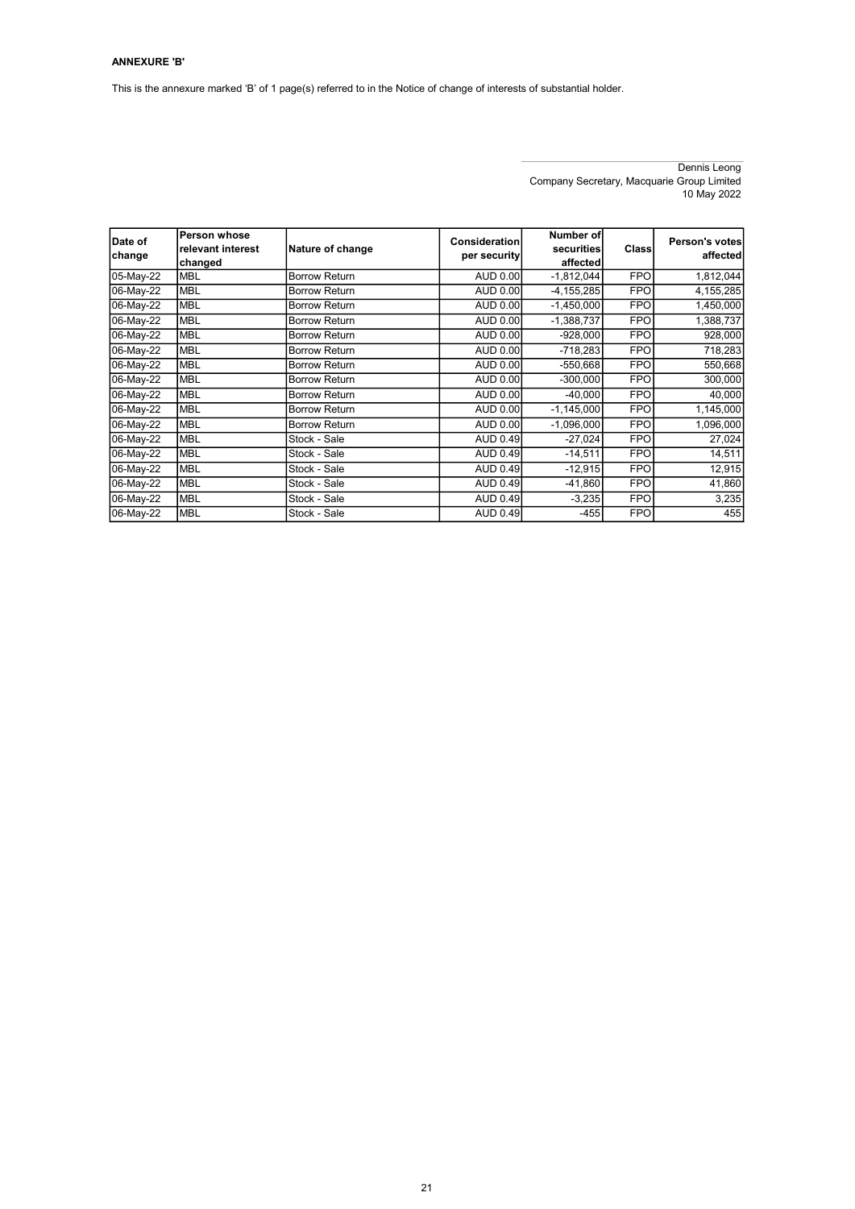**ANNEXURE 'B'**

This is the annexure marked 'B' of 1 page(s) referred to in the Notice of change of interests of substantial holder.

Dennis Leong
Company Secretary, Macquarie Group Limited
10 May 2022

| Date of change | Person whose relevant interest changed | Nature of change | Consideration per security | Number of securities affected | Class | Person's votes affected |
|---|---|---|---|---|---|---|
| 05-May-22 | MBL | Borrow Return | AUD 0.00 | -1,812,044 | FPO | 1,812,044 |
| 06-May-22 | MBL | Borrow Return | AUD 0.00 | -4,155,285 | FPO | 4,155,285 |
| 06-May-22 | MBL | Borrow Return | AUD 0.00 | -1,450,000 | FPO | 1,450,000 |
| 06-May-22 | MBL | Borrow Return | AUD 0.00 | -1,388,737 | FPO | 1,388,737 |
| 06-May-22 | MBL | Borrow Return | AUD 0.00 | -928,000 | FPO | 928,000 |
| 06-May-22 | MBL | Borrow Return | AUD 0.00 | -718,283 | FPO | 718,283 |
| 06-May-22 | MBL | Borrow Return | AUD 0.00 | -550,668 | FPO | 550,668 |
| 06-May-22 | MBL | Borrow Return | AUD 0.00 | -300,000 | FPO | 300,000 |
| 06-May-22 | MBL | Borrow Return | AUD 0.00 | -40,000 | FPO | 40,000 |
| 06-May-22 | MBL | Borrow Return | AUD 0.00 | -1,145,000 | FPO | 1,145,000 |
| 06-May-22 | MBL | Borrow Return | AUD 0.00 | -1,096,000 | FPO | 1,096,000 |
| 06-May-22 | MBL | Stock - Sale | AUD 0.49 | -27,024 | FPO | 27,024 |
| 06-May-22 | MBL | Stock - Sale | AUD 0.49 | -14,511 | FPO | 14,511 |
| 06-May-22 | MBL | Stock - Sale | AUD 0.49 | -12,915 | FPO | 12,915 |
| 06-May-22 | MBL | Stock - Sale | AUD 0.49 | -41,860 | FPO | 41,860 |
| 06-May-22 | MBL | Stock - Sale | AUD 0.49 | -3,235 | FPO | 3,235 |
| 06-May-22 | MBL | Stock - Sale | AUD 0.49 | -455 | FPO | 455 |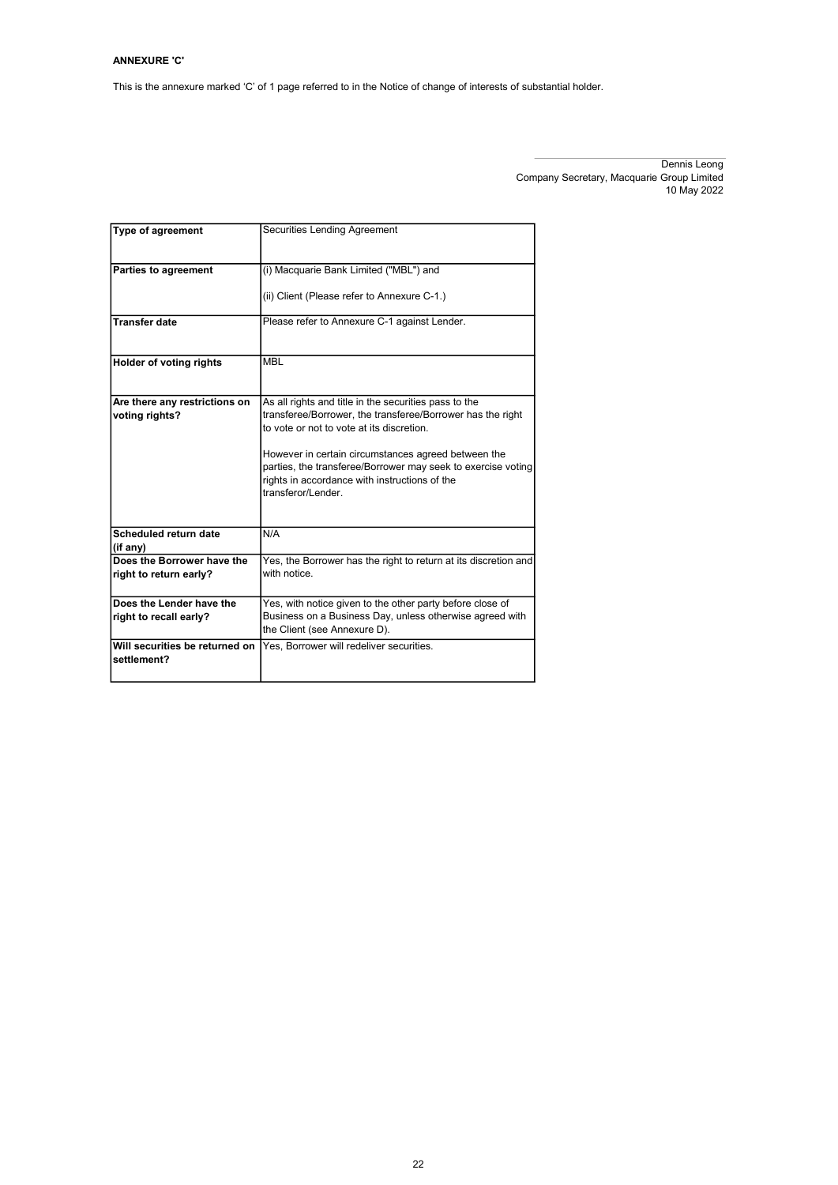**ANNEXURE 'C'**

This is the annexure marked 'C' of 1 page referred to in the Notice of change of interests of substantial holder.

Dennis Leong
Company Secretary, Macquarie Group Limited
10 May 2022

| **Type of agreement** | Securities Lending Agreement |
|---|---|
| **Parties to agreement** | (i) Macquarie Bank Limited ("MBL") and<br><br>(ii) Client (Please refer to Annexure C-1.) |
| **Transfer date** | Please refer to Annexure C-1 against Lender. |
| **Holder of voting rights** | MBL |
| **Are there any restrictions on voting rights?** | As all rights and title in the securities pass to the transferee/Borrower, the transferee/Borrower has the right to vote or not to vote at its discretion.<br><br>However in certain circumstances agreed between the parties, the transferee/Borrower may seek to exercise voting rights in accordance with instructions of the transferor/Lender. |
| **Scheduled return date (if any)** | N/A |
| **Does the Borrower have the right to return early?** | Yes, the Borrower has the right to return at its discretion and with notice. |
| **Does the Lender have the right to recall early?** | Yes, with notice given to the other party before close of Business on a Business Day, unless otherwise agreed with the Client (see Annexure D). |
| **Will securities be returned on settlement?** | Yes, Borrower will redeliver securities. |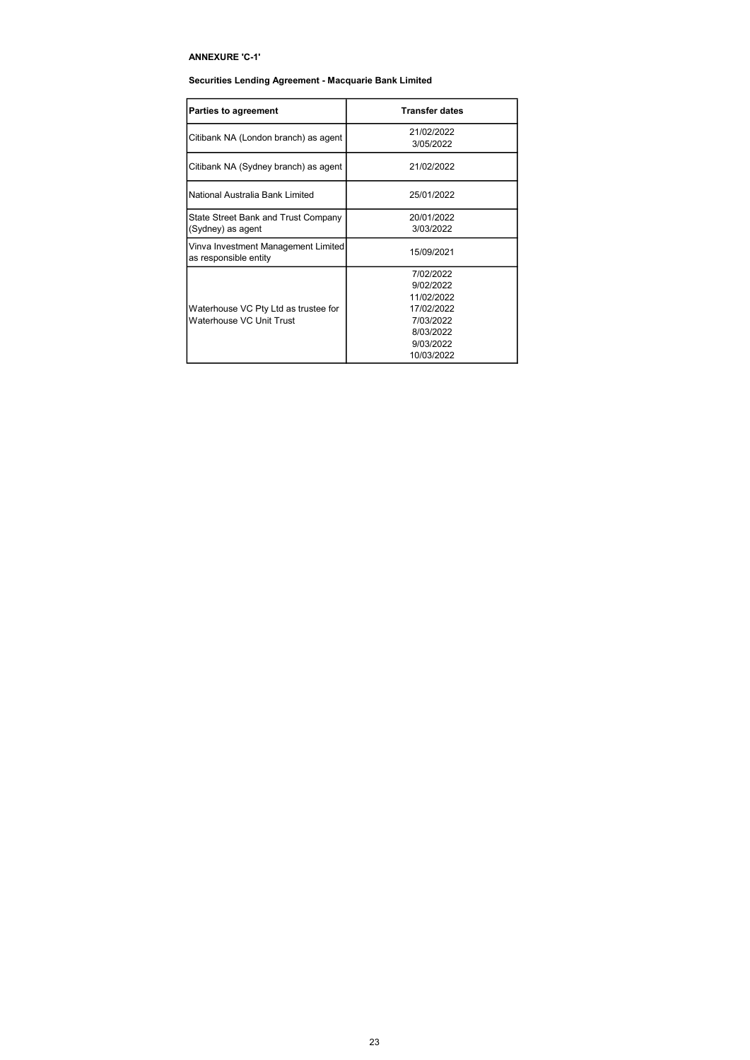**ANNEXURE 'C-1'**

**Securities Lending Agreement - Macquarie Bank Limited**

| Parties to agreement | Transfer dates |
|---|---|
| Citibank NA (London branch) as agent | 21/02/2022<br>3/05/2022 |
| Citibank NA (Sydney branch) as agent | 21/02/2022 |
| National Australia Bank Limited | 25/01/2022 |
| State Street Bank and Trust Company (Sydney) as agent | 20/01/2022<br>3/03/2022 |
| Vinva Investment Management Limited as responsible entity | 15/09/2021 |
| Waterhouse VC Pty Ltd as trustee for Waterhouse VC Unit Trust | 7/02/2022<br>9/02/2022<br>11/02/2022<br>17/02/2022<br>7/03/2022<br>8/03/2022<br>9/03/2022<br>10/03/2022 |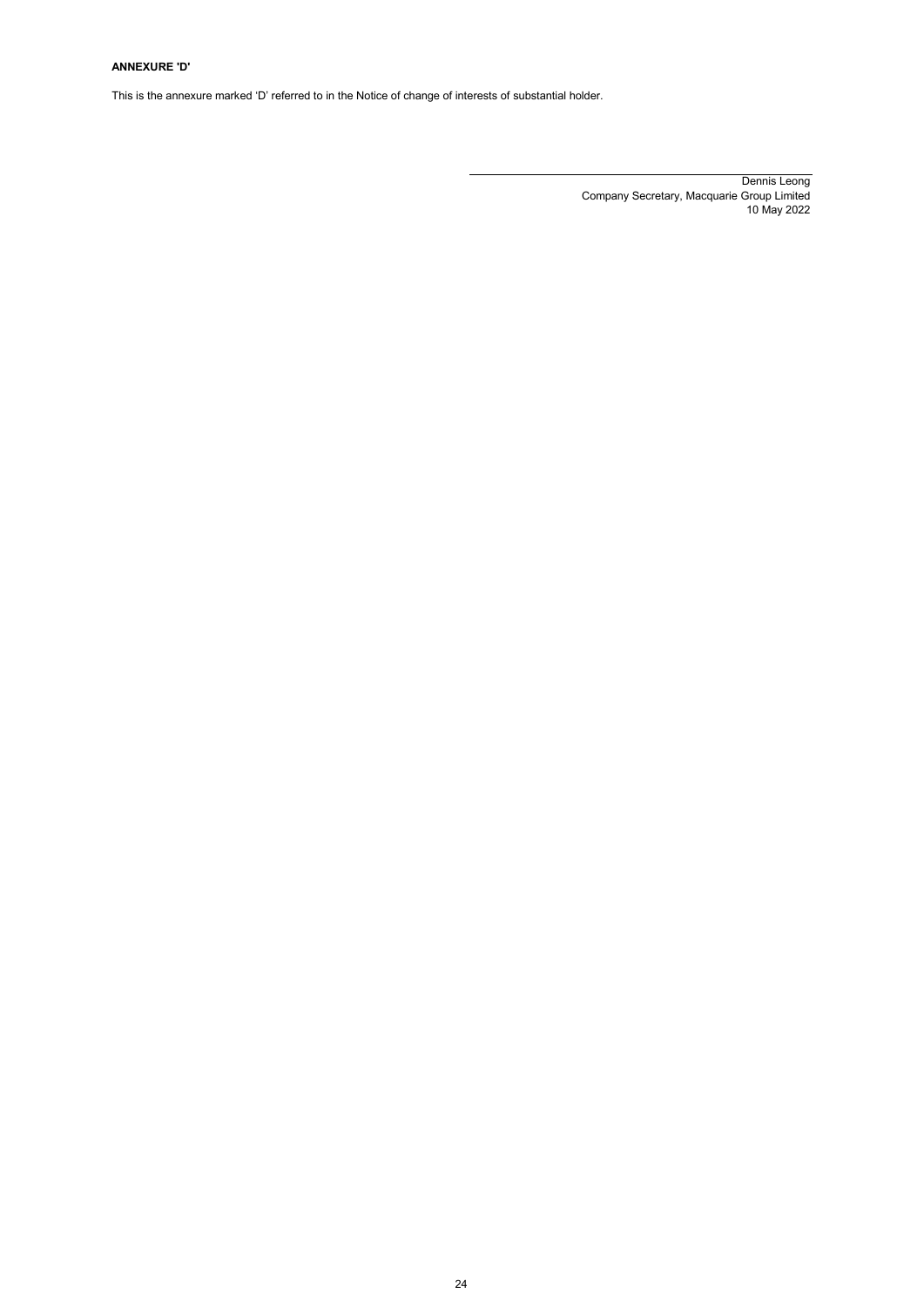**ANNEXURE 'D'**

This is the annexure marked 'D' referred to in the Notice of change of interests of substantial holder.

---

Dennis Leong
Company Secretary, Macquarie Group Limited
10 May 2022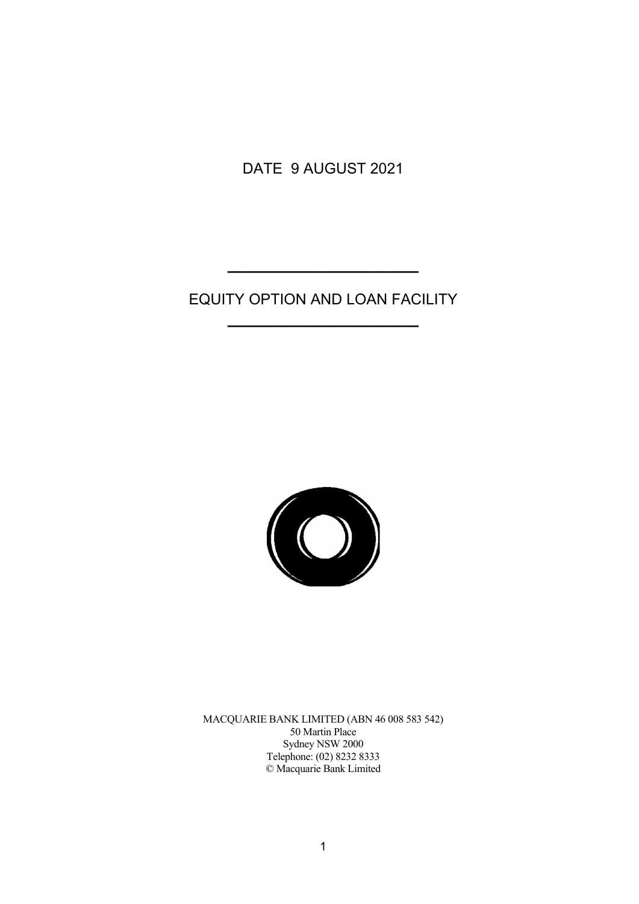DATE 9 AUGUST 2021

---

# EQUITY OPTION AND LOAN FACILITY

---

MACQUARIE BANK LIMITED (ABN 46 008 583 542)
50 Martin Place
Sydney NSW 2000
Telephone: (02) 8232 8333
© Macquarie Bank Limited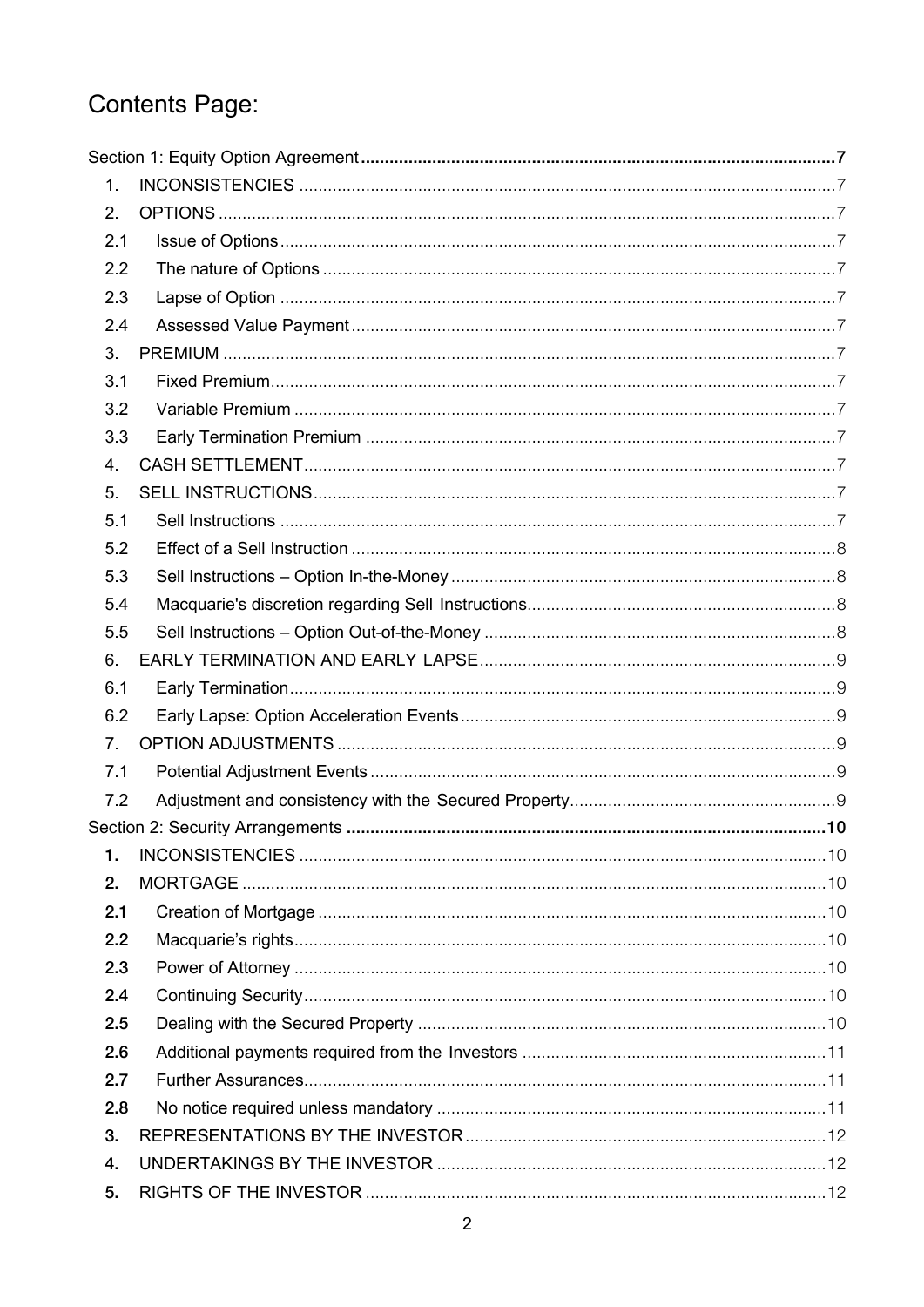# Contents Page:

| | | |
|---|---|---|
| **Section 1: Equity Option Agreement** | | **7** |
| 1. | INCONSISTENCIES | 7 |
| 2. | OPTIONS | 7 |
| 2.1 | Issue of Options | 7 |
| 2.2 | The nature of Options | 7 |
| 2.3 | Lapse of Option | 7 |
| 2.4 | Assessed Value Payment | 7 |
| 3. | PREMIUM | 7 |
| 3.1 | Fixed Premium | 7 |
| 3.2 | Variable Premium | 7 |
| 3.3 | Early Termination Premium | 7 |
| 4. | CASH SETTLEMENT | 7 |
| 5. | SELL INSTRUCTIONS | 7 |
| 5.1 | Sell Instructions | 7 |
| 5.2 | Effect of a Sell Instruction | 8 |
| 5.3 | Sell Instructions – Option In-the-Money | 8 |
| 5.4 | Macquarie's discretion regarding Sell Instructions | 8 |
| 5.5 | Sell Instructions – Option Out-of-the-Money | 8 |
| 6. | EARLY TERMINATION AND EARLY LAPSE | 9 |
| 6.1 | Early Termination | 9 |
| 6.2 | Early Lapse: Option Acceleration Events | 9 |
| 7. | OPTION ADJUSTMENTS | 9 |
| 7.1 | Potential Adjustment Events | 9 |
| 7.2 | Adjustment and consistency with the Secured Property | 9 |
| **Section 2: Security Arrangements** | | **10** |
| **1.** | INCONSISTENCIES | 10 |
| **2.** | MORTGAGE | 10 |
| **2.1** | Creation of Mortgage | 10 |
| **2.2** | Macquarie's rights | 10 |
| **2.3** | Power of Attorney | 10 |
| **2.4** | Continuing Security | 10 |
| **2.5** | Dealing with the Secured Property | 10 |
| **2.6** | Additional payments required from the Investors | 11 |
| **2.7** | Further Assurances | 11 |
| **2.8** | No notice required unless mandatory | 11 |
| **3.** | REPRESENTATIONS BY THE INVESTOR | 12 |
| **4.** | UNDERTAKINGS BY THE INVESTOR | 12 |
| **5.** | RIGHTS OF THE INVESTOR | 12 |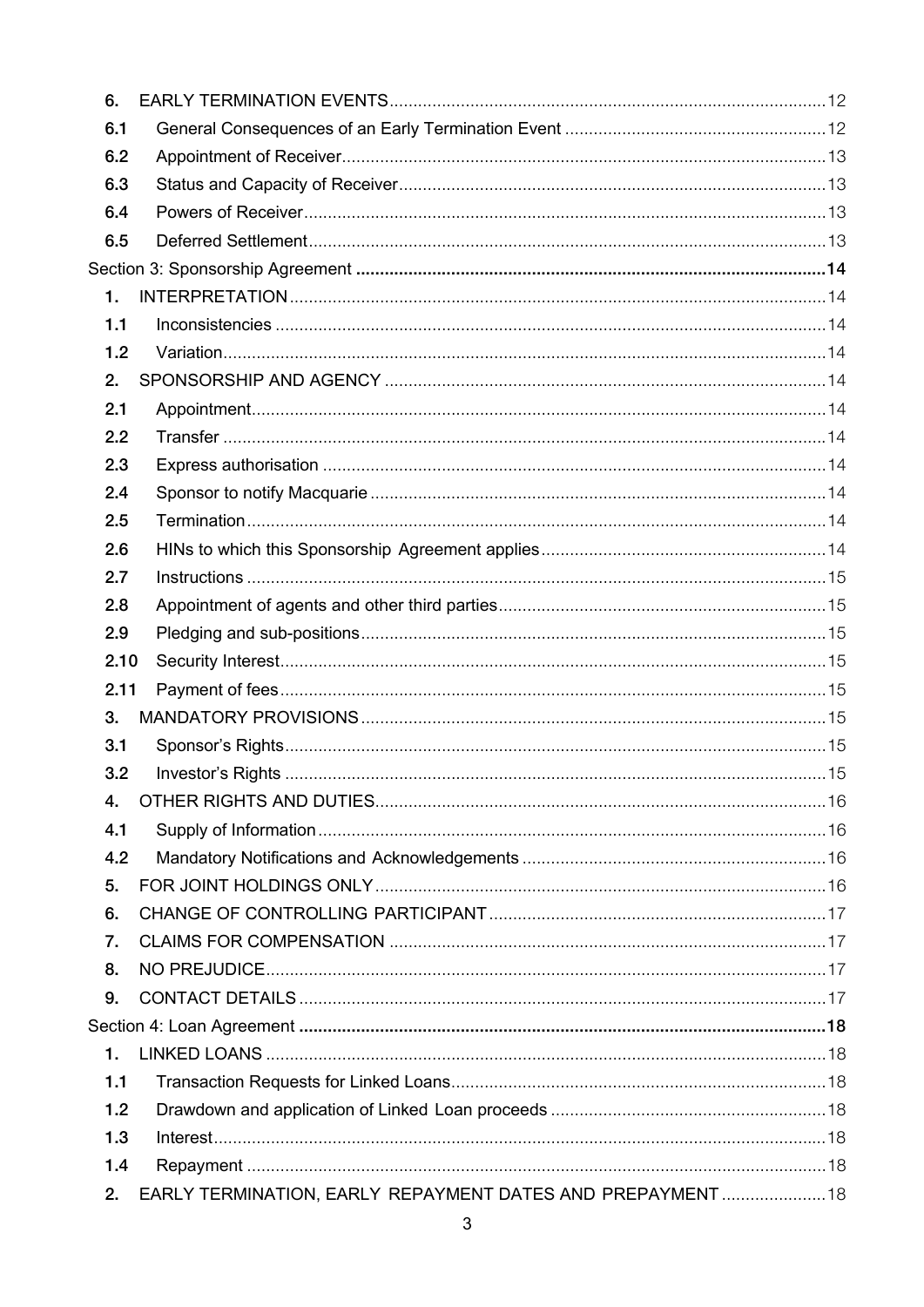| | | |
|---|---|---|
| **6.** | EARLY TERMINATION EVENTS | 12 |
| **6.1** | General Consequences of an Early Termination Event | 12 |
| **6.2** | Appointment of Receiver | 13 |
| **6.3** | Status and Capacity of Receiver | 13 |
| **6.4** | Powers of Receiver | 13 |
| **6.5** | Deferred Settlement | 13 |
| Section 3: Sponsorship Agreement | | **14** |
| **1.** | INTERPRETATION | 14 |
| **1.1** | Inconsistencies | 14 |
| **1.2** | Variation | 14 |
| **2.** | SPONSORSHIP AND AGENCY | 14 |
| **2.1** | Appointment | 14 |
| **2.2** | Transfer | 14 |
| **2.3** | Express authorisation | 14 |
| **2.4** | Sponsor to notify Macquarie | 14 |
| **2.5** | Termination | 14 |
| **2.6** | HINs to which this Sponsorship Agreement applies | 14 |
| **2.7** | Instructions | 15 |
| **2.8** | Appointment of agents and other third parties | 15 |
| **2.9** | Pledging and sub-positions | 15 |
| **2.10** | Security Interest | 15 |
| **2.11** | Payment of fees | 15 |
| **3.** | MANDATORY PROVISIONS | 15 |
| **3.1** | Sponsor's Rights | 15 |
| **3.2** | Investor's Rights | 15 |
| **4.** | OTHER RIGHTS AND DUTIES | 16 |
| **4.1** | Supply of Information | 16 |
| **4.2** | Mandatory Notifications and Acknowledgements | 16 |
| **5.** | FOR JOINT HOLDINGS ONLY | 16 |
| **6.** | CHANGE OF CONTROLLING PARTICIPANT | 17 |
| **7.** | CLAIMS FOR COMPENSATION | 17 |
| **8.** | NO PREJUDICE | 17 |
| **9.** | CONTACT DETAILS | 17 |
| Section 4: Loan Agreement | | **18** |
| **1.** | LINKED LOANS | 18 |
| **1.1** | Transaction Requests for Linked Loans | 18 |
| **1.2** | Drawdown and application of Linked Loan proceeds | 18 |
| **1.3** | Interest | 18 |
| **1.4** | Repayment | 18 |
| **2.** | EARLY TERMINATION, EARLY REPAYMENT DATES AND PREPAYMENT | 18 |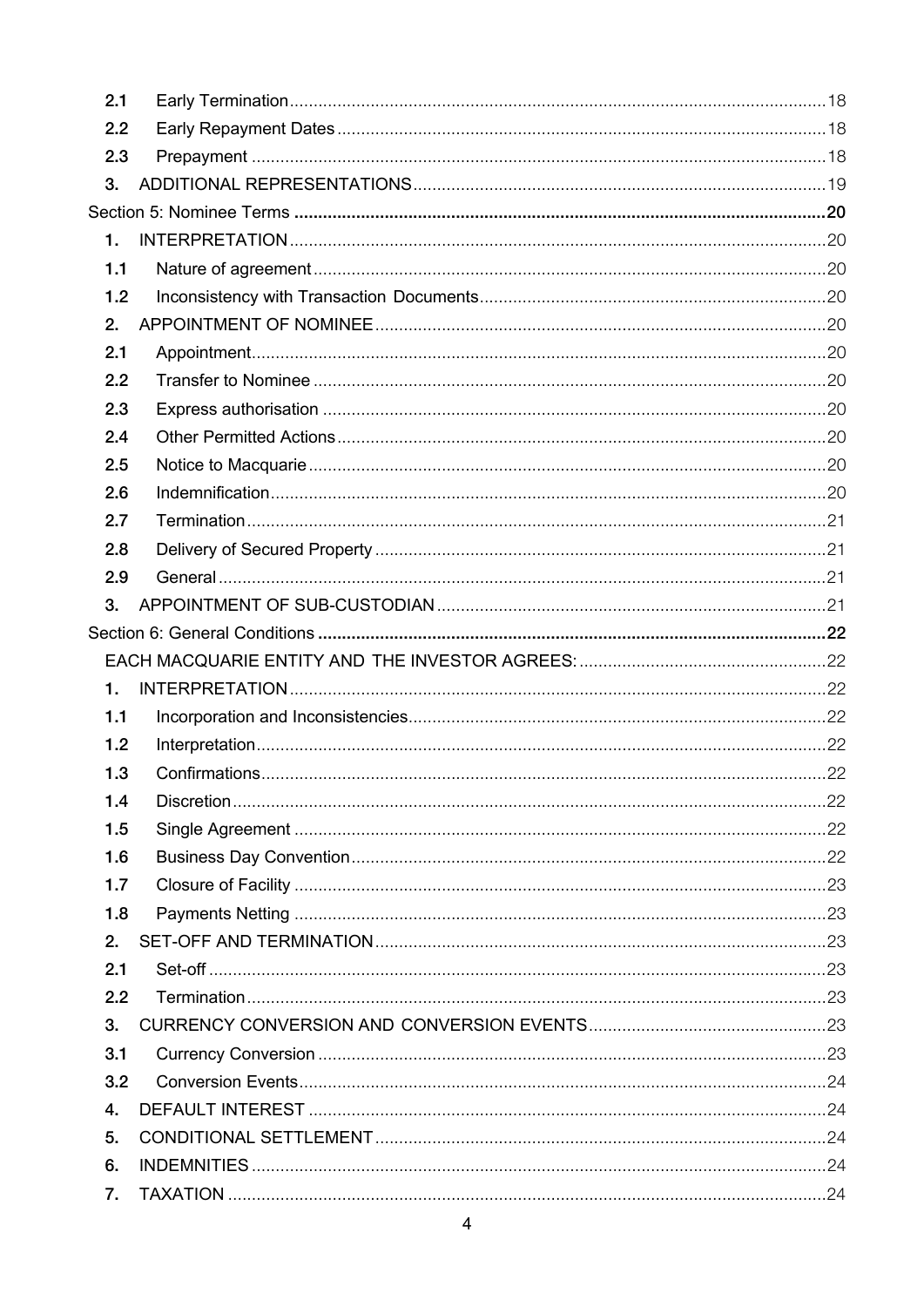| | | |
|---|---|---|
| **2.1** | Early Termination | 18 |
| **2.2** | Early Repayment Dates | 18 |
| **2.3** | Prepayment | 18 |
| **3.** | ADDITIONAL REPRESENTATIONS | 19 |
| **Section 5: Nominee Terms** | | **20** |
| **1.** | INTERPRETATION | 20 |
| **1.1** | Nature of agreement | 20 |
| **1.2** | Inconsistency with Transaction Documents | 20 |
| **2.** | APPOINTMENT OF NOMINEE | 20 |
| **2.1** | Appointment | 20 |
| **2.2** | Transfer to Nominee | 20 |
| **2.3** | Express authorisation | 20 |
| **2.4** | Other Permitted Actions | 20 |
| **2.5** | Notice to Macquarie | 20 |
| **2.6** | Indemnification | 20 |
| **2.7** | Termination | 21 |
| **2.8** | Delivery of Secured Property | 21 |
| **2.9** | General | 21 |
| **3.** | APPOINTMENT OF SUB-CUSTODIAN | 21 |
| **Section 6: General Conditions** | | **22** |
| | EACH MACQUARIE ENTITY AND THE INVESTOR AGREES: | 22 |
| **1.** | INTERPRETATION | 22 |
| **1.1** | Incorporation and Inconsistencies | 22 |
| **1.2** | Interpretation | 22 |
| **1.3** | Confirmations | 22 |
| **1.4** | Discretion | 22 |
| **1.5** | Single Agreement | 22 |
| **1.6** | Business Day Convention | 22 |
| **1.7** | Closure of Facility | 23 |
| **1.8** | Payments Netting | 23 |
| **2.** | SET-OFF AND TERMINATION | 23 |
| **2.1** | Set-off | 23 |
| **2.2** | Termination | 23 |
| **3.** | CURRENCY CONVERSION AND CONVERSION EVENTS | 23 |
| **3.1** | Currency Conversion | 23 |
| **3.2** | Conversion Events | 24 |
| **4.** | DEFAULT INTEREST | 24 |
| **5.** | CONDITIONAL SETTLEMENT | 24 |
| **6.** | INDEMNITIES | 24 |
| **7.** | TAXATION | 24 |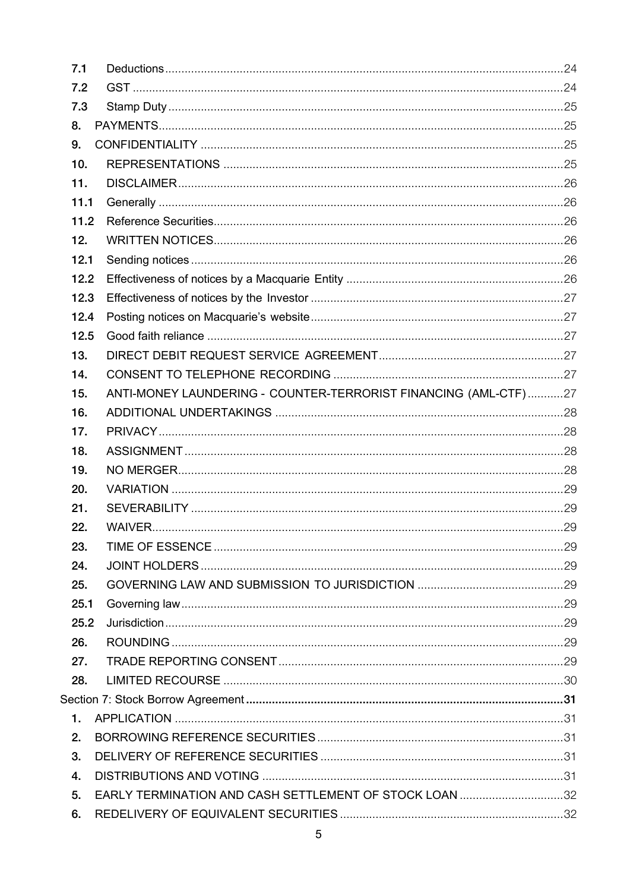| | | |
|---|---|---|
| 7.1 | Deductions | 24 |
| 7.2 | GST | 24 |
| 7.3 | Stamp Duty | 25 |
| 8. | PAYMENTS | 25 |
| 9. | CONFIDENTIALITY | 25 |
| 10. | REPRESENTATIONS | 25 |
| 11. | DISCLAIMER | 26 |
| 11.1 | Generally | 26 |
| 11.2 | Reference Securities | 26 |
| 12. | WRITTEN NOTICES | 26 |
| 12.1 | Sending notices | 26 |
| 12.2 | Effectiveness of notices by a Macquarie Entity | 26 |
| 12.3 | Effectiveness of notices by the Investor | 27 |
| 12.4 | Posting notices on Macquarie's website | 27 |
| 12.5 | Good faith reliance | 27 |
| 13. | DIRECT DEBIT REQUEST SERVICE AGREEMENT | 27 |
| 14. | CONSENT TO TELEPHONE RECORDING | 27 |
| 15. | ANTI-MONEY LAUNDERING - COUNTER-TERRORIST FINANCING (AML-CTF) | 27 |
| 16. | ADDITIONAL UNDERTAKINGS | 28 |
| 17. | PRIVACY | 28 |
| 18. | ASSIGNMENT | 28 |
| 19. | NO MERGER | 28 |
| 20. | VARIATION | 29 |
| 21. | SEVERABILITY | 29 |
| 22. | WAIVER | 29 |
| 23. | TIME OF ESSENCE | 29 |
| 24. | JOINT HOLDERS | 29 |
| 25. | GOVERNING LAW AND SUBMISSION TO JURISDICTION | 29 |
| 25.1 | Governing law | 29 |
| 25.2 | Jurisdiction | 29 |
| 26. | ROUNDING | 29 |
| 27. | TRADE REPORTING CONSENT | 29 |
| 28. | LIMITED RECOURSE | 30 |
| **Section 7: Stock Borrow Agreement** | | **31** |
| 1. | APPLICATION | 31 |
| 2. | BORROWING REFERENCE SECURITIES | 31 |
| 3. | DELIVERY OF REFERENCE SECURITIES | 31 |
| 4. | DISTRIBUTIONS AND VOTING | 31 |
| 5. | EARLY TERMINATION AND CASH SETTLEMENT OF STOCK LOAN | 32 |
| 6. | REDELIVERY OF EQUIVALENT SECURITIES | 32 |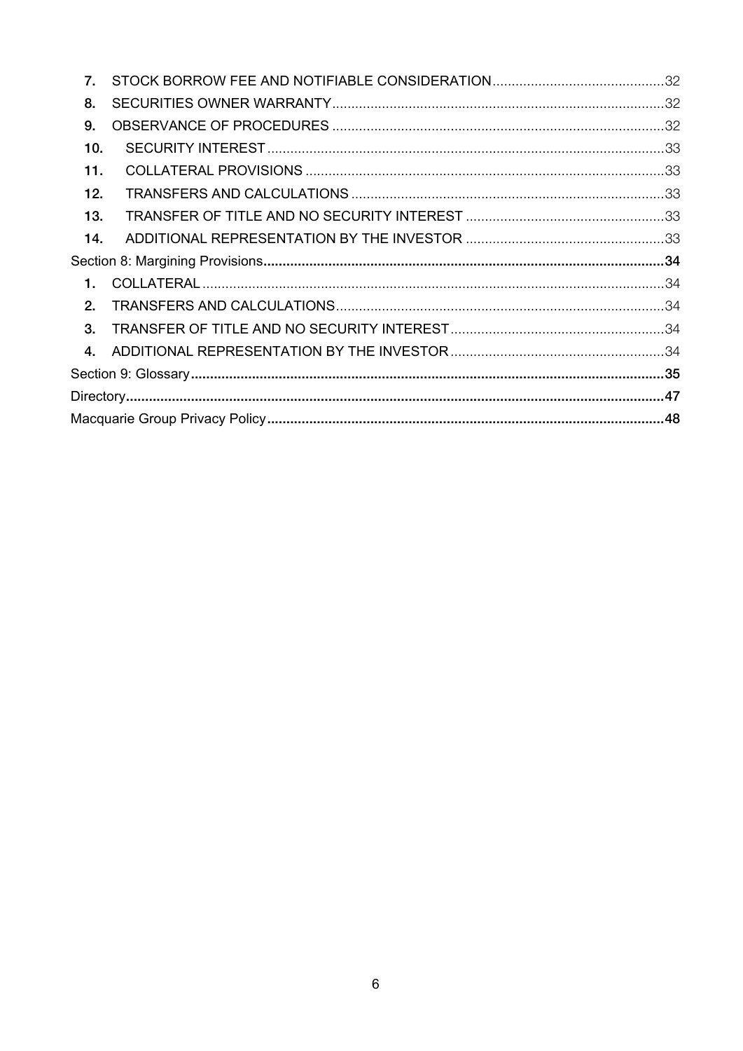7. STOCK BORROW FEE AND NOTIFIABLE CONSIDERATION ............................................. 32
8. SECURITIES OWNER WARRANTY ....................................................................................... 32
9. OBSERVANCE OF PROCEDURES ...................................................................................... 32
10. SECURITY INTEREST ....................................................................................................... 33
11. COLLATERAL PROVISIONS ............................................................................................. 33
12. TRANSFERS AND CALCULATIONS ................................................................................. 33
13. TRANSFER OF TITLE AND NO SECURITY INTEREST .................................................... 33
14. ADDITIONAL REPRESENTATION BY THE INVESTOR .................................................... 33

**Section 8: Margining Provisions ........................................................................................................ 34**

1. COLLATERAL ......................................................................................................................... 34
2. TRANSFERS AND CALCULATIONS ..................................................................................... 34
3. TRANSFER OF TITLE AND NO SECURITY INTEREST ........................................................ 34
4. ADDITIONAL REPRESENTATION BY THE INVESTOR ........................................................ 34

**Section 9: Glossary ........................................................................................................................... 35**

**Directory ............................................................................................................................................ 47**

**Macquarie Group Privacy Policy ....................................................................................................... 48**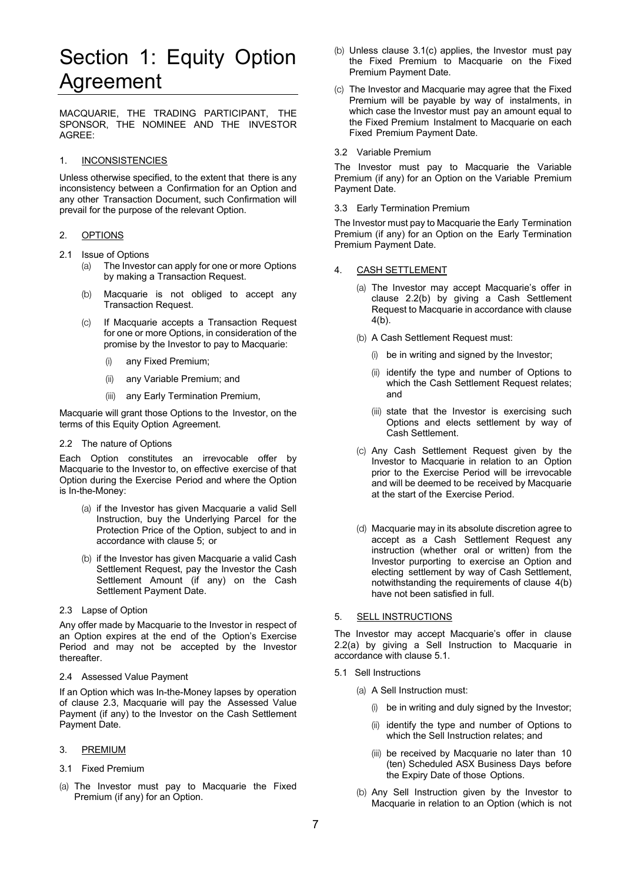# Section 1: Equity Option Agreement

MACQUARIE, THE TRADING PARTICIPANT, THE SPONSOR, THE NOMINEE AND THE INVESTOR AGREE:

## 1. INCONSISTENCIES

Unless otherwise specified, to the extent that there is any inconsistency between a Confirmation for an Option and any other Transaction Document, such Confirmation will prevail for the purpose of the relevant Option.

## 2. OPTIONS

### 2.1 Issue of Options

(a) The Investor can apply for one or more Options by making a Transaction Request.

(b) Macquarie is not obliged to accept any Transaction Request.

(c) If Macquarie accepts a Transaction Request for one or more Options, in consideration of the promise by the Investor to pay to Macquarie:

(i) any Fixed Premium;

(ii) any Variable Premium; and

(iii) any Early Termination Premium,

Macquarie will grant those Options to the Investor, on the terms of this Equity Option Agreement.

### 2.2 The nature of Options

Each Option constitutes an irrevocable offer by Macquarie to the Investor to, on effective exercise of that Option during the Exercise Period and where the Option is In-the-Money:

(a) if the Investor has given Macquarie a valid Sell Instruction, buy the Underlying Parcel for the Protection Price of the Option, subject to and in accordance with clause 5; or

(b) if the Investor has given Macquarie a valid Cash Settlement Request, pay the Investor the Cash Settlement Amount (if any) on the Cash Settlement Payment Date.

### 2.3 Lapse of Option

Any offer made by Macquarie to the Investor in respect of an Option expires at the end of the Option's Exercise Period and may not be accepted by the Investor thereafter.

### 2.4 Assessed Value Payment

If an Option which was In-the-Money lapses by operation of clause 2.3, Macquarie will pay the Assessed Value Payment (if any) to the Investor on the Cash Settlement Payment Date.

## 3. PREMIUM

### 3.1 Fixed Premium

(a) The Investor must pay to Macquarie the Fixed Premium (if any) for an Option.

(b) Unless clause 3.1(c) applies, the Investor must pay the Fixed Premium to Macquarie on the Fixed Premium Payment Date.

(c) The Investor and Macquarie may agree that the Fixed Premium will be payable by way of instalments, in which case the Investor must pay an amount equal to the Fixed Premium Instalment to Macquarie on each Fixed Premium Payment Date.

### 3.2 Variable Premium

The Investor must pay to Macquarie the Variable Premium (if any) for an Option on the Variable Premium Payment Date.

### 3.3 Early Termination Premium

The Investor must pay to Macquarie the Early Termination Premium (if any) for an Option on the Early Termination Premium Payment Date.

## 4. CASH SETTLEMENT

(a) The Investor may accept Macquarie's offer in clause 2.2(b) by giving a Cash Settlement Request to Macquarie in accordance with clause 4(b).

(b) A Cash Settlement Request must:

(i) be in writing and signed by the Investor;

(ii) identify the type and number of Options to which the Cash Settlement Request relates; and

(iii) state that the Investor is exercising such Options and elects settlement by way of Cash Settlement.

(c) Any Cash Settlement Request given by the Investor to Macquarie in relation to an Option prior to the Exercise Period will be irrevocable and will be deemed to be received by Macquarie at the start of the Exercise Period.

(d) Macquarie may in its absolute discretion agree to accept as a Cash Settlement Request any instruction (whether oral or written) from the Investor purporting to exercise an Option and electing settlement by way of Cash Settlement, notwithstanding the requirements of clause 4(b) have not been satisfied in full.

## 5. SELL INSTRUCTIONS

The Investor may accept Macquarie's offer in clause 2.2(a) by giving a Sell Instruction to Macquarie in accordance with clause 5.1.

### 5.1 Sell Instructions

(a) A Sell Instruction must:

(i) be in writing and duly signed by the Investor;

(ii) identify the type and number of Options to which the Sell Instruction relates; and

(iii) be received by Macquarie no later than 10 (ten) Scheduled ASX Business Days before the Expiry Date of those Options.

(b) Any Sell Instruction given by the Investor to Macquarie in relation to an Option (which is not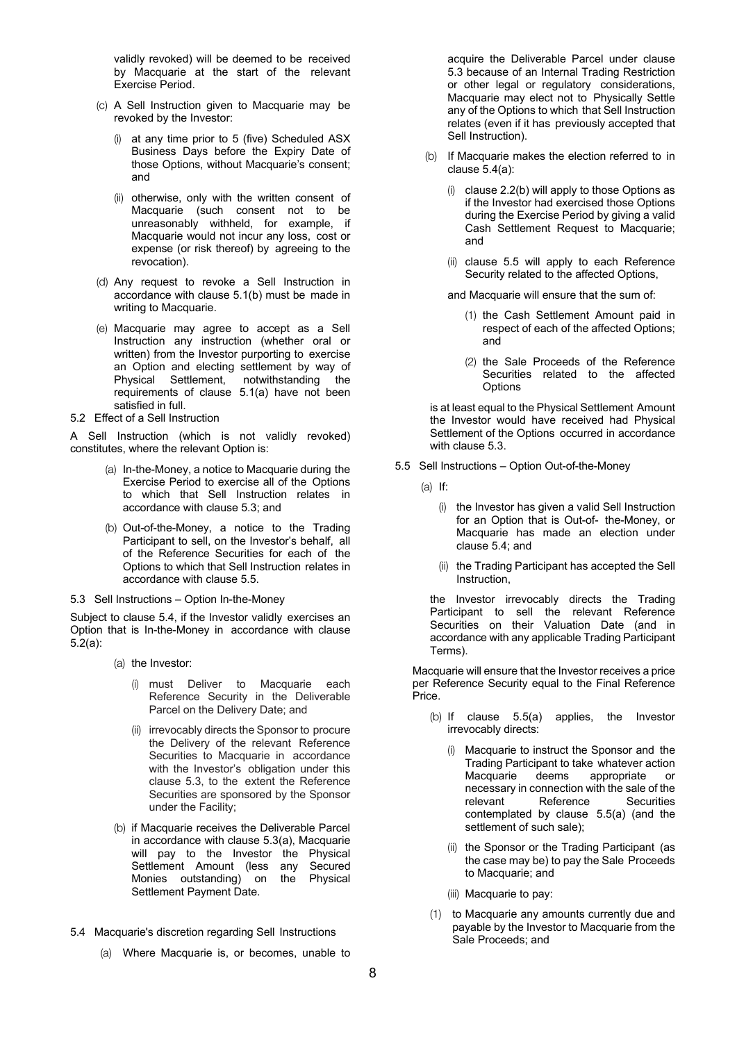validly revoked) will be deemed to be received by Macquarie at the start of the relevant Exercise Period.

(c) A Sell Instruction given to Macquarie may be revoked by the Investor:

   (i) at any time prior to 5 (five) Scheduled ASX Business Days before the Expiry Date of those Options, without Macquarie's consent; and

   (ii) otherwise, only with the written consent of Macquarie (such consent not to be unreasonably withheld, for example, if Macquarie would not incur any loss, cost or expense (or risk thereof) by agreeing to the revocation).

(d) Any request to revoke a Sell Instruction in accordance with clause 5.1(b) must be made in writing to Macquarie.

(e) Macquarie may agree to accept as a Sell Instruction any instruction (whether oral or written) from the Investor purporting to exercise an Option and electing settlement by way of Physical Settlement, notwithstanding the requirements of clause 5.1(a) have not been satisfied in full.

5.2 Effect of a Sell Instruction

A Sell Instruction (which is not validly revoked) constitutes, where the relevant Option is:

(a) In-the-Money, a notice to Macquarie during the Exercise Period to exercise all of the Options to which that Sell Instruction relates in accordance with clause 5.3; and

(b) Out-of-the-Money, a notice to the Trading Participant to sell, on the Investor's behalf, all of the Reference Securities for each of the Options to which that Sell Instruction relates in accordance with clause 5.5.

5.3 Sell Instructions – Option In-the-Money

Subject to clause 5.4, if the Investor validly exercises an Option that is In-the-Money in accordance with clause 5.2(a):

(a) the Investor:

   (i) must Deliver to Macquarie each Reference Security in the Deliverable Parcel on the Delivery Date; and

   (ii) irrevocably directs the Sponsor to procure the Delivery of the relevant Reference Securities to Macquarie in accordance with the Investor's obligation under this clause 5.3, to the extent the Reference Securities are sponsored by the Sponsor under the Facility;

(b) if Macquarie receives the Deliverable Parcel in accordance with clause 5.3(a), Macquarie will pay to the Investor the Physical Settlement Amount (less any Secured Monies outstanding) on the Physical Settlement Payment Date.

5.4 Macquarie's discretion regarding Sell Instructions

(a) Where Macquarie is, or becomes, unable to acquire the Deliverable Parcel under clause 5.3 because of an Internal Trading Restriction or other legal or regulatory considerations, Macquarie may elect not to Physically Settle any of the Options to which that Sell Instruction relates (even if it has previously accepted that Sell Instruction).

(b) If Macquarie makes the election referred to in clause 5.4(a):

   (i) clause 2.2(b) will apply to those Options as if the Investor had exercised those Options during the Exercise Period by giving a valid Cash Settlement Request to Macquarie; and

   (ii) clause 5.5 will apply to each Reference Security related to the affected Options,

   and Macquarie will ensure that the sum of:

   (1) the Cash Settlement Amount paid in respect of each of the affected Options; and

   (2) the Sale Proceeds of the Reference Securities related to the affected Options

   is at least equal to the Physical Settlement Amount the Investor would have received had Physical Settlement of the Options occurred in accordance with clause 5.3.

5.5 Sell Instructions – Option Out-of-the-Money

(a) If:

   (i) the Investor has given a valid Sell Instruction for an Option that is Out-of- the-Money, or Macquarie has made an election under clause 5.4; and

   (ii) the Trading Participant has accepted the Sell Instruction,

   the Investor irrevocably directs the Trading Participant to sell the relevant Reference Securities on their Valuation Date (and in accordance with any applicable Trading Participant Terms).

Macquarie will ensure that the Investor receives a price per Reference Security equal to the Final Reference Price.

(b) If clause 5.5(a) applies, the Investor irrevocably directs:

   (i) Macquarie to instruct the Sponsor and the Trading Participant to take whatever action Macquarie deems appropriate or necessary in connection with the sale of the relevant Reference Securities contemplated by clause 5.5(a) (and the settlement of such sale);

   (ii) the Sponsor or the Trading Participant (as the case may be) to pay the Sale Proceeds to Macquarie; and

   (iii) Macquarie to pay:

   (1) to Macquarie any amounts currently due and payable by the Investor to Macquarie from the Sale Proceeds; and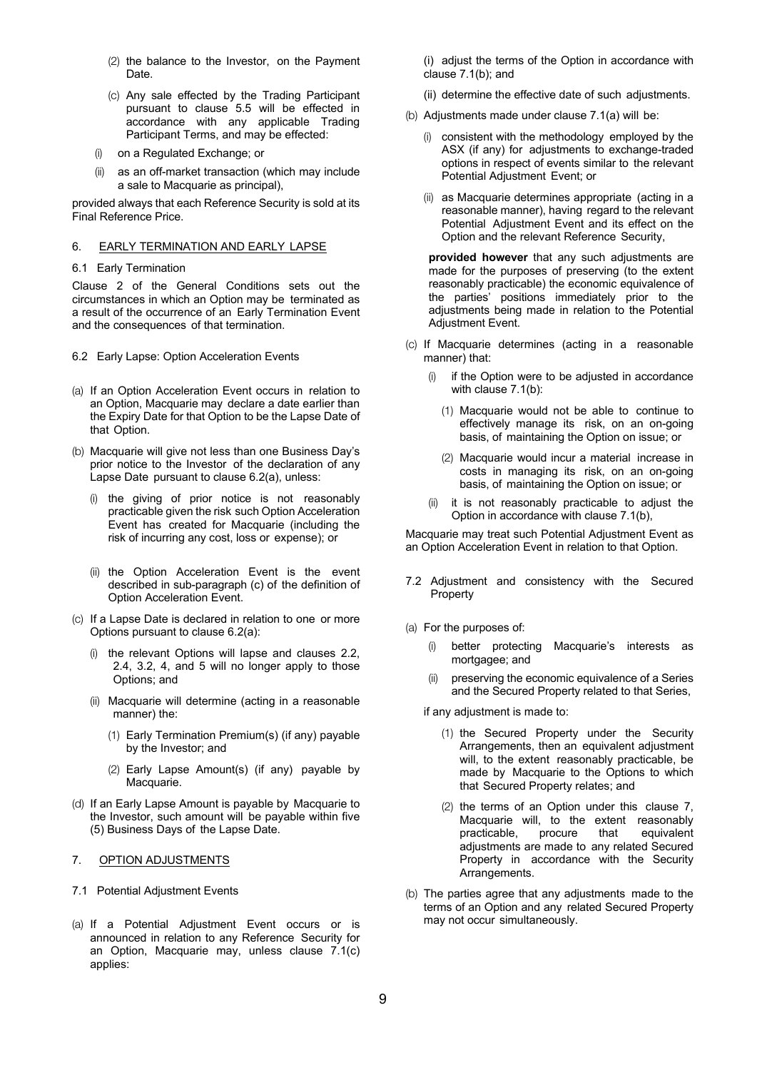(2) the balance to the Investor, on the Payment Date.

(c) Any sale effected by the Trading Participant pursuant to clause 5.5 will be effected in accordance with any applicable Trading Participant Terms, and may be effected:

(i) on a Regulated Exchange; or

(ii) as an off-market transaction (which may include a sale to Macquarie as principal),

provided always that each Reference Security is sold at its Final Reference Price.

## 6. EARLY TERMINATION AND EARLY LAPSE

### 6.1 Early Termination

Clause 2 of the General Conditions sets out the circumstances in which an Option may be terminated as a result of the occurrence of an Early Termination Event and the consequences of that termination.

### 6.2 Early Lapse: Option Acceleration Events

(a) If an Option Acceleration Event occurs in relation to an Option, Macquarie may declare a date earlier than the Expiry Date for that Option to be the Lapse Date of that Option.

(b) Macquarie will give not less than one Business Day's prior notice to the Investor of the declaration of any Lapse Date pursuant to clause 6.2(a), unless:

(i) the giving of prior notice is not reasonably practicable given the risk such Option Acceleration Event has created for Macquarie (including the risk of incurring any cost, loss or expense); or

(ii) the Option Acceleration Event is the event described in sub-paragraph (c) of the definition of Option Acceleration Event.

(c) If a Lapse Date is declared in relation to one or more Options pursuant to clause 6.2(a):

(i) the relevant Options will lapse and clauses 2.2, 2.4, 3.2, 4, and 5 will no longer apply to those Options; and

(ii) Macquarie will determine (acting in a reasonable manner) the:

(1) Early Termination Premium(s) (if any) payable by the Investor; and

(2) Early Lapse Amount(s) (if any) payable by Macquarie.

(d) If an Early Lapse Amount is payable by Macquarie to the Investor, such amount will be payable within five (5) Business Days of the Lapse Date.

## 7. OPTION ADJUSTMENTS

### 7.1 Potential Adjustment Events

(a) If a Potential Adjustment Event occurs or is announced in relation to any Reference Security for an Option, Macquarie may, unless clause 7.1(c) applies:

(i) adjust the terms of the Option in accordance with clause 7.1(b); and

(ii) determine the effective date of such adjustments.

(b) Adjustments made under clause 7.1(a) will be:

(i) consistent with the methodology employed by the ASX (if any) for adjustments to exchange-traded options in respect of events similar to the relevant Potential Adjustment Event; or

(ii) as Macquarie determines appropriate (acting in a reasonable manner), having regard to the relevant Potential Adjustment Event and its effect on the Option and the relevant Reference Security,

**provided however** that any such adjustments are made for the purposes of preserving (to the extent reasonably practicable) the economic equivalence of the parties' positions immediately prior to the adjustments being made in relation to the Potential Adjustment Event.

(c) If Macquarie determines (acting in a reasonable manner) that:

(i) if the Option were to be adjusted in accordance with clause 7.1(b):

(1) Macquarie would not be able to continue to effectively manage its risk, on an on-going basis, of maintaining the Option on issue; or

(2) Macquarie would incur a material increase in costs in managing its risk, on an on-going basis, of maintaining the Option on issue; or

(ii) it is not reasonably practicable to adjust the Option in accordance with clause 7.1(b),

Macquarie may treat such Potential Adjustment Event as an Option Acceleration Event in relation to that Option.

### 7.2 Adjustment and consistency with the Secured Property

(a) For the purposes of:

(i) better protecting Macquarie's interests as mortgagee; and

(ii) preserving the economic equivalence of a Series and the Secured Property related to that Series,

if any adjustment is made to:

(1) the Secured Property under the Security Arrangements, then an equivalent adjustment will, to the extent reasonably practicable, be made by Macquarie to the Options to which that Secured Property relates; and

(2) the terms of an Option under this clause 7, Macquarie will, to the extent reasonably practicable, procure that equivalent adjustments are made to any related Secured Property in accordance with the Security Arrangements.

(b) The parties agree that any adjustments made to the terms of an Option and any related Secured Property may not occur simultaneously.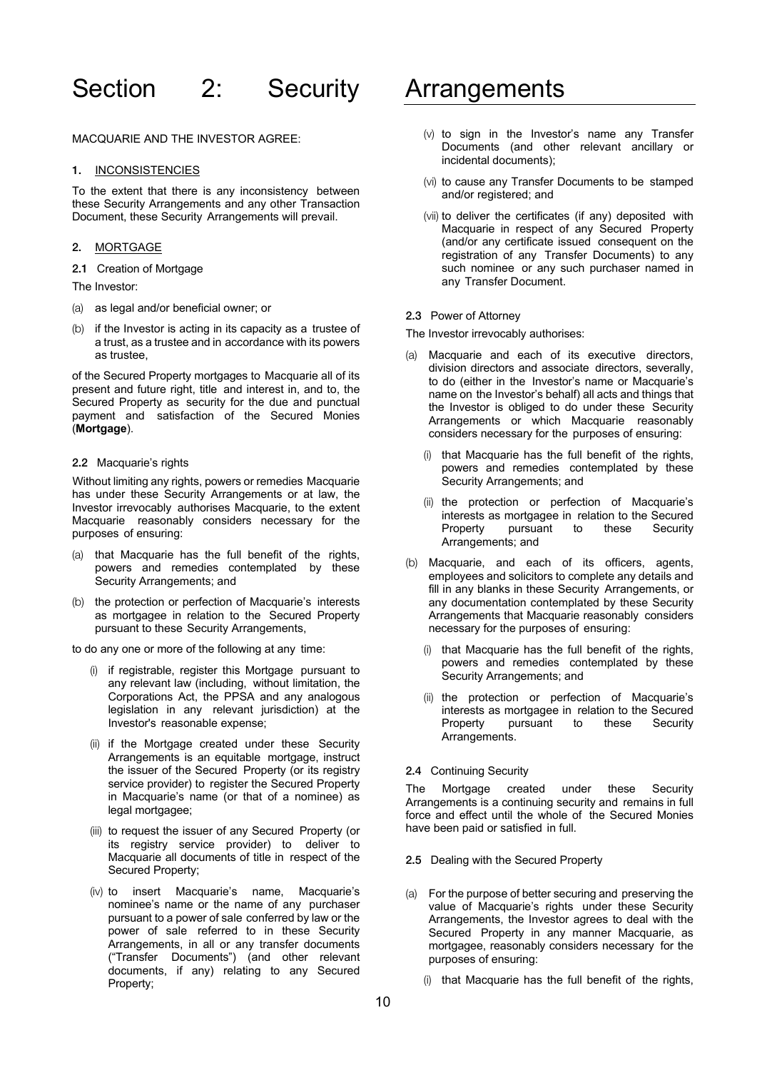# Section 2: Security Arrangements

MACQUARIE AND THE INVESTOR AGREE:

**1.** INCONSISTENCIES

To the extent that there is any inconsistency between these Security Arrangements and any other Transaction Document, these Security Arrangements will prevail.

**2.** MORTGAGE

**2.1** Creation of Mortgage

The Investor:

(a) as legal and/or beneficial owner; or

(b) if the Investor is acting in its capacity as a trustee of a trust, as a trustee and in accordance with its powers as trustee,

of the Secured Property mortgages to Macquarie all of its present and future right, title and interest in, and to, the Secured Property as security for the due and punctual payment and satisfaction of the Secured Monies (**Mortgage**).

**2.2** Macquarie's rights

Without limiting any rights, powers or remedies Macquarie has under these Security Arrangements or at law, the Investor irrevocably authorises Macquarie, to the extent Macquarie reasonably considers necessary for the purposes of ensuring:

(a) that Macquarie has the full benefit of the rights, powers and remedies contemplated by these Security Arrangements; and

(b) the protection or perfection of Macquarie's interests as mortgagee in relation to the Secured Property pursuant to these Security Arrangements,

to do any one or more of the following at any time:

(i) if registrable, register this Mortgage pursuant to any relevant law (including, without limitation, the Corporations Act, the PPSA and any analogous legislation in any relevant jurisdiction) at the Investor's reasonable expense;

(ii) if the Mortgage created under these Security Arrangements is an equitable mortgage, instruct the issuer of the Secured Property (or its registry service provider) to register the Secured Property in Macquarie's name (or that of a nominee) as legal mortgagee;

(iii) to request the issuer of any Secured Property (or its registry service provider) to deliver to Macquarie all documents of title in respect of the Secured Property;

(iv) to insert Macquarie's name, Macquarie's nominee's name or the name of any purchaser pursuant to a power of sale conferred by law or the power of sale referred to in these Security Arrangements, in all or any transfer documents ("Transfer Documents") (and other relevant documents, if any) relating to any Secured Property;

(v) to sign in the Investor's name any Transfer Documents (and other relevant ancillary or incidental documents);

(vi) to cause any Transfer Documents to be stamped and/or registered; and

(vii) to deliver the certificates (if any) deposited with Macquarie in respect of any Secured Property (and/or any certificate issued consequent on the registration of any Transfer Documents) to any such nominee or any such purchaser named in any Transfer Document.

**2.3** Power of Attorney

The Investor irrevocably authorises:

(a) Macquarie and each of its executive directors, division directors and associate directors, severally, to do (either in the Investor's name or Macquarie's name on the Investor's behalf) all acts and things that the Investor is obliged to do under these Security Arrangements or which Macquarie reasonably considers necessary for the purposes of ensuring:

   (i) that Macquarie has the full benefit of the rights, powers and remedies contemplated by these Security Arrangements; and

   (ii) the protection or perfection of Macquarie's interests as mortgagee in relation to the Secured Property pursuant to these Security Arrangements; and

(b) Macquarie, and each of its officers, agents, employees and solicitors to complete any details and fill in any blanks in these Security Arrangements, or any documentation contemplated by these Security Arrangements that Macquarie reasonably considers necessary for the purposes of ensuring:

   (i) that Macquarie has the full benefit of the rights, powers and remedies contemplated by these Security Arrangements; and

   (ii) the protection or perfection of Macquarie's interests as mortgagee in relation to the Secured Property pursuant to these Security Arrangements.

**2.4** Continuing Security

The Mortgage created under these Security Arrangements is a continuing security and remains in full force and effect until the whole of the Secured Monies have been paid or satisfied in full.

**2.5** Dealing with the Secured Property

(a) For the purpose of better securing and preserving the value of Macquarie's rights under these Security Arrangements, the Investor agrees to deal with the Secured Property in any manner Macquarie, as mortgagee, reasonably considers necessary for the purposes of ensuring:

   (i) that Macquarie has the full benefit of the rights,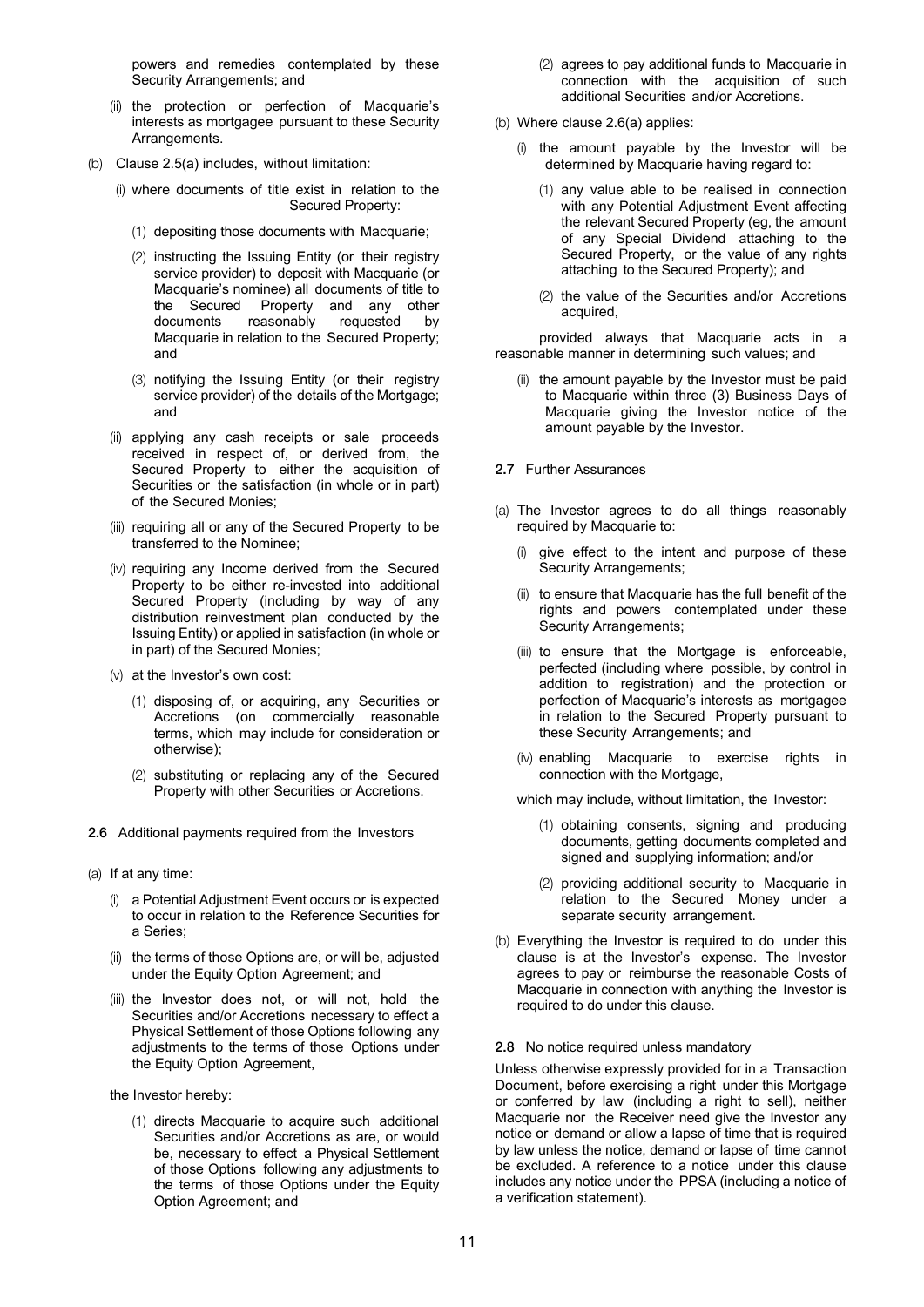powers and remedies contemplated by these Security Arrangements; and

(ii) the protection or perfection of Macquarie's interests as mortgagee pursuant to these Security Arrangements.

(b) Clause 2.5(a) includes, without limitation:

(i) where documents of title exist in relation to the Secured Property:

(1) depositing those documents with Macquarie;

(2) instructing the Issuing Entity (or their registry service provider) to deposit with Macquarie (or Macquarie's nominee) all documents of title to the Secured Property and any other documents reasonably requested by Macquarie in relation to the Secured Property; and

(3) notifying the Issuing Entity (or their registry service provider) of the details of the Mortgage; and

(ii) applying any cash receipts or sale proceeds received in respect of, or derived from, the Secured Property to either the acquisition of Securities or the satisfaction (in whole or in part) of the Secured Monies;

(iii) requiring all or any of the Secured Property to be transferred to the Nominee;

(iv) requiring any Income derived from the Secured Property to be either re-invested into additional Secured Property (including by way of any distribution reinvestment plan conducted by the Issuing Entity) or applied in satisfaction (in whole or in part) of the Secured Monies;

(v) at the Investor's own cost:

(1) disposing of, or acquiring, any Securities or Accretions (on commercially reasonable terms, which may include for consideration or otherwise);

(2) substituting or replacing any of the Secured Property with other Securities or Accretions.

**2.6** Additional payments required from the Investors

(a) If at any time:

(i) a Potential Adjustment Event occurs or is expected to occur in relation to the Reference Securities for a Series;

(ii) the terms of those Options are, or will be, adjusted under the Equity Option Agreement; and

(iii) the Investor does not, or will not, hold the Securities and/or Accretions necessary to effect a Physical Settlement of those Options following any adjustments to the terms of those Options under the Equity Option Agreement,

the Investor hereby:

(1) directs Macquarie to acquire such additional Securities and/or Accretions as are, or would be, necessary to effect a Physical Settlement of those Options following any adjustments to the terms of those Options under the Equity Option Agreement; and

(2) agrees to pay additional funds to Macquarie in connection with the acquisition of such additional Securities and/or Accretions.

(b) Where clause 2.6(a) applies:

(i) the amount payable by the Investor will be determined by Macquarie having regard to:

(1) any value able to be realised in connection with any Potential Adjustment Event affecting the relevant Secured Property (eg, the amount of any Special Dividend attaching to the Secured Property, or the value of any rights attaching to the Secured Property); and

(2) the value of the Securities and/or Accretions acquired,

provided always that Macquarie acts in a reasonable manner in determining such values; and

(ii) the amount payable by the Investor must be paid to Macquarie within three (3) Business Days of Macquarie giving the Investor notice of the amount payable by the Investor.

**2.7** Further Assurances

(a) The Investor agrees to do all things reasonably required by Macquarie to:

(i) give effect to the intent and purpose of these Security Arrangements;

(ii) to ensure that Macquarie has the full benefit of the rights and powers contemplated under these Security Arrangements;

(iii) to ensure that the Mortgage is enforceable, perfected (including where possible, by control in addition to registration) and the protection or perfection of Macquarie's interests as mortgagee in relation to the Secured Property pursuant to these Security Arrangements; and

(iv) enabling Macquarie to exercise rights in connection with the Mortgage,

which may include, without limitation, the Investor:

(1) obtaining consents, signing and producing documents, getting documents completed and signed and supplying information; and/or

(2) providing additional security to Macquarie in relation to the Secured Money under a separate security arrangement.

(b) Everything the Investor is required to do under this clause is at the Investor's expense. The Investor agrees to pay or reimburse the reasonable Costs of Macquarie in connection with anything the Investor is required to do under this clause.

**2.8** No notice required unless mandatory

Unless otherwise expressly provided for in a Transaction Document, before exercising a right under this Mortgage or conferred by law (including a right to sell), neither Macquarie nor the Receiver need give the Investor any notice or demand or allow a lapse of time that is required by law unless the notice, demand or lapse of time cannot be excluded. A reference to a notice under this clause includes any notice under the PPSA (including a notice of a verification statement).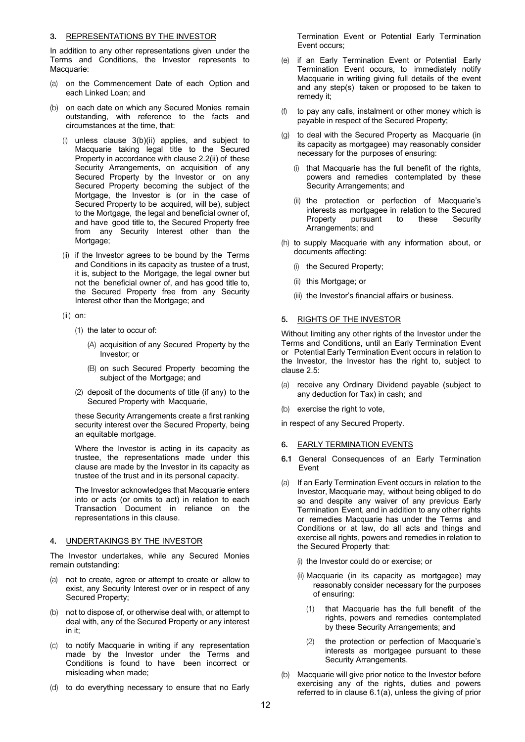## 3. REPRESENTATIONS BY THE INVESTOR

In addition to any other representations given under the Terms and Conditions, the Investor represents to Macquarie:

(a) on the Commencement Date of each Option and each Linked Loan; and

(b) on each date on which any Secured Monies remain outstanding, with reference to the facts and circumstances at the time, that:

(i) unless clause 3(b)(ii) applies, and subject to Macquarie taking legal title to the Secured Property in accordance with clause 2.2(ii) of these Security Arrangements, on acquisition of any Secured Property by the Investor or on any Secured Property becoming the subject of the Mortgage, the Investor is (or in the case of Secured Property to be acquired, will be), subject to the Mortgage, the legal and beneficial owner of, and have good title to, the Secured Property free from any Security Interest other than the Mortgage;

(ii) if the Investor agrees to be bound by the Terms and Conditions in its capacity as trustee of a trust, it is, subject to the Mortgage, the legal owner but not the beneficial owner of, and has good title to, the Secured Property free from any Security Interest other than the Mortgage; and

(iii) on:

(1) the later to occur of:

(A) acquisition of any Secured Property by the Investor; or

(B) on such Secured Property becoming the subject of the Mortgage; and

(2) deposit of the documents of title (if any) to the Secured Property with Macquarie,

these Security Arrangements create a first ranking security interest over the Secured Property, being an equitable mortgage.

Where the Investor is acting in its capacity as trustee, the representations made under this clause are made by the Investor in its capacity as trustee of the trust and in its personal capacity.

The Investor acknowledges that Macquarie enters into or acts (or omits to act) in relation to each Transaction Document in reliance on the representations in this clause.

## 4. UNDERTAKINGS BY THE INVESTOR

The Investor undertakes, while any Secured Monies remain outstanding:

(a) not to create, agree or attempt to create or allow to exist, any Security Interest over or in respect of any Secured Property;

(b) not to dispose of, or otherwise deal with, or attempt to deal with, any of the Secured Property or any interest in it;

(c) to notify Macquarie in writing if any representation made by the Investor under the Terms and Conditions is found to have been incorrect or misleading when made;

(d) to do everything necessary to ensure that no Early Termination Event or Potential Early Termination Event occurs;

(e) if an Early Termination Event or Potential Early Termination Event occurs, to immediately notify Macquarie in writing giving full details of the event and any step(s) taken or proposed to be taken to remedy it;

(f) to pay any calls, instalment or other money which is payable in respect of the Secured Property;

(g) to deal with the Secured Property as Macquarie (in its capacity as mortgagee) may reasonably consider necessary for the purposes of ensuring:

(i) that Macquarie has the full benefit of the rights, powers and remedies contemplated by these Security Arrangements; and

(ii) the protection or perfection of Macquarie's interests as mortgagee in relation to the Secured Property pursuant to these Security Arrangements; and

(h) to supply Macquarie with any information about, or documents affecting:

(i) the Secured Property;

(ii) this Mortgage; or

(iii) the Investor's financial affairs or business.

## 5. RIGHTS OF THE INVESTOR

Without limiting any other rights of the Investor under the Terms and Conditions, until an Early Termination Event or Potential Early Termination Event occurs in relation to the Investor, the Investor has the right to, subject to clause 2.5:

(a) receive any Ordinary Dividend payable (subject to any deduction for Tax) in cash; and

(b) exercise the right to vote,

in respect of any Secured Property.

## 6. EARLY TERMINATION EVENTS

### 6.1 General Consequences of an Early Termination Event

(a) If an Early Termination Event occurs in relation to the Investor, Macquarie may, without being obliged to do so and despite any waiver of any previous Early Termination Event, and in addition to any other rights or remedies Macquarie has under the Terms and Conditions or at law, do all acts and things and exercise all rights, powers and remedies in relation to the Secured Property that:

(i) the Investor could do or exercise; or

(ii) Macquarie (in its capacity as mortgagee) may reasonably consider necessary for the purposes of ensuring:

(1) that Macquarie has the full benefit of the rights, powers and remedies contemplated by these Security Arrangements; and

(2) the protection or perfection of Macquarie's interests as mortgagee pursuant to these Security Arrangements.

(b) Macquarie will give prior notice to the Investor before exercising any of the rights, duties and powers referred to in clause 6.1(a), unless the giving of prior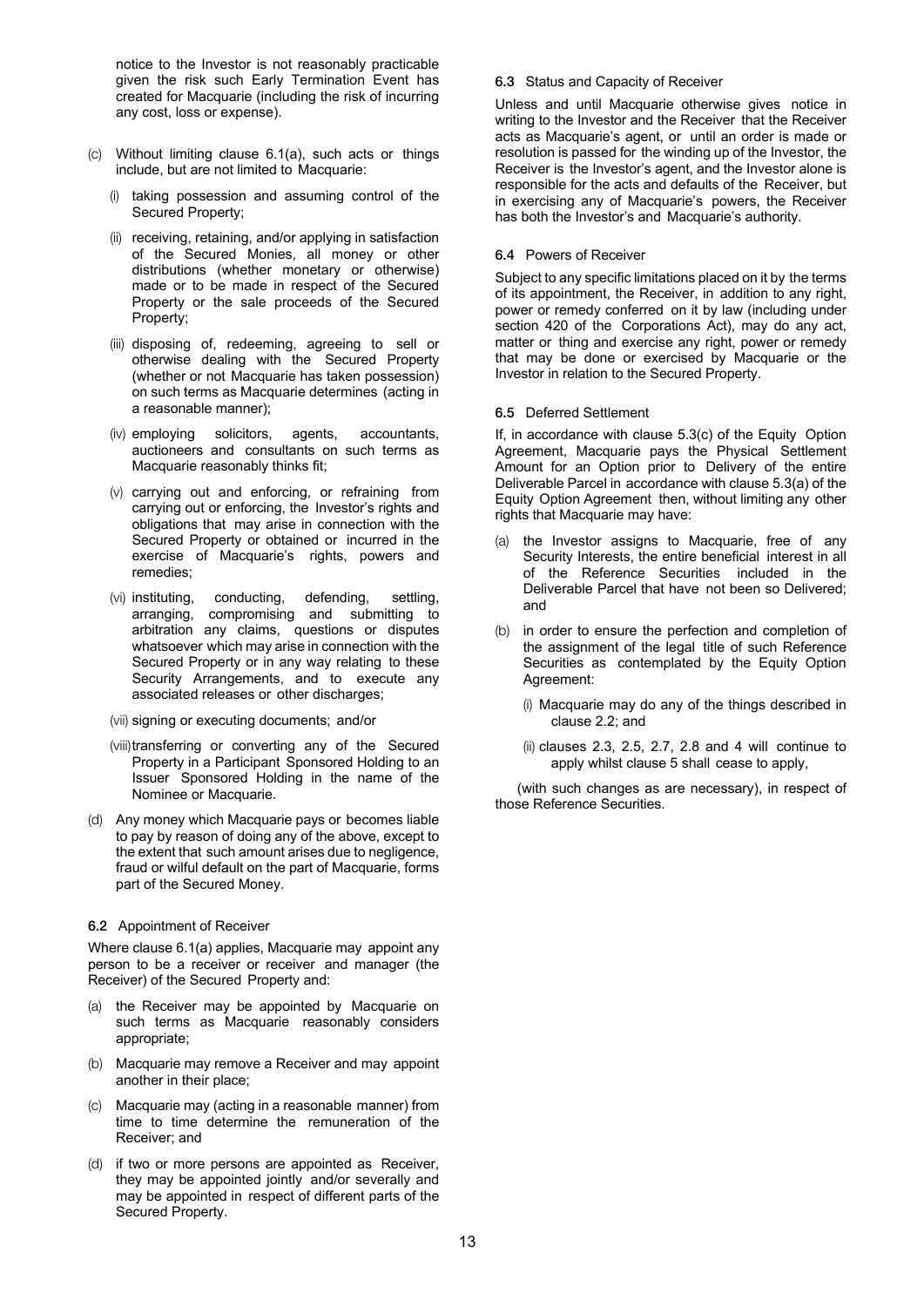notice to the Investor is not reasonably practicable given the risk such Early Termination Event has created for Macquarie (including the risk of incurring any cost, loss or expense).

(c) Without limiting clause 6.1(a), such acts or things include, but are not limited to Macquarie:

(i) taking possession and assuming control of the Secured Property;

(ii) receiving, retaining, and/or applying in satisfaction of the Secured Monies, all money or other distributions (whether monetary or otherwise) made or to be made in respect of the Secured Property or the sale proceeds of the Secured Property;

(iii) disposing of, redeeming, agreeing to sell or otherwise dealing with the Secured Property (whether or not Macquarie has taken possession) on such terms as Macquarie determines (acting in a reasonable manner);

(iv) employing solicitors, agents, accountants, auctioneers and consultants on such terms as Macquarie reasonably thinks fit;

(v) carrying out and enforcing, or refraining from carrying out or enforcing, the Investor's rights and obligations that may arise in connection with the Secured Property or obtained or incurred in the exercise of Macquarie's rights, powers and remedies;

(vi) instituting, conducting, defending, settling, arranging, compromising and submitting to arbitration any claims, questions or disputes whatsoever which may arise in connection with the Secured Property or in any way relating to these Security Arrangements, and to execute any associated releases or other discharges;

(vii) signing or executing documents; and/or

(viii) transferring or converting any of the Secured Property in a Participant Sponsored Holding to an Issuer Sponsored Holding in the name of the Nominee or Macquarie.

(d) Any money which Macquarie pays or becomes liable to pay by reason of doing any of the above, except to the extent that such amount arises due to negligence, fraud or wilful default on the part of Macquarie, forms part of the Secured Money.

**6.2** Appointment of Receiver

Where clause 6.1(a) applies, Macquarie may appoint any person to be a receiver or receiver and manager (the Receiver) of the Secured Property and:

(a) the Receiver may be appointed by Macquarie on such terms as Macquarie reasonably considers appropriate;

(b) Macquarie may remove a Receiver and may appoint another in their place;

(c) Macquarie may (acting in a reasonable manner) from time to time determine the remuneration of the Receiver; and

(d) if two or more persons are appointed as Receiver, they may be appointed jointly and/or severally and may be appointed in respect of different parts of the Secured Property.

**6.3** Status and Capacity of Receiver

Unless and until Macquarie otherwise gives notice in writing to the Investor and the Receiver that the Receiver acts as Macquarie's agent, or until an order is made or resolution is passed for the winding up of the Investor, the Receiver is the Investor's agent, and the Investor alone is responsible for the acts and defaults of the Receiver, but in exercising any of Macquarie's powers, the Receiver has both the Investor's and Macquarie's authority.

**6.4** Powers of Receiver

Subject to any specific limitations placed on it by the terms of its appointment, the Receiver, in addition to any right, power or remedy conferred on it by law (including under section 420 of the Corporations Act), may do any act, matter or thing and exercise any right, power or remedy that may be done or exercised by Macquarie or the Investor in relation to the Secured Property.

**6.5** Deferred Settlement

If, in accordance with clause 5.3(c) of the Equity Option Agreement, Macquarie pays the Physical Settlement Amount for an Option prior to Delivery of the entire Deliverable Parcel in accordance with clause 5.3(a) of the Equity Option Agreement then, without limiting any other rights that Macquarie may have:

(a) the Investor assigns to Macquarie, free of any Security Interests, the entire beneficial interest in all of the Reference Securities included in the Deliverable Parcel that have not been so Delivered; and

(b) in order to ensure the perfection and completion of the assignment of the legal title of such Reference Securities as contemplated by the Equity Option Agreement:

(i) Macquarie may do any of the things described in clause 2.2; and

(ii) clauses 2.3, 2.5, 2.7, 2.8 and 4 will continue to apply whilst clause 5 shall cease to apply,

(with such changes as are necessary), in respect of those Reference Securities.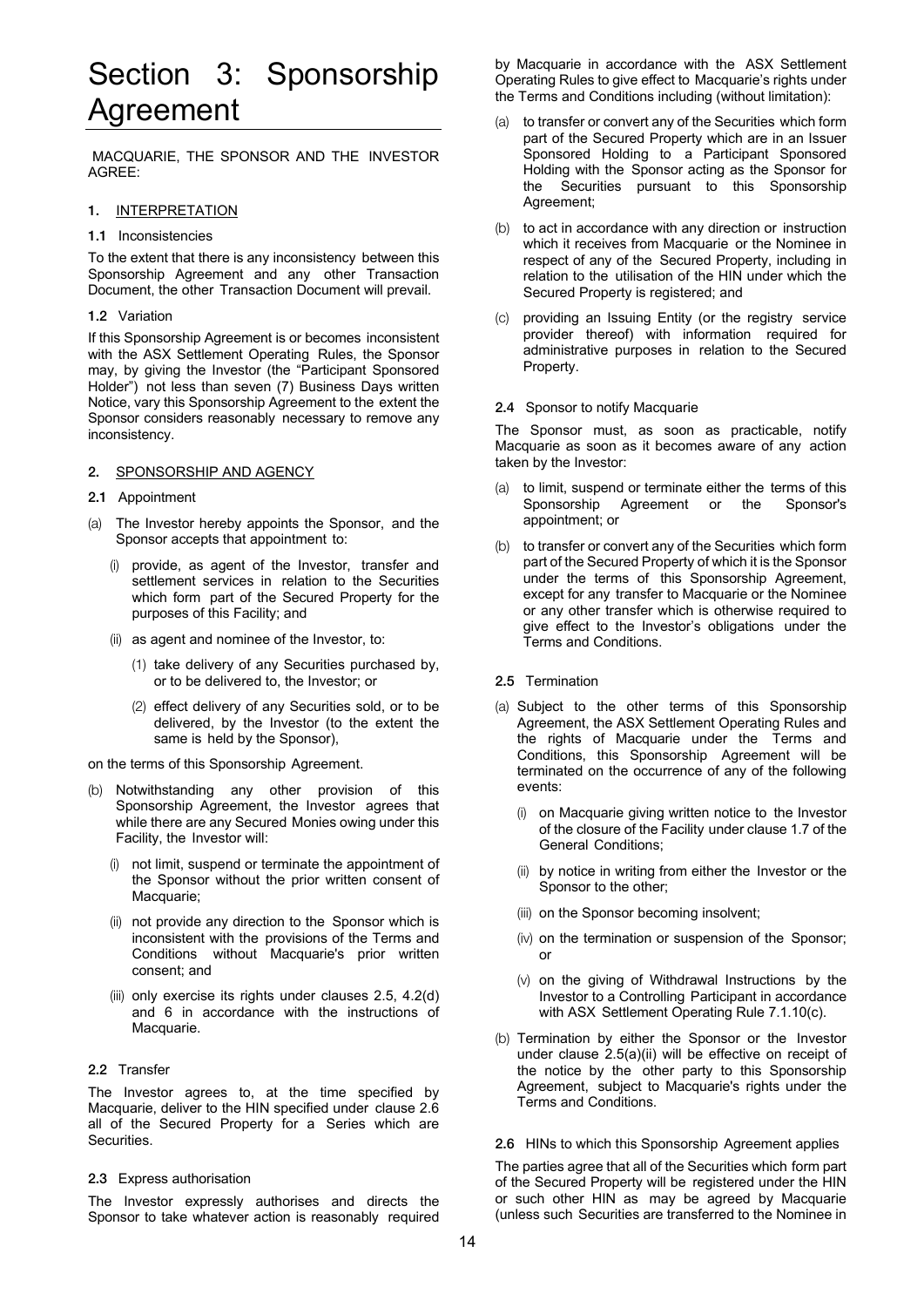# Section 3: Sponsorship Agreement

MACQUARIE, THE SPONSOR AND THE INVESTOR AGREE:

## 1. INTERPRETATION

**1.1** Inconsistencies

To the extent that there is any inconsistency between this Sponsorship Agreement and any other Transaction Document, the other Transaction Document will prevail.

**1.2** Variation

If this Sponsorship Agreement is or becomes inconsistent with the ASX Settlement Operating Rules, the Sponsor may, by giving the Investor (the "Participant Sponsored Holder") not less than seven (7) Business Days written Notice, vary this Sponsorship Agreement to the extent the Sponsor considers reasonably necessary to remove any inconsistency.

## 2. SPONSORSHIP AND AGENCY

**2.1** Appointment

(a) The Investor hereby appoints the Sponsor, and the Sponsor accepts that appointment to:

   (i) provide, as agent of the Investor, transfer and settlement services in relation to the Securities which form part of the Secured Property for the purposes of this Facility; and

   (ii) as agent and nominee of the Investor, to:

      (1) take delivery of any Securities purchased by, or to be delivered to, the Investor; or

      (2) effect delivery of any Securities sold, or to be delivered, by the Investor (to the extent the same is held by the Sponsor),

on the terms of this Sponsorship Agreement.

(b) Notwithstanding any other provision of this Sponsorship Agreement, the Investor agrees that while there are any Secured Monies owing under this Facility, the Investor will:

   (i) not limit, suspend or terminate the appointment of the Sponsor without the prior written consent of Macquarie;

   (ii) not provide any direction to the Sponsor which is inconsistent with the provisions of the Terms and Conditions without Macquarie's prior written consent; and

   (iii) only exercise its rights under clauses 2.5, 4.2(d) and 6 in accordance with the instructions of Macquarie.

**2.2** Transfer

The Investor agrees to, at the time specified by Macquarie, deliver to the HIN specified under clause 2.6 all of the Secured Property for a Series which are Securities.

**2.3** Express authorisation

The Investor expressly authorises and directs the Sponsor to take whatever action is reasonably required by Macquarie in accordance with the ASX Settlement Operating Rules to give effect to Macquarie's rights under the Terms and Conditions including (without limitation):

(a) to transfer or convert any of the Securities which form part of the Secured Property which are in an Issuer Sponsored Holding to a Participant Sponsored Holding with the Sponsor acting as the Sponsor for the Securities pursuant to this Sponsorship Agreement;

(b) to act in accordance with any direction or instruction which it receives from Macquarie or the Nominee in respect of any of the Secured Property, including in relation to the utilisation of the HIN under which the Secured Property is registered; and

(c) providing an Issuing Entity (or the registry service provider thereof) with information required for administrative purposes in relation to the Secured Property.

**2.4** Sponsor to notify Macquarie

The Sponsor must, as soon as practicable, notify Macquarie as soon as it becomes aware of any action taken by the Investor:

(a) to limit, suspend or terminate either the terms of this Sponsorship Agreement or the Sponsor's appointment; or

(b) to transfer or convert any of the Securities which form part of the Secured Property of which it is the Sponsor under the terms of this Sponsorship Agreement, except for any transfer to Macquarie or the Nominee or any other transfer which is otherwise required to give effect to the Investor's obligations under the Terms and Conditions.

**2.5** Termination

(a) Subject to the other terms of this Sponsorship Agreement, the ASX Settlement Operating Rules and the rights of Macquarie under the Terms and Conditions, this Sponsorship Agreement will be terminated on the occurrence of any of the following events:

   (i) on Macquarie giving written notice to the Investor of the closure of the Facility under clause 1.7 of the General Conditions;

   (ii) by notice in writing from either the Investor or the Sponsor to the other;

   (iii) on the Sponsor becoming insolvent;

   (iv) on the termination or suspension of the Sponsor; or

   (v) on the giving of Withdrawal Instructions by the Investor to a Controlling Participant in accordance with ASX Settlement Operating Rule 7.1.10(c).

(b) Termination by either the Sponsor or the Investor under clause 2.5(a)(ii) will be effective on receipt of the notice by the other party to this Sponsorship Agreement, subject to Macquarie's rights under the Terms and Conditions.

**2.6** HINs to which this Sponsorship Agreement applies

The parties agree that all of the Securities which form part of the Secured Property will be registered under the HIN or such other HIN as may be agreed by Macquarie (unless such Securities are transferred to the Nominee in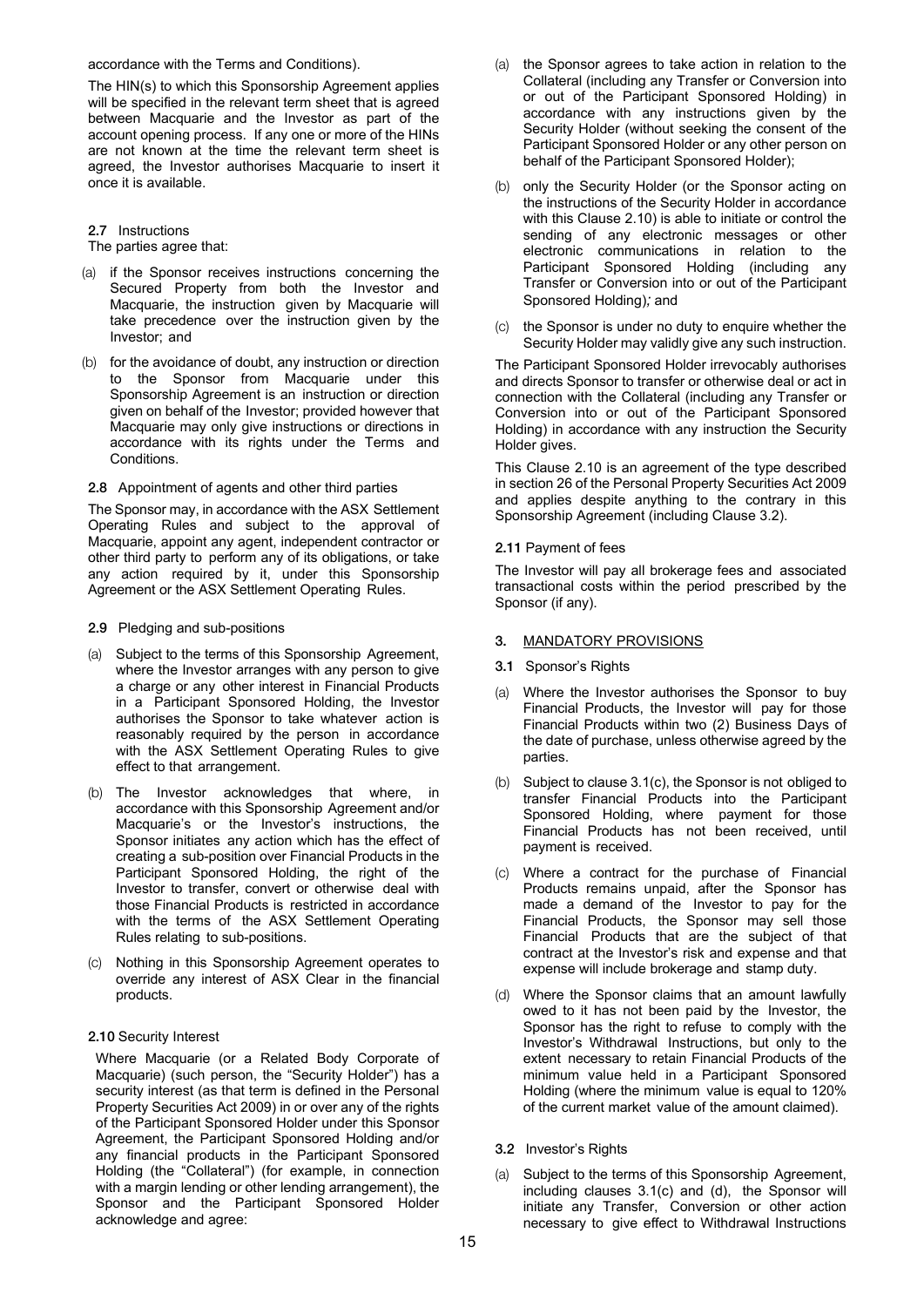accordance with the Terms and Conditions).

The HIN(s) to which this Sponsorship Agreement applies will be specified in the relevant term sheet that is agreed between Macquarie and the Investor as part of the account opening process. If any one or more of the HINs are not known at the time the relevant term sheet is agreed, the Investor authorises Macquarie to insert it once it is available.

**2.7** Instructions

The parties agree that:

(a) if the Sponsor receives instructions concerning the Secured Property from both the Investor and Macquarie, the instruction given by Macquarie will take precedence over the instruction given by the Investor; and

(b) for the avoidance of doubt, any instruction or direction to the Sponsor from Macquarie under this Sponsorship Agreement is an instruction or direction given on behalf of the Investor; provided however that Macquarie may only give instructions or directions in accordance with its rights under the Terms and Conditions.

**2.8** Appointment of agents and other third parties

The Sponsor may, in accordance with the ASX Settlement Operating Rules and subject to the approval of Macquarie, appoint any agent, independent contractor or other third party to perform any of its obligations, or take any action required by it, under this Sponsorship Agreement or the ASX Settlement Operating Rules.

**2.9** Pledging and sub-positions

(a) Subject to the terms of this Sponsorship Agreement, where the Investor arranges with any person to give a charge or any other interest in Financial Products in a Participant Sponsored Holding, the Investor authorises the Sponsor to take whatever action is reasonably required by the person in accordance with the ASX Settlement Operating Rules to give effect to that arrangement.

(b) The Investor acknowledges that where, in accordance with this Sponsorship Agreement and/or Macquarie's or the Investor's instructions, the Sponsor initiates any action which has the effect of creating a sub-position over Financial Products in the Participant Sponsored Holding, the right of the Investor to transfer, convert or otherwise deal with those Financial Products is restricted in accordance with the terms of the ASX Settlement Operating Rules relating to sub-positions.

(c) Nothing in this Sponsorship Agreement operates to override any interest of ASX Clear in the financial products.

**2.10** Security Interest

Where Macquarie (or a Related Body Corporate of Macquarie) (such person, the "Security Holder") has a security interest (as that term is defined in the Personal Property Securities Act 2009) in or over any of the rights of the Participant Sponsored Holder under this Sponsor Agreement, the Participant Sponsored Holding and/or any financial products in the Participant Sponsored Holding (the "Collateral") (for example, in connection with a margin lending or other lending arrangement), the Sponsor and the Participant Sponsored Holder acknowledge and agree:

(a) the Sponsor agrees to take action in relation to the Collateral (including any Transfer or Conversion into or out of the Participant Sponsored Holding) in accordance with any instructions given by the Security Holder (without seeking the consent of the Participant Sponsored Holder or any other person on behalf of the Participant Sponsored Holder);

(b) only the Security Holder (or the Sponsor acting on the instructions of the Security Holder in accordance with this Clause 2.10) is able to initiate or control the sending of any electronic messages or other electronic communications in relation to the Participant Sponsored Holding (including any Transfer or Conversion into or out of the Participant Sponsored Holding); and

(c) the Sponsor is under no duty to enquire whether the Security Holder may validly give any such instruction.

The Participant Sponsored Holder irrevocably authorises and directs Sponsor to transfer or otherwise deal or act in connection with the Collateral (including any Transfer or Conversion into or out of the Participant Sponsored Holding) in accordance with any instruction the Security Holder gives.

This Clause 2.10 is an agreement of the type described in section 26 of the Personal Property Securities Act 2009 and applies despite anything to the contrary in this Sponsorship Agreement (including Clause 3.2).

**2.11** Payment of fees

The Investor will pay all brokerage fees and associated transactional costs within the period prescribed by the Sponsor (if any).

## 3. MANDATORY PROVISIONS

**3.1** Sponsor's Rights

(a) Where the Investor authorises the Sponsor to buy Financial Products, the Investor will pay for those Financial Products within two (2) Business Days of the date of purchase, unless otherwise agreed by the parties.

(b) Subject to clause 3.1(c), the Sponsor is not obliged to transfer Financial Products into the Participant Sponsored Holding, where payment for those Financial Products has not been received, until payment is received.

(c) Where a contract for the purchase of Financial Products remains unpaid, after the Sponsor has made a demand of the Investor to pay for the Financial Products, the Sponsor may sell those Financial Products that are the subject of that contract at the Investor's risk and expense and that expense will include brokerage and stamp duty.

(d) Where the Sponsor claims that an amount lawfully owed to it has not been paid by the Investor, the Sponsor has the right to refuse to comply with the Investor's Withdrawal Instructions, but only to the extent necessary to retain Financial Products of the minimum value held in a Participant Sponsored Holding (where the minimum value is equal to 120% of the current market value of the amount claimed).

**3.2** Investor's Rights

(a) Subject to the terms of this Sponsorship Agreement, including clauses 3.1(c) and (d), the Sponsor will initiate any Transfer, Conversion or other action necessary to give effect to Withdrawal Instructions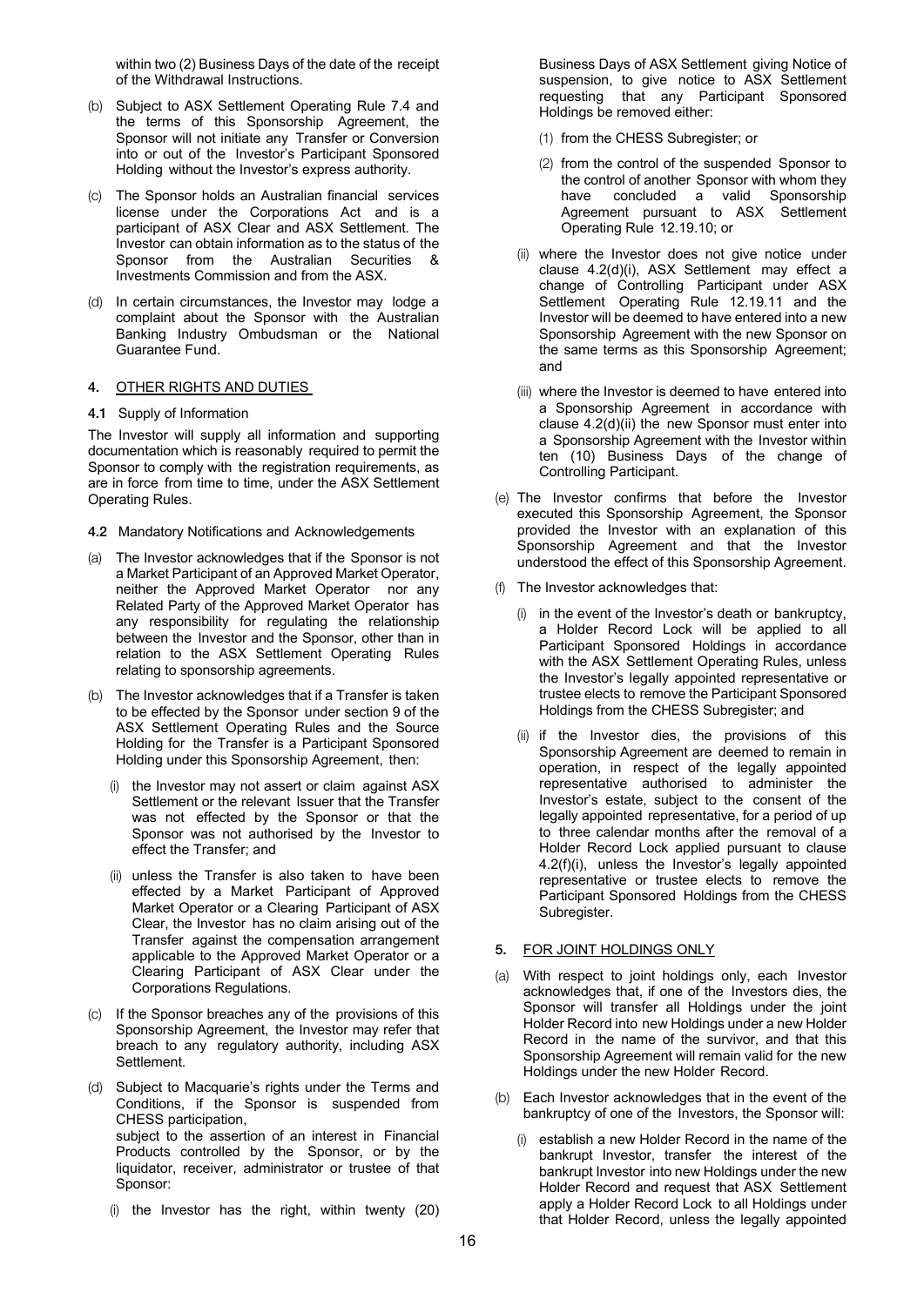within two (2) Business Days of the date of the receipt of the Withdrawal Instructions.

(b) Subject to ASX Settlement Operating Rule 7.4 and the terms of this Sponsorship Agreement, the Sponsor will not initiate any Transfer or Conversion into or out of the Investor's Participant Sponsored Holding without the Investor's express authority.

(c) The Sponsor holds an Australian financial services license under the Corporations Act and is a participant of ASX Clear and ASX Settlement. The Investor can obtain information as to the status of the Sponsor from the Australian Securities & Investments Commission and from the ASX.

(d) In certain circumstances, the Investor may lodge a complaint about the Sponsor with the Australian Banking Industry Ombudsman or the National Guarantee Fund.

## 4. OTHER RIGHTS AND DUTIES

**4.1** Supply of Information

The Investor will supply all information and supporting documentation which is reasonably required to permit the Sponsor to comply with the registration requirements, as are in force from time to time, under the ASX Settlement Operating Rules.

**4.2** Mandatory Notifications and Acknowledgements

(a) The Investor acknowledges that if the Sponsor is not a Market Participant of an Approved Market Operator, neither the Approved Market Operator nor any Related Party of the Approved Market Operator has any responsibility for regulating the relationship between the Investor and the Sponsor, other than in relation to the ASX Settlement Operating Rules relating to sponsorship agreements.

(b) The Investor acknowledges that if a Transfer is taken to be effected by the Sponsor under section 9 of the ASX Settlement Operating Rules and the Source Holding for the Transfer is a Participant Sponsored Holding under this Sponsorship Agreement, then:

(i) the Investor may not assert or claim against ASX Settlement or the relevant Issuer that the Transfer was not effected by the Sponsor or that the Sponsor was not authorised by the Investor to effect the Transfer; and

(ii) unless the Transfer is also taken to have been effected by a Market Participant of Approved Market Operator or a Clearing Participant of ASX Clear, the Investor has no claim arising out of the Transfer against the compensation arrangement applicable to the Approved Market Operator or a Clearing Participant of ASX Clear under the Corporations Regulations.

(c) If the Sponsor breaches any of the provisions of this Sponsorship Agreement, the Investor may refer that breach to any regulatory authority, including ASX Settlement.

(d) Subject to Macquarie's rights under the Terms and Conditions, if the Sponsor is suspended from CHESS participation,
subject to the assertion of an interest in Financial Products controlled by the Sponsor, or by the liquidator, receiver, administrator or trustee of that Sponsor:

(i) the Investor has the right, within twenty (20) Business Days of ASX Settlement giving Notice of suspension, to give notice to ASX Settlement requesting that any Participant Sponsored Holdings be removed either:

(1) from the CHESS Subregister; or

(2) from the control of the suspended Sponsor to the control of another Sponsor with whom they have concluded a valid Sponsorship Agreement pursuant to ASX Settlement Operating Rule 12.19.10; or

(ii) where the Investor does not give notice under clause 4.2(d)(i), ASX Settlement may effect a change of Controlling Participant under ASX Settlement Operating Rule 12.19.11 and the Investor will be deemed to have entered into a new Sponsorship Agreement with the new Sponsor on the same terms as this Sponsorship Agreement; and

(iii) where the Investor is deemed to have entered into a Sponsorship Agreement in accordance with clause 4.2(d)(ii) the new Sponsor must enter into a Sponsorship Agreement with the Investor within ten (10) Business Days of the change of Controlling Participant.

(e) The Investor confirms that before the Investor executed this Sponsorship Agreement, the Sponsor provided the Investor with an explanation of this Sponsorship Agreement and that the Investor understood the effect of this Sponsorship Agreement.

(f) The Investor acknowledges that:

(i) in the event of the Investor's death or bankruptcy, a Holder Record Lock will be applied to all Participant Sponsored Holdings in accordance with the ASX Settlement Operating Rules, unless the Investor's legally appointed representative or trustee elects to remove the Participant Sponsored Holdings from the CHESS Subregister; and

(ii) if the Investor dies, the provisions of this Sponsorship Agreement are deemed to remain in operation, in respect of the legally appointed representative authorised to administer the Investor's estate, subject to the consent of the legally appointed representative, for a period of up to three calendar months after the removal of a Holder Record Lock applied pursuant to clause 4.2(f)(i), unless the Investor's legally appointed representative or trustee elects to remove the Participant Sponsored Holdings from the CHESS Subregister.

## 5. FOR JOINT HOLDINGS ONLY

(a) With respect to joint holdings only, each Investor acknowledges that, if one of the Investors dies, the Sponsor will transfer all Holdings under the joint Holder Record into new Holdings under a new Holder Record in the name of the survivor, and that this Sponsorship Agreement will remain valid for the new Holdings under the new Holder Record.

(b) Each Investor acknowledges that in the event of the bankruptcy of one of the Investors, the Sponsor will:

(i) establish a new Holder Record in the name of the bankrupt Investor, transfer the interest of the bankrupt Investor into new Holdings under the new Holder Record and request that ASX Settlement apply a Holder Record Lock to all Holdings under that Holder Record, unless the legally appointed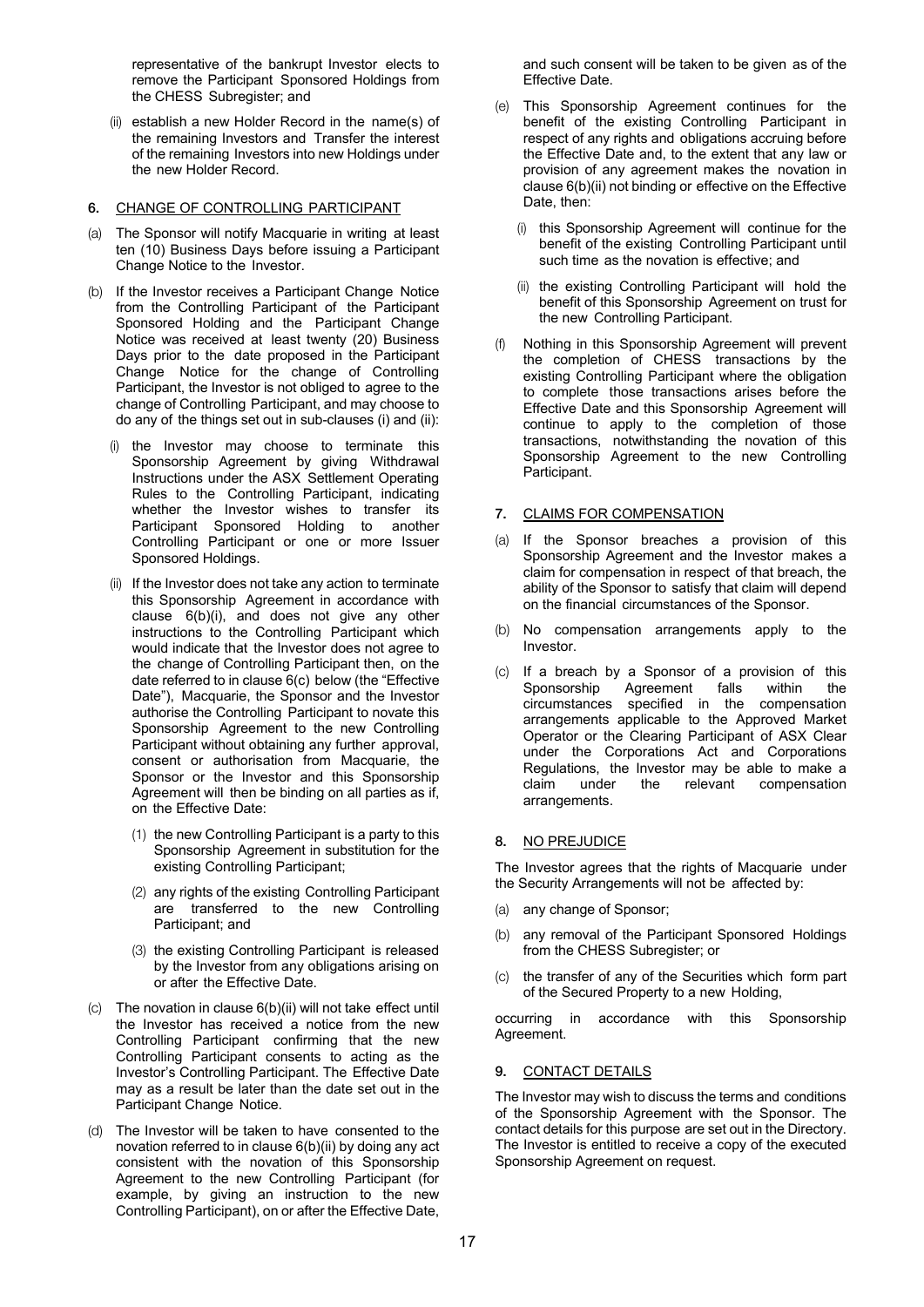representative of the bankrupt Investor elects to remove the Participant Sponsored Holdings from the CHESS Subregister; and

(ii) establish a new Holder Record in the name(s) of the remaining Investors and Transfer the interest of the remaining Investors into new Holdings under the new Holder Record.

## 6. CHANGE OF CONTROLLING PARTICIPANT

(a) The Sponsor will notify Macquarie in writing at least ten (10) Business Days before issuing a Participant Change Notice to the Investor.

(b) If the Investor receives a Participant Change Notice from the Controlling Participant of the Participant Sponsored Holding and the Participant Change Notice was received at least twenty (20) Business Days prior to the date proposed in the Participant Change Notice for the change of Controlling Participant, the Investor is not obliged to agree to the change of Controlling Participant, and may choose to do any of the things set out in sub-clauses (i) and (ii):

   (i) the Investor may choose to terminate this Sponsorship Agreement by giving Withdrawal Instructions under the ASX Settlement Operating Rules to the Controlling Participant, indicating whether the Investor wishes to transfer its Participant Sponsored Holding to another Controlling Participant or one or more Issuer Sponsored Holdings.

   (ii) If the Investor does not take any action to terminate this Sponsorship Agreement in accordance with clause 6(b)(i), and does not give any other instructions to the Controlling Participant which would indicate that the Investor does not agree to the change of Controlling Participant then, on the date referred to in clause 6(c) below (the "Effective Date"), Macquarie, the Sponsor and the Investor authorise the Controlling Participant to novate this Sponsorship Agreement to the new Controlling Participant without obtaining any further approval, consent or authorisation from Macquarie, the Sponsor or the Investor and this Sponsorship Agreement will then be binding on all parties as if, on the Effective Date:

      (1) the new Controlling Participant is a party to this Sponsorship Agreement in substitution for the existing Controlling Participant;

      (2) any rights of the existing Controlling Participant are transferred to the new Controlling Participant; and

      (3) the existing Controlling Participant is released by the Investor from any obligations arising on or after the Effective Date.

(c) The novation in clause 6(b)(ii) will not take effect until the Investor has received a notice from the new Controlling Participant confirming that the new Controlling Participant consents to acting as the Investor's Controlling Participant. The Effective Date may as a result be later than the date set out in the Participant Change Notice.

(d) The Investor will be taken to have consented to the novation referred to in clause 6(b)(ii) by doing any act consistent with the novation of this Sponsorship Agreement to the new Controlling Participant (for example, by giving an instruction to the new Controlling Participant), on or after the Effective Date, and such consent will be taken to be given as of the Effective Date.

(e) This Sponsorship Agreement continues for the benefit of the existing Controlling Participant in respect of any rights and obligations accruing before the Effective Date and, to the extent that any law or provision of any agreement makes the novation in clause 6(b)(ii) not binding or effective on the Effective Date, then:

   (i) this Sponsorship Agreement will continue for the benefit of the existing Controlling Participant until such time as the novation is effective; and

   (ii) the existing Controlling Participant will hold the benefit of this Sponsorship Agreement on trust for the new Controlling Participant.

(f) Nothing in this Sponsorship Agreement will prevent the completion of CHESS transactions by the existing Controlling Participant where the obligation to complete those transactions arises before the Effective Date and this Sponsorship Agreement will continue to apply to the completion of those transactions, notwithstanding the novation of this Sponsorship Agreement to the new Controlling Participant.

## 7. CLAIMS FOR COMPENSATION

(a) If the Sponsor breaches a provision of this Sponsorship Agreement and the Investor makes a claim for compensation in respect of that breach, the ability of the Sponsor to satisfy that claim will depend on the financial circumstances of the Sponsor.

(b) No compensation arrangements apply to the Investor.

(c) If a breach by a Sponsor of a provision of this Sponsorship Agreement falls within the circumstances specified in the compensation arrangements applicable to the Approved Market Operator or the Clearing Participant of ASX Clear under the Corporations Act and Corporations Regulations, the Investor may be able to make a claim under the relevant compensation arrangements.

## 8. NO PREJUDICE

The Investor agrees that the rights of Macquarie under the Security Arrangements will not be affected by:

(a) any change of Sponsor;

(b) any removal of the Participant Sponsored Holdings from the CHESS Subregister; or

(c) the transfer of any of the Securities which form part of the Secured Property to a new Holding,

occurring in accordance with this Sponsorship Agreement.

## 9. CONTACT DETAILS

The Investor may wish to discuss the terms and conditions of the Sponsorship Agreement with the Sponsor. The contact details for this purpose are set out in the Directory. The Investor is entitled to receive a copy of the executed Sponsorship Agreement on request.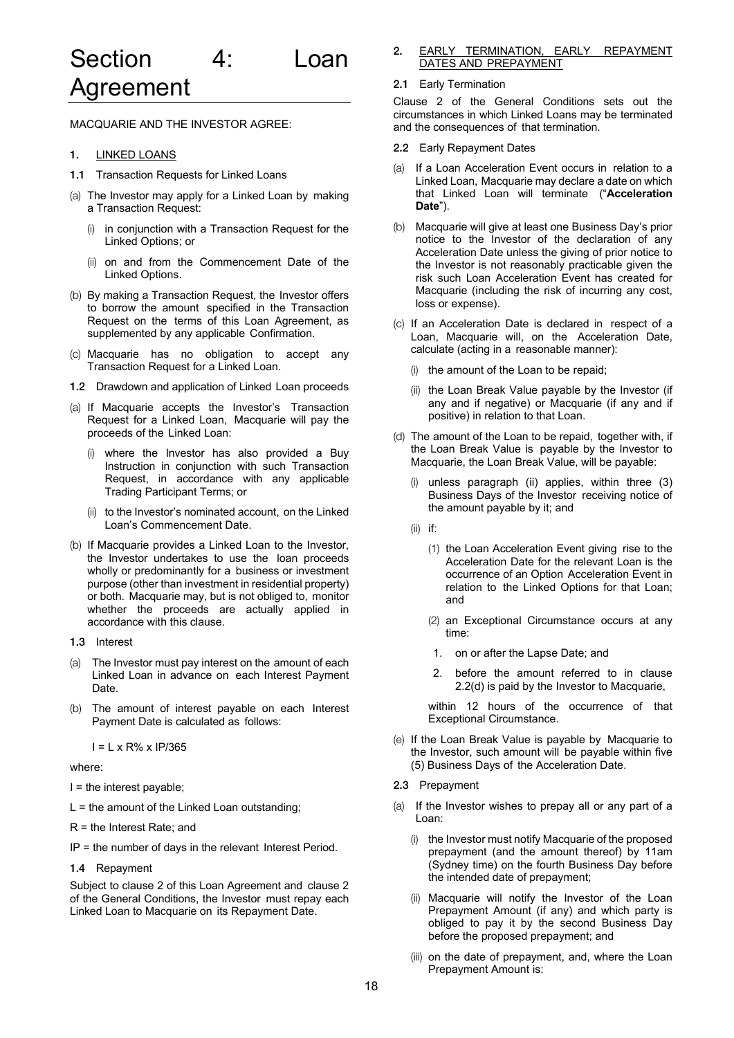# Section 4: Loan Agreement

MACQUARIE AND THE INVESTOR AGREE:

**1.** LINKED LOANS

**1.1** Transaction Requests for Linked Loans

(a) The Investor may apply for a Linked Loan by making a Transaction Request:

(i) in conjunction with a Transaction Request for the Linked Options; or

(ii) on and from the Commencement Date of the Linked Options.

(b) By making a Transaction Request, the Investor offers to borrow the amount specified in the Transaction Request on the terms of this Loan Agreement, as supplemented by any applicable Confirmation.

(c) Macquarie has no obligation to accept any Transaction Request for a Linked Loan.

**1.2** Drawdown and application of Linked Loan proceeds

(a) If Macquarie accepts the Investor's Transaction Request for a Linked Loan, Macquarie will pay the proceeds of the Linked Loan:

(i) where the Investor has also provided a Buy Instruction in conjunction with such Transaction Request, in accordance with any applicable Trading Participant Terms; or

(ii) to the Investor's nominated account, on the Linked Loan's Commencement Date.

(b) If Macquarie provides a Linked Loan to the Investor, the Investor undertakes to use the loan proceeds wholly or predominantly for a business or investment purpose (other than investment in residential property) or both. Macquarie may, but is not obliged to, monitor whether the proceeds are actually applied in accordance with this clause.

**1.3** Interest

(a) The Investor must pay interest on the amount of each Linked Loan in advance on each Interest Payment Date.

(b) The amount of interest payable on each Interest Payment Date is calculated as follows:

$$I = L \times R\% \times IP/365$$

where:

I = the interest payable;

L = the amount of the Linked Loan outstanding;

R = the Interest Rate; and

IP = the number of days in the relevant Interest Period.

**1.4** Repayment

Subject to clause 2 of this Loan Agreement and clause 2 of the General Conditions, the Investor must repay each Linked Loan to Macquarie on its Repayment Date.

**2.** EARLY TERMINATION, EARLY REPAYMENT DATES AND PREPAYMENT

**2.1** Early Termination

Clause 2 of the General Conditions sets out the circumstances in which Linked Loans may be terminated and the consequences of that termination.

**2.2** Early Repayment Dates

(a) If a Loan Acceleration Event occurs in relation to a Linked Loan, Macquarie may declare a date on which that Linked Loan will terminate ("**Acceleration Date**").

(b) Macquarie will give at least one Business Day's prior notice to the Investor of the declaration of any Acceleration Date unless the giving of prior notice to the Investor is not reasonably practicable given the risk such Loan Acceleration Event has created for Macquarie (including the risk of incurring any cost, loss or expense).

(c) If an Acceleration Date is declared in respect of a Loan, Macquarie will, on the Acceleration Date, calculate (acting in a reasonable manner):

(i) the amount of the Loan to be repaid;

(ii) the Loan Break Value payable by the Investor (if any and if negative) or Macquarie (if any and if positive) in relation to that Loan.

(d) The amount of the Loan to be repaid, together with, if the Loan Break Value is payable by the Investor to Macquarie, the Loan Break Value, will be payable:

(i) unless paragraph (ii) applies, within three (3) Business Days of the Investor receiving notice of the amount payable by it; and

(ii) if:

(1) the Loan Acceleration Event giving rise to the Acceleration Date for the relevant Loan is the occurrence of an Option Acceleration Event in relation to the Linked Options for that Loan; and

(2) an Exceptional Circumstance occurs at any time:

1. on or after the Lapse Date; and

2. before the amount referred to in clause 2.2(d) is paid by the Investor to Macquarie,

within 12 hours of the occurrence of that Exceptional Circumstance.

(e) If the Loan Break Value is payable by Macquarie to the Investor, such amount will be payable within five (5) Business Days of the Acceleration Date.

**2.3** Prepayment

(a) If the Investor wishes to prepay all or any part of a Loan:

(i) the Investor must notify Macquarie of the proposed prepayment (and the amount thereof) by 11am (Sydney time) on the fourth Business Day before the intended date of prepayment;

(ii) Macquarie will notify the Investor of the Loan Prepayment Amount (if any) and which party is obliged to pay it by the second Business Day before the proposed prepayment; and

(iii) on the date of prepayment, and, where the Loan Prepayment Amount is: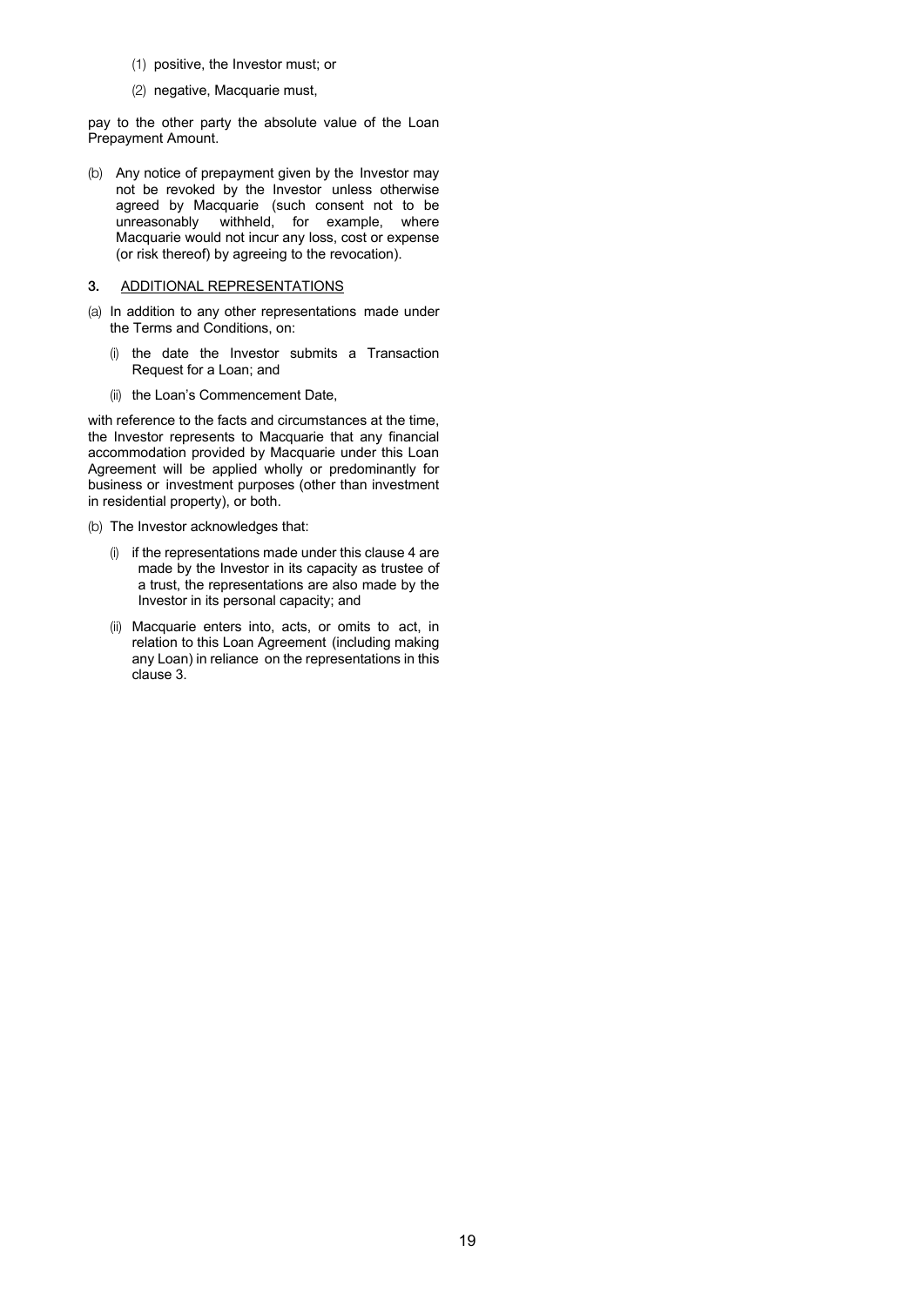(1) positive, the Investor must; or

(2) negative, Macquarie must,

pay to the other party the absolute value of the Loan Prepayment Amount.

(b) Any notice of prepayment given by the Investor may not be revoked by the Investor unless otherwise agreed by Macquarie (such consent not to be unreasonably withheld, for example, where Macquarie would not incur any loss, cost or expense (or risk thereof) by agreeing to the revocation).

## 3. ADDITIONAL REPRESENTATIONS

(a) In addition to any other representations made under the Terms and Conditions, on:

(i) the date the Investor submits a Transaction Request for a Loan; and

(ii) the Loan's Commencement Date,

with reference to the facts and circumstances at the time, the Investor represents to Macquarie that any financial accommodation provided by Macquarie under this Loan Agreement will be applied wholly or predominantly for business or investment purposes (other than investment in residential property), or both.

(b) The Investor acknowledges that:

(i) if the representations made under this clause 4 are made by the Investor in its capacity as trustee of a trust, the representations are also made by the Investor in its personal capacity; and

(ii) Macquarie enters into, acts, or omits to act, in relation to this Loan Agreement (including making any Loan) in reliance on the representations in this clause 3.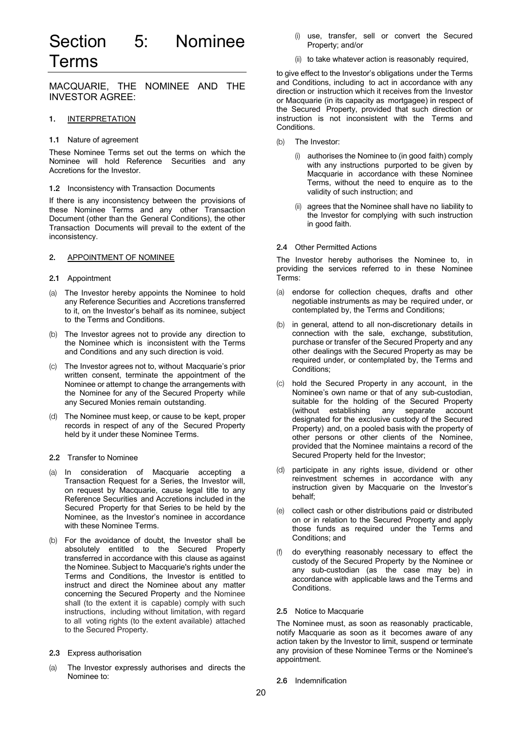# Section 5: Nominee Terms

## MACQUARIE, THE NOMINEE AND THE INVESTOR AGREE:

### 1. INTERPRETATION

**1.1** Nature of agreement

These Nominee Terms set out the terms on which the Nominee will hold Reference Securities and any Accretions for the Investor.

**1.2** Inconsistency with Transaction Documents

If there is any inconsistency between the provisions of these Nominee Terms and any other Transaction Document (other than the General Conditions), the other Transaction Documents will prevail to the extent of the inconsistency.

### 2. APPOINTMENT OF NOMINEE

**2.1** Appointment

(a) The Investor hereby appoints the Nominee to hold any Reference Securities and Accretions transferred to it, on the Investor's behalf as its nominee, subject to the Terms and Conditions.

(b) The Investor agrees not to provide any direction to the Nominee which is inconsistent with the Terms and Conditions and any such direction is void.

(c) The Investor agrees not to, without Macquarie's prior written consent, terminate the appointment of the Nominee or attempt to change the arrangements with the Nominee for any of the Secured Property while any Secured Monies remain outstanding.

(d) The Nominee must keep, or cause to be kept, proper records in respect of any of the Secured Property held by it under these Nominee Terms.

**2.2** Transfer to Nominee

(a) In consideration of Macquarie accepting a Transaction Request for a Series, the Investor will, on request by Macquarie, cause legal title to any Reference Securities and Accretions included in the Secured Property for that Series to be held by the Nominee, as the Investor's nominee in accordance with these Nominee Terms.

(b) For the avoidance of doubt, the Investor shall be absolutely entitled to the Secured Property transferred in accordance with this clause as against the Nominee. Subject to Macquarie's rights under the Terms and Conditions, the Investor is entitled to instruct and direct the Nominee about any matter concerning the Secured Property and the Nominee shall (to the extent it is capable) comply with such instructions, including without limitation, with regard to all voting rights (to the extent available) attached to the Secured Property.

**2.3** Express authorisation

(a) The Investor expressly authorises and directs the Nominee to:

(i) use, transfer, sell or convert the Secured Property; and/or

(ii) to take whatever action is reasonably required,

to give effect to the Investor's obligations under the Terms and Conditions, including to act in accordance with any direction or instruction which it receives from the Investor or Macquarie (in its capacity as mortgagee) in respect of the Secured Property, provided that such direction or instruction is not inconsistent with the Terms and Conditions.

(b) The Investor:

(i) authorises the Nominee to (in good faith) comply with any instructions purported to be given by Macquarie in accordance with these Nominee Terms, without the need to enquire as to the validity of such instruction; and

(ii) agrees that the Nominee shall have no liability to the Investor for complying with such instruction in good faith.

**2.4** Other Permitted Actions

The Investor hereby authorises the Nominee to, in providing the services referred to in these Nominee Terms:

(a) endorse for collection cheques, drafts and other negotiable instruments as may be required under, or contemplated by, the Terms and Conditions;

(b) in general, attend to all non-discretionary details in connection with the sale, exchange, substitution, purchase or transfer of the Secured Property and any other dealings with the Secured Property as may be required under, or contemplated by, the Terms and Conditions;

(c) hold the Secured Property in any account, in the Nominee's own name or that of any sub-custodian, suitable for the holding of the Secured Property (without establishing any separate account designated for the exclusive custody of the Secured Property) and, on a pooled basis with the property of other persons or other clients of the Nominee, provided that the Nominee maintains a record of the Secured Property held for the Investor;

(d) participate in any rights issue, dividend or other reinvestment schemes in accordance with any instruction given by Macquarie on the Investor's behalf;

(e) collect cash or other distributions paid or distributed on or in relation to the Secured Property and apply those funds as required under the Terms and Conditions; and

(f) do everything reasonably necessary to effect the custody of the Secured Property by the Nominee or any sub-custodian (as the case may be) in accordance with applicable laws and the Terms and Conditions.

**2.5** Notice to Macquarie

The Nominee must, as soon as reasonably practicable, notify Macquarie as soon as it becomes aware of any action taken by the Investor to limit, suspend or terminate any provision of these Nominee Terms or the Nominee's appointment.

**2.6** Indemnification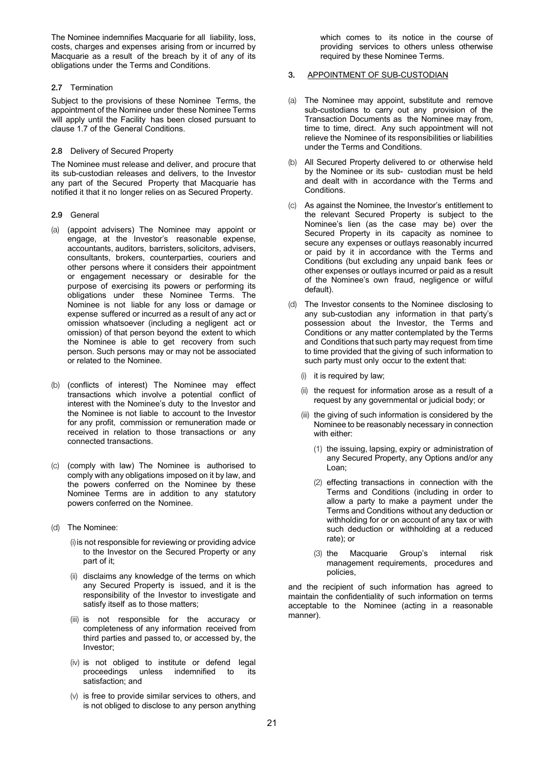The Nominee indemnifies Macquarie for all liability, loss, costs, charges and expenses arising from or incurred by Macquarie as a result of the breach by it of any of its obligations under the Terms and Conditions.

**2.7** Termination

Subject to the provisions of these Nominee Terms, the appointment of the Nominee under these Nominee Terms will apply until the Facility has been closed pursuant to clause 1.7 of the General Conditions.

**2.8** Delivery of Secured Property

The Nominee must release and deliver, and procure that its sub-custodian releases and delivers, to the Investor any part of the Secured Property that Macquarie has notified it that it no longer relies on as Secured Property.

**2.9** General

(a) (appoint advisers) The Nominee may appoint or engage, at the Investor's reasonable expense, accountants, auditors, barristers, solicitors, advisers, consultants, brokers, counterparties, couriers and other persons where it considers their appointment or engagement necessary or desirable for the purpose of exercising its powers or performing its obligations under these Nominee Terms. The Nominee is not liable for any loss or damage or expense suffered or incurred as a result of any act or omission whatsoever (including a negligent act or omission) of that person beyond the extent to which the Nominee is able to get recovery from such person. Such persons may or may not be associated or related to the Nominee.

(b) (conflicts of interest) The Nominee may effect transactions which involve a potential conflict of interest with the Nominee's duty to the Investor and the Nominee is not liable to account to the Investor for any profit, commission or remuneration made or received in relation to those transactions or any connected transactions.

(c) (comply with law) The Nominee is authorised to comply with any obligations imposed on it by law, and the powers conferred on the Nominee by these Nominee Terms are in addition to any statutory powers conferred on the Nominee.

(d) The Nominee:

  (i) is not responsible for reviewing or providing advice to the Investor on the Secured Property or any part of it;

  (ii) disclaims any knowledge of the terms on which any Secured Property is issued, and it is the responsibility of the Investor to investigate and satisfy itself as to those matters;

  (iii) is not responsible for the accuracy or completeness of any information received from third parties and passed to, or accessed by, the Investor;

  (iv) is not obliged to institute or defend legal proceedings unless indemnified to its satisfaction; and

  (v) is free to provide similar services to others, and is not obliged to disclose to any person anything which comes to its notice in the course of providing services to others unless otherwise required by these Nominee Terms.

**3.** <u>APPOINTMENT OF SUB-CUSTODIAN</u>

(a) The Nominee may appoint, substitute and remove sub-custodians to carry out any provision of the Transaction Documents as the Nominee may from, time to time, direct. Any such appointment will not relieve the Nominee of its responsibilities or liabilities under the Terms and Conditions.

(b) All Secured Property delivered to or otherwise held by the Nominee or its sub- custodian must be held and dealt with in accordance with the Terms and Conditions.

(c) As against the Nominee, the Investor's entitlement to the relevant Secured Property is subject to the Nominee's lien (as the case may be) over the Secured Property in its capacity as nominee to secure any expenses or outlays reasonably incurred or paid by it in accordance with the Terms and Conditions (but excluding any unpaid bank fees or other expenses or outlays incurred or paid as a result of the Nominee's own fraud, negligence or wilful default).

(d) The Investor consents to the Nominee disclosing to any sub-custodian any information in that party's possession about the Investor, the Terms and Conditions or any matter contemplated by the Terms and Conditions that such party may request from time to time provided that the giving of such information to such party must only occur to the extent that:

  (i) it is required by law;

  (ii) the request for information arose as a result of a request by any governmental or judicial body; or

  (iii) the giving of such information is considered by the Nominee to be reasonably necessary in connection with either:

    (1) the issuing, lapsing, expiry or administration of any Secured Property, any Options and/or any Loan;

    (2) effecting transactions in connection with the Terms and Conditions (including in order to allow a party to make a payment under the Terms and Conditions without any deduction or withholding for or on account of any tax or with such deduction or withholding at a reduced rate); or

    (3) the Macquarie Group's internal risk management requirements, procedures and policies,

and the recipient of such information has agreed to maintain the confidentiality of such information on terms acceptable to the Nominee (acting in a reasonable manner).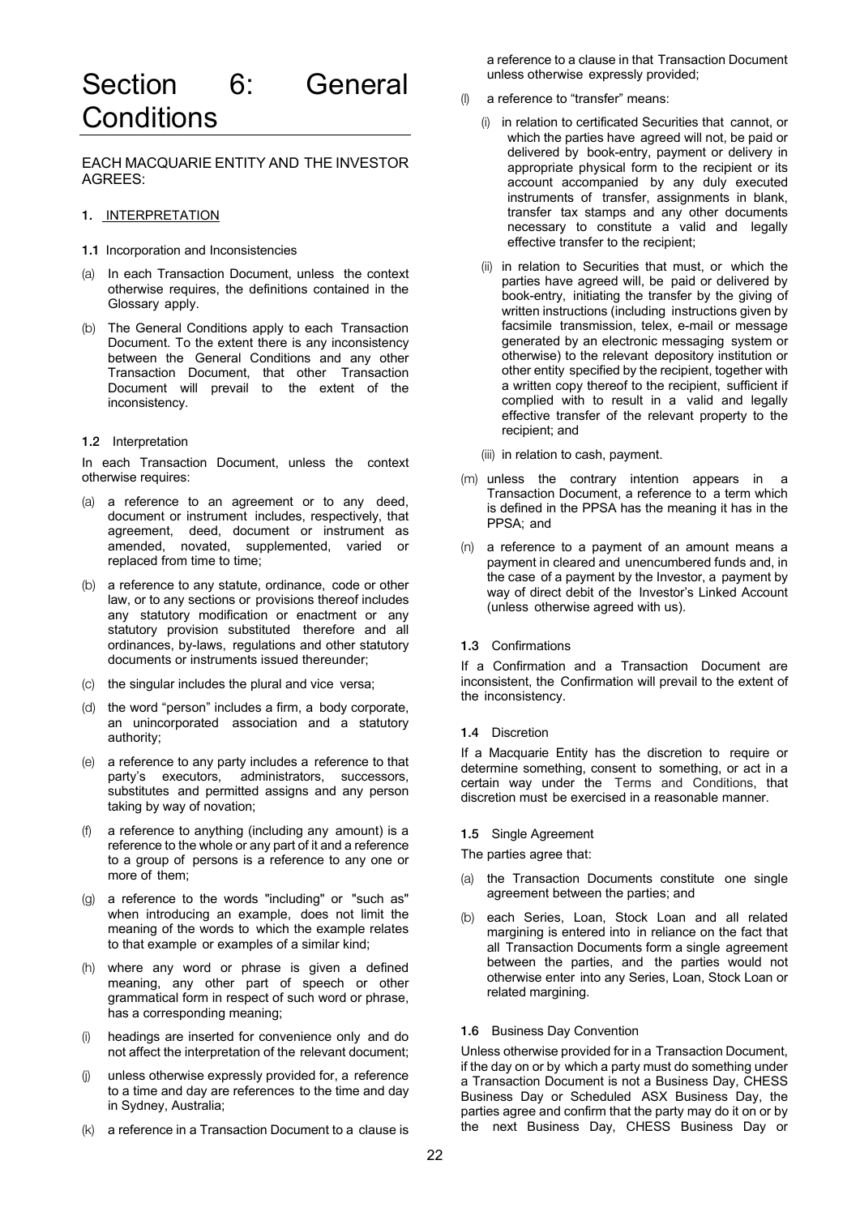# Section 6: General Conditions

EACH MACQUARIE ENTITY AND THE INVESTOR AGREES:

## 1. INTERPRETATION

### 1.1 Incorporation and Inconsistencies

(a) In each Transaction Document, unless the context otherwise requires, the definitions contained in the Glossary apply.

(b) The General Conditions apply to each Transaction Document. To the extent there is any inconsistency between the General Conditions and any other Transaction Document, that other Transaction Document will prevail to the extent of the inconsistency.

### 1.2 Interpretation

In each Transaction Document, unless the context otherwise requires:

(a) a reference to an agreement or to any deed, document or instrument includes, respectively, that agreement, deed, document or instrument as amended, novated, supplemented, varied or replaced from time to time;

(b) a reference to any statute, ordinance, code or other law, or to any sections or provisions thereof includes any statutory modification or enactment or any statutory provision substituted therefore and all ordinances, by-laws, regulations and other statutory documents or instruments issued thereunder;

(c) the singular includes the plural and vice versa;

(d) the word "person" includes a firm, a body corporate, an unincorporated association and a statutory authority;

(e) a reference to any party includes a reference to that party's executors, administrators, successors, substitutes and permitted assigns and any person taking by way of novation;

(f) a reference to anything (including any amount) is a reference to the whole or any part of it and a reference to a group of persons is a reference to any one or more of them;

(g) a reference to the words "including" or "such as" when introducing an example, does not limit the meaning of the words to which the example relates to that example or examples of a similar kind;

(h) where any word or phrase is given a defined meaning, any other part of speech or other grammatical form in respect of such word or phrase, has a corresponding meaning;

(i) headings are inserted for convenience only and do not affect the interpretation of the relevant document;

(j) unless otherwise expressly provided for, a reference to a time and day are references to the time and day in Sydney, Australia;

(k) a reference in a Transaction Document to a clause is a reference to a clause in that Transaction Document unless otherwise expressly provided;

(l) a reference to "transfer" means:

(i) in relation to certificated Securities that cannot, or which the parties have agreed will not, be paid or delivered by book-entry, payment or delivery in appropriate physical form to the recipient or its account accompanied by any duly executed instruments of transfer, assignments in blank, transfer tax stamps and any other documents necessary to constitute a valid and legally effective transfer to the recipient;

(ii) in relation to Securities that must, or which the parties have agreed will, be paid or delivered by book-entry, initiating the transfer by the giving of written instructions (including instructions given by facsimile transmission, telex, e-mail or message generated by an electronic messaging system or otherwise) to the relevant depository institution or other entity specified by the recipient, together with a written copy thereof to the recipient, sufficient if complied with to result in a valid and legally effective transfer of the relevant property to the recipient; and

(iii) in relation to cash, payment.

(m) unless the contrary intention appears in a Transaction Document, a reference to a term which is defined in the PPSA has the meaning it has in the PPSA; and

(n) a reference to a payment of an amount means a payment in cleared and unencumbered funds and, in the case of a payment by the Investor, a payment by way of direct debit of the Investor's Linked Account (unless otherwise agreed with us).

### 1.3 Confirmations

If a Confirmation and a Transaction Document are inconsistent, the Confirmation will prevail to the extent of the inconsistency.

### 1.4 Discretion

If a Macquarie Entity has the discretion to require or determine something, consent to something, or act in a certain way under the Terms and Conditions, that discretion must be exercised in a reasonable manner.

### 1.5 Single Agreement

The parties agree that:

(a) the Transaction Documents constitute one single agreement between the parties; and

(b) each Series, Loan, Stock Loan and all related margining is entered into in reliance on the fact that all Transaction Documents form a single agreement between the parties, and the parties would not otherwise enter into any Series, Loan, Stock Loan or related margining.

### 1.6 Business Day Convention

Unless otherwise provided for in a Transaction Document, if the day on or by which a party must do something under a Transaction Document is not a Business Day, CHESS Business Day or Scheduled ASX Business Day, the parties agree and confirm that the party may do it on or by the next Business Day, CHESS Business Day or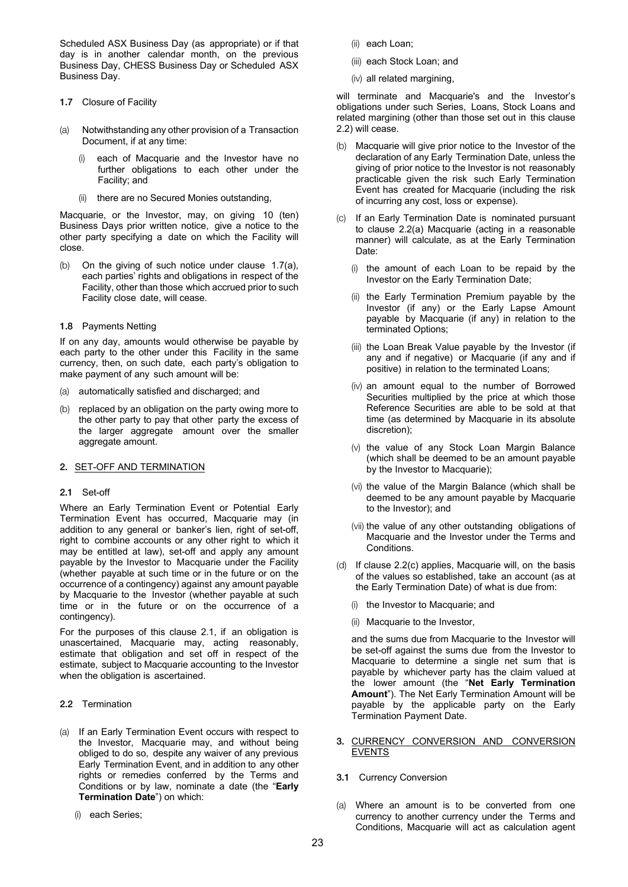Scheduled ASX Business Day (as appropriate) or if that day is in another calendar month, on the previous Business Day, CHESS Business Day or Scheduled ASX Business Day.

**1.7** Closure of Facility

(a) Notwithstanding any other provision of a Transaction Document, if at any time:

  (i) each of Macquarie and the Investor have no further obligations to each other under the Facility; and

  (ii) there are no Secured Monies outstanding,

Macquarie, or the Investor, may, on giving 10 (ten) Business Days prior written notice, give a notice to the other party specifying a date on which the Facility will close.

(b) On the giving of such notice under clause 1.7(a), each parties' rights and obligations in respect of the Facility, other than those which accrued prior to such Facility close date, will cease.

**1.8** Payments Netting

If on any day, amounts would otherwise be payable by each party to the other under this Facility in the same currency, then, on such date, each party's obligation to make payment of any such amount will be:

(a) automatically satisfied and discharged; and

(b) replaced by an obligation on the party owing more to the other party to pay that other party the excess of the larger aggregate amount over the smaller aggregate amount.

## 2. SET-OFF AND TERMINATION

**2.1** Set-off

Where an Early Termination Event or Potential Early Termination Event has occurred, Macquarie may (in addition to any general or banker's lien, right of set-off, right to combine accounts or any other right to which it may be entitled at law), set-off and apply any amount payable by the Investor to Macquarie under the Facility (whether payable at such time or in the future or on the occurrence of a contingency) against any amount payable by Macquarie to the Investor (whether payable at such time or in the future or on the occurrence of a contingency).

For the purposes of this clause 2.1, if an obligation is unascertained, Macquarie may, acting reasonably, estimate that obligation and set off in respect of the estimate, subject to Macquarie accounting to the Investor when the obligation is ascertained.

**2.2** Termination

(a) If an Early Termination Event occurs with respect to the Investor, Macquarie may, and without being obliged to do so, despite any waiver of any previous Early Termination Event, and in addition to any other rights or remedies conferred by the Terms and Conditions or by law, nominate a date (the "**Early Termination Date**") on which:

  (i) each Series;

  (ii) each Loan;

  (iii) each Stock Loan; and

  (iv) all related margining,

will terminate and Macquarie's and the Investor's obligations under such Series, Loans, Stock Loans and related margining (other than those set out in this clause 2.2) will cease.

(b) Macquarie will give prior notice to the Investor of the declaration of any Early Termination Date, unless the giving of prior notice to the Investor is not reasonably practicable given the risk such Early Termination Event has created for Macquarie (including the risk of incurring any cost, loss or expense).

(c) If an Early Termination Date is nominated pursuant to clause 2.2(a) Macquarie (acting in a reasonable manner) will calculate, as at the Early Termination Date:

  (i) the amount of each Loan to be repaid by the Investor on the Early Termination Date;

  (ii) the Early Termination Premium payable by the Investor (if any) or the Early Lapse Amount payable by Macquarie (if any) in relation to the terminated Options;

  (iii) the Loan Break Value payable by the Investor (if any and if negative) or Macquarie (if any and if positive) in relation to the terminated Loans;

  (iv) an amount equal to the number of Borrowed Securities multiplied by the price at which those Reference Securities are able to be sold at that time (as determined by Macquarie in its absolute discretion);

  (v) the value of any Stock Loan Margin Balance (which shall be deemed to be an amount payable by the Investor to Macquarie);

  (vi) the value of the Margin Balance (which shall be deemed to be any amount payable by Macquarie to the Investor); and

  (vii) the value of any other outstanding obligations of Macquarie and the Investor under the Terms and Conditions.

(d) If clause 2.2(c) applies, Macquarie will, on the basis of the values so established, take an account (as at the Early Termination Date) of what is due from:

  (i) the Investor to Macquarie; and

  (ii) Macquarie to the Investor,

and the sums due from Macquarie to the Investor will be set-off against the sums due from the Investor to Macquarie to determine a single net sum that is payable by whichever party has the claim valued at the lower amount (the "**Net Early Termination Amount**"). The Net Early Termination Amount will be payable by the applicable party on the Early Termination Payment Date.

## 3. CURRENCY CONVERSION AND CONVERSION EVENTS

**3.1** Currency Conversion

(a) Where an amount is to be converted from one currency to another currency under the Terms and Conditions, Macquarie will act as calculation agent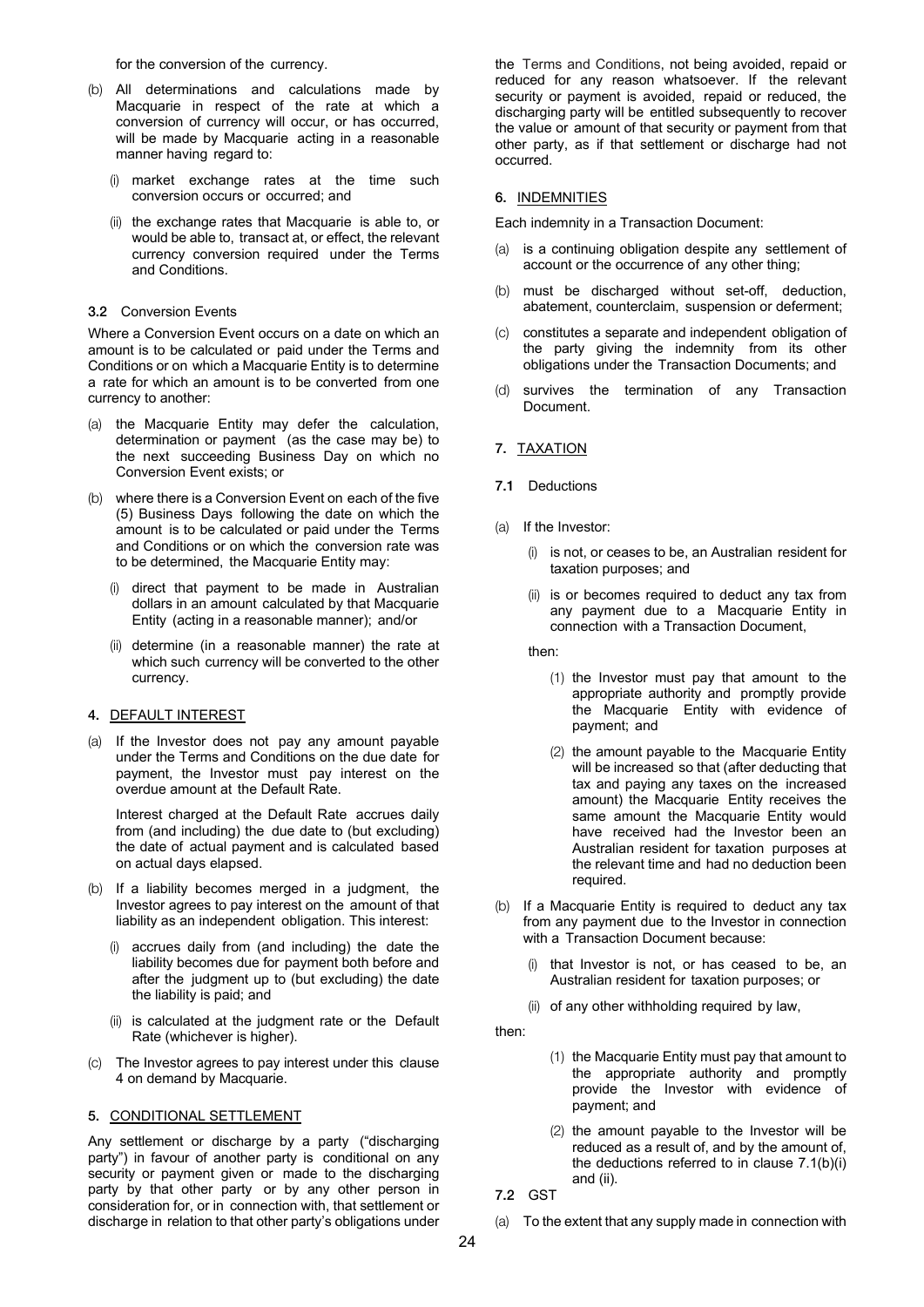for the conversion of the currency.

(b) All determinations and calculations made by Macquarie in respect of the rate at which a conversion of currency will occur, or has occurred, will be made by Macquarie acting in a reasonable manner having regard to:

(i) market exchange rates at the time such conversion occurs or occurred; and

(ii) the exchange rates that Macquarie is able to, or would be able to, transact at, or effect, the relevant currency conversion required under the Terms and Conditions.

**3.2** Conversion Events

Where a Conversion Event occurs on a date on which an amount is to be calculated or paid under the Terms and Conditions or on which a Macquarie Entity is to determine a rate for which an amount is to be converted from one currency to another:

(a) the Macquarie Entity may defer the calculation, determination or payment (as the case may be) to the next succeeding Business Day on which no Conversion Event exists; or

(b) where there is a Conversion Event on each of the five (5) Business Days following the date on which the amount is to be calculated or paid under the Terms and Conditions or on which the conversion rate was to be determined, the Macquarie Entity may:

(i) direct that payment to be made in Australian dollars in an amount calculated by that Macquarie Entity (acting in a reasonable manner); and/or

(ii) determine (in a reasonable manner) the rate at which such currency will be converted to the other currency.

## 4. DEFAULT INTEREST

(a) If the Investor does not pay any amount payable under the Terms and Conditions on the due date for payment, the Investor must pay interest on the overdue amount at the Default Rate.

Interest charged at the Default Rate accrues daily from (and including) the due date to (but excluding) the date of actual payment and is calculated based on actual days elapsed.

(b) If a liability becomes merged in a judgment, the Investor agrees to pay interest on the amount of that liability as an independent obligation. This interest:

(i) accrues daily from (and including) the date the liability becomes due for payment both before and after the judgment up to (but excluding) the date the liability is paid; and

(ii) is calculated at the judgment rate or the Default Rate (whichever is higher).

(c) The Investor agrees to pay interest under this clause 4 on demand by Macquarie.

## 5. CONDITIONAL SETTLEMENT

Any settlement or discharge by a party ("discharging party") in favour of another party is conditional on any security or payment given or made to the discharging party by that other party or by any other person in consideration for, or in connection with, that settlement or discharge in relation to that other party's obligations under the Terms and Conditions, not being avoided, repaid or reduced for any reason whatsoever. If the relevant security or payment is avoided, repaid or reduced, the discharging party will be entitled subsequently to recover the value or amount of that security or payment from that other party, as if that settlement or discharge had not occurred.

## 6. INDEMNITIES

Each indemnity in a Transaction Document:

(a) is a continuing obligation despite any settlement of account or the occurrence of any other thing;

(b) must be discharged without set-off, deduction, abatement, counterclaim, suspension or deferment;

(c) constitutes a separate and independent obligation of the party giving the indemnity from its other obligations under the Transaction Documents; and

(d) survives the termination of any Transaction Document.

## 7. TAXATION

**7.1** Deductions

(a) If the Investor:

(i) is not, or ceases to be, an Australian resident for taxation purposes; and

(ii) is or becomes required to deduct any tax from any payment due to a Macquarie Entity in connection with a Transaction Document,

then:

(1) the Investor must pay that amount to the appropriate authority and promptly provide the Macquarie Entity with evidence of payment; and

(2) the amount payable to the Macquarie Entity will be increased so that (after deducting that tax and paying any taxes on the increased amount) the Macquarie Entity receives the same amount the Macquarie Entity would have received had the Investor been an Australian resident for taxation purposes at the relevant time and had no deduction been required.

(b) If a Macquarie Entity is required to deduct any tax from any payment due to the Investor in connection with a Transaction Document because:

(i) that Investor is not, or has ceased to be, an Australian resident for taxation purposes; or

(ii) of any other withholding required by law,

then:

(1) the Macquarie Entity must pay that amount to the appropriate authority and promptly provide the Investor with evidence of payment; and

(2) the amount payable to the Investor will be reduced as a result of, and by the amount of, the deductions referred to in clause 7.1(b)(i) and (ii).

**7.2** GST

(a) To the extent that any supply made in connection with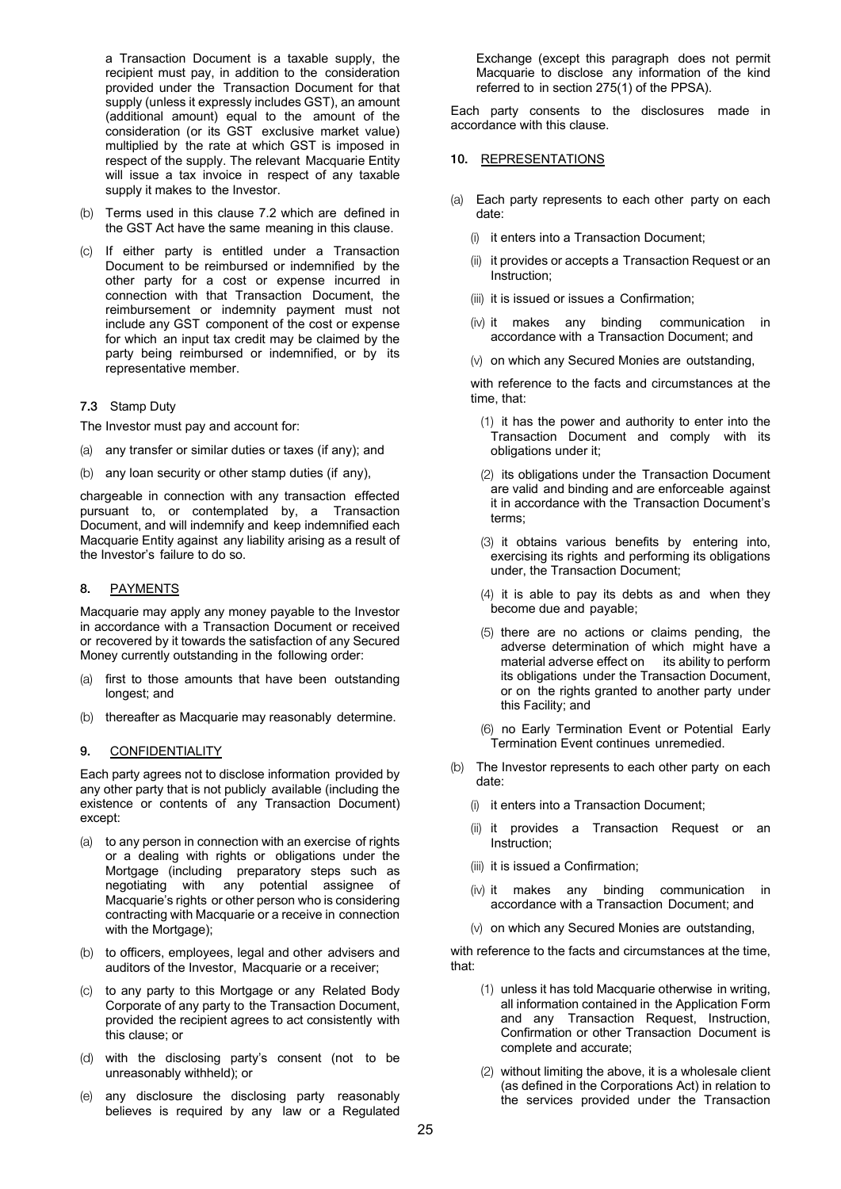a Transaction Document is a taxable supply, the recipient must pay, in addition to the consideration provided under the Transaction Document for that supply (unless it expressly includes GST), an amount (additional amount) equal to the amount of the consideration (or its GST exclusive market value) multiplied by the rate at which GST is imposed in respect of the supply. The relevant Macquarie Entity will issue a tax invoice in respect of any taxable supply it makes to the Investor.

(b) Terms used in this clause 7.2 which are defined in the GST Act have the same meaning in this clause.

(c) If either party is entitled under a Transaction Document to be reimbursed or indemnified by the other party for a cost or expense incurred in connection with that Transaction Document, the reimbursement or indemnity payment must not include any GST component of the cost or expense for which an input tax credit may be claimed by the party being reimbursed or indemnified, or by its representative member.

**7.3** Stamp Duty

The Investor must pay and account for:

(a) any transfer or similar duties or taxes (if any); and

(b) any loan security or other stamp duties (if any),

chargeable in connection with any transaction effected pursuant to, or contemplated by, a Transaction Document, and will indemnify and keep indemnified each Macquarie Entity against any liability arising as a result of the Investor's failure to do so.

## 8. PAYMENTS

Macquarie may apply any money payable to the Investor in accordance with a Transaction Document or received or recovered by it towards the satisfaction of any Secured Money currently outstanding in the following order:

(a) first to those amounts that have been outstanding longest; and

(b) thereafter as Macquarie may reasonably determine.

## 9. CONFIDENTIALITY

Each party agrees not to disclose information provided by any other party that is not publicly available (including the existence or contents of any Transaction Document) except:

(a) to any person in connection with an exercise of rights or a dealing with rights or obligations under the Mortgage (including preparatory steps such as negotiating with any potential assignee of Macquarie's rights or other person who is considering contracting with Macquarie or a receive in connection with the Mortgage);

(b) to officers, employees, legal and other advisers and auditors of the Investor, Macquarie or a receiver;

(c) to any party to this Mortgage or any Related Body Corporate of any party to the Transaction Document, provided the recipient agrees to act consistently with this clause; or

(d) with the disclosing party's consent (not to be unreasonably withheld); or

(e) any disclosure the disclosing party reasonably believes is required by any law or a Regulated Exchange (except this paragraph does not permit Macquarie to disclose any information of the kind referred to in section 275(1) of the PPSA).

Each party consents to the disclosures made in accordance with this clause.

## 10. REPRESENTATIONS

(a) Each party represents to each other party on each date:

  (i) it enters into a Transaction Document;

  (ii) it provides or accepts a Transaction Request or an Instruction;

  (iii) it is issued or issues a Confirmation;

  (iv) it makes any binding communication in accordance with a Transaction Document; and

  (v) on which any Secured Monies are outstanding,

  with reference to the facts and circumstances at the time, that:

  (1) it has the power and authority to enter into the Transaction Document and comply with its obligations under it;

  (2) its obligations under the Transaction Document are valid and binding and are enforceable against it in accordance with the Transaction Document's terms;

  (3) it obtains various benefits by entering into, exercising its rights and performing its obligations under, the Transaction Document;

  (4) it is able to pay its debts as and when they become due and payable;

  (5) there are no actions or claims pending, the adverse determination of which might have a material adverse effect on its ability to perform its obligations under the Transaction Document, or on the rights granted to another party under this Facility; and

  (6) no Early Termination Event or Potential Early Termination Event continues unremedied.

(b) The Investor represents to each other party on each date:

  (i) it enters into a Transaction Document;

  (ii) it provides a Transaction Request or an Instruction;

  (iii) it is issued a Confirmation;

  (iv) it makes any binding communication in accordance with a Transaction Document; and

  (v) on which any Secured Monies are outstanding,

with reference to the facts and circumstances at the time, that:

  (1) unless it has told Macquarie otherwise in writing, all information contained in the Application Form and any Transaction Request, Instruction, Confirmation or other Transaction Document is complete and accurate;

  (2) without limiting the above, it is a wholesale client (as defined in the Corporations Act) in relation to the services provided under the Transaction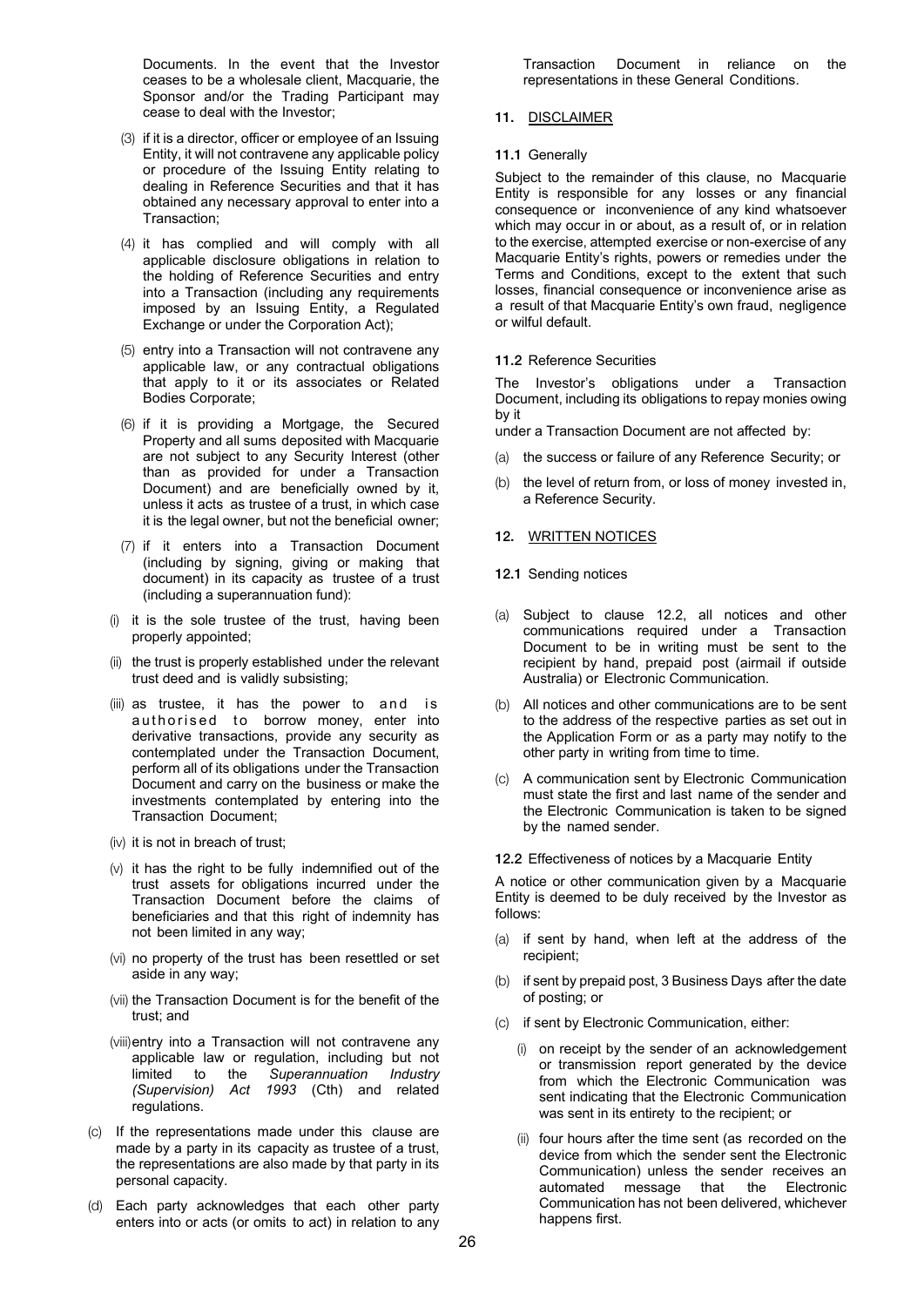Documents. In the event that the Investor ceases to be a wholesale client, Macquarie, the Sponsor and/or the Trading Participant may cease to deal with the Investor;

(3) if it is a director, officer or employee of an Issuing Entity, it will not contravene any applicable policy or procedure of the Issuing Entity relating to dealing in Reference Securities and that it has obtained any necessary approval to enter into a Transaction;

(4) it has complied and will comply with all applicable disclosure obligations in relation to the holding of Reference Securities and entry into a Transaction (including any requirements imposed by an Issuing Entity, a Regulated Exchange or under the Corporation Act);

(5) entry into a Transaction will not contravene any applicable law, or any contractual obligations that apply to it or its associates or Related Bodies Corporate;

(6) if it is providing a Mortgage, the Secured Property and all sums deposited with Macquarie are not subject to any Security Interest (other than as provided for under a Transaction Document) and are beneficially owned by it, unless it acts as trustee of a trust, in which case it is the legal owner, but not the beneficial owner;

(7) if it enters into a Transaction Document (including by signing, giving or making that document) in its capacity as trustee of a trust (including a superannuation fund):

(i) it is the sole trustee of the trust, having been properly appointed;

(ii) the trust is properly established under the relevant trust deed and is validly subsisting;

(iii) as trustee, it has the power to and is authorised to borrow money, enter into derivative transactions, provide any security as contemplated under the Transaction Document, perform all of its obligations under the Transaction Document and carry on the business or make the investments contemplated by entering into the Transaction Document;

(iv) it is not in breach of trust;

(v) it has the right to be fully indemnified out of the trust assets for obligations incurred under the Transaction Document before the claims of beneficiaries and that this right of indemnity has not been limited in any way;

(vi) no property of the trust has been resettled or set aside in any way;

(vii) the Transaction Document is for the benefit of the trust; and

(viii) entry into a Transaction will not contravene any applicable law or regulation, including but not limited to the *Superannuation Industry (Supervision) Act 1993* (Cth) and related regulations.

(c) If the representations made under this clause are made by a party in its capacity as trustee of a trust, the representations are also made by that party in its personal capacity.

(d) Each party acknowledges that each other party enters into or acts (or omits to act) in relation to any Transaction Document in reliance on the representations in these General Conditions.

## 11. DISCLAIMER

### 11.1 Generally

Subject to the remainder of this clause, no Macquarie Entity is responsible for any losses or any financial consequence or inconvenience of any kind whatsoever which may occur in or about, as a result of, or in relation to the exercise, attempted exercise or non-exercise of any Macquarie Entity's rights, powers or remedies under the Terms and Conditions, except to the extent that such losses, financial consequence or inconvenience arise as a result of that Macquarie Entity's own fraud, negligence or wilful default.

### 11.2 Reference Securities

The Investor's obligations under a Transaction Document, including its obligations to repay monies owing by it
under a Transaction Document are not affected by:

(a) the success or failure of any Reference Security; or

(b) the level of return from, or loss of money invested in, a Reference Security.

## 12. WRITTEN NOTICES

### 12.1 Sending notices

(a) Subject to clause 12.2, all notices and other communications required under a Transaction Document to be in writing must be sent to the recipient by hand, prepaid post (airmail if outside Australia) or Electronic Communication.

(b) All notices and other communications are to be sent to the address of the respective parties as set out in the Application Form or as a party may notify to the other party in writing from time to time.

(c) A communication sent by Electronic Communication must state the first and last name of the sender and the Electronic Communication is taken to be signed by the named sender.

### 12.2 Effectiveness of notices by a Macquarie Entity

A notice or other communication given by a Macquarie Entity is deemed to be duly received by the Investor as follows:

(a) if sent by hand, when left at the address of the recipient;

(b) if sent by prepaid post, 3 Business Days after the date of posting; or

(c) if sent by Electronic Communication, either:

(i) on receipt by the sender of an acknowledgement or transmission report generated by the device from which the Electronic Communication was sent indicating that the Electronic Communication was sent in its entirety to the recipient; or

(ii) four hours after the time sent (as recorded on the device from which the sender sent the Electronic Communication) unless the sender receives an automated message that the Electronic Communication has not been delivered, whichever happens first.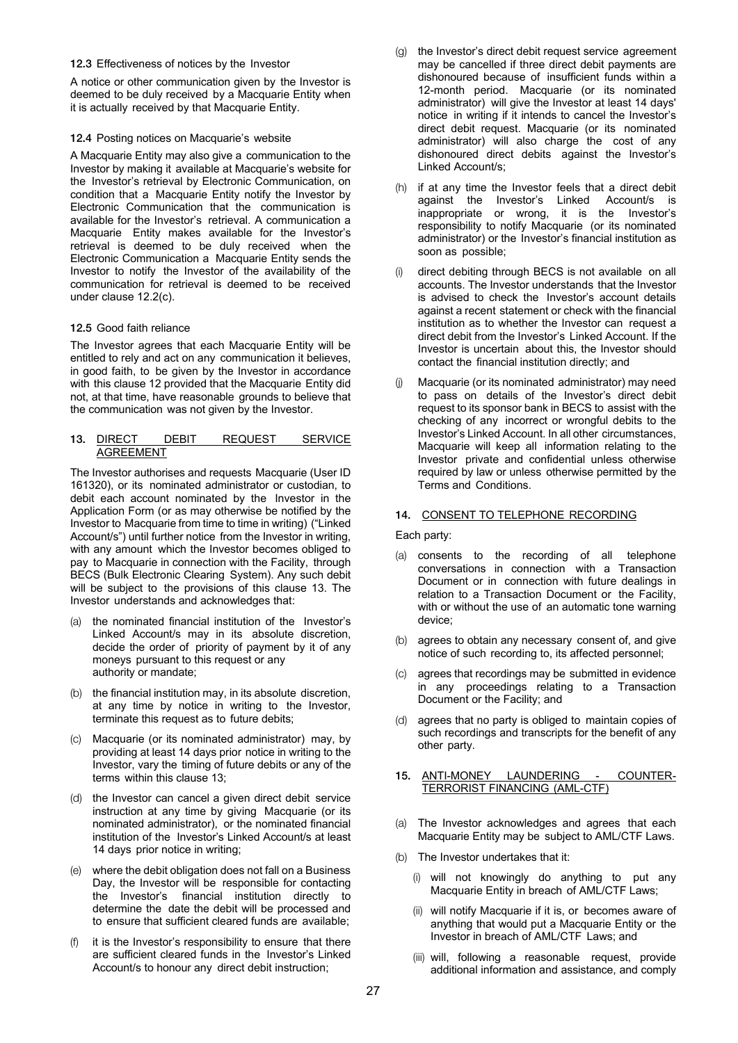**12.3** Effectiveness of notices by the Investor

A notice or other communication given by the Investor is deemed to be duly received by a Macquarie Entity when it is actually received by that Macquarie Entity.

**12.4** Posting notices on Macquarie's website

A Macquarie Entity may also give a communication to the Investor by making it available at Macquarie's website for the Investor's retrieval by Electronic Communication, on condition that a Macquarie Entity notify the Investor by Electronic Communication that the communication is available for the Investor's retrieval. A communication a Macquarie Entity makes available for the Investor's retrieval is deemed to be duly received when the Electronic Communication a Macquarie Entity sends the Investor to notify the Investor of the availability of the communication for retrieval is deemed to be received under clause 12.2(c).

**12.5** Good faith reliance

The Investor agrees that each Macquarie Entity will be entitled to rely and act on any communication it believes, in good faith, to be given by the Investor in accordance with this clause 12 provided that the Macquarie Entity did not, at that time, have reasonable grounds to believe that the communication was not given by the Investor.

**13.** DIRECT DEBIT REQUEST SERVICE AGREEMENT

The Investor authorises and requests Macquarie (User ID 161320), or its nominated administrator or custodian, to debit each account nominated by the Investor in the Application Form (or as may otherwise be notified by the Investor to Macquarie from time to time in writing) ("Linked Account/s") until further notice from the Investor in writing, with any amount which the Investor becomes obliged to pay to Macquarie in connection with the Facility, through BECS (Bulk Electronic Clearing System). Any such debit will be subject to the provisions of this clause 13. The Investor understands and acknowledges that:

(a) the nominated financial institution of the Investor's Linked Account/s may in its absolute discretion, decide the order of priority of payment by it of any moneys pursuant to this request or any authority or mandate;

(b) the financial institution may, in its absolute discretion, at any time by notice in writing to the Investor, terminate this request as to future debits;

(c) Macquarie (or its nominated administrator) may, by providing at least 14 days prior notice in writing to the Investor, vary the timing of future debits or any of the terms within this clause 13;

(d) the Investor can cancel a given direct debit service instruction at any time by giving Macquarie (or its nominated administrator), or the nominated financial institution of the Investor's Linked Account/s at least 14 days prior notice in writing;

(e) where the debit obligation does not fall on a Business Day, the Investor will be responsible for contacting the Investor's financial institution directly to determine the date the debit will be processed and to ensure that sufficient cleared funds are available;

(f) it is the Investor's responsibility to ensure that there are sufficient cleared funds in the Investor's Linked Account/s to honour any direct debit instruction;

(g) the Investor's direct debit request service agreement may be cancelled if three direct debit payments are dishonoured because of insufficient funds within a 12-month period. Macquarie (or its nominated administrator) will give the Investor at least 14 days' notice in writing if it intends to cancel the Investor's direct debit request. Macquarie (or its nominated administrator) will also charge the cost of any dishonoured direct debits against the Investor's Linked Account/s;

(h) if at any time the Investor feels that a direct debit against the Investor's Linked Account/s is inappropriate or wrong, it is the Investor's responsibility to notify Macquarie (or its nominated administrator) or the Investor's financial institution as soon as possible;

(i) direct debiting through BECS is not available on all accounts. The Investor understands that the Investor is advised to check the Investor's account details against a recent statement or check with the financial institution as to whether the Investor can request a direct debit from the Investor's Linked Account. If the Investor is uncertain about this, the Investor should contact the financial institution directly; and

(j) Macquarie (or its nominated administrator) may need to pass on details of the Investor's direct debit request to its sponsor bank in BECS to assist with the checking of any incorrect or wrongful debits to the Investor's Linked Account. In all other circumstances, Macquarie will keep all information relating to the Investor private and confidential unless otherwise required by law or unless otherwise permitted by the Terms and Conditions.

**14.** CONSENT TO TELEPHONE RECORDING

Each party:

(a) consents to the recording of all telephone conversations in connection with a Transaction Document or in connection with future dealings in relation to a Transaction Document or the Facility, with or without the use of an automatic tone warning device;

(b) agrees to obtain any necessary consent of, and give notice of such recording to, its affected personnel;

(c) agrees that recordings may be submitted in evidence in any proceedings relating to a Transaction Document or the Facility; and

(d) agrees that no party is obliged to maintain copies of such recordings and transcripts for the benefit of any other party.

**15.** ANTI-MONEY LAUNDERING - COUNTER-TERRORIST FINANCING (AML-CTF)

(a) The Investor acknowledges and agrees that each Macquarie Entity may be subject to AML/CTF Laws.

(b) The Investor undertakes that it:

(i) will not knowingly do anything to put any Macquarie Entity in breach of AML/CTF Laws;

(ii) will notify Macquarie if it is, or becomes aware of anything that would put a Macquarie Entity or the Investor in breach of AML/CTF Laws; and

(iii) will, following a reasonable request, provide additional information and assistance, and comply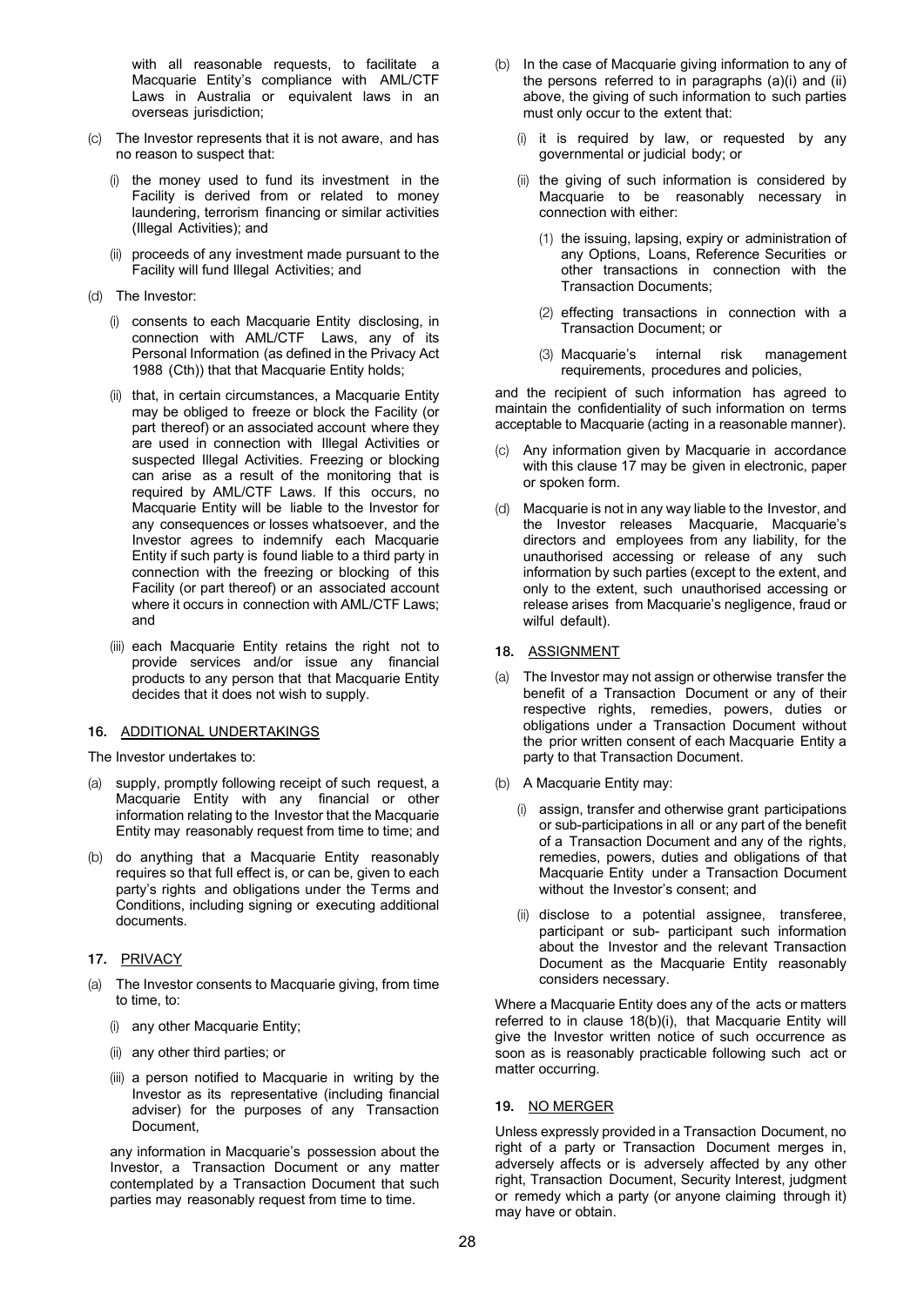with all reasonable requests, to facilitate a Macquarie Entity's compliance with AML/CTF Laws in Australia or equivalent laws in an overseas jurisdiction;

(c) The Investor represents that it is not aware, and has no reason to suspect that:

  (i) the money used to fund its investment in the Facility is derived from or related to money laundering, terrorism financing or similar activities (Illegal Activities); and

  (ii) proceeds of any investment made pursuant to the Facility will fund Illegal Activities; and

(d) The Investor:

  (i) consents to each Macquarie Entity disclosing, in connection with AML/CTF Laws, any of its Personal Information (as defined in the Privacy Act 1988 (Cth)) that that Macquarie Entity holds;

  (ii) that, in certain circumstances, a Macquarie Entity may be obliged to freeze or block the Facility (or part thereof) or an associated account where they are used in connection with Illegal Activities or suspected Illegal Activities. Freezing or blocking can arise as a result of the monitoring that is required by AML/CTF Laws. If this occurs, no Macquarie Entity will be liable to the Investor for any consequences or losses whatsoever, and the Investor agrees to indemnify each Macquarie Entity if such party is found liable to a third party in connection with the freezing or blocking of this Facility (or part thereof) or an associated account where it occurs in connection with AML/CTF Laws; and

  (iii) each Macquarie Entity retains the right not to provide services and/or issue any financial products to any person that that Macquarie Entity decides that it does not wish to supply.

**16.** ADDITIONAL UNDERTAKINGS

The Investor undertakes to:

(a) supply, promptly following receipt of such request, a Macquarie Entity with any financial or other information relating to the Investor that the Macquarie Entity may reasonably request from time to time; and

(b) do anything that a Macquarie Entity reasonably requires so that full effect is, or can be, given to each party's rights and obligations under the Terms and Conditions, including signing or executing additional documents.

**17.** PRIVACY

(a) The Investor consents to Macquarie giving, from time to time, to:

  (i) any other Macquarie Entity;

  (ii) any other third parties; or

  (iii) a person notified to Macquarie in writing by the Investor as its representative (including financial adviser) for the purposes of any Transaction Document,

  any information in Macquarie's possession about the Investor, a Transaction Document or any matter contemplated by a Transaction Document that such parties may reasonably request from time to time.

(b) In the case of Macquarie giving information to any of the persons referred to in paragraphs (a)(i) and (ii) above, the giving of such information to such parties must only occur to the extent that:

  (i) it is required by law, or requested by any governmental or judicial body; or

  (ii) the giving of such information is considered by Macquarie to be reasonably necessary in connection with either:

    (1) the issuing, lapsing, expiry or administration of any Options, Loans, Reference Securities or other transactions in connection with the Transaction Documents;

    (2) effecting transactions in connection with a Transaction Document; or

    (3) Macquarie's internal risk management requirements, procedures and policies,

  and the recipient of such information has agreed to maintain the confidentiality of such information on terms acceptable to Macquarie (acting in a reasonable manner).

(c) Any information given by Macquarie in accordance with this clause 17 may be given in electronic, paper or spoken form.

(d) Macquarie is not in any way liable to the Investor, and the Investor releases Macquarie, Macquarie's directors and employees from any liability, for the unauthorised accessing or release of any such information by such parties (except to the extent, and only to the extent, such unauthorised accessing or release arises from Macquarie's negligence, fraud or wilful default).

**18.** ASSIGNMENT

(a) The Investor may not assign or otherwise transfer the benefit of a Transaction Document or any of their respective rights, remedies, powers, duties or obligations under a Transaction Document without the prior written consent of each Macquarie Entity a party to that Transaction Document.

(b) A Macquarie Entity may:

  (i) assign, transfer and otherwise grant participations or sub-participations in all or any part of the benefit of a Transaction Document and any of the rights, remedies, powers, duties and obligations of that Macquarie Entity under a Transaction Document without the Investor's consent; and

  (ii) disclose to a potential assignee, transferee, participant or sub- participant such information about the Investor and the relevant Transaction Document as the Macquarie Entity reasonably considers necessary.

Where a Macquarie Entity does any of the acts or matters referred to in clause 18(b)(i), that Macquarie Entity will give the Investor written notice of such occurrence as soon as is reasonably practicable following such act or matter occurring.

**19.** NO MERGER

Unless expressly provided in a Transaction Document, no right of a party or Transaction Document merges in, adversely affects or is adversely affected by any other right, Transaction Document, Security Interest, judgment or remedy which a party (or anyone claiming through it) may have or obtain.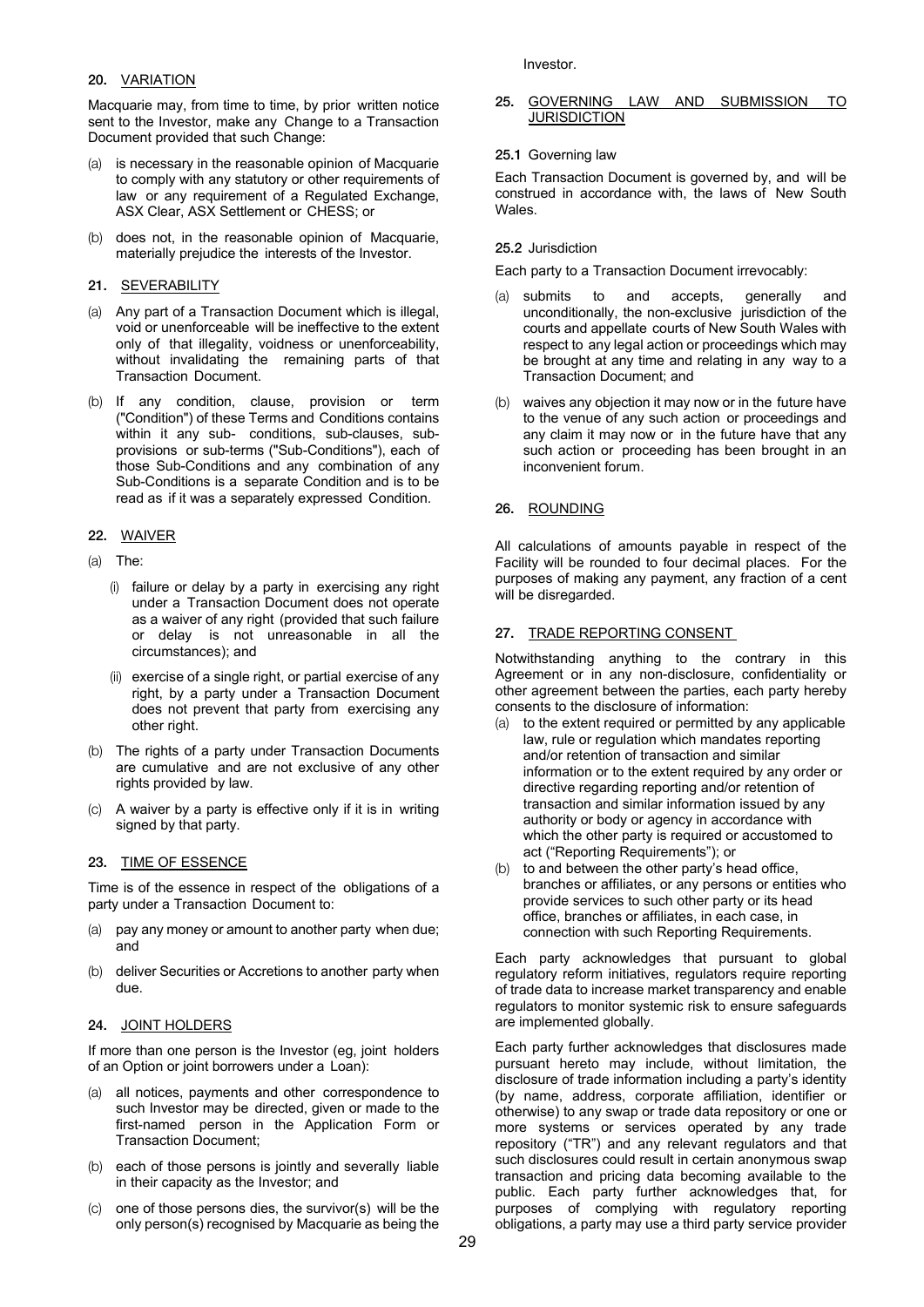## 20. VARIATION

Macquarie may, from time to time, by prior written notice sent to the Investor, make any Change to a Transaction Document provided that such Change:

(a) is necessary in the reasonable opinion of Macquarie to comply with any statutory or other requirements of law or any requirement of a Regulated Exchange, ASX Clear, ASX Settlement or CHESS; or

(b) does not, in the reasonable opinion of Macquarie, materially prejudice the interests of the Investor.

## 21. SEVERABILITY

(a) Any part of a Transaction Document which is illegal, void or unenforceable will be ineffective to the extent only of that illegality, voidness or unenforceability, without invalidating the remaining parts of that Transaction Document.

(b) If any condition, clause, provision or term ("Condition") of these Terms and Conditions contains within it any sub- conditions, sub-clauses, sub-provisions or sub-terms ("Sub-Conditions"), each of those Sub-Conditions and any combination of any Sub-Conditions is a separate Condition and is to be read as if it was a separately expressed Condition.

## 22. WAIVER

(a) The:

(i) failure or delay by a party in exercising any right under a Transaction Document does not operate as a waiver of any right (provided that such failure or delay is not unreasonable in all the circumstances); and

(ii) exercise of a single right, or partial exercise of any right, by a party under a Transaction Document does not prevent that party from exercising any other right.

(b) The rights of a party under Transaction Documents are cumulative and are not exclusive of any other rights provided by law.

(c) A waiver by a party is effective only if it is in writing signed by that party.

## 23. TIME OF ESSENCE

Time is of the essence in respect of the obligations of a party under a Transaction Document to:

(a) pay any money or amount to another party when due; and

(b) deliver Securities or Accretions to another party when due.

## 24. JOINT HOLDERS

If more than one person is the Investor (eg, joint holders of an Option or joint borrowers under a Loan):

(a) all notices, payments and other correspondence to such Investor may be directed, given or made to the first-named person in the Application Form or Transaction Document;

(b) each of those persons is jointly and severally liable in their capacity as the Investor; and

(c) one of those persons dies, the survivor(s) will be the only person(s) recognised by Macquarie as being the Investor.

## 25. GOVERNING LAW AND SUBMISSION TO JURISDICTION

### 25.1 Governing law

Each Transaction Document is governed by, and will be construed in accordance with, the laws of New South Wales.

### 25.2 Jurisdiction

Each party to a Transaction Document irrevocably:

(a) submits to and accepts, generally and unconditionally, the non-exclusive jurisdiction of the courts and appellate courts of New South Wales with respect to any legal action or proceedings which may be brought at any time and relating in any way to a Transaction Document; and

(b) waives any objection it may now or in the future have to the venue of any such action or proceedings and any claim it may now or in the future have that any such action or proceeding has been brought in an inconvenient forum.

## 26. ROUNDING

All calculations of amounts payable in respect of the Facility will be rounded to four decimal places. For the purposes of making any payment, any fraction of a cent will be disregarded.

## 27. TRADE REPORTING CONSENT

Notwithstanding anything to the contrary in this Agreement or in any non-disclosure, confidentiality or other agreement between the parties, each party hereby consents to the disclosure of information:

(a) to the extent required or permitted by any applicable law, rule or regulation which mandates reporting and/or retention of transaction and similar information or to the extent required by any order or directive regarding reporting and/or retention of transaction and similar information issued by any authority or body or agency in accordance with which the other party is required or accustomed to act ("Reporting Requirements"); or

(b) to and between the other party's head office, branches or affiliates, or any persons or entities who provide services to such other party or its head office, branches or affiliates, in each case, in connection with such Reporting Requirements.

Each party acknowledges that pursuant to global regulatory reform initiatives, regulators require reporting of trade data to increase market transparency and enable regulators to monitor systemic risk to ensure safeguards are implemented globally.

Each party further acknowledges that disclosures made pursuant hereto may include, without limitation, the disclosure of trade information including a party's identity (by name, address, corporate affiliation, identifier or otherwise) to any swap or trade data repository or one or more systems or services operated by any trade repository ("TR") and any relevant regulators and that such disclosures could result in certain anonymous swap transaction and pricing data becoming available to the public. Each party further acknowledges that, for purposes of complying with regulatory reporting obligations, a party may use a third party service provider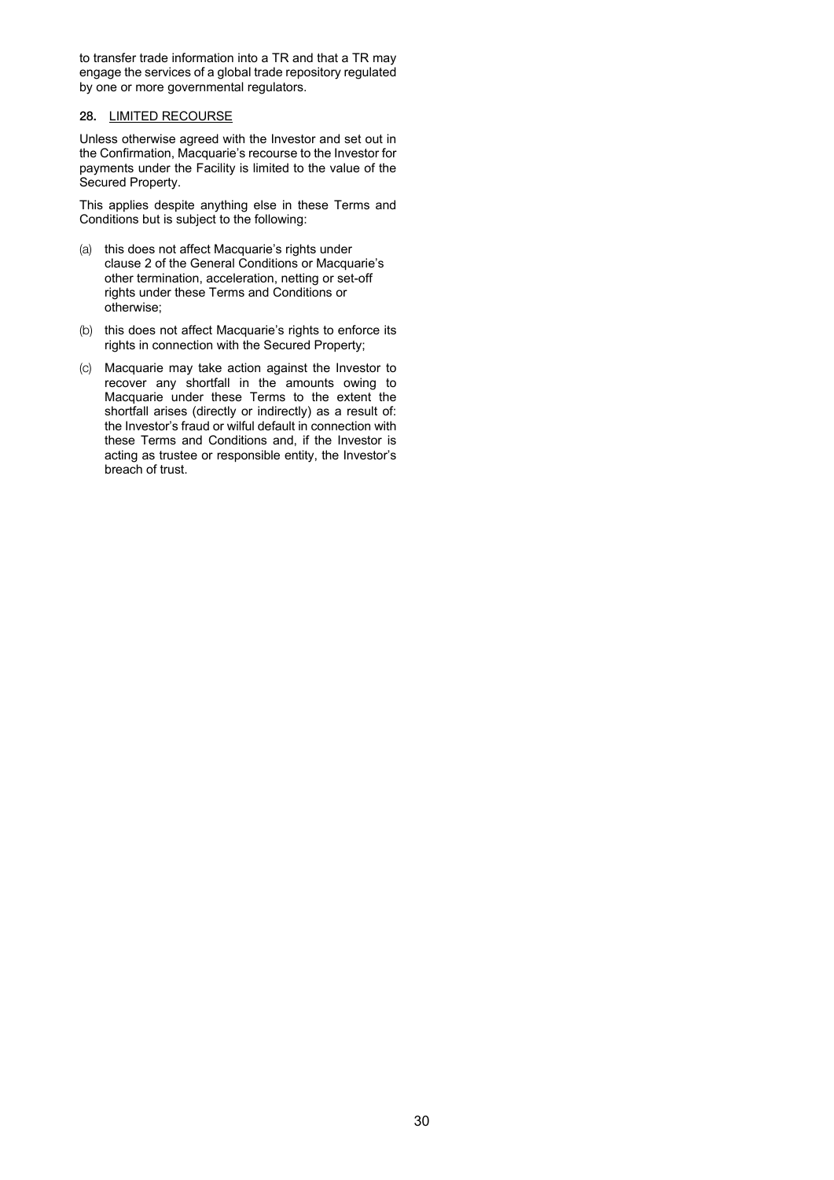to transfer trade information into a TR and that a TR may engage the services of a global trade repository regulated by one or more governmental regulators.

## 28. LIMITED RECOURSE

Unless otherwise agreed with the Investor and set out in the Confirmation, Macquarie's recourse to the Investor for payments under the Facility is limited to the value of the Secured Property.

This applies despite anything else in these Terms and Conditions but is subject to the following:

(a) this does not affect Macquarie's rights under clause 2 of the General Conditions or Macquarie's other termination, acceleration, netting or set-off rights under these Terms and Conditions or otherwise;

(b) this does not affect Macquarie's rights to enforce its rights in connection with the Secured Property;

(c) Macquarie may take action against the Investor to recover any shortfall in the amounts owing to Macquarie under these Terms to the extent the shortfall arises (directly or indirectly) as a result of: the Investor's fraud or wilful default in connection with these Terms and Conditions and, if the Investor is acting as trustee or responsible entity, the Investor's breach of trust.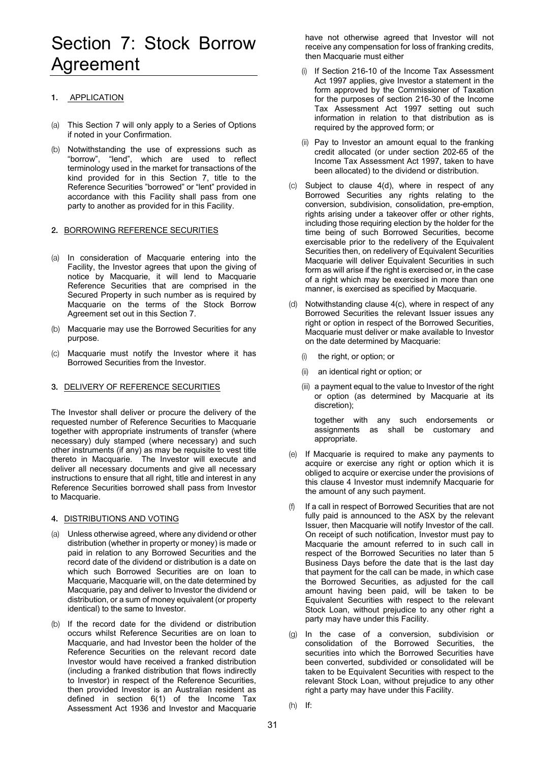# Section 7: Stock Borrow Agreement

**1.** APPLICATION

(a) This Section 7 will only apply to a Series of Options if noted in your Confirmation.

(b) Notwithstanding the use of expressions such as "borrow", "lend", which are used to reflect terminology used in the market for transactions of the kind provided for in this Section 7, title to the Reference Securities "borrowed" or "lent" provided in accordance with this Facility shall pass from one party to another as provided for in this Facility.

**2.** BORROWING REFERENCE SECURITIES

(a) In consideration of Macquarie entering into the Facility, the Investor agrees that upon the giving of notice by Macquarie, it will lend to Macquarie Reference Securities that are comprised in the Secured Property in such number as is required by Macquarie on the terms of the Stock Borrow Agreement set out in this Section 7.

(b) Macquarie may use the Borrowed Securities for any purpose.

(c) Macquarie must notify the Investor where it has Borrowed Securities from the Investor.

**3.** DELIVERY OF REFERENCE SECURITIES

The Investor shall deliver or procure the delivery of the requested number of Reference Securities to Macquarie together with appropriate instruments of transfer (where necessary) duly stamped (where necessary) and such other instruments (if any) as may be requisite to vest title thereto in Macquarie. The Investor will execute and deliver all necessary documents and give all necessary instructions to ensure that all right, title and interest in any Reference Securities borrowed shall pass from Investor to Macquarie.

**4.** DISTRIBUTIONS AND VOTING

(a) Unless otherwise agreed, where any dividend or other distribution (whether in property or money) is made or paid in relation to any Borrowed Securities and the record date of the dividend or distribution is a date on which such Borrowed Securities are on loan to Macquarie, Macquarie will, on the date determined by Macquarie, pay and deliver to Investor the dividend or distribution, or a sum of money equivalent (or property identical) to the same to Investor.

(b) If the record date for the dividend or distribution occurs whilst Reference Securities are on loan to Macquarie, and had Investor been the holder of the Reference Securities on the relevant record date Investor would have received a franked distribution (including a franked distribution that flows indirectly to Investor) in respect of the Reference Securities, then provided Investor is an Australian resident as defined in section 6(1) of the Income Tax Assessment Act 1936 and Investor and Macquarie have not otherwise agreed that Investor will not receive any compensation for loss of franking credits, then Macquarie must either

(i) If Section 216-10 of the Income Tax Assessment Act 1997 applies, give Investor a statement in the form approved by the Commissioner of Taxation for the purposes of section 216-30 of the Income Tax Assessment Act 1997 setting out such information in relation to that distribution as is required by the approved form; or

(ii) Pay to Investor an amount equal to the franking credit allocated (or under section 202-65 of the Income Tax Assessment Act 1997, taken to have been allocated) to the dividend or distribution.

(c) Subject to clause 4(d), where in respect of any Borrowed Securities any rights relating to the conversion, subdivision, consolidation, pre-emption, rights arising under a takeover offer or other rights, including those requiring election by the holder for the time being of such Borrowed Securities, become exercisable prior to the redelivery of the Equivalent Securities then, on redelivery of Equivalent Securities Macquarie will deliver Equivalent Securities in such form as will arise if the right is exercised or, in the case of a right which may be exercised in more than one manner, is exercised as specified by Macquarie.

(d) Notwithstanding clause 4(c), where in respect of any Borrowed Securities the relevant Issuer issues any right or option in respect of the Borrowed Securities, Macquarie must deliver or make available to Investor on the date determined by Macquarie:

(i) the right, or option; or

(ii) an identical right or option; or

(iii) a payment equal to the value to Investor of the right or option (as determined by Macquarie at its discretion);

together with any such endorsements or assignments as shall be customary and appropriate.

(e) If Macquarie is required to make any payments to acquire or exercise any right or option which it is obliged to acquire or exercise under the provisions of this clause 4 Investor must indemnify Macquarie for the amount of any such payment.

(f) If a call in respect of Borrowed Securities that are not fully paid is announced to the ASX by the relevant Issuer, then Macquarie will notify Investor of the call. On receipt of such notification, Investor must pay to Macquarie the amount referred to in such call in respect of the Borrowed Securities no later than 5 Business Days before the date that is the last day that payment for the call can be made, in which case the Borrowed Securities, as adjusted for the call amount having been paid, will be taken to be Equivalent Securities with respect to the relevant Stock Loan, without prejudice to any other right a party may have under this Facility.

(g) In the case of a conversion, subdivision or consolidation of the Borrowed Securities, the securities into which the Borrowed Securities have been converted, subdivided or consolidated will be taken to be Equivalent Securities with respect to the relevant Stock Loan, without prejudice to any other right a party may have under this Facility.

(h) If: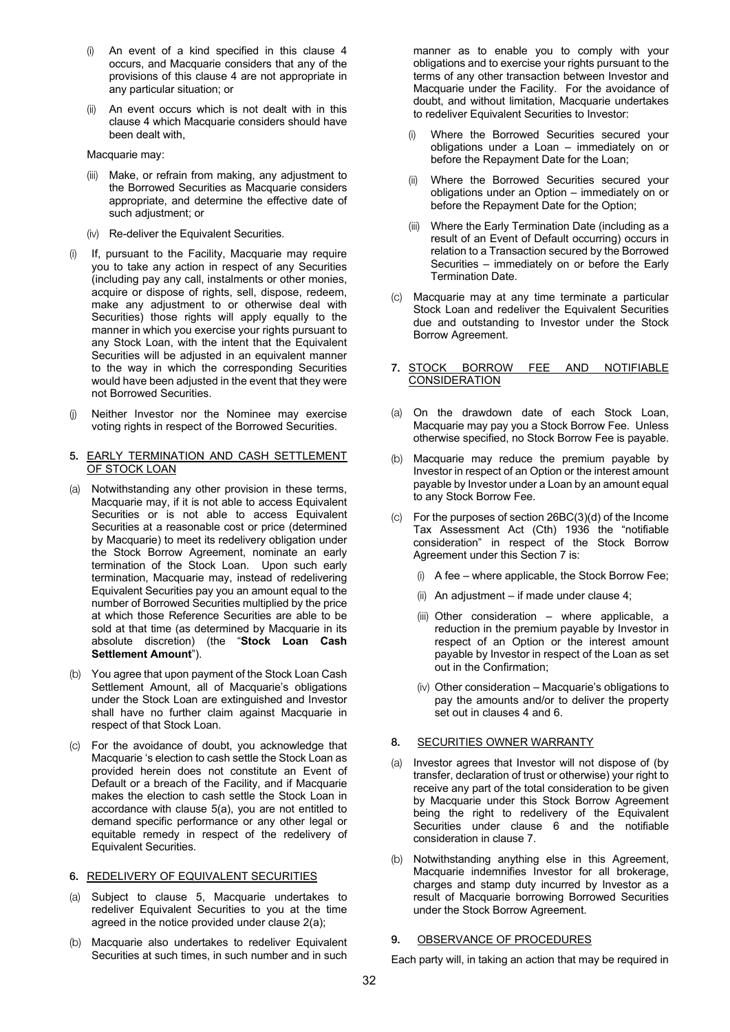(i) An event of a kind specified in this clause 4 occurs, and Macquarie considers that any of the provisions of this clause 4 are not appropriate in any particular situation; or

(ii) An event occurs which is not dealt with in this clause 4 which Macquarie considers should have been dealt with,

Macquarie may:

(iii) Make, or refrain from making, any adjustment to the Borrowed Securities as Macquarie considers appropriate, and determine the effective date of such adjustment; or

(iv) Re-deliver the Equivalent Securities.

(i) If, pursuant to the Facility, Macquarie may require you to take any action in respect of any Securities (including pay any call, instalments or other monies, acquire or dispose of rights, sell, dispose, redeem, make any adjustment to or otherwise deal with Securities) those rights will apply equally to the manner in which you exercise your rights pursuant to any Stock Loan, with the intent that the Equivalent Securities will be adjusted in an equivalent manner to the way in which the corresponding Securities would have been adjusted in the event that they were not Borrowed Securities.

(j) Neither Investor nor the Nominee may exercise voting rights in respect of the Borrowed Securities.

**5.** <u>EARLY TERMINATION AND CASH SETTLEMENT OF STOCK LOAN</u>

(a) Notwithstanding any other provision in these terms, Macquarie may, if it is not able to access Equivalent Securities or is not able to access Equivalent Securities at a reasonable cost or price (determined by Macquarie) to meet its redelivery obligation under the Stock Borrow Agreement, nominate an early termination of the Stock Loan. Upon such early termination, Macquarie may, instead of redelivering Equivalent Securities pay you an amount equal to the number of Borrowed Securities multiplied by the price at which those Reference Securities are able to be sold at that time (as determined by Macquarie in its absolute discretion) (the "**Stock Loan Cash Settlement Amount**").

(b) You agree that upon payment of the Stock Loan Cash Settlement Amount, all of Macquarie's obligations under the Stock Loan are extinguished and Investor shall have no further claim against Macquarie in respect of that Stock Loan.

(c) For the avoidance of doubt, you acknowledge that Macquarie 's election to cash settle the Stock Loan as provided herein does not constitute an Event of Default or a breach of the Facility, and if Macquarie makes the election to cash settle the Stock Loan in accordance with clause 5(a), you are not entitled to demand specific performance or any other legal or equitable remedy in respect of the redelivery of Equivalent Securities.

**6.** <u>REDELIVERY OF EQUIVALENT SECURITIES</u>

(a) Subject to clause 5, Macquarie undertakes to redeliver Equivalent Securities to you at the time agreed in the notice provided under clause 2(a);

(b) Macquarie also undertakes to redeliver Equivalent Securities at such times, in such number and in such manner as to enable you to comply with your obligations and to exercise your rights pursuant to the terms of any other transaction between Investor and Macquarie under the Facility. For the avoidance of doubt, and without limitation, Macquarie undertakes to redeliver Equivalent Securities to Investor:

(i) Where the Borrowed Securities secured your obligations under a Loan – immediately on or before the Repayment Date for the Loan;

(ii) Where the Borrowed Securities secured your obligations under an Option – immediately on or before the Repayment Date for the Option;

(iii) Where the Early Termination Date (including as a result of an Event of Default occurring) occurs in relation to a Transaction secured by the Borrowed Securities – immediately on or before the Early Termination Date.

(c) Macquarie may at any time terminate a particular Stock Loan and redeliver the Equivalent Securities due and outstanding to Investor under the Stock Borrow Agreement.

**7.** <u>STOCK BORROW FEE AND NOTIFIABLE CONSIDERATION</u>

(a) On the drawdown date of each Stock Loan, Macquarie may pay you a Stock Borrow Fee. Unless otherwise specified, no Stock Borrow Fee is payable.

(b) Macquarie may reduce the premium payable by Investor in respect of an Option or the interest amount payable by Investor under a Loan by an amount equal to any Stock Borrow Fee.

(c) For the purposes of section 26BC(3)(d) of the Income Tax Assessment Act (Cth) 1936 the "notifiable consideration" in respect of the Stock Borrow Agreement under this Section 7 is:

(i) A fee – where applicable, the Stock Borrow Fee;

(ii) An adjustment – if made under clause 4;

(iii) Other consideration – where applicable, a reduction in the premium payable by Investor in respect of an Option or the interest amount payable by Investor in respect of the Loan as set out in the Confirmation;

(iv) Other consideration – Macquarie's obligations to pay the amounts and/or to deliver the property set out in clauses 4 and 6.

**8.** <u>SECURITIES OWNER WARRANTY</u>

(a) Investor agrees that Investor will not dispose of (by transfer, declaration of trust or otherwise) your right to receive any part of the total consideration to be given by Macquarie under this Stock Borrow Agreement being the right to redelivery of the Equivalent Securities under clause 6 and the notifiable consideration in clause 7.

(b) Notwithstanding anything else in this Agreement, Macquarie indemnifies Investor for all brokerage, charges and stamp duty incurred by Investor as a result of Macquarie borrowing Borrowed Securities under the Stock Borrow Agreement.

**9.** <u>OBSERVANCE OF PROCEDURES</u>

Each party will, in taking an action that may be required in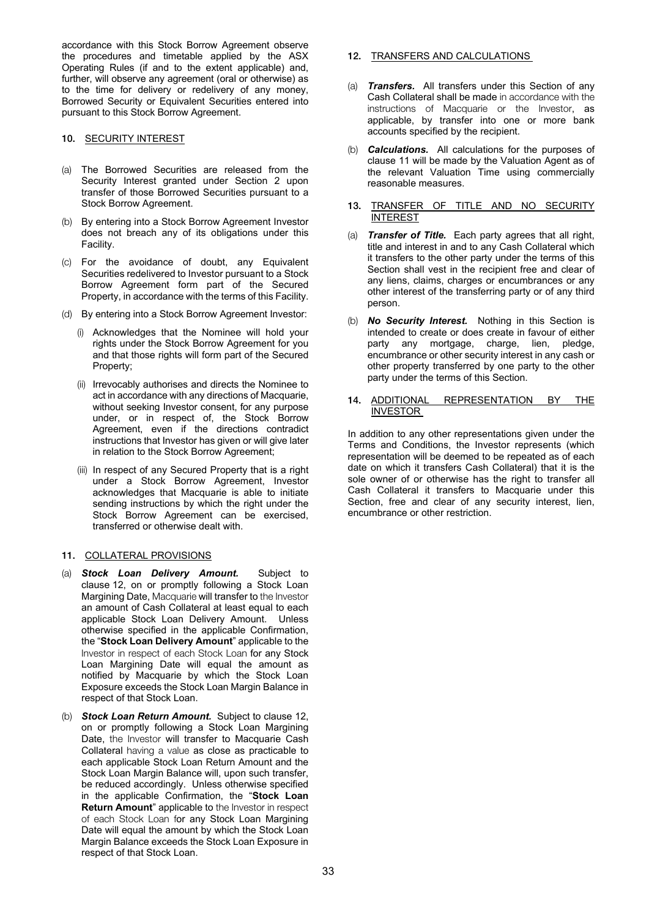accordance with this Stock Borrow Agreement observe the procedures and timetable applied by the ASX Operating Rules (if and to the extent applicable) and, further, will observe any agreement (oral or otherwise) as to the time for delivery or redelivery of any money, Borrowed Security or Equivalent Securities entered into pursuant to this Stock Borrow Agreement.

**10.** SECURITY INTEREST

(a) The Borrowed Securities are released from the Security Interest granted under Section 2 upon transfer of those Borrowed Securities pursuant to a Stock Borrow Agreement.

(b) By entering into a Stock Borrow Agreement Investor does not breach any of its obligations under this Facility.

(c) For the avoidance of doubt, any Equivalent Securities redelivered to Investor pursuant to a Stock Borrow Agreement form part of the Secured Property, in accordance with the terms of this Facility.

(d) By entering into a Stock Borrow Agreement Investor:

(i) Acknowledges that the Nominee will hold your rights under the Stock Borrow Agreement for you and that those rights will form part of the Secured Property;

(ii) Irrevocably authorises and directs the Nominee to act in accordance with any directions of Macquarie, without seeking Investor consent, for any purpose under, or in respect of, the Stock Borrow Agreement, even if the directions contradict instructions that Investor has given or will give later in relation to the Stock Borrow Agreement;

(iii) In respect of any Secured Property that is a right under a Stock Borrow Agreement, Investor acknowledges that Macquarie is able to initiate sending instructions by which the right under the Stock Borrow Agreement can be exercised, transferred or otherwise dealt with.

**11.** COLLATERAL PROVISIONS

(a) ***Stock Loan Delivery Amount.*** Subject to clause 12, on or promptly following a Stock Loan Margining Date, Macquarie will transfer to the Investor an amount of Cash Collateral at least equal to each applicable Stock Loan Delivery Amount. Unless otherwise specified in the applicable Confirmation, the "**Stock Loan Delivery Amount**" applicable to the Investor in respect of each Stock Loan for any Stock Loan Margining Date will equal the amount as notified by Macquarie by which the Stock Loan Exposure exceeds the Stock Loan Margin Balance in respect of that Stock Loan.

(b) ***Stock Loan Return Amount.*** Subject to clause 12, on or promptly following a Stock Loan Margining Date, the Investor will transfer to Macquarie Cash Collateral having a value as close as practicable to each applicable Stock Loan Return Amount and the Stock Loan Margin Balance will, upon such transfer, be reduced accordingly. Unless otherwise specified in the applicable Confirmation, the "**Stock Loan Return Amount**" applicable to the Investor in respect of each Stock Loan for any Stock Loan Margining Date will equal the amount by which the Stock Loan Margin Balance exceeds the Stock Loan Exposure in respect of that Stock Loan.

**12.** TRANSFERS AND CALCULATIONS

(a) ***Transfers.*** All transfers under this Section of any Cash Collateral shall be made in accordance with the instructions of Macquarie or the Investor, as applicable, by transfer into one or more bank accounts specified by the recipient.

(b) ***Calculations.*** All calculations for the purposes of clause 11 will be made by the Valuation Agent as of the relevant Valuation Time using commercially reasonable measures.

**13.** TRANSFER OF TITLE AND NO SECURITY INTEREST

(a) ***Transfer of Title.*** Each party agrees that all right, title and interest in and to any Cash Collateral which it transfers to the other party under the terms of this Section shall vest in the recipient free and clear of any liens, claims, charges or encumbrances or any other interest of the transferring party or of any third person.

(b) ***No Security Interest.*** Nothing in this Section is intended to create or does create in favour of either party any mortgage, charge, lien, pledge, encumbrance or other security interest in any cash or other property transferred by one party to the other party under the terms of this Section.

**14.** ADDITIONAL REPRESENTATION BY THE INVESTOR

In addition to any other representations given under the Terms and Conditions, the Investor represents (which representation will be deemed to be repeated as of each date on which it transfers Cash Collateral) that it is the sole owner of or otherwise has the right to transfer all Cash Collateral it transfers to Macquarie under this Section, free and clear of any security interest, lien, encumbrance or other restriction.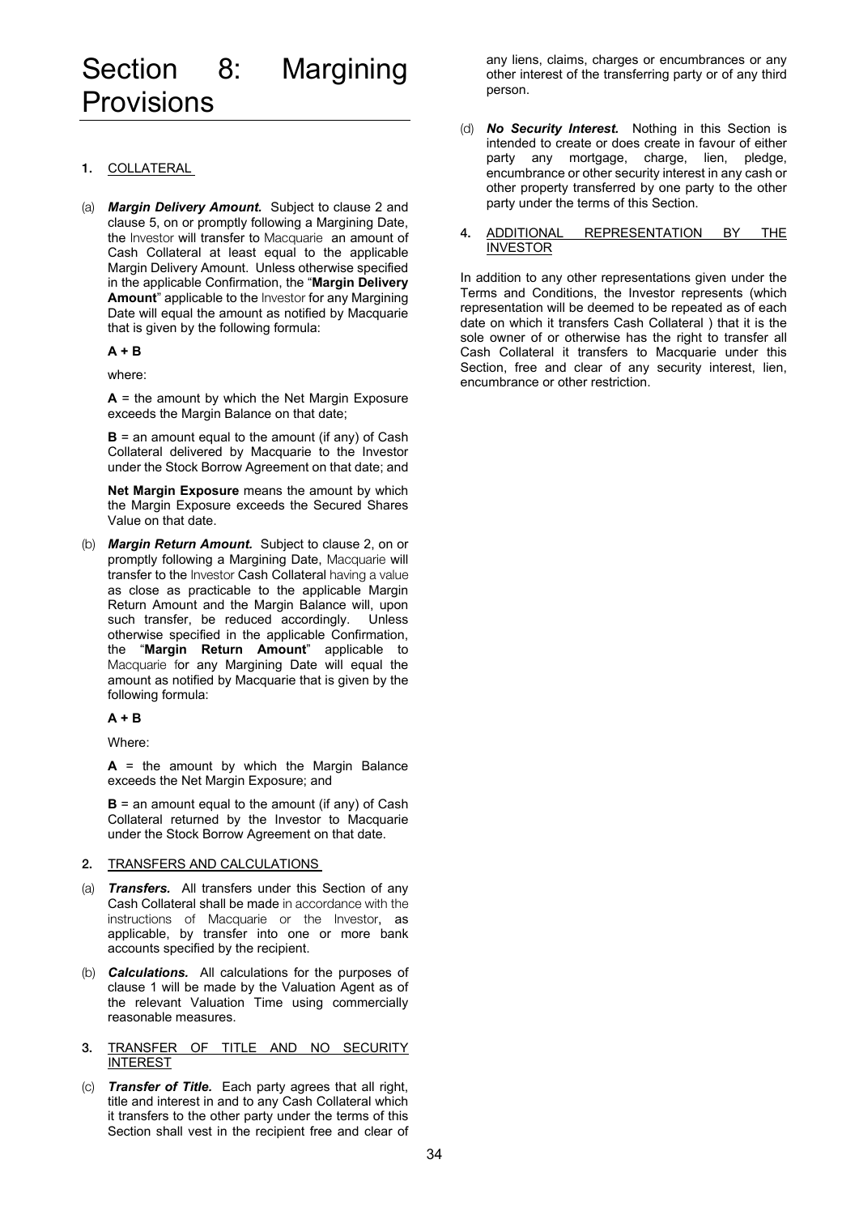# Section 8: Margining Provisions

## 1. COLLATERAL

(a) ***Margin Delivery Amount.*** Subject to clause 2 and clause 5, on or promptly following a Margining Date, the Investor will transfer to Macquarie an amount of Cash Collateral at least equal to the applicable Margin Delivery Amount. Unless otherwise specified in the applicable Confirmation, the "**Margin Delivery Amount**" applicable to the Investor for any Margining Date will equal the amount as notified by Macquarie that is given by the following formula:

**A + B**

where:

**A** = the amount by which the Net Margin Exposure exceeds the Margin Balance on that date;

**B** = an amount equal to the amount (if any) of Cash Collateral delivered by Macquarie to the Investor under the Stock Borrow Agreement on that date; and

**Net Margin Exposure** means the amount by which the Margin Exposure exceeds the Secured Shares Value on that date.

(b) ***Margin Return Amount.*** Subject to clause 2, on or promptly following a Margining Date, Macquarie will transfer to the Investor Cash Collateral having a value as close as practicable to the applicable Margin Return Amount and the Margin Balance will, upon such transfer, be reduced accordingly. Unless otherwise specified in the applicable Confirmation, the "**Margin Return Amount**" applicable to Macquarie for any Margining Date will equal the amount as notified by Macquarie that is given by the following formula:

**A + B**

Where:

**A** = the amount by which the Margin Balance exceeds the Net Margin Exposure; and

**B** = an amount equal to the amount (if any) of Cash Collateral returned by the Investor to Macquarie under the Stock Borrow Agreement on that date.

## 2. TRANSFERS AND CALCULATIONS

(a) ***Transfers.*** All transfers under this Section of any Cash Collateral shall be made in accordance with the instructions of Macquarie or the Investor, as applicable, by transfer into one or more bank accounts specified by the recipient.

(b) ***Calculations.*** All calculations for the purposes of clause 1 will be made by the Valuation Agent as of the relevant Valuation Time using commercially reasonable measures.

## 3. TRANSFER OF TITLE AND NO SECURITY INTEREST

(c) ***Transfer of Title.*** Each party agrees that all right, title and interest in and to any Cash Collateral which it transfers to the other party under the terms of this Section shall vest in the recipient free and clear of any liens, claims, charges or encumbrances or any other interest of the transferring party or of any third person.

(d) ***No Security Interest.*** Nothing in this Section is intended to create or does create in favour of either party any mortgage, charge, lien, pledge, encumbrance or other security interest in any cash or other property transferred by one party to the other party under the terms of this Section.

## 4. ADDITIONAL REPRESENTATION BY THE INVESTOR

In addition to any other representations given under the Terms and Conditions, the Investor represents (which representation will be deemed to be repeated as of each date on which it transfers Cash Collateral ) that it is the sole owner of or otherwise has the right to transfer all Cash Collateral it transfers to Macquarie under this Section, free and clear of any security interest, lien, encumbrance or other restriction.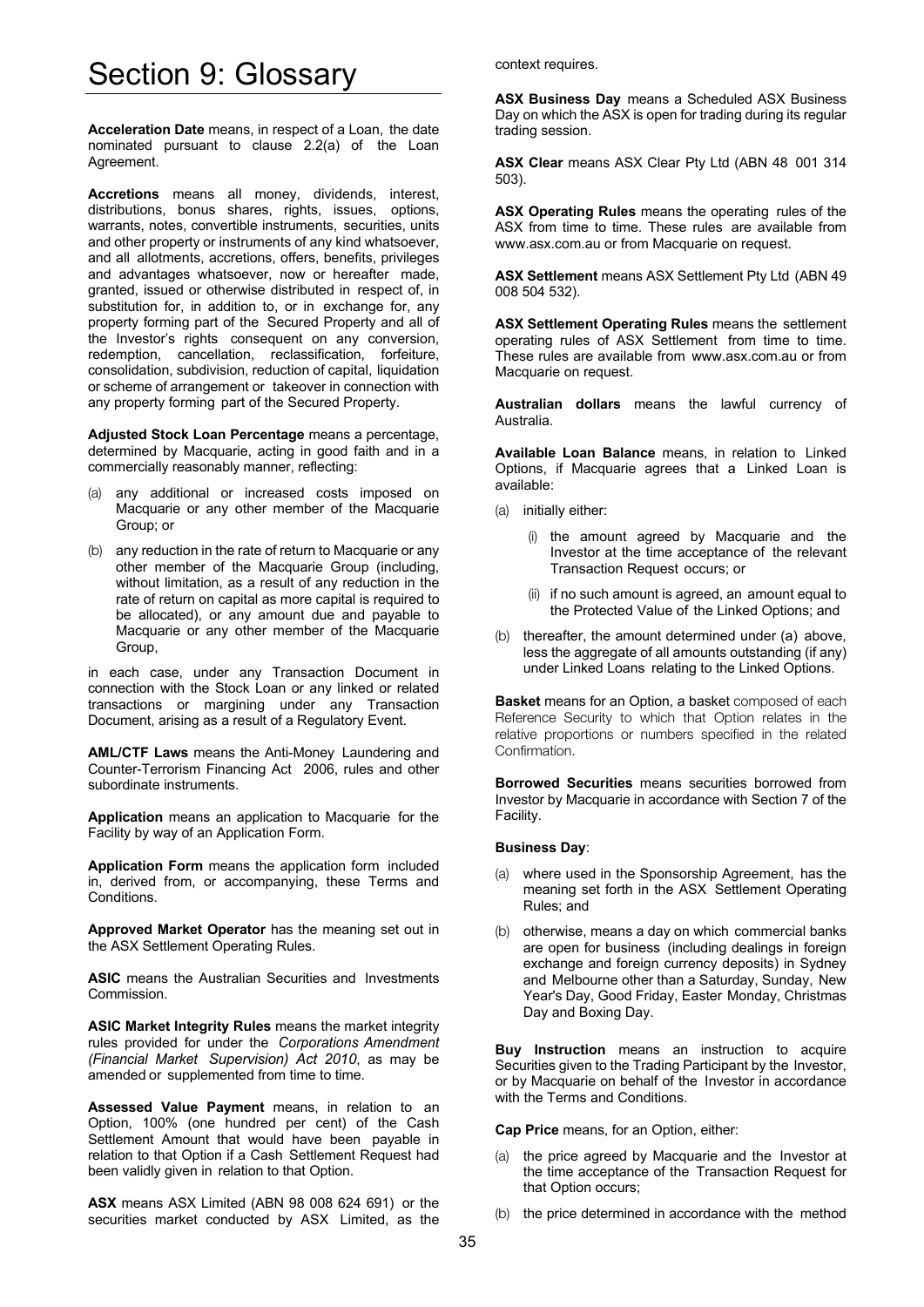# Section 9: Glossary

**Acceleration Date** means, in respect of a Loan, the date nominated pursuant to clause 2.2(a) of the Loan Agreement.

**Accretions** means all money, dividends, interest, distributions, bonus shares, rights, issues, options, warrants, notes, convertible instruments, securities, units and other property or instruments of any kind whatsoever, and all allotments, accretions, offers, benefits, privileges and advantages whatsoever, now or hereafter made, granted, issued or otherwise distributed in respect of, in substitution for, in addition to, or in exchange for, any property forming part of the Secured Property and all of the Investor's rights consequent on any conversion, redemption, cancellation, reclassification, forfeiture, consolidation, subdivision, reduction of capital, liquidation or scheme of arrangement or takeover in connection with any property forming part of the Secured Property.

**Adjusted Stock Loan Percentage** means a percentage, determined by Macquarie, acting in good faith and in a commercially reasonably manner, reflecting:

(a) any additional or increased costs imposed on Macquarie or any other member of the Macquarie Group; or

(b) any reduction in the rate of return to Macquarie or any other member of the Macquarie Group (including, without limitation, as a result of any reduction in the rate of return on capital as more capital is required to be allocated), or any amount due and payable to Macquarie or any other member of the Macquarie Group,

in each case, under any Transaction Document in connection with the Stock Loan or any linked or related transactions or margining under any Transaction Document, arising as a result of a Regulatory Event.

**AML/CTF Laws** means the Anti-Money Laundering and Counter-Terrorism Financing Act 2006, rules and other subordinate instruments.

**Application** means an application to Macquarie for the Facility by way of an Application Form.

**Application Form** means the application form included in, derived from, or accompanying, these Terms and Conditions.

**Approved Market Operator** has the meaning set out in the ASX Settlement Operating Rules.

**ASIC** means the Australian Securities and Investments Commission.

**ASIC Market Integrity Rules** means the market integrity rules provided for under the *Corporations Amendment (Financial Market Supervision) Act 2010*, as may be amended or supplemented from time to time.

**Assessed Value Payment** means, in relation to an Option, 100% (one hundred per cent) of the Cash Settlement Amount that would have been payable in relation to that Option if a Cash Settlement Request had been validly given in relation to that Option.

**ASX** means ASX Limited (ABN 98 008 624 691) or the securities market conducted by ASX Limited, as the context requires.

**ASX Business Day** means a Scheduled ASX Business Day on which the ASX is open for trading during its regular trading session.

**ASX Clear** means ASX Clear Pty Ltd (ABN 48 001 314 503).

**ASX Operating Rules** means the operating rules of the ASX from time to time. These rules are available from www.asx.com.au or from Macquarie on request.

**ASX Settlement** means ASX Settlement Pty Ltd (ABN 49 008 504 532).

**ASX Settlement Operating Rules** means the settlement operating rules of ASX Settlement from time to time. These rules are available from www.asx.com.au or from Macquarie on request.

**Australian dollars** means the lawful currency of Australia.

**Available Loan Balance** means, in relation to Linked Options, if Macquarie agrees that a Linked Loan is available:

(a) initially either:

  (i) the amount agreed by Macquarie and the Investor at the time acceptance of the relevant Transaction Request occurs; or

  (ii) if no such amount is agreed, an amount equal to the Protected Value of the Linked Options; and

(b) thereafter, the amount determined under (a) above, less the aggregate of all amounts outstanding (if any) under Linked Loans relating to the Linked Options.

**Basket** means for an Option, a basket composed of each Reference Security to which that Option relates in the relative proportions or numbers specified in the related Confirmation.

**Borrowed Securities** means securities borrowed from Investor by Macquarie in accordance with Section 7 of the Facility.

**Business Day**:

(a) where used in the Sponsorship Agreement, has the meaning set forth in the ASX Settlement Operating Rules; and

(b) otherwise, means a day on which commercial banks are open for business (including dealings in foreign exchange and foreign currency deposits) in Sydney and Melbourne other than a Saturday, Sunday, New Year's Day, Good Friday, Easter Monday, Christmas Day and Boxing Day.

**Buy Instruction** means an instruction to acquire Securities given to the Trading Participant by the Investor, or by Macquarie on behalf of the Investor in accordance with the Terms and Conditions.

**Cap Price** means, for an Option, either:

(a) the price agreed by Macquarie and the Investor at the time acceptance of the Transaction Request for that Option occurs;

(b) the price determined in accordance with the method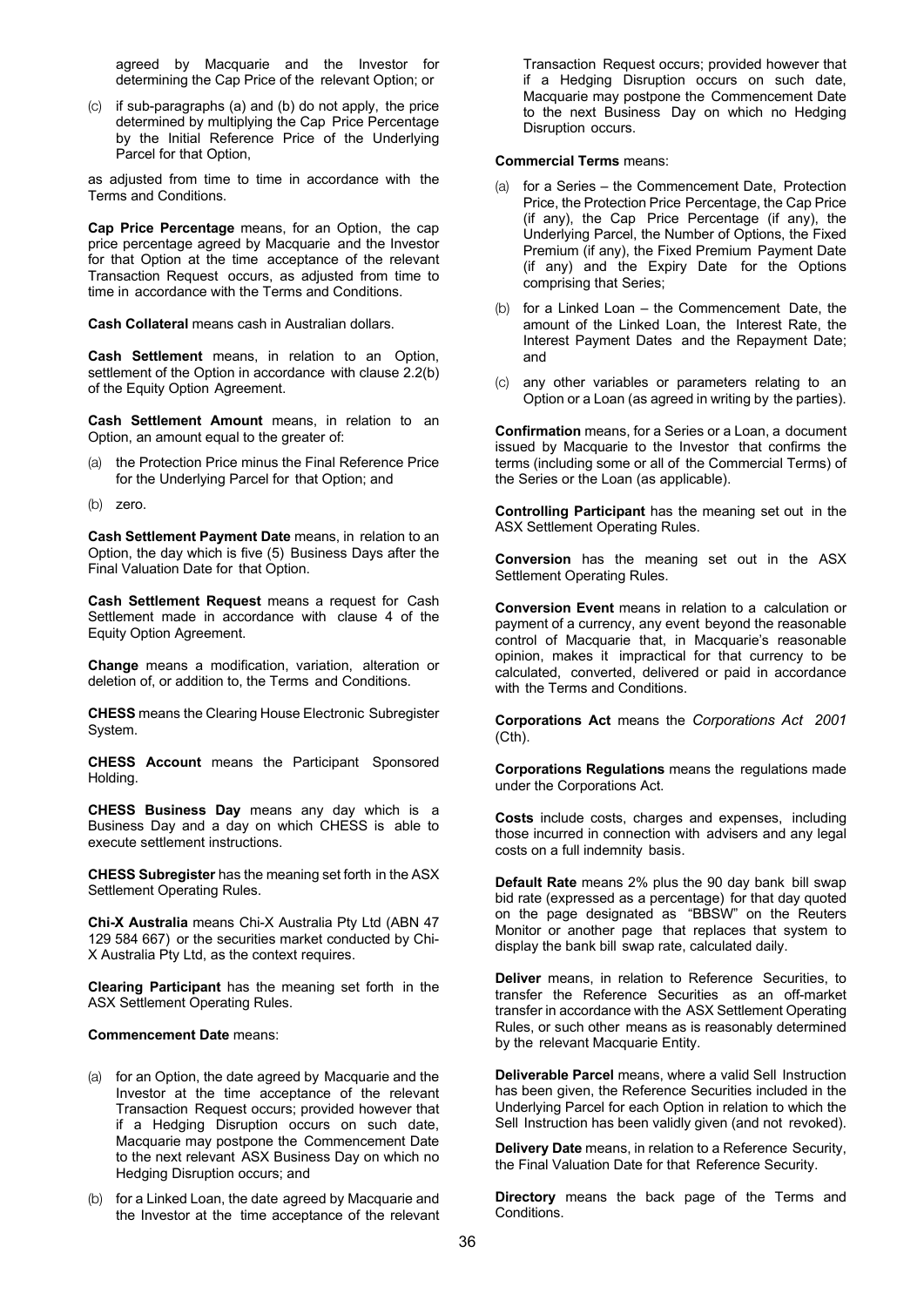agreed by Macquarie and the Investor for determining the Cap Price of the relevant Option; or

(c) if sub-paragraphs (a) and (b) do not apply, the price determined by multiplying the Cap Price Percentage by the Initial Reference Price of the Underlying Parcel for that Option,

as adjusted from time to time in accordance with the Terms and Conditions.

**Cap Price Percentage** means, for an Option, the cap price percentage agreed by Macquarie and the Investor for that Option at the time acceptance of the relevant Transaction Request occurs, as adjusted from time to time in accordance with the Terms and Conditions.

**Cash Collateral** means cash in Australian dollars.

**Cash Settlement** means, in relation to an Option, settlement of the Option in accordance with clause 2.2(b) of the Equity Option Agreement.

**Cash Settlement Amount** means, in relation to an Option, an amount equal to the greater of:

(a) the Protection Price minus the Final Reference Price for the Underlying Parcel for that Option; and

(b) zero.

**Cash Settlement Payment Date** means, in relation to an Option, the day which is five (5) Business Days after the Final Valuation Date for that Option.

**Cash Settlement Request** means a request for Cash Settlement made in accordance with clause 4 of the Equity Option Agreement.

**Change** means a modification, variation, alteration or deletion of, or addition to, the Terms and Conditions.

**CHESS** means the Clearing House Electronic Subregister System.

**CHESS Account** means the Participant Sponsored Holding.

**CHESS Business Day** means any day which is a Business Day and a day on which CHESS is able to execute settlement instructions.

**CHESS Subregister** has the meaning set forth in the ASX Settlement Operating Rules.

**Chi-X Australia** means Chi-X Australia Pty Ltd (ABN 47 129 584 667) or the securities market conducted by Chi-X Australia Pty Ltd, as the context requires.

**Clearing Participant** has the meaning set forth in the ASX Settlement Operating Rules.

**Commencement Date** means:

(a) for an Option, the date agreed by Macquarie and the Investor at the time acceptance of the relevant Transaction Request occurs; provided however that if a Hedging Disruption occurs on such date, Macquarie may postpone the Commencement Date to the next relevant ASX Business Day on which no Hedging Disruption occurs; and

(b) for a Linked Loan, the date agreed by Macquarie and the Investor at the time acceptance of the relevant Transaction Request occurs; provided however that if a Hedging Disruption occurs on such date, Macquarie may postpone the Commencement Date to the next Business Day on which no Hedging Disruption occurs.

**Commercial Terms** means:

(a) for a Series – the Commencement Date, Protection Price, the Protection Price Percentage, the Cap Price (if any), the Cap Price Percentage (if any), the Underlying Parcel, the Number of Options, the Fixed Premium (if any), the Fixed Premium Payment Date (if any) and the Expiry Date for the Options comprising that Series;

(b) for a Linked Loan – the Commencement Date, the amount of the Linked Loan, the Interest Rate, the Interest Payment Dates and the Repayment Date; and

(c) any other variables or parameters relating to an Option or a Loan (as agreed in writing by the parties).

**Confirmation** means, for a Series or a Loan, a document issued by Macquarie to the Investor that confirms the terms (including some or all of the Commercial Terms) of the Series or the Loan (as applicable).

**Controlling Participant** has the meaning set out in the ASX Settlement Operating Rules.

**Conversion** has the meaning set out in the ASX Settlement Operating Rules.

**Conversion Event** means in relation to a calculation or payment of a currency, any event beyond the reasonable control of Macquarie that, in Macquarie's reasonable opinion, makes it impractical for that currency to be calculated, converted, delivered or paid in accordance with the Terms and Conditions.

**Corporations Act** means the *Corporations Act 2001* (Cth).

**Corporations Regulations** means the regulations made under the Corporations Act.

**Costs** include costs, charges and expenses, including those incurred in connection with advisers and any legal costs on a full indemnity basis.

**Default Rate** means 2% plus the 90 day bank bill swap bid rate (expressed as a percentage) for that day quoted on the page designated as "BBSW" on the Reuters Monitor or another page that replaces that system to display the bank bill swap rate, calculated daily.

**Deliver** means, in relation to Reference Securities, to transfer the Reference Securities as an off-market transfer in accordance with the ASX Settlement Operating Rules, or such other means as is reasonably determined by the relevant Macquarie Entity.

**Deliverable Parcel** means, where a valid Sell Instruction has been given, the Reference Securities included in the Underlying Parcel for each Option in relation to which the Sell Instruction has been validly given (and not revoked).

**Delivery Date** means, in relation to a Reference Security, the Final Valuation Date for that Reference Security.

**Directory** means the back page of the Terms and Conditions.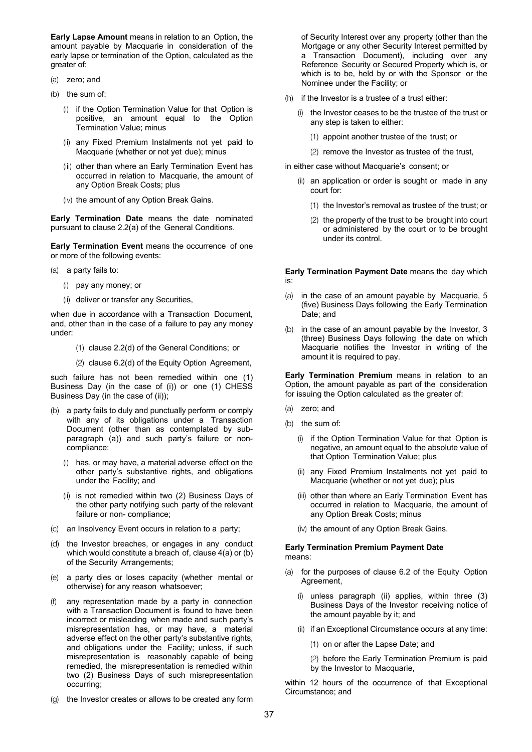**Early Lapse Amount** means in relation to an Option, the amount payable by Macquarie in consideration of the early lapse or termination of the Option, calculated as the greater of:

(a) zero; and

(b) the sum of:

(i) if the Option Termination Value for that Option is positive, an amount equal to the Option Termination Value; minus

(ii) any Fixed Premium Instalments not yet paid to Macquarie (whether or not yet due); minus

(iii) other than where an Early Termination Event has occurred in relation to Macquarie, the amount of any Option Break Costs; plus

(iv) the amount of any Option Break Gains.

**Early Termination Date** means the date nominated pursuant to clause 2.2(a) of the General Conditions.

**Early Termination Event** means the occurrence of one or more of the following events:

(a) a party fails to:

(i) pay any money; or

(ii) deliver or transfer any Securities,

when due in accordance with a Transaction Document, and, other than in the case of a failure to pay any money under:

(1) clause 2.2(d) of the General Conditions; or

(2) clause 6.2(d) of the Equity Option Agreement,

such failure has not been remedied within one (1) Business Day (in the case of (i)) or one (1) CHESS Business Day (in the case of (ii));

(b) a party fails to duly and punctually perform or comply with any of its obligations under a Transaction Document (other than as contemplated by sub-paragraph (a)) and such party's failure or non-compliance:

(i) has, or may have, a material adverse effect on the other party's substantive rights, and obligations under the Facility; and

(ii) is not remedied within two (2) Business Days of the other party notifying such party of the relevant failure or non- compliance;

(c) an Insolvency Event occurs in relation to a party;

(d) the Investor breaches, or engages in any conduct which would constitute a breach of, clause 4(a) or (b) of the Security Arrangements;

(e) a party dies or loses capacity (whether mental or otherwise) for any reason whatsoever;

(f) any representation made by a party in connection with a Transaction Document is found to have been incorrect or misleading when made and such party's misrepresentation has, or may have, a material adverse effect on the other party's substantive rights, and obligations under the Facility; unless, if such misrepresentation is reasonably capable of being remedied, the misrepresentation is remedied within two (2) Business Days of such misrepresentation occurring;

(g) the Investor creates or allows to be created any form of Security Interest over any property (other than the Mortgage or any other Security Interest permitted by a Transaction Document), including over any Reference Security or Secured Property which is, or which is to be, held by or with the Sponsor or the Nominee under the Facility; or

(h) if the Investor is a trustee of a trust either:

(i) the Investor ceases to be the trustee of the trust or any step is taken to either:

(1) appoint another trustee of the trust; or

(2) remove the Investor as trustee of the trust,

in either case without Macquarie's consent; or

(ii) an application or order is sought or made in any court for:

(1) the Investor's removal as trustee of the trust; or

(2) the property of the trust to be brought into court or administered by the court or to be brought under its control.

**Early Termination Payment Date** means the day which is:

(a) in the case of an amount payable by Macquarie, 5 (five) Business Days following the Early Termination Date; and

(b) in the case of an amount payable by the Investor, 3 (three) Business Days following the date on which Macquarie notifies the Investor in writing of the amount it is required to pay.

**Early Termination Premium** means in relation to an Option, the amount payable as part of the consideration for issuing the Option calculated as the greater of:

(a) zero; and

(b) the sum of:

(i) if the Option Termination Value for that Option is negative, an amount equal to the absolute value of that Option Termination Value; plus

(ii) any Fixed Premium Instalments not yet paid to Macquarie (whether or not yet due); plus

(iii) other than where an Early Termination Event has occurred in relation to Macquarie, the amount of any Option Break Costs; minus

(iv) the amount of any Option Break Gains.

**Early Termination Premium Payment Date** means:

(a) for the purposes of clause 6.2 of the Equity Option Agreement,

(i) unless paragraph (ii) applies, within three (3) Business Days of the Investor receiving notice of the amount payable by it; and

(ii) if an Exceptional Circumstance occurs at any time:

(1) on or after the Lapse Date; and

(2) before the Early Termination Premium is paid by the Investor to Macquarie,

within 12 hours of the occurrence of that Exceptional Circumstance; and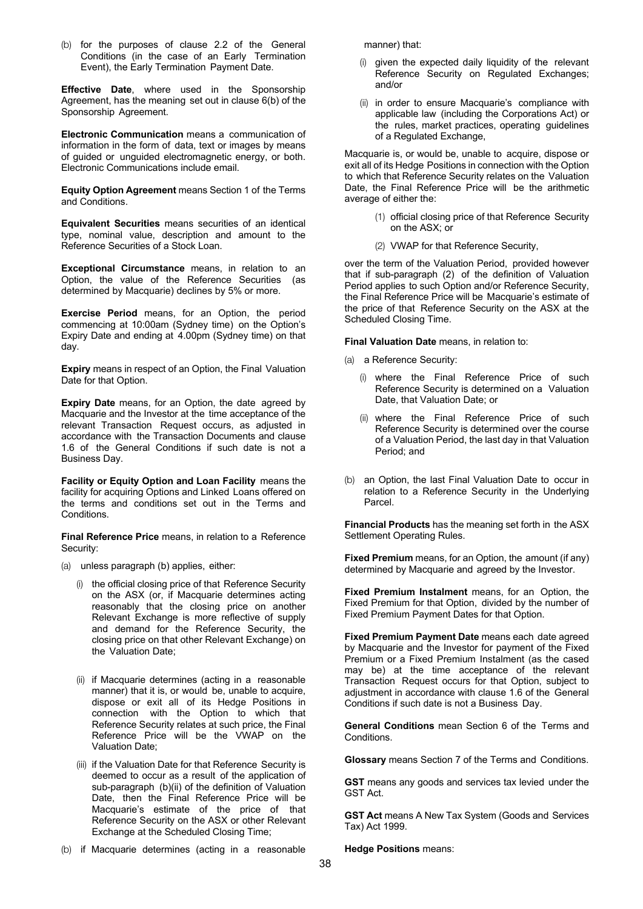(b) for the purposes of clause 2.2 of the General Conditions (in the case of an Early Termination Event), the Early Termination Payment Date.

**Effective Date**, where used in the Sponsorship Agreement, has the meaning set out in clause 6(b) of the Sponsorship Agreement.

**Electronic Communication** means a communication of information in the form of data, text or images by means of guided or unguided electromagnetic energy, or both. Electronic Communications include email.

**Equity Option Agreement** means Section 1 of the Terms and Conditions.

**Equivalent Securities** means securities of an identical type, nominal value, description and amount to the Reference Securities of a Stock Loan.

**Exceptional Circumstance** means, in relation to an Option, the value of the Reference Securities (as determined by Macquarie) declines by 5% or more.

**Exercise Period** means, for an Option, the period commencing at 10:00am (Sydney time) on the Option's Expiry Date and ending at 4.00pm (Sydney time) on that day.

**Expiry** means in respect of an Option, the Final Valuation Date for that Option.

**Expiry Date** means, for an Option, the date agreed by Macquarie and the Investor at the time acceptance of the relevant Transaction Request occurs, as adjusted in accordance with the Transaction Documents and clause 1.6 of the General Conditions if such date is not a Business Day.

**Facility or Equity Option and Loan Facility** means the facility for acquiring Options and Linked Loans offered on the terms and conditions set out in the Terms and Conditions.

**Final Reference Price** means, in relation to a Reference Security:

(a) unless paragraph (b) applies, either:

  (i) the official closing price of that Reference Security on the ASX (or, if Macquarie determines acting reasonably that the closing price on another Relevant Exchange is more reflective of supply and demand for the Reference Security, the closing price on that other Relevant Exchange) on the Valuation Date;

  (ii) if Macquarie determines (acting in a reasonable manner) that it is, or would be, unable to acquire, dispose or exit all of its Hedge Positions in connection with the Option to which that Reference Security relates at such price, the Final Reference Price will be the VWAP on the Valuation Date;

  (iii) if the Valuation Date for that Reference Security is deemed to occur as a result of the application of sub-paragraph (b)(ii) of the definition of Valuation Date, then the Final Reference Price will be Macquarie's estimate of the price of that Reference Security on the ASX or other Relevant Exchange at the Scheduled Closing Time;

(b) if Macquarie determines (acting in a reasonable manner) that:

  (i) given the expected daily liquidity of the relevant Reference Security on Regulated Exchanges; and/or

  (ii) in order to ensure Macquarie's compliance with applicable law (including the Corporations Act) or the rules, market practices, operating guidelines of a Regulated Exchange,

Macquarie is, or would be, unable to acquire, dispose or exit all of its Hedge Positions in connection with the Option to which that Reference Security relates on the Valuation Date, the Final Reference Price will be the arithmetic average of either the:

  (1) official closing price of that Reference Security on the ASX; or

  (2) VWAP for that Reference Security,

over the term of the Valuation Period, provided however that if sub-paragraph (2) of the definition of Valuation Period applies to such Option and/or Reference Security, the Final Reference Price will be Macquarie's estimate of the price of that Reference Security on the ASX at the Scheduled Closing Time.

**Final Valuation Date** means, in relation to:

(a) a Reference Security:

  (i) where the Final Reference Price of such Reference Security is determined on a Valuation Date, that Valuation Date; or

  (ii) where the Final Reference Price of such Reference Security is determined over the course of a Valuation Period, the last day in that Valuation Period; and

(b) an Option, the last Final Valuation Date to occur in relation to a Reference Security in the Underlying Parcel.

**Financial Products** has the meaning set forth in the ASX Settlement Operating Rules.

**Fixed Premium** means, for an Option, the amount (if any) determined by Macquarie and agreed by the Investor.

**Fixed Premium Instalment** means, for an Option, the Fixed Premium for that Option, divided by the number of Fixed Premium Payment Dates for that Option.

**Fixed Premium Payment Date** means each date agreed by Macquarie and the Investor for payment of the Fixed Premium or a Fixed Premium Instalment (as the cased may be) at the time acceptance of the relevant Transaction Request occurs for that Option, subject to adjustment in accordance with clause 1.6 of the General Conditions if such date is not a Business Day.

**General Conditions** mean Section 6 of the Terms and Conditions.

**Glossary** means Section 7 of the Terms and Conditions.

**GST** means any goods and services tax levied under the GST Act.

**GST Act** means A New Tax System (Goods and Services Tax) Act 1999.

**Hedge Positions** means: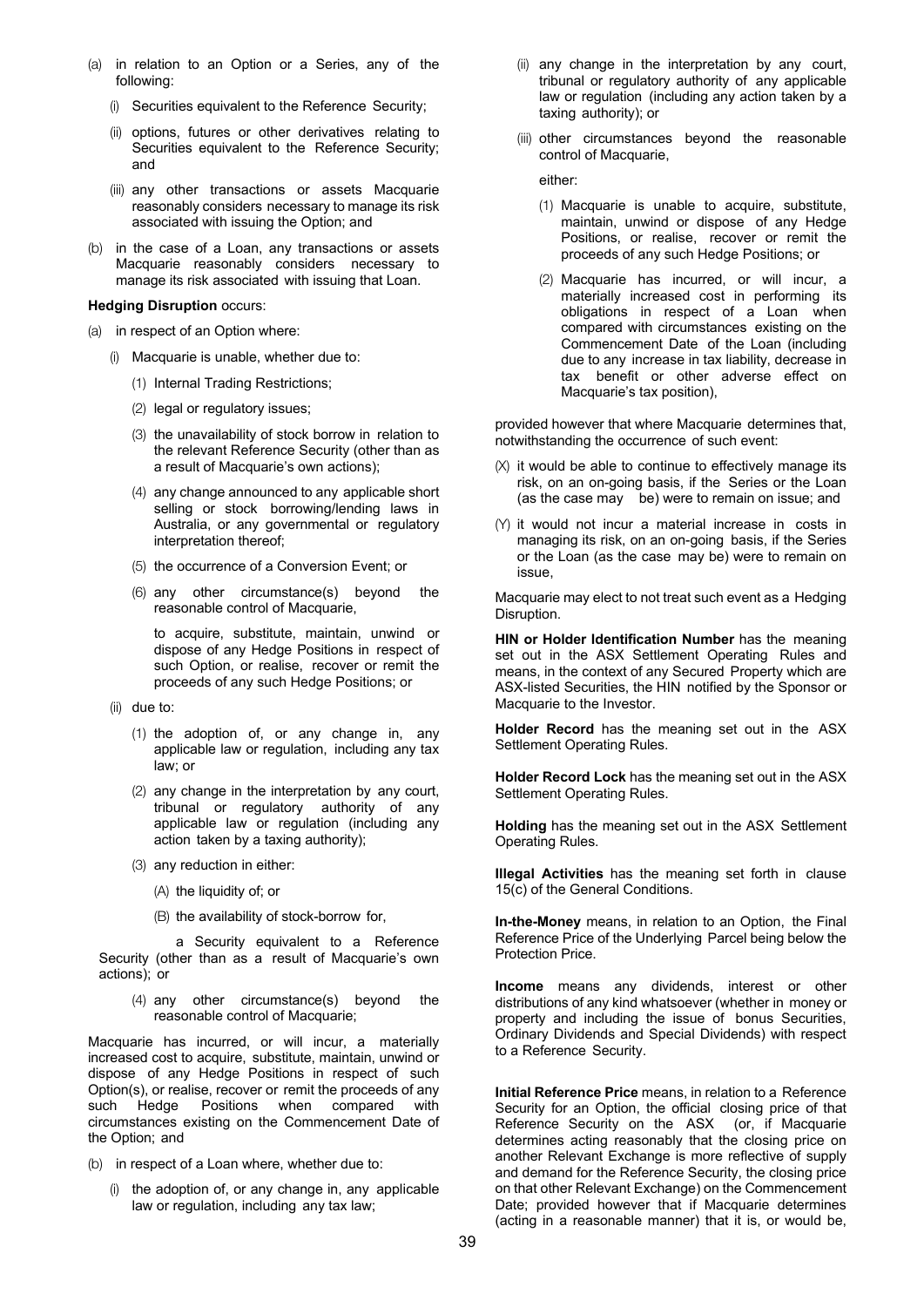(a) in relation to an Option or a Series, any of the following:

   (i) Securities equivalent to the Reference Security;

   (ii) options, futures or other derivatives relating to Securities equivalent to the Reference Security; and

   (iii) any other transactions or assets Macquarie reasonably considers necessary to manage its risk associated with issuing the Option; and

(b) in the case of a Loan, any transactions or assets Macquarie reasonably considers necessary to manage its risk associated with issuing that Loan.

**Hedging Disruption** occurs:

(a) in respect of an Option where:

   (i) Macquarie is unable, whether due to:

      (1) Internal Trading Restrictions;

      (2) legal or regulatory issues;

      (3) the unavailability of stock borrow in relation to the relevant Reference Security (other than as a result of Macquarie's own actions);

      (4) any change announced to any applicable short selling or stock borrowing/lending laws in Australia, or any governmental or regulatory interpretation thereof;

      (5) the occurrence of a Conversion Event; or

      (6) any other circumstance(s) beyond the reasonable control of Macquarie,

      to acquire, substitute, maintain, unwind or dispose of any Hedge Positions in respect of such Option, or realise, recover or remit the proceeds of any such Hedge Positions; or

   (ii) due to:

      (1) the adoption of, or any change in, any applicable law or regulation, including any tax law; or

      (2) any change in the interpretation by any court, tribunal or regulatory authority of any applicable law or regulation (including any action taken by a taxing authority);

      (3) any reduction in either:

         (A) the liquidity of; or

         (B) the availability of stock-borrow for,

      a Security equivalent to a Reference Security (other than as a result of Macquarie's own actions); or

      (4) any other circumstance(s) beyond the reasonable control of Macquarie;

Macquarie has incurred, or will incur, a materially increased cost to acquire, substitute, maintain, unwind or dispose of any Hedge Positions in respect of such Option(s), or realise, recover or remit the proceeds of any such Hedge Positions when compared with circumstances existing on the Commencement Date of the Option; and

(b) in respect of a Loan where, whether due to:

   (i) the adoption of, or any change in, any applicable law or regulation, including any tax law;

   (ii) any change in the interpretation by any court, tribunal or regulatory authority of any applicable law or regulation (including any action taken by a taxing authority); or

   (iii) other circumstances beyond the reasonable control of Macquarie,

   either:

   (1) Macquarie is unable to acquire, substitute, maintain, unwind or dispose of any Hedge Positions, or realise, recover or remit the proceeds of any such Hedge Positions; or

   (2) Macquarie has incurred, or will incur, a materially increased cost in performing its obligations in respect of a Loan when compared with circumstances existing on the Commencement Date of the Loan (including due to any increase in tax liability, decrease in tax benefit or other adverse effect on Macquarie's tax position),

provided however that where Macquarie determines that, notwithstanding the occurrence of such event:

(X) it would be able to continue to effectively manage its risk, on an on-going basis, if the Series or the Loan (as the case may be) were to remain on issue; and

(Y) it would not incur a material increase in costs in managing its risk, on an on-going basis, if the Series or the Loan (as the case may be) were to remain on issue,

Macquarie may elect to not treat such event as a Hedging Disruption.

**HIN or Holder Identification Number** has the meaning set out in the ASX Settlement Operating Rules and means, in the context of any Secured Property which are ASX-listed Securities, the HIN notified by the Sponsor or Macquarie to the Investor.

**Holder Record** has the meaning set out in the ASX Settlement Operating Rules.

**Holder Record Lock** has the meaning set out in the ASX Settlement Operating Rules.

**Holding** has the meaning set out in the ASX Settlement Operating Rules.

**Illegal Activities** has the meaning set forth in clause 15(c) of the General Conditions.

**In-the-Money** means, in relation to an Option, the Final Reference Price of the Underlying Parcel being below the Protection Price.

**Income** means any dividends, interest or other distributions of any kind whatsoever (whether in money or property and including the issue of bonus Securities, Ordinary Dividends and Special Dividends) with respect to a Reference Security.

**Initial Reference Price** means, in relation to a Reference Security for an Option, the official closing price of that Reference Security on the ASX (or, if Macquarie determines acting reasonably that the closing price on another Relevant Exchange is more reflective of supply and demand for the Reference Security, the closing price on that other Relevant Exchange) on the Commencement Date; provided however that if Macquarie determines (acting in a reasonable manner) that it is, or would be,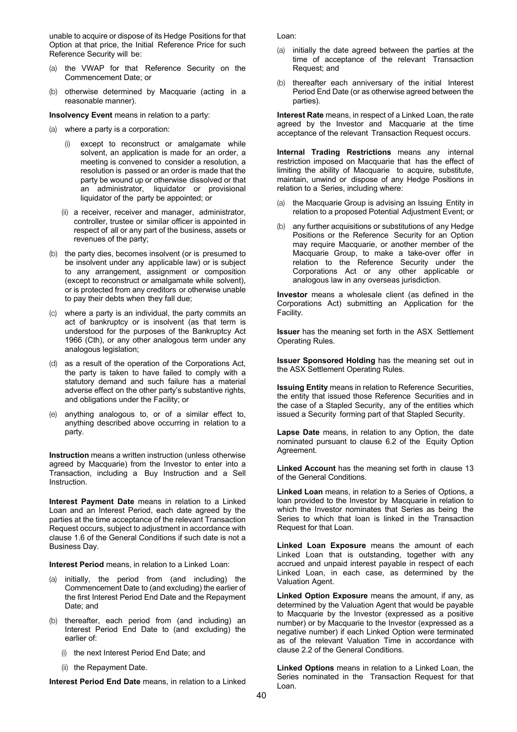unable to acquire or dispose of its Hedge Positions for that Option at that price, the Initial Reference Price for such Reference Security will be:

(a) the VWAP for that Reference Security on the Commencement Date; or

(b) otherwise determined by Macquarie (acting in a reasonable manner).

**Insolvency Event** means in relation to a party:

(a) where a party is a corporation:

  (i) except to reconstruct or amalgamate while solvent, an application is made for an order, a meeting is convened to consider a resolution, a resolution is passed or an order is made that the party be wound up or otherwise dissolved or that an administrator, liquidator or provisional liquidator of the party be appointed; or

  (ii) a receiver, receiver and manager, administrator, controller, trustee or similar officer is appointed in respect of all or any part of the business, assets or revenues of the party;

(b) the party dies, becomes insolvent (or is presumed to be insolvent under any applicable law) or is subject to any arrangement, assignment or composition (except to reconstruct or amalgamate while solvent), or is protected from any creditors or otherwise unable to pay their debts when they fall due;

(c) where a party is an individual, the party commits an act of bankruptcy or is insolvent (as that term is understood for the purposes of the Bankruptcy Act 1966 (Cth), or any other analogous term under any analogous legislation;

(d) as a result of the operation of the Corporations Act, the party is taken to have failed to comply with a statutory demand and such failure has a material adverse effect on the other party's substantive rights, and obligations under the Facility; or

(e) anything analogous to, or of a similar effect to, anything described above occurring in relation to a party.

**Instruction** means a written instruction (unless otherwise agreed by Macquarie) from the Investor to enter into a Transaction, including a Buy Instruction and a Sell Instruction.

**Interest Payment Date** means in relation to a Linked Loan and an Interest Period, each date agreed by the parties at the time acceptance of the relevant Transaction Request occurs, subject to adjustment in accordance with clause 1.6 of the General Conditions if such date is not a Business Day.

**Interest Period** means, in relation to a Linked Loan:

(a) initially, the period from (and including) the Commencement Date to (and excluding) the earlier of the first Interest Period End Date and the Repayment Date; and

(b) thereafter, each period from (and including) an Interest Period End Date to (and excluding) the earlier of:

  (i) the next Interest Period End Date; and

  (ii) the Repayment Date.

**Interest Period End Date** means, in relation to a Linked Loan:

(a) initially the date agreed between the parties at the time of acceptance of the relevant Transaction Request; and

(b) thereafter each anniversary of the initial Interest Period End Date (or as otherwise agreed between the parties).

**Interest Rate** means, in respect of a Linked Loan, the rate agreed by the Investor and Macquarie at the time acceptance of the relevant Transaction Request occurs.

**Internal Trading Restrictions** means any internal restriction imposed on Macquarie that has the effect of limiting the ability of Macquarie to acquire, substitute, maintain, unwind or dispose of any Hedge Positions in relation to a Series, including where:

(a) the Macquarie Group is advising an Issuing Entity in relation to a proposed Potential Adjustment Event; or

(b) any further acquisitions or substitutions of any Hedge Positions or the Reference Security for an Option may require Macquarie, or another member of the Macquarie Group, to make a take-over offer in relation to the Reference Security under the Corporations Act or any other applicable or analogous law in any overseas jurisdiction.

**Investor** means a wholesale client (as defined in the Corporations Act) submitting an Application for the Facility.

**Issuer** has the meaning set forth in the ASX Settlement Operating Rules.

**Issuer Sponsored Holding** has the meaning set out in the ASX Settlement Operating Rules.

**Issuing Entity** means in relation to Reference Securities, the entity that issued those Reference Securities and in the case of a Stapled Security, any of the entities which issued a Security forming part of that Stapled Security.

**Lapse Date** means, in relation to any Option, the date nominated pursuant to clause 6.2 of the Equity Option Agreement.

**Linked Account** has the meaning set forth in clause 13 of the General Conditions.

**Linked Loan** means, in relation to a Series of Options, a loan provided to the Investor by Macquarie in relation to which the Investor nominates that Series as being the Series to which that loan is linked in the Transaction Request for that Loan.

**Linked Loan Exposure** means the amount of each Linked Loan that is outstanding, together with any accrued and unpaid interest payable in respect of each Linked Loan, in each case, as determined by the Valuation Agent.

**Linked Option Exposure** means the amount, if any, as determined by the Valuation Agent that would be payable to Macquarie by the Investor (expressed as a positive number) or by Macquarie to the Investor (expressed as a negative number) if each Linked Option were terminated as of the relevant Valuation Time in accordance with clause 2.2 of the General Conditions.

**Linked Options** means in relation to a Linked Loan, the Series nominated in the Transaction Request for that Loan.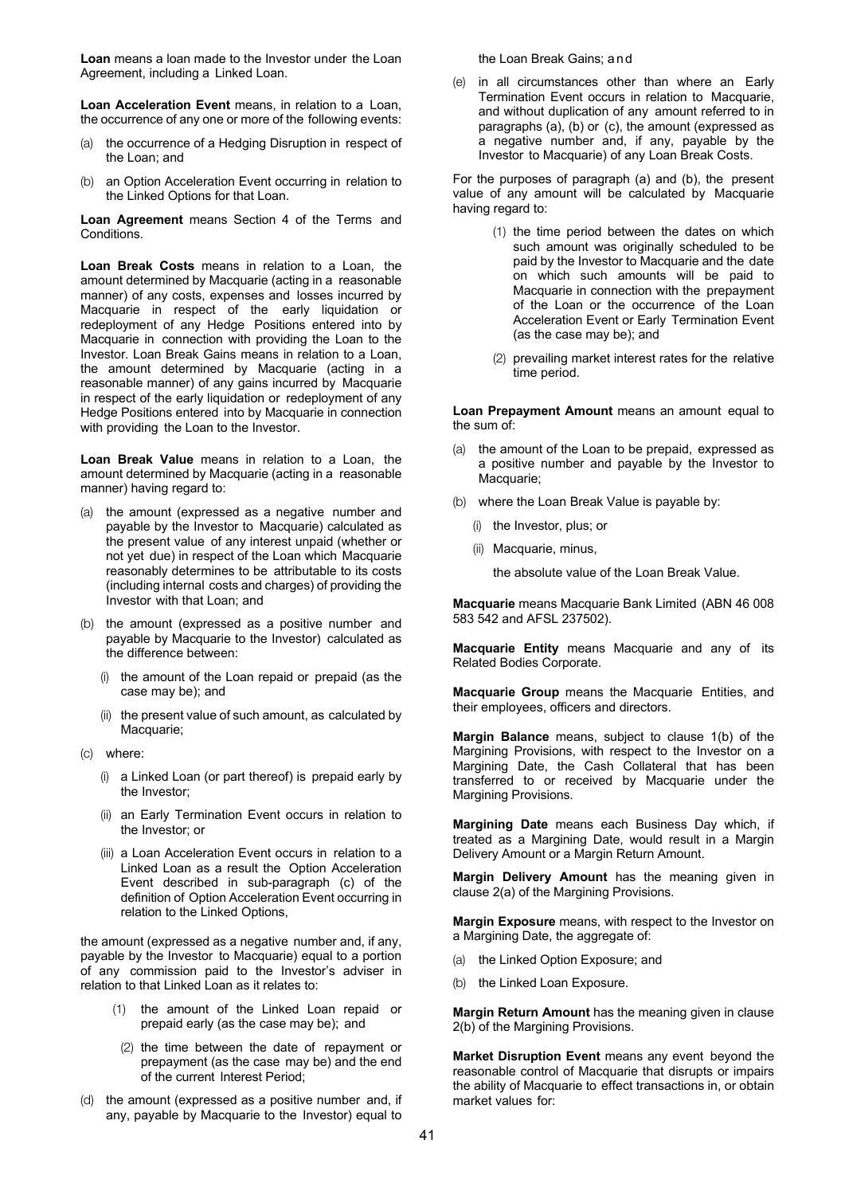**Loan** means a loan made to the Investor under the Loan Agreement, including a Linked Loan.

**Loan Acceleration Event** means, in relation to a Loan, the occurrence of any one or more of the following events:

(a) the occurrence of a Hedging Disruption in respect of the Loan; and

(b) an Option Acceleration Event occurring in relation to the Linked Options for that Loan.

**Loan Agreement** means Section 4 of the Terms and Conditions.

**Loan Break Costs** means in relation to a Loan, the amount determined by Macquarie (acting in a reasonable manner) of any costs, expenses and losses incurred by Macquarie in respect of the early liquidation or redeployment of any Hedge Positions entered into by Macquarie in connection with providing the Loan to the Investor. Loan Break Gains means in relation to a Loan, the amount determined by Macquarie (acting in a reasonable manner) of any gains incurred by Macquarie in respect of the early liquidation or redeployment of any Hedge Positions entered into by Macquarie in connection with providing the Loan to the Investor.

**Loan Break Value** means in relation to a Loan, the amount determined by Macquarie (acting in a reasonable manner) having regard to:

(a) the amount (expressed as a negative number and payable by the Investor to Macquarie) calculated as the present value of any interest unpaid (whether or not yet due) in respect of the Loan which Macquarie reasonably determines to be attributable to its costs (including internal costs and charges) of providing the Investor with that Loan; and

(b) the amount (expressed as a positive number and payable by Macquarie to the Investor) calculated as the difference between:

   (i) the amount of the Loan repaid or prepaid (as the case may be); and

   (ii) the present value of such amount, as calculated by Macquarie;

(c) where:

   (i) a Linked Loan (or part thereof) is prepaid early by the Investor;

   (ii) an Early Termination Event occurs in relation to the Investor; or

   (iii) a Loan Acceleration Event occurs in relation to a Linked Loan as a result the Option Acceleration Event described in sub-paragraph (c) of the definition of Option Acceleration Event occurring in relation to the Linked Options,

the amount (expressed as a negative number and, if any, payable by the Investor to Macquarie) equal to a portion of any commission paid to the Investor's adviser in relation to that Linked Loan as it relates to:

   (1) the amount of the Linked Loan repaid or prepaid early (as the case may be); and

   (2) the time between the date of repayment or prepayment (as the case may be) and the end of the current Interest Period;

(d) the amount (expressed as a positive number and, if any, payable by Macquarie to the Investor) equal to the Loan Break Gains; and

(e) in all circumstances other than where an Early Termination Event occurs in relation to Macquarie, and without duplication of any amount referred to in paragraphs (a), (b) or (c), the amount (expressed as a negative number and, if any, payable by the Investor to Macquarie) of any Loan Break Costs.

For the purposes of paragraph (a) and (b), the present value of any amount will be calculated by Macquarie having regard to:

   (1) the time period between the dates on which such amount was originally scheduled to be paid by the Investor to Macquarie and the date on which such amounts will be paid to Macquarie in connection with the prepayment of the Loan or the occurrence of the Loan Acceleration Event or Early Termination Event (as the case may be); and

   (2) prevailing market interest rates for the relative time period.

**Loan Prepayment Amount** means an amount equal to the sum of:

(a) the amount of the Loan to be prepaid, expressed as a positive number and payable by the Investor to Macquarie;

(b) where the Loan Break Value is payable by:

   (i) the Investor, plus; or

   (ii) Macquarie, minus,

   the absolute value of the Loan Break Value.

**Macquarie** means Macquarie Bank Limited (ABN 46 008 583 542 and AFSL 237502).

**Macquarie Entity** means Macquarie and any of its Related Bodies Corporate.

**Macquarie Group** means the Macquarie Entities, and their employees, officers and directors.

**Margin Balance** means, subject to clause 1(b) of the Margining Provisions, with respect to the Investor on a Margining Date, the Cash Collateral that has been transferred to or received by Macquarie under the Margining Provisions.

**Margining Date** means each Business Day which, if treated as a Margining Date, would result in a Margin Delivery Amount or a Margin Return Amount.

**Margin Delivery Amount** has the meaning given in clause 2(a) of the Margining Provisions.

**Margin Exposure** means, with respect to the Investor on a Margining Date, the aggregate of:

(a) the Linked Option Exposure; and

(b) the Linked Loan Exposure.

**Margin Return Amount** has the meaning given in clause 2(b) of the Margining Provisions.

**Market Disruption Event** means any event beyond the reasonable control of Macquarie that disrupts or impairs the ability of Macquarie to effect transactions in, or obtain market values for: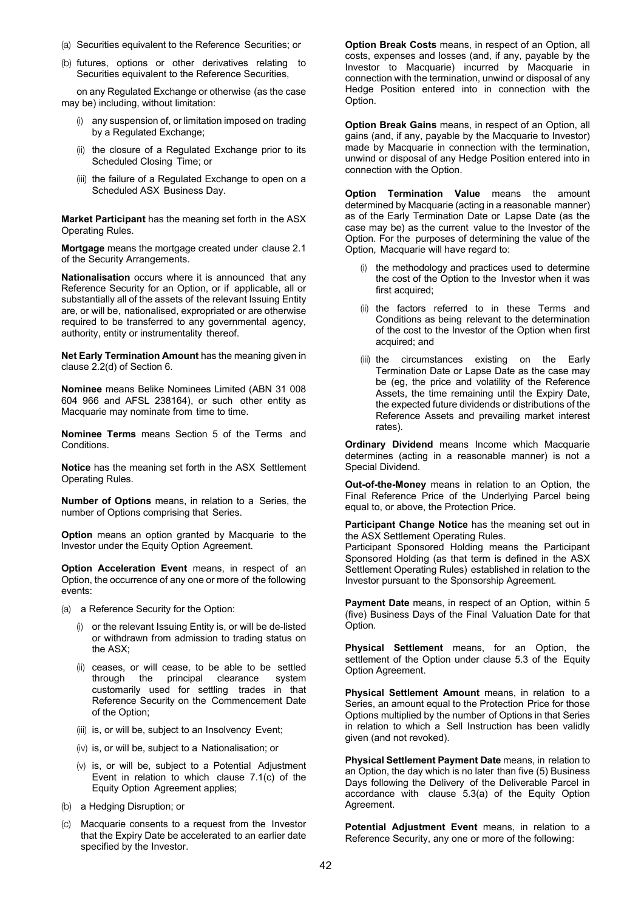(a) Securities equivalent to the Reference Securities; or

(b) futures, options or other derivatives relating to Securities equivalent to the Reference Securities,

on any Regulated Exchange or otherwise (as the case may be) including, without limitation:

(i) any suspension of, or limitation imposed on trading by a Regulated Exchange;

(ii) the closure of a Regulated Exchange prior to its Scheduled Closing Time; or

(iii) the failure of a Regulated Exchange to open on a Scheduled ASX Business Day.

**Market Participant** has the meaning set forth in the ASX Operating Rules.

**Mortgage** means the mortgage created under clause 2.1 of the Security Arrangements.

**Nationalisation** occurs where it is announced that any Reference Security for an Option, or if applicable, all or substantially all of the assets of the relevant Issuing Entity are, or will be, nationalised, expropriated or are otherwise required to be transferred to any governmental agency, authority, entity or instrumentality thereof.

**Net Early Termination Amount** has the meaning given in clause 2.2(d) of Section 6.

**Nominee** means Belike Nominees Limited (ABN 31 008 604 966 and AFSL 238164), or such other entity as Macquarie may nominate from time to time.

**Nominee Terms** means Section 5 of the Terms and Conditions.

**Notice** has the meaning set forth in the ASX Settlement Operating Rules.

**Number of Options** means, in relation to a Series, the number of Options comprising that Series.

**Option** means an option granted by Macquarie to the Investor under the Equity Option Agreement.

**Option Acceleration Event** means, in respect of an Option, the occurrence of any one or more of the following events:

(a) a Reference Security for the Option:

(i) or the relevant Issuing Entity is, or will be de-listed or withdrawn from admission to trading status on the ASX;

(ii) ceases, or will cease, to be able to be settled through the principal clearance system customarily used for settling trades in that Reference Security on the Commencement Date of the Option;

(iii) is, or will be, subject to an Insolvency Event;

(iv) is, or will be, subject to a Nationalisation; or

(v) is, or will be, subject to a Potential Adjustment Event in relation to which clause 7.1(c) of the Equity Option Agreement applies;

(b) a Hedging Disruption; or

(c) Macquarie consents to a request from the Investor that the Expiry Date be accelerated to an earlier date specified by the Investor.

**Option Break Costs** means, in respect of an Option, all costs, expenses and losses (and, if any, payable by the Investor to Macquarie) incurred by Macquarie in connection with the termination, unwind or disposal of any Hedge Position entered into in connection with the Option.

**Option Break Gains** means, in respect of an Option, all gains (and, if any, payable by the Macquarie to Investor) made by Macquarie in connection with the termination, unwind or disposal of any Hedge Position entered into in connection with the Option.

**Option Termination Value** means the amount determined by Macquarie (acting in a reasonable manner) as of the Early Termination Date or Lapse Date (as the case may be) as the current value to the Investor of the Option. For the purposes of determining the value of the Option, Macquarie will have regard to:

(i) the methodology and practices used to determine the cost of the Option to the Investor when it was first acquired;

(ii) the factors referred to in these Terms and Conditions as being relevant to the determination of the cost to the Investor of the Option when first acquired; and

(iii) the circumstances existing on the Early Termination Date or Lapse Date as the case may be (eg, the price and volatility of the Reference Assets, the time remaining until the Expiry Date, the expected future dividends or distributions of the Reference Assets and prevailing market interest rates).

**Ordinary Dividend** means Income which Macquarie determines (acting in a reasonable manner) is not a Special Dividend.

**Out-of-the-Money** means in relation to an Option, the Final Reference Price of the Underlying Parcel being equal to, or above, the Protection Price.

**Participant Change Notice** has the meaning set out in the ASX Settlement Operating Rules.
Participant Sponsored Holding means the Participant Sponsored Holding (as that term is defined in the ASX Settlement Operating Rules) established in relation to the Investor pursuant to the Sponsorship Agreement.

**Payment Date** means, in respect of an Option, within 5 (five) Business Days of the Final Valuation Date for that Option.

**Physical Settlement** means, for an Option, the settlement of the Option under clause 5.3 of the Equity Option Agreement.

**Physical Settlement Amount** means, in relation to a Series, an amount equal to the Protection Price for those Options multiplied by the number of Options in that Series in relation to which a Sell Instruction has been validly given (and not revoked).

**Physical Settlement Payment Date** means, in relation to an Option, the day which is no later than five (5) Business Days following the Delivery of the Deliverable Parcel in accordance with clause 5.3(a) of the Equity Option Agreement.

**Potential Adjustment Event** means, in relation to a Reference Security, any one or more of the following: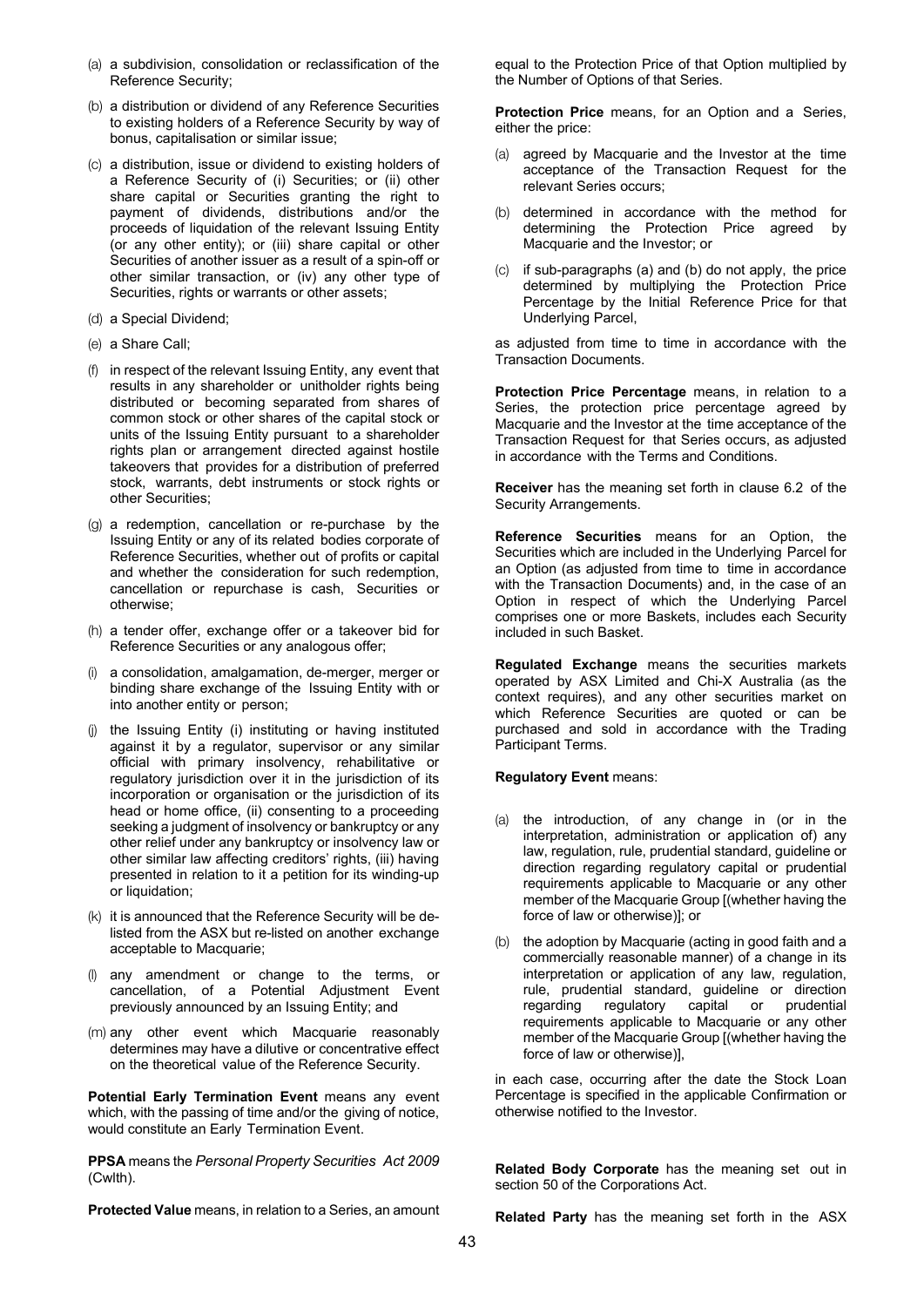(a) a subdivision, consolidation or reclassification of the Reference Security;

(b) a distribution or dividend of any Reference Securities to existing holders of a Reference Security by way of bonus, capitalisation or similar issue;

(c) a distribution, issue or dividend to existing holders of a Reference Security of (i) Securities; or (ii) other share capital or Securities granting the right to payment of dividends, distributions and/or the proceeds of liquidation of the relevant Issuing Entity (or any other entity); or (iii) share capital or other Securities of another issuer as a result of a spin-off or other similar transaction, or (iv) any other type of Securities, rights or warrants or other assets;

(d) a Special Dividend;

(e) a Share Call;

(f) in respect of the relevant Issuing Entity, any event that results in any shareholder or unitholder rights being distributed or becoming separated from shares of common stock or other shares of the capital stock or units of the Issuing Entity pursuant to a shareholder rights plan or arrangement directed against hostile takeovers that provides for a distribution of preferred stock, warrants, debt instruments or stock rights or other Securities;

(g) a redemption, cancellation or re-purchase by the Issuing Entity or any of its related bodies corporate of Reference Securities, whether out of profits or capital and whether the consideration for such redemption, cancellation or repurchase is cash, Securities or otherwise;

(h) a tender offer, exchange offer or a takeover bid for Reference Securities or any analogous offer;

(i) a consolidation, amalgamation, de-merger, merger or binding share exchange of the Issuing Entity with or into another entity or person;

(j) the Issuing Entity (i) instituting or having instituted against it by a regulator, supervisor or any similar official with primary insolvency, rehabilitative or regulatory jurisdiction over it in the jurisdiction of its incorporation or organisation or the jurisdiction of its head or home office, (ii) consenting to a proceeding seeking a judgment of insolvency or bankruptcy or any other relief under any bankruptcy or insolvency law or other similar law affecting creditors' rights, (iii) having presented in relation to it a petition for its winding-up or liquidation;

(k) it is announced that the Reference Security will be de-listed from the ASX but re-listed on another exchange acceptable to Macquarie;

(l) any amendment or change to the terms, or cancellation, of a Potential Adjustment Event previously announced by an Issuing Entity; and

(m) any other event which Macquarie reasonably determines may have a dilutive or concentrative effect on the theoretical value of the Reference Security.

**Potential Early Termination Event** means any event which, with the passing of time and/or the giving of notice, would constitute an Early Termination Event.

**PPSA** means the *Personal Property Securities Act 2009* (Cwlth).

**Protected Value** means, in relation to a Series, an amount equal to the Protection Price of that Option multiplied by the Number of Options of that Series.

**Protection Price** means, for an Option and a Series, either the price:

(a) agreed by Macquarie and the Investor at the time acceptance of the Transaction Request for the relevant Series occurs;

(b) determined in accordance with the method for determining the Protection Price agreed by Macquarie and the Investor; or

(c) if sub-paragraphs (a) and (b) do not apply, the price determined by multiplying the Protection Price Percentage by the Initial Reference Price for that Underlying Parcel,

as adjusted from time to time in accordance with the Transaction Documents.

**Protection Price Percentage** means, in relation to a Series, the protection price percentage agreed by Macquarie and the Investor at the time acceptance of the Transaction Request for that Series occurs, as adjusted in accordance with the Terms and Conditions.

**Receiver** has the meaning set forth in clause 6.2 of the Security Arrangements.

**Reference Securities** means for an Option, the Securities which are included in the Underlying Parcel for an Option (as adjusted from time to time in accordance with the Transaction Documents) and, in the case of an Option in respect of which the Underlying Parcel comprises one or more Baskets, includes each Security included in such Basket.

**Regulated Exchange** means the securities markets operated by ASX Limited and Chi-X Australia (as the context requires), and any other securities market on which Reference Securities are quoted or can be purchased and sold in accordance with the Trading Participant Terms.

**Regulatory Event** means:

(a) the introduction, of any change in (or in the interpretation, administration or application of) any law, regulation, rule, prudential standard, guideline or direction regarding regulatory capital or prudential requirements applicable to Macquarie or any other member of the Macquarie Group [(whether having the force of law or otherwise)]; or

(b) the adoption by Macquarie (acting in good faith and a commercially reasonable manner) of a change in its interpretation or application of any law, regulation, rule, prudential standard, guideline or direction regarding regulatory capital or prudential requirements applicable to Macquarie or any other member of the Macquarie Group [(whether having the force of law or otherwise)],

in each case, occurring after the date the Stock Loan Percentage is specified in the applicable Confirmation or otherwise notified to the Investor.

**Related Body Corporate** has the meaning set out in section 50 of the Corporations Act.

**Related Party** has the meaning set forth in the ASX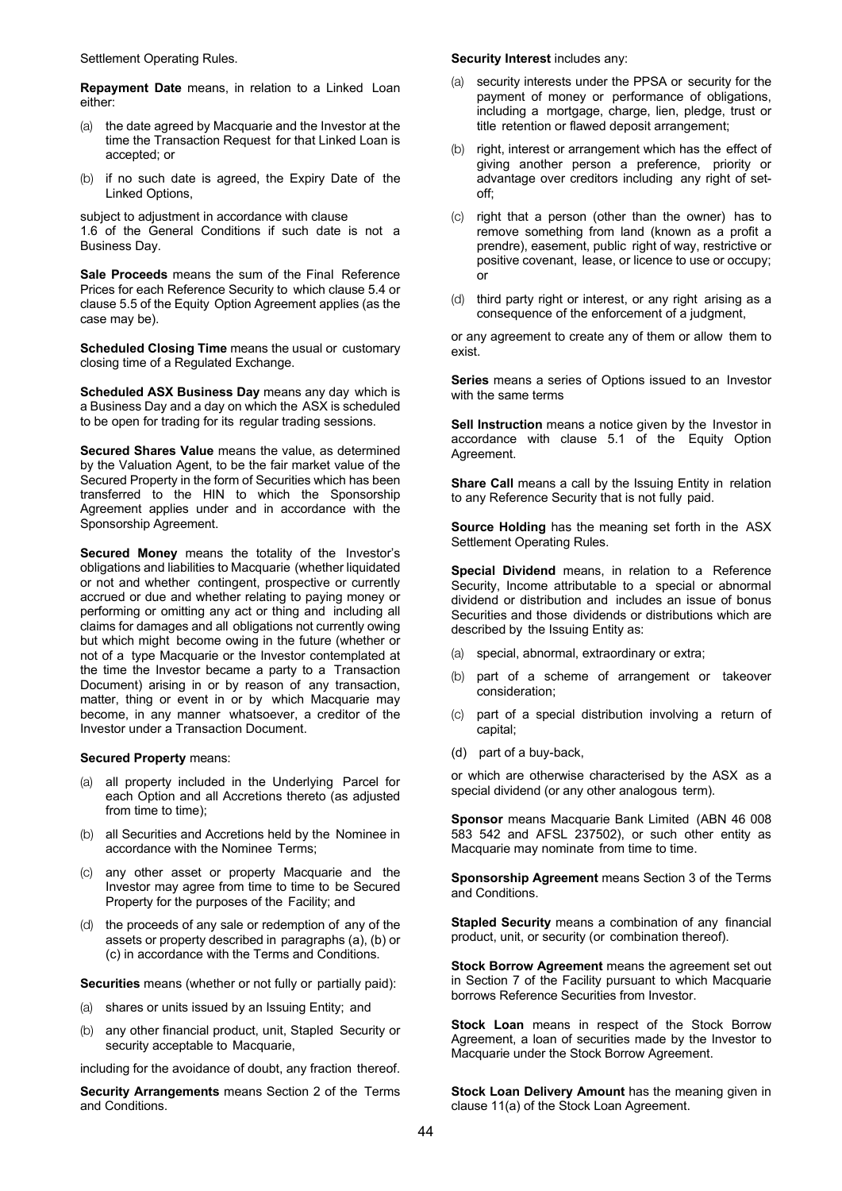Settlement Operating Rules.

**Repayment Date** means, in relation to a Linked Loan either:

(a) the date agreed by Macquarie and the Investor at the time the Transaction Request for that Linked Loan is accepted; or

(b) if no such date is agreed, the Expiry Date of the Linked Options,

subject to adjustment in accordance with clause 1.6 of the General Conditions if such date is not a Business Day.

**Sale Proceeds** means the sum of the Final Reference Prices for each Reference Security to which clause 5.4 or clause 5.5 of the Equity Option Agreement applies (as the case may be).

**Scheduled Closing Time** means the usual or customary closing time of a Regulated Exchange.

**Scheduled ASX Business Day** means any day which is a Business Day and a day on which the ASX is scheduled to be open for trading for its regular trading sessions.

**Secured Shares Value** means the value, as determined by the Valuation Agent, to be the fair market value of the Secured Property in the form of Securities which has been transferred to the HIN to which the Sponsorship Agreement applies under and in accordance with the Sponsorship Agreement.

**Secured Money** means the totality of the Investor's obligations and liabilities to Macquarie (whether liquidated or not and whether contingent, prospective or currently accrued or due and whether relating to paying money or performing or omitting any act or thing and including all claims for damages and all obligations not currently owing but which might become owing in the future (whether or not of a type Macquarie or the Investor contemplated at the time the Investor became a party to a Transaction Document) arising in or by reason of any transaction, matter, thing or event in or by which Macquarie may become, in any manner whatsoever, a creditor of the Investor under a Transaction Document.

**Secured Property** means:

(a) all property included in the Underlying Parcel for each Option and all Accretions thereto (as adjusted from time to time);

(b) all Securities and Accretions held by the Nominee in accordance with the Nominee Terms;

(c) any other asset or property Macquarie and the Investor may agree from time to time to be Secured Property for the purposes of the Facility; and

(d) the proceeds of any sale or redemption of any of the assets or property described in paragraphs (a), (b) or (c) in accordance with the Terms and Conditions.

**Securities** means (whether or not fully or partially paid):

(a) shares or units issued by an Issuing Entity; and

(b) any other financial product, unit, Stapled Security or security acceptable to Macquarie,

including for the avoidance of doubt, any fraction thereof.

**Security Arrangements** means Section 2 of the Terms and Conditions.

**Security Interest** includes any:

(a) security interests under the PPSA or security for the payment of money or performance of obligations, including a mortgage, charge, lien, pledge, trust or title retention or flawed deposit arrangement;

(b) right, interest or arrangement which has the effect of giving another person a preference, priority or advantage over creditors including any right of set-off;

(c) right that a person (other than the owner) has to remove something from land (known as a profit a prendre), easement, public right of way, restrictive or positive covenant, lease, or licence to use or occupy; or

(d) third party right or interest, or any right arising as a consequence of the enforcement of a judgment,

or any agreement to create any of them or allow them to exist.

**Series** means a series of Options issued to an Investor with the same terms

**Sell Instruction** means a notice given by the Investor in accordance with clause 5.1 of the Equity Option Agreement.

**Share Call** means a call by the Issuing Entity in relation to any Reference Security that is not fully paid.

**Source Holding** has the meaning set forth in the ASX Settlement Operating Rules.

**Special Dividend** means, in relation to a Reference Security, Income attributable to a special or abnormal dividend or distribution and includes an issue of bonus Securities and those dividends or distributions which are described by the Issuing Entity as:

(a) special, abnormal, extraordinary or extra;

(b) part of a scheme of arrangement or takeover consideration;

(c) part of a special distribution involving a return of capital;

(d) part of a buy-back,

or which are otherwise characterised by the ASX as a special dividend (or any other analogous term).

**Sponsor** means Macquarie Bank Limited (ABN 46 008 583 542 and AFSL 237502), or such other entity as Macquarie may nominate from time to time.

**Sponsorship Agreement** means Section 3 of the Terms and Conditions.

**Stapled Security** means a combination of any financial product, unit, or security (or combination thereof).

**Stock Borrow Agreement** means the agreement set out in Section 7 of the Facility pursuant to which Macquarie borrows Reference Securities from Investor.

**Stock Loan** means in respect of the Stock Borrow Agreement, a loan of securities made by the Investor to Macquarie under the Stock Borrow Agreement.

**Stock Loan Delivery Amount** has the meaning given in clause 11(a) of the Stock Loan Agreement.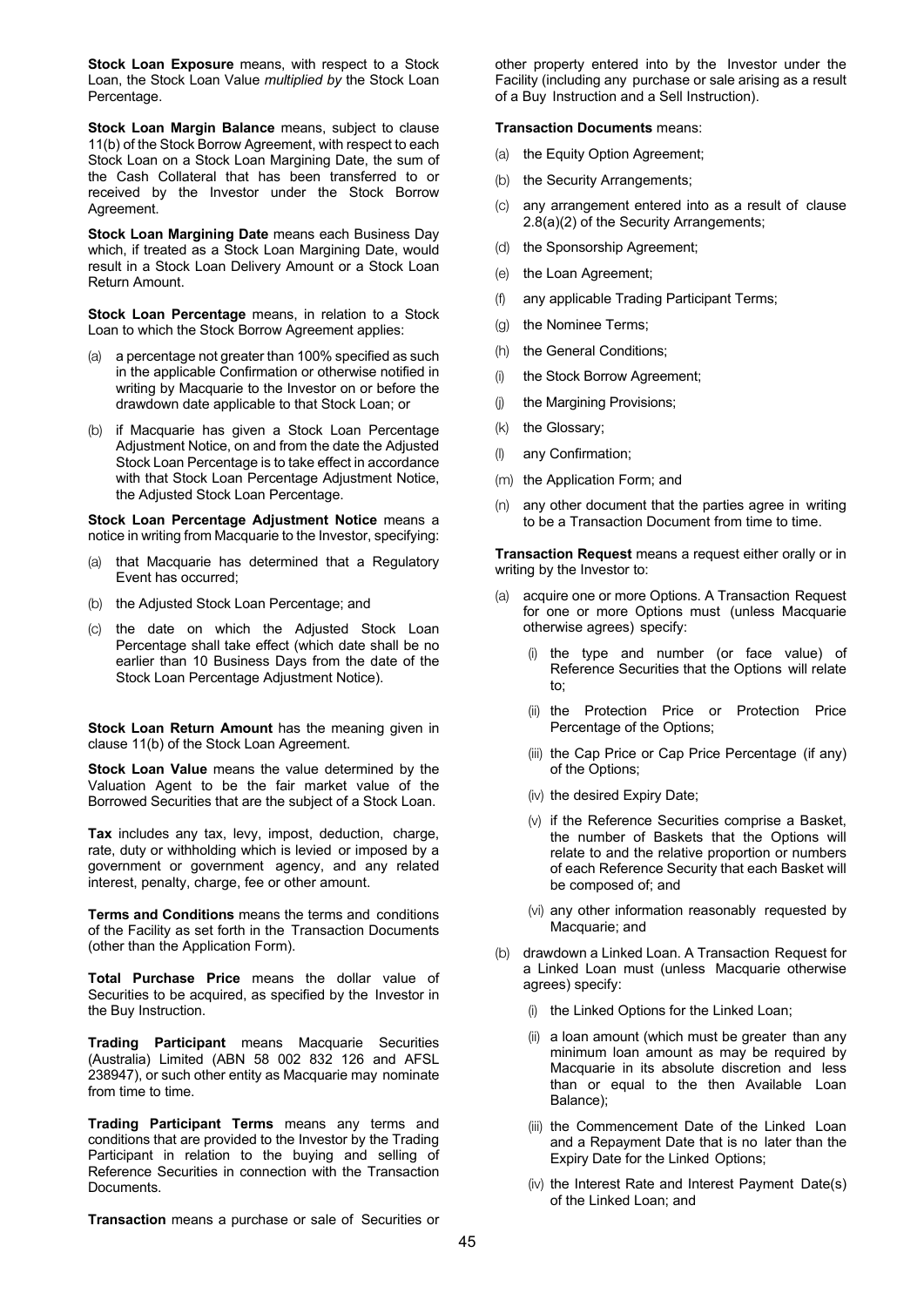**Stock Loan Exposure** means, with respect to a Stock Loan, the Stock Loan Value *multiplied by* the Stock Loan Percentage.

**Stock Loan Margin Balance** means, subject to clause 11(b) of the Stock Borrow Agreement, with respect to each Stock Loan on a Stock Loan Margining Date, the sum of the Cash Collateral that has been transferred to or received by the Investor under the Stock Borrow Agreement.

**Stock Loan Margining Date** means each Business Day which, if treated as a Stock Loan Margining Date, would result in a Stock Loan Delivery Amount or a Stock Loan Return Amount.

**Stock Loan Percentage** means, in relation to a Stock Loan to which the Stock Borrow Agreement applies:

(a) a percentage not greater than 100% specified as such in the applicable Confirmation or otherwise notified in writing by Macquarie to the Investor on or before the drawdown date applicable to that Stock Loan; or

(b) if Macquarie has given a Stock Loan Percentage Adjustment Notice, on and from the date the Adjusted Stock Loan Percentage is to take effect in accordance with that Stock Loan Percentage Adjustment Notice, the Adjusted Stock Loan Percentage.

**Stock Loan Percentage Adjustment Notice** means a notice in writing from Macquarie to the Investor, specifying:

(a) that Macquarie has determined that a Regulatory Event has occurred;

(b) the Adjusted Stock Loan Percentage; and

(c) the date on which the Adjusted Stock Loan Percentage shall take effect (which date shall be no earlier than 10 Business Days from the date of the Stock Loan Percentage Adjustment Notice).

**Stock Loan Return Amount** has the meaning given in clause 11(b) of the Stock Loan Agreement.

**Stock Loan Value** means the value determined by the Valuation Agent to be the fair market value of the Borrowed Securities that are the subject of a Stock Loan.

**Tax** includes any tax, levy, impost, deduction, charge, rate, duty or withholding which is levied or imposed by a government or government agency, and any related interest, penalty, charge, fee or other amount.

**Terms and Conditions** means the terms and conditions of the Facility as set forth in the Transaction Documents (other than the Application Form).

**Total Purchase Price** means the dollar value of Securities to be acquired, as specified by the Investor in the Buy Instruction.

**Trading Participant** means Macquarie Securities (Australia) Limited (ABN 58 002 832 126 and AFSL 238947), or such other entity as Macquarie may nominate from time to time.

**Trading Participant Terms** means any terms and conditions that are provided to the Investor by the Trading Participant in relation to the buying and selling of Reference Securities in connection with the Transaction Documents.

**Transaction** means a purchase or sale of Securities or other property entered into by the Investor under the Facility (including any purchase or sale arising as a result of a Buy Instruction and a Sell Instruction).

**Transaction Documents** means:

(a) the Equity Option Agreement;

(b) the Security Arrangements;

(c) any arrangement entered into as a result of clause 2.8(a)(2) of the Security Arrangements;

(d) the Sponsorship Agreement;

(e) the Loan Agreement;

(f) any applicable Trading Participant Terms;

(g) the Nominee Terms;

(h) the General Conditions;

(i) the Stock Borrow Agreement;

(j) the Margining Provisions;

(k) the Glossary;

(l) any Confirmation;

(m) the Application Form; and

(n) any other document that the parties agree in writing to be a Transaction Document from time to time.

**Transaction Request** means a request either orally or in writing by the Investor to:

(a) acquire one or more Options. A Transaction Request for one or more Options must (unless Macquarie otherwise agrees) specify:

 (i) the type and number (or face value) of Reference Securities that the Options will relate to;

 (ii) the Protection Price or Protection Price Percentage of the Options;

 (iii) the Cap Price or Cap Price Percentage (if any) of the Options;

 (iv) the desired Expiry Date;

 (v) if the Reference Securities comprise a Basket, the number of Baskets that the Options will relate to and the relative proportion or numbers of each Reference Security that each Basket will be composed of; and

 (vi) any other information reasonably requested by Macquarie; and

(b) drawdown a Linked Loan. A Transaction Request for a Linked Loan must (unless Macquarie otherwise agrees) specify:

 (i) the Linked Options for the Linked Loan;

 (ii) a loan amount (which must be greater than any minimum loan amount as may be required by Macquarie in its absolute discretion and less than or equal to the then Available Loan Balance);

 (iii) the Commencement Date of the Linked Loan and a Repayment Date that is no later than the Expiry Date for the Linked Options;

 (iv) the Interest Rate and Interest Payment Date(s) of the Linked Loan; and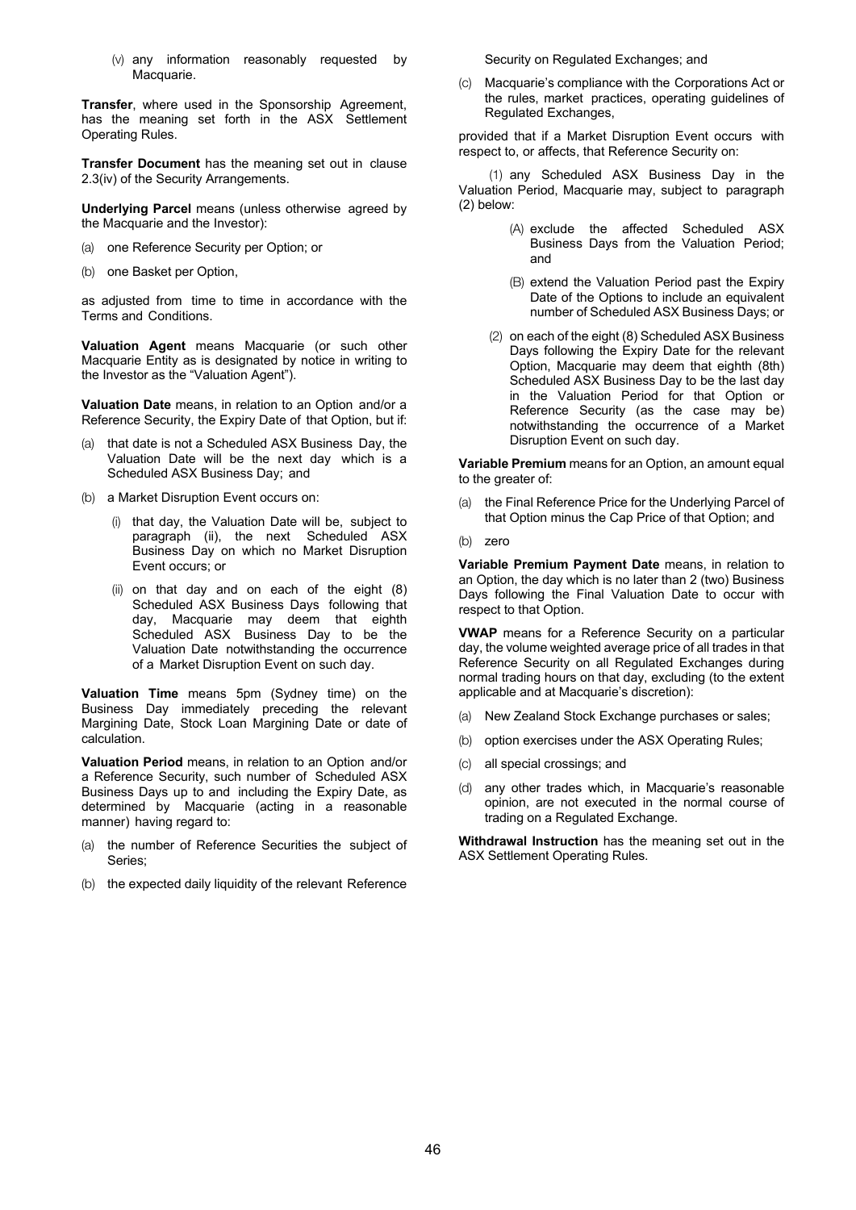(v) any information reasonably requested by Macquarie.

**Transfer**, where used in the Sponsorship Agreement, has the meaning set forth in the ASX Settlement Operating Rules.

**Transfer Document** has the meaning set out in clause 2.3(iv) of the Security Arrangements.

**Underlying Parcel** means (unless otherwise agreed by the Macquarie and the Investor):

(a) one Reference Security per Option; or

(b) one Basket per Option,

as adjusted from time to time in accordance with the Terms and Conditions.

**Valuation Agent** means Macquarie (or such other Macquarie Entity as is designated by notice in writing to the Investor as the "Valuation Agent").

**Valuation Date** means, in relation to an Option and/or a Reference Security, the Expiry Date of that Option, but if:

(a) that date is not a Scheduled ASX Business Day, the Valuation Date will be the next day which is a Scheduled ASX Business Day; and

(b) a Market Disruption Event occurs on:

(i) that day, the Valuation Date will be, subject to paragraph (ii), the next Scheduled ASX Business Day on which no Market Disruption Event occurs; or

(ii) on that day and on each of the eight (8) Scheduled ASX Business Days following that day, Macquarie may deem that eighth Scheduled ASX Business Day to be the Valuation Date notwithstanding the occurrence of a Market Disruption Event on such day.

**Valuation Time** means 5pm (Sydney time) on the Business Day immediately preceding the relevant Margining Date, Stock Loan Margining Date or date of calculation.

**Valuation Period** means, in relation to an Option and/or a Reference Security, such number of Scheduled ASX Business Days up to and including the Expiry Date, as determined by Macquarie (acting in a reasonable manner) having regard to:

(a) the number of Reference Securities the subject of Series;

(b) the expected daily liquidity of the relevant Reference Security on Regulated Exchanges; and

(c) Macquarie's compliance with the Corporations Act or the rules, market practices, operating guidelines of Regulated Exchanges,

provided that if a Market Disruption Event occurs with respect to, or affects, that Reference Security on:

(1) any Scheduled ASX Business Day in the Valuation Period, Macquarie may, subject to paragraph (2) below:

(A) exclude the affected Scheduled ASX Business Days from the Valuation Period; and

(B) extend the Valuation Period past the Expiry Date of the Options to include an equivalent number of Scheduled ASX Business Days; or

(2) on each of the eight (8) Scheduled ASX Business Days following the Expiry Date for the relevant Option, Macquarie may deem that eighth (8th) Scheduled ASX Business Day to be the last day in the Valuation Period for that Option or Reference Security (as the case may be) notwithstanding the occurrence of a Market Disruption Event on such day.

**Variable Premium** means for an Option, an amount equal to the greater of:

(a) the Final Reference Price for the Underlying Parcel of that Option minus the Cap Price of that Option; and

(b) zero

**Variable Premium Payment Date** means, in relation to an Option, the day which is no later than 2 (two) Business Days following the Final Valuation Date to occur with respect to that Option.

**VWAP** means for a Reference Security on a particular day, the volume weighted average price of all trades in that Reference Security on all Regulated Exchanges during normal trading hours on that day, excluding (to the extent applicable and at Macquarie's discretion):

(a) New Zealand Stock Exchange purchases or sales;

(b) option exercises under the ASX Operating Rules;

(c) all special crossings; and

(d) any other trades which, in Macquarie's reasonable opinion, are not executed in the normal course of trading on a Regulated Exchange.

**Withdrawal Instruction** has the meaning set out in the ASX Settlement Operating Rules.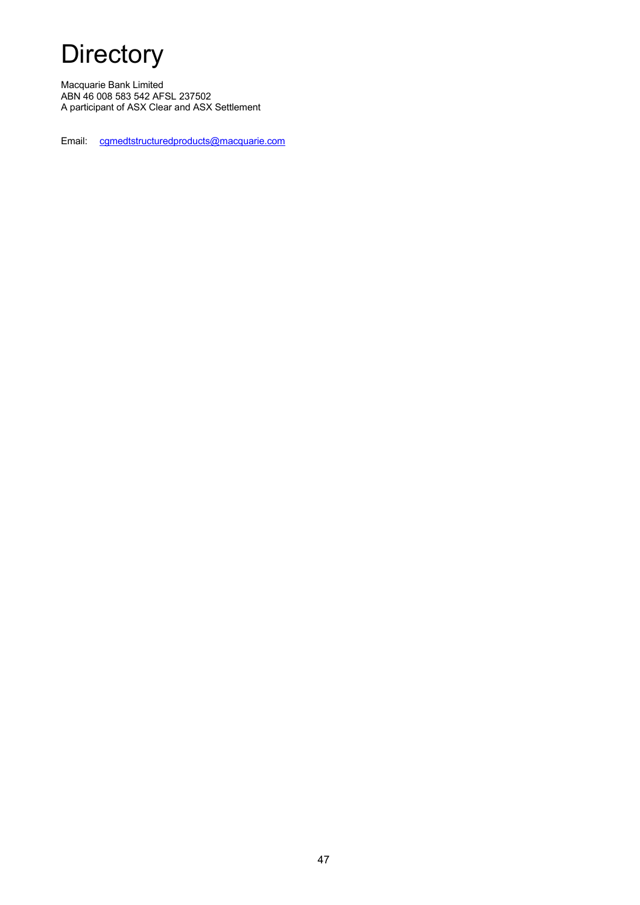# Directory

Macquarie Bank Limited
ABN 46 008 583 542 AFSL 237502
A participant of ASX Clear and ASX Settlement

Email: cgmedtstructuredproducts@macquarie.com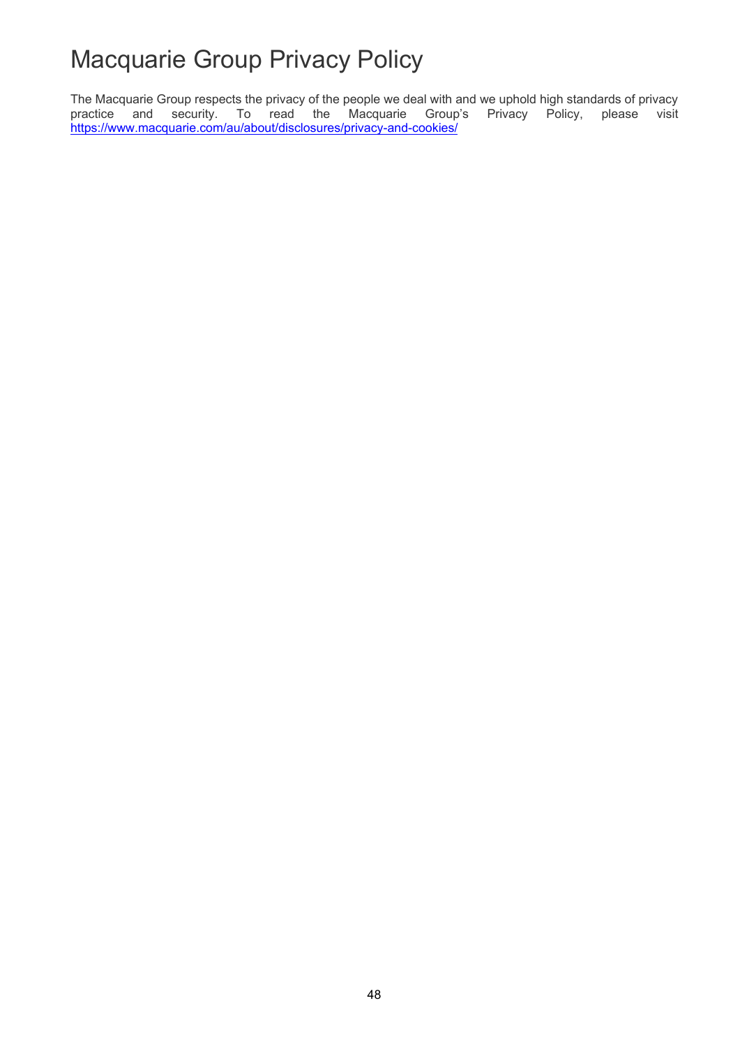# Macquarie Group Privacy Policy

The Macquarie Group respects the privacy of the people we deal with and we uphold high standards of privacy practice and security. To read the Macquarie Group's Privacy Policy, please visit https://www.macquarie.com/au/about/disclosures/privacy-and-cookies/